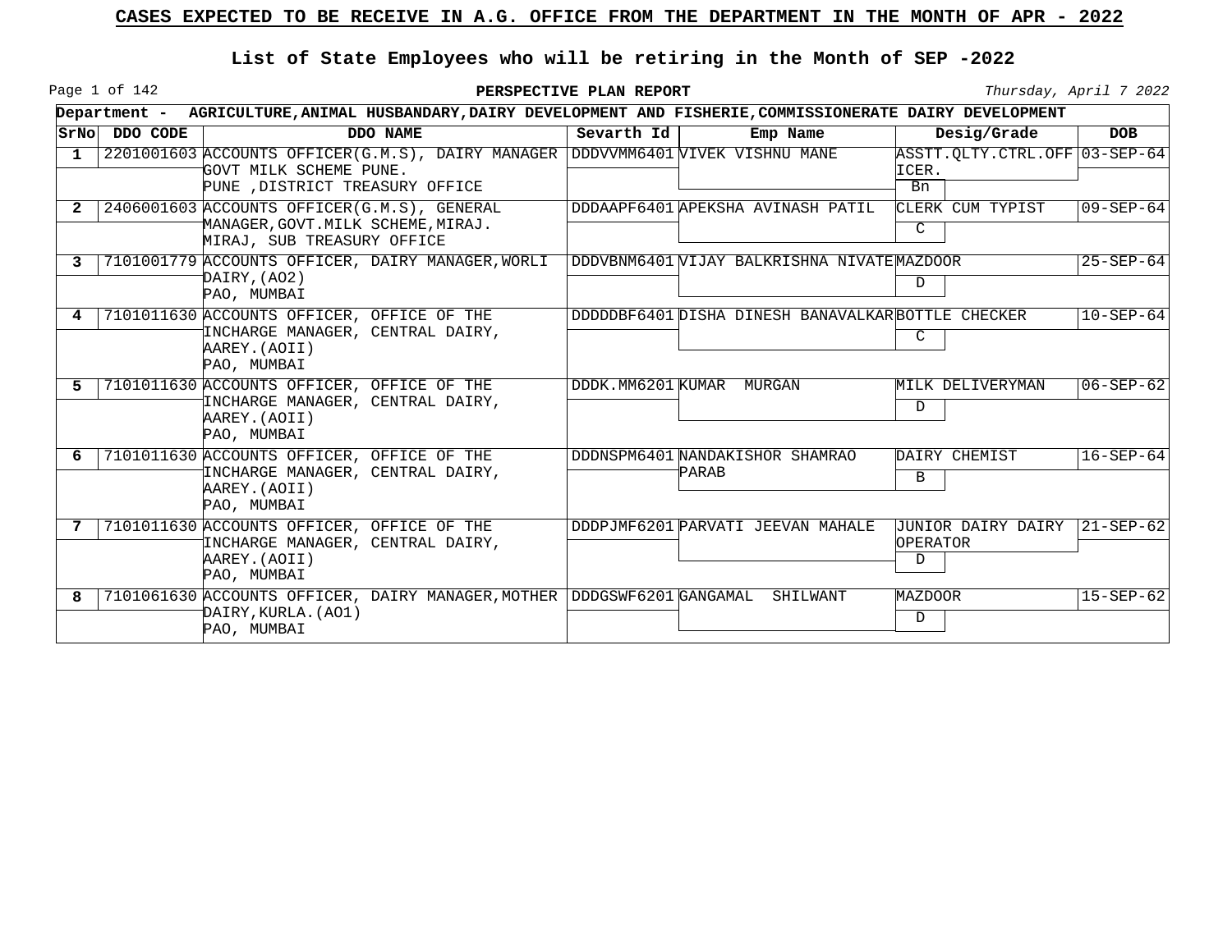## CASES EXPECTED TO BE RECEIVE IN A.G. OFFICE FROM THE DEPARTMENT IN THE MONTH OF APR - 2022

### List of State Employees who will be retiring in the Month of SEP -2022

**PERSPECTIVE PLAN REPORT**

*Thursday, April 7 2022*

**Department - AGRICULTURE,ANIMAL HUSBANDARY,DAIRY DEVELOPMENT AND FISHERIE,COMMISSIONERATE DAIRY DEVELOPMENT**

| SrNo | DDO CODE | DDO NAME | Sevarth Id | Emp Name | Desig/Grade | DOB |
|---|---|---|---|---|---|---|
| 1 | 2201001603 | ACCOUNTS OFFICER(G.M.S), DAIRY MANAGER GOVT MILK SCHEME PUNE. PUNE ,DISTRICT TREASURY OFFICE | DDDVVMM6401 | VIVEK VISHNU MANE | ASSTT.QLTY.CTRL.OFFICER. Bn | 03-SEP-64 |
| 2 | 2406001603 | ACCOUNTS OFFICER(G.M.S), GENERAL MANAGER,GOVT.MILK SCHEME,MIRAJ. MIRAJ, SUB TREASURY OFFICE | DDDAAPF6401 | APEKSHA AVINASH PATIL | CLERK CUM TYPIST C | 09-SEP-64 |
| 3 | 7101001779 | ACCOUNTS OFFICER, DAIRY MANAGER,WORLI DAIRY,(AO2) PAO, MUMBAI | DDDVBNM6401 | VIJAY BALKRISHNA NIVATE | MAZDOOR D | 25-SEP-64 |
| 4 | 7101011630 | ACCOUNTS OFFICER, OFFICE OF THE INCHARGE MANAGER, CENTRAL DAIRY, AAREY.(AOII) PAO, MUMBAI | DDDDDBF6401 | DISHA DINESH BANAVALKAR | BOTTLE CHECKER C | 10-SEP-64 |
| 5 | 7101011630 | ACCOUNTS OFFICER, OFFICE OF THE INCHARGE MANAGER, CENTRAL DAIRY, AAREY.(AOII) PAO, MUMBAI | DDDK.MM6201 | KUMAR MURGAN | MILK DELIVERYMAN D | 06-SEP-62 |
| 6 | 7101011630 | ACCOUNTS OFFICER, OFFICE OF THE INCHARGE MANAGER, CENTRAL DAIRY, AAREY.(AOII) PAO, MUMBAI | DDDNSPM6401 | NANDAKISHOR SHAMRAO PARAB | DAIRY CHEMIST B | 16-SEP-64 |
| 7 | 7101011630 | ACCOUNTS OFFICER, OFFICE OF THE INCHARGE MANAGER, CENTRAL DAIRY, AAREY.(AOII) PAO, MUMBAI | DDDPJMF6201 | PARVATI JEEVAN MAHALE | JUNIOR DAIRY DAIRY OPERATOR D | 21-SEP-62 |
| 8 | 7101061630 | ACCOUNTS OFFICER, DAIRY MANAGER,MOTHER DAIRY,KURLA.(AO1) PAO, MUMBAI | DDDGSWF6201 | GANGAMAL SHILWANT | MAZDOOR D | 15-SEP-62 |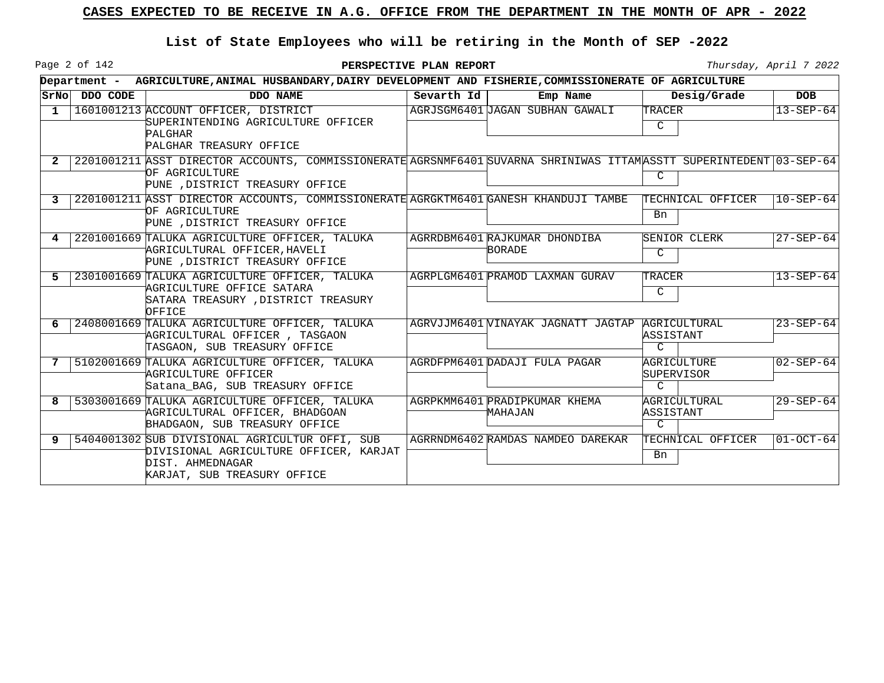# CASES EXPECTED TO BE RECEIVE IN A.G. OFFICE FROM THE DEPARTMENT IN THE MONTH OF APR - 2022

## List of State Employees who will be retiring in the Month of SEP -2022

**PERSPECTIVE PLAN REPORT**

*Thursday, April 7 2022*

**Department - AGRICULTURE,ANIMAL HUSBANDARY,DAIRY DEVELOPMENT AND FISHERIE,COMMISSIONERATE OF AGRICULTURE**

| SrNo | DDO CODE | DDO NAME | Sevarth Id | Emp Name | Desig/Grade | DOB |
|---|---|---|---|---|---|---|
| 1 | 1601001213 | ACCOUNT OFFICER, DISTRICT SUPERINTENDING AGRICULTURE OFFICER PALGHAR<br>PALGHAR TREASURY OFFICE | AGRJSGM6401 | JAGAN SUBHAN GAWALI | TRACER<br>C | 13-SEP-64 |
| 2 | 2201001211 | ASST DIRECTOR ACCOUNTS, COMMISSIONERATE OF AGRICULTURE<br>PUNE ,DISTRICT TREASURY OFFICE | AGRSNMF6401 | SUVARNA SHRINIWAS ITTAM | ASSTT SUPERINTEDENT<br>C | 03-SEP-64 |
| 3 | 2201001211 | ASST DIRECTOR ACCOUNTS, COMMISSIONERATE OF AGRICULTURE<br>PUNE ,DISTRICT TREASURY OFFICE | AGRGKTM6401 | GANESH KHANDUJI TAMBE | TECHNICAL OFFICER<br>Bn | 10-SEP-64 |
| 4 | 2201001669 | TALUKA AGRICULTURE OFFICER, TALUKA AGRICULTURAL OFFICER,HAVELI<br>PUNE ,DISTRICT TREASURY OFFICE | AGRRDBM6401 | RAJKUMAR DHONDIBA BORADE | SENIOR CLERK<br>C | 27-SEP-64 |
| 5 | 2301001669 | TALUKA AGRICULTURE OFFICER, TALUKA AGRICULTURE OFFICE SATARA<br>SATARA TREASURY ,DISTRICT TREASURY OFFICE | AGRPLGM6401 | PRAMOD LAXMAN GURAV | TRACER<br>C | 13-SEP-64 |
| 6 | 2408001669 | TALUKA AGRICULTURE OFFICER, TALUKA AGRICULTURAL OFFICER , TASGAON<br>TASGAON, SUB TREASURY OFFICE | AGRVJJM6401 | VINAYAK JAGNATT JAGTAP | AGRICULTURAL ASSISTANT<br>C | 23-SEP-64 |
| 7 | 5102001669 | TALUKA AGRICULTURE OFFICER, TALUKA AGRICULTURE OFFICER<br>Satana_BAG, SUB TREASURY OFFICE | AGRDFPM6401 | DADAJI FULA PAGAR | AGRICULTURE SUPERVISOR<br>C | 02-SEP-64 |
| 8 | 5303001669 | TALUKA AGRICULTURE OFFICER, TALUKA AGRICULTURAL OFFICER, BHADGOAN<br>BHADGAON, SUB TREASURY OFFICE | AGRPKMM6401 | PRADIPKUMAR KHEMA MAHAJAN | AGRICULTURAL ASSISTANT<br>C | 29-SEP-64 |
| 9 | 5404001302 | SUB DIVISIONAL AGRICULTUR OFFI, SUB DIVISIONAL AGRICULTURE OFFICER, KARJAT DIST. AHMEDNAGAR<br>KARJAT, SUB TREASURY OFFICE | AGRRNDM6402 | RAMDAS NAMDEO DAREKAR | TECHNICAL OFFICER<br>Bn | 01-OCT-64 |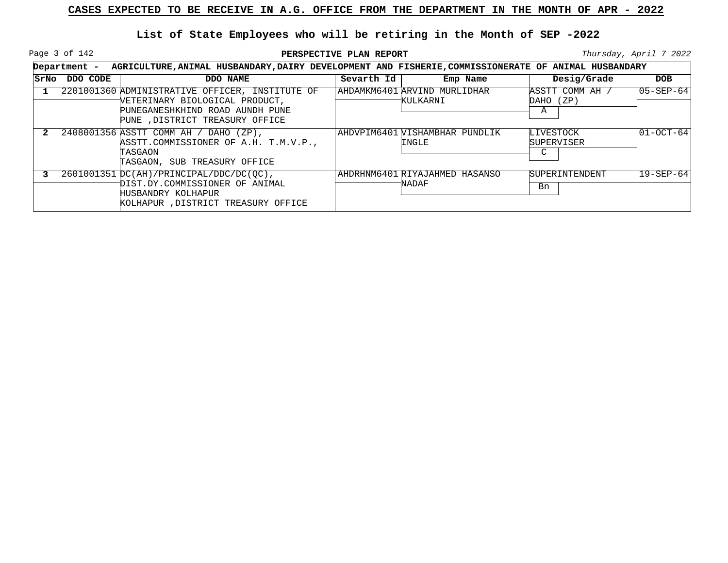## CASES EXPECTED TO BE RECEIVE IN A.G. OFFICE FROM THE DEPARTMENT IN THE MONTH OF APR - 2022

### List of State Employees who will be retiring in the Month of SEP -2022

**PERSPECTIVE PLAN REPORT**

*Thursday, April 7 2022*

**Department - AGRICULTURE,ANIMAL HUSBANDARY,DAIRY DEVELOPMENT AND FISHERIE,COMMISSIONERATE OF ANIMAL HUSBANDARY**

| SrNo | DDO CODE | DDO NAME | Sevarth Id | Emp Name | Desig/Grade | DOB |
|---|---|---|---|---|---|---|
| 1 | 2201001360 | ADMINISTRATIVE OFFICER, INSTITUTE OF VETERINARY BIOLOGICAL PRODUCT, PUNEGANESHKHIND ROAD AUNDH PUNE PUNE ,DISTRICT TREASURY OFFICE | AHDAMKM6401 | ARVIND MURLIDHAR KULKARNI | ASSTT COMM AH / DAHO (ZP) A | 05-SEP-64 |
| 2 | 2408001356 | ASSTT COMM AH / DAHO (ZP), ASSTT.COMMISSIONER OF A.H. T.M.V.P., TASGAON TASGAON, SUB TREASURY OFFICE | AHDVPIM6401 | VISHAMBHAR PUNDLIK INGLE | LIVESTOCK SUPERVISER C | 01-OCT-64 |
| 3 | 2601001351 | DC(AH)/PRINCIPAL/DDC/DC(QC), DIST.DY.COMMISSIONER OF ANIMAL HUSBANDRY KOLHAPUR KOLHAPUR ,DISTRICT TREASURY OFFICE | AHDRHNM6401 | RIYAJAHMED HASANSO NADAF | SUPERINTENDENT Bn | 19-SEP-64 |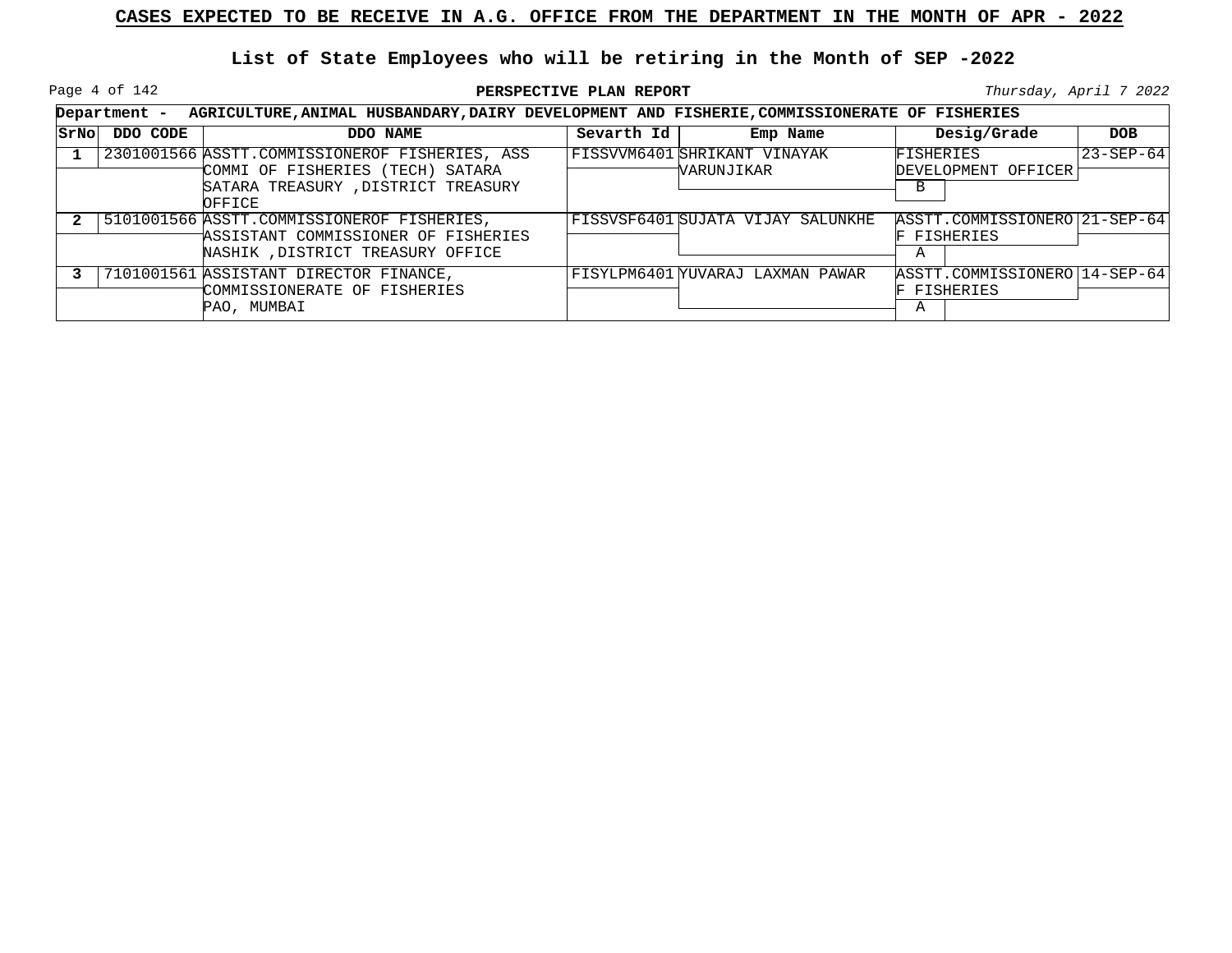## CASES EXPECTED TO BE RECEIVE IN A.G. OFFICE FROM THE DEPARTMENT IN THE MONTH OF APR - 2022

### List of State Employees who will be retiring in the Month of SEP -2022

**PERSPECTIVE PLAN REPORT**

*Thursday, April 7 2022*

**Department - AGRICULTURE,ANIMAL HUSBANDARY,DAIRY DEVELOPMENT AND FISHERIE,COMMISSIONERATE OF FISHERIES**

| SrNo | DDO CODE | DDO NAME | Sevarth Id | Emp Name | Desig/Grade | DOB |
|---|---|---|---|---|---|---|
| 1 | 2301001566 | ASSTT.COMMISSIONEROF FISHERIES, ASS COMMI OF FISHERIES (TECH) SATARA SATARA TREASURY ,DISTRICT TREASURY OFFICE | FISSVVM6401 | SHRIKANT VINAYAK VARUNJIKAR | FISHERIES DEVELOPMENT OFFICER B | 23-SEP-64 |
| 2 | 5101001566 | ASSTT.COMMISSIONEROF FISHERIES, ASSISTANT COMMISSIONER OF FISHERIES NASHIK ,DISTRICT TREASURY OFFICE | FISSVSF6401 | SUJATA VIJAY SALUNKHE | ASSTT.COMMISSIONEROF FISHERIES A | 21-SEP-64 |
| 3 | 7101001561 | ASSISTANT DIRECTOR FINANCE, COMMISSIONERATE OF FISHERIES PAO, MUMBAI | FISYLPM6401 | YUVARAJ LAXMAN PAWAR | ASSTT.COMMISSIONEROF FISHERIES A | 14-SEP-64 |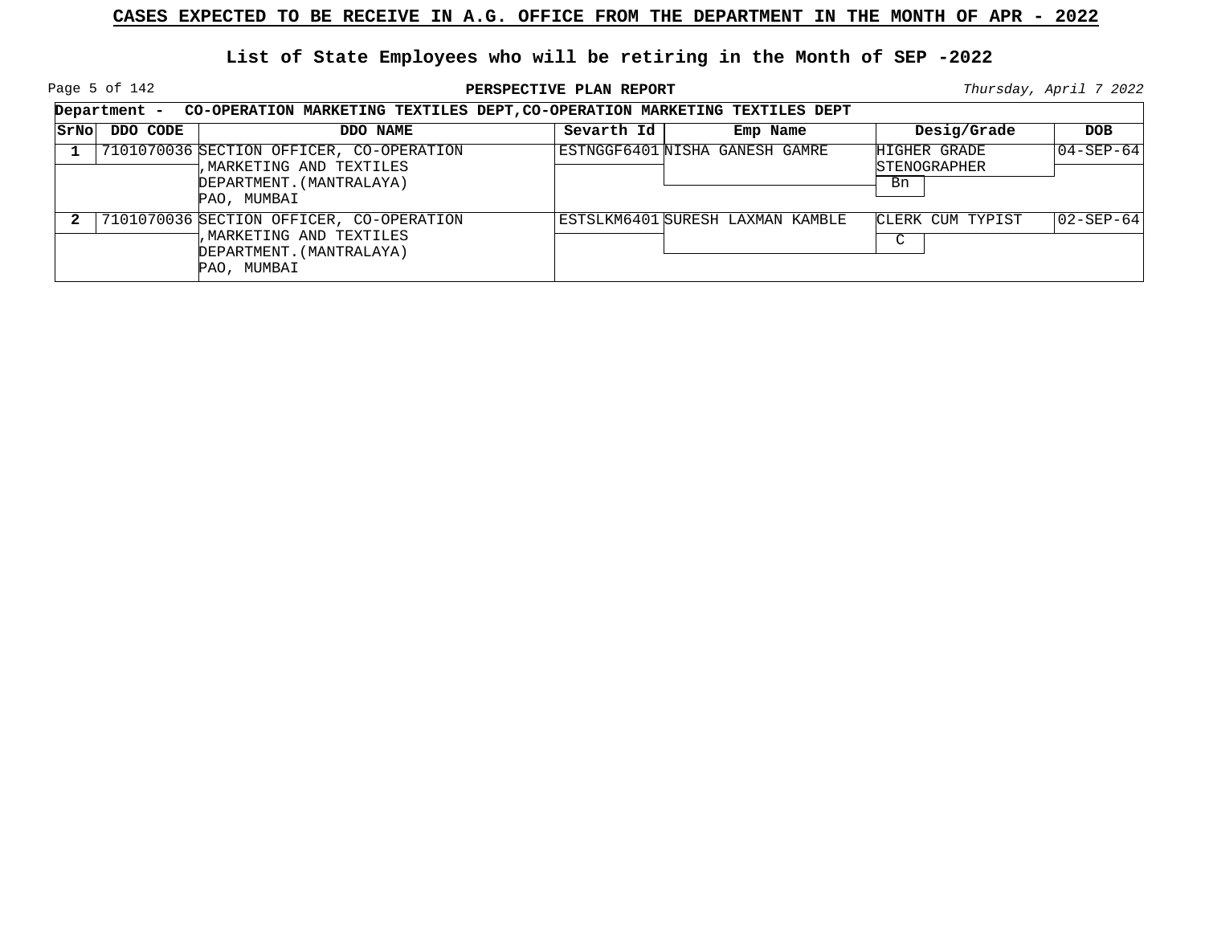# CASES EXPECTED TO BE RECEIVE IN A.G. OFFICE FROM THE DEPARTMENT IN THE MONTH OF APR - 2022

## List of State Employees who will be retiring in the Month of SEP -2022

**PERSPECTIVE PLAN REPORT**

*Thursday, April 7 2022*

**Department - CO-OPERATION MARKETING TEXTILES DEPT,CO-OPERATION MARKETING TEXTILES DEPT**

| SrNo | DDO CODE | DDO NAME | Sevarth Id | Emp Name | Desig/Grade | DOB |
|---|---|---|---|---|---|---|
| 1 | 7101070036 | SECTION OFFICER, CO-OPERATION ,MARKETING AND TEXTILES DEPARTMENT.(MANTRALAYA) PAO, MUMBAI | ESTNGGF6401 | NISHA GANESH GAMRE | HIGHER GRADE STENOGRAPHER Bn | 04-SEP-64 |
| 2 | 7101070036 | SECTION OFFICER, CO-OPERATION ,MARKETING AND TEXTILES DEPARTMENT.(MANTRALAYA) PAO, MUMBAI | ESTSLKM6401 | SURESH LAXMAN KAMBLE | CLERK CUM TYPIST C | 02-SEP-64 |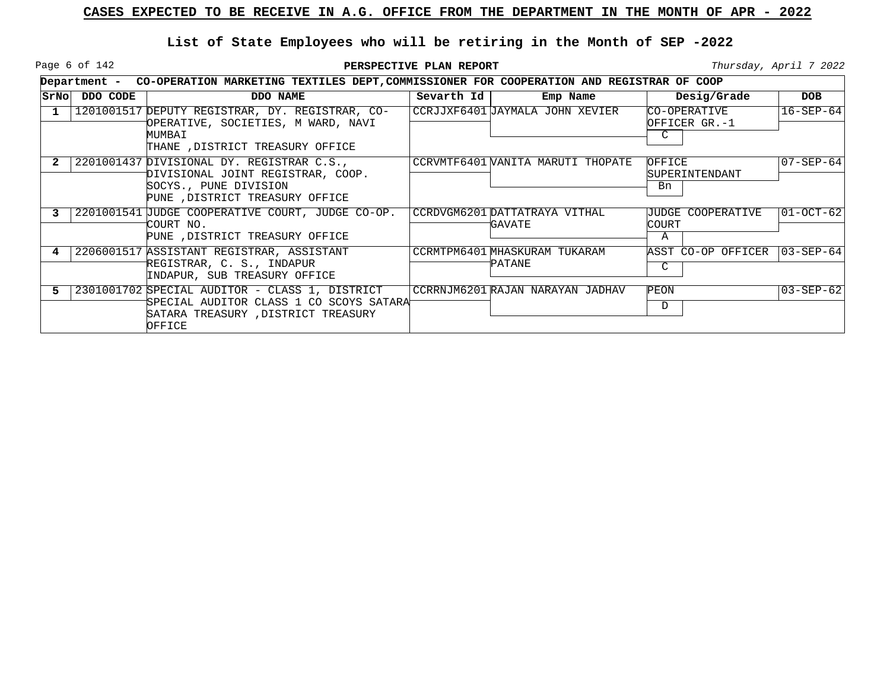# CASES EXPECTED TO BE RECEIVE IN A.G. OFFICE FROM THE DEPARTMENT IN THE MONTH OF APR - 2022

## List of State Employees who will be retiring in the Month of SEP -2022

**PERSPECTIVE PLAN REPORT**

*Thursday, April 7 2022*

**Department - CO-OPERATION MARKETING TEXTILES DEPT,COMMISSIONER FOR COOPERATION AND REGISTRAR OF COOP**

| SrNo | DDO CODE | DDO NAME | Sevarth Id | Emp Name | Desig/Grade | DOB |
|---|---|---|---|---|---|---|
| 1 | 1201001517 | DEPUTY REGISTRAR, DY. REGISTRAR, CO-OPERATIVE, SOCIETIES, M WARD, NAVI MUMBAI THANE ,DISTRICT TREASURY OFFICE | CCRJJXF6401 | JAYMALA JOHN XEVIER | CO-OPERATIVE OFFICER GR.-1 C | 16-SEP-64 |
| 2 | 2201001437 | DIVISIONAL DY. REGISTRAR C.S., DIVISIONAL JOINT REGISTRAR, COOP. SOCYS., PUNE DIVISION PUNE ,DISTRICT TREASURY OFFICE | CCRVMTF6401 | VANITA MARUTI THOPATE | OFFICE SUPERINTENDANT Bn | 07-SEP-64 |
| 3 | 2201001541 | JUDGE COOPERATIVE COURT, JUDGE CO-OP. COURT NO. PUNE ,DISTRICT TREASURY OFFICE | CCRDVGM6201 | DATTATRAYA VITHAL GAVATE | JUDGE COOPERATIVE COURT A | 01-OCT-62 |
| 4 | 2206001517 | ASSISTANT REGISTRAR, ASSISTANT REGISTRAR, C. S., INDAPUR INDAPUR, SUB TREASURY OFFICE | CCRMTPM6401 | MHASKURAM TUKARAM PATANE | ASST CO-OP OFFICER C | 03-SEP-64 |
| 5 | 2301001702 | SPECIAL AUDITOR - CLASS 1, DISTRICT SPECIAL AUDITOR CLASS 1 CO SCOYS SATARA SATARA TREASURY ,DISTRICT TREASURY OFFICE | CCRRNJM6201 | RAJAN NARAYAN JADHAV | PEON D | 03-SEP-62 |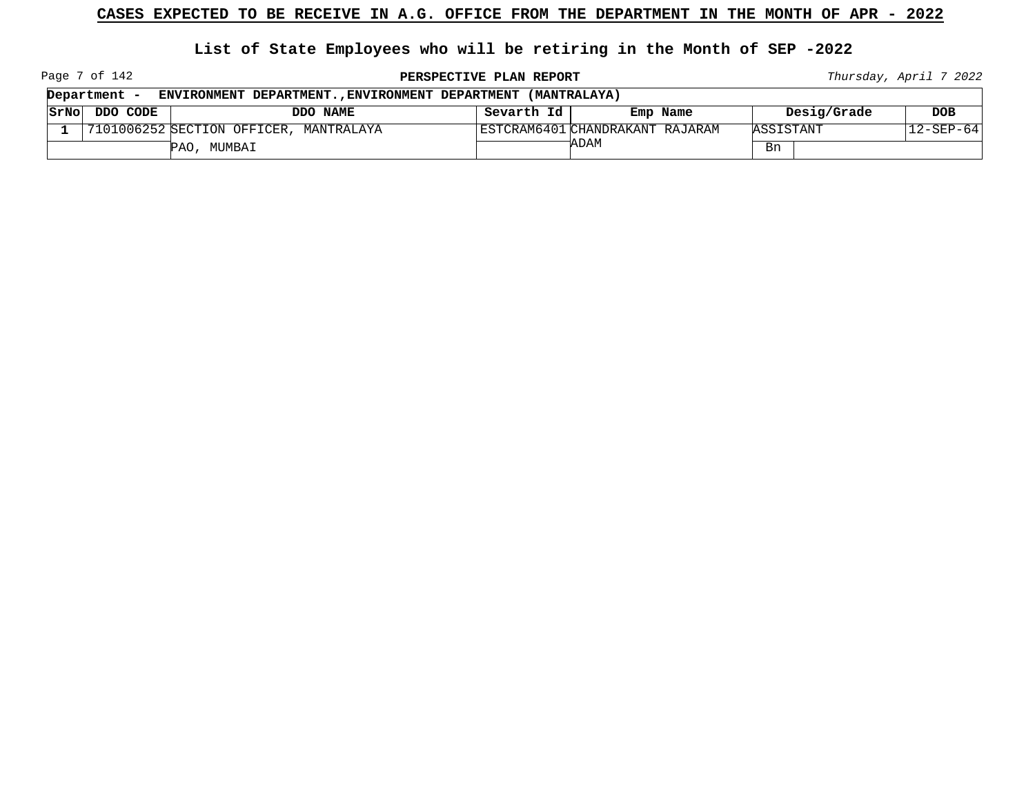## CASES EXPECTED TO BE RECEIVE IN A.G. OFFICE FROM THE DEPARTMENT IN THE MONTH OF APR - 2022

### List of State Employees who will be retiring in the Month of SEP -2022

**PERSPECTIVE PLAN REPORT**

*Thursday, April 7 2022*

**Department - ENVIRONMENT DEPARTMENT.,ENVIRONMENT DEPARTMENT (MANTRALAYA)**

| SrNo | DDO CODE | DDO NAME | Sevarth Id | Emp Name | Desig/Grade | DOB |
|---|---|---|---|---|---|---|
| 1 | 7101006252 | SECTION OFFICER, MANTRALAYA PAO, MUMBAI | ESTCRAM6401 | CHANDRAKANT RAJARAM ADAM | ASSISTANT Bn | 12-SEP-64 |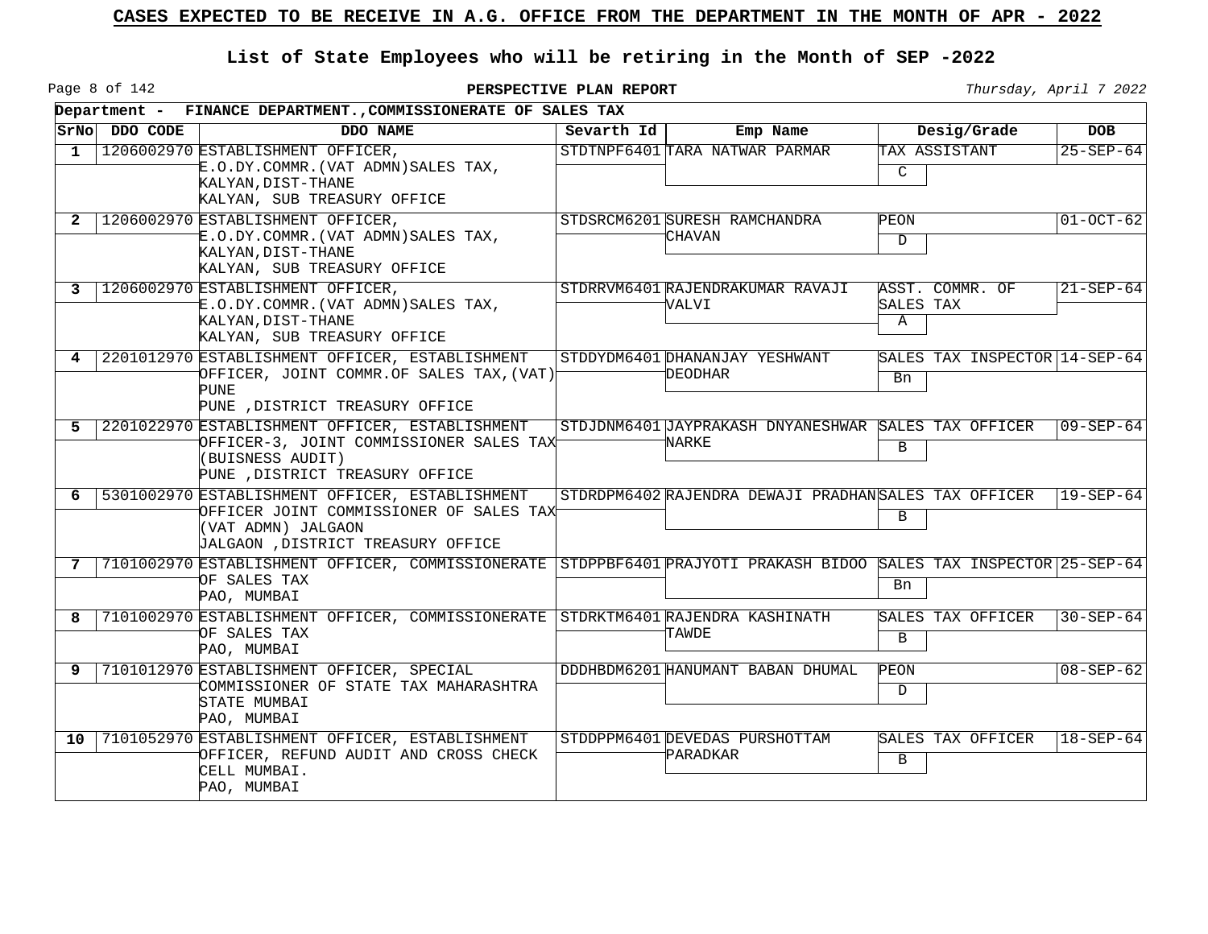# CASES EXPECTED TO BE RECEIVE IN A.G. OFFICE FROM THE DEPARTMENT IN THE MONTH OF APR - 2022

## List of State Employees who will be retiring in the Month of SEP -2022

**PERSPECTIVE PLAN REPORT**

*Thursday, April 7 2022*

**Department - FINANCE DEPARTMENT.,COMMISSIONERATE OF SALES TAX**

| SrNo | DDO CODE | DDO NAME | Sevarth Id | Emp Name | Desig/Grade | DOB |
|---|---|---|---|---|---|---|
| 1 | 1206002970 | ESTABLISHMENT OFFICER, E.O.DY.COMMR.(VAT ADMN)SALES TAX, KALYAN,DIST-THANE KALYAN, SUB TREASURY OFFICE | STDTNPF6401 | TARA NATWAR PARMAR | TAX ASSISTANT C | 25-SEP-64 |
| 2 | 1206002970 | ESTABLISHMENT OFFICER, E.O.DY.COMMR.(VAT ADMN)SALES TAX, KALYAN,DIST-THANE KALYAN, SUB TREASURY OFFICE | STDSRCM6201 | SURESH RAMCHANDRA CHAVAN | PEON D | 01-OCT-62 |
| 3 | 1206002970 | ESTABLISHMENT OFFICER, E.O.DY.COMMR.(VAT ADMN)SALES TAX, KALYAN,DIST-THANE KALYAN, SUB TREASURY OFFICE | STDRRVM6401 | RAJENDRAKUMAR RAVAJI VALVI | ASST. COMMR. OF SALES TAX A | 21-SEP-64 |
| 4 | 2201012970 | ESTABLISHMENT OFFICER, ESTABLISHMENT OFFICER, JOINT COMMR.OF SALES TAX,(VAT) PUNE PUNE ,DISTRICT TREASURY OFFICE | STDDYDM6401 | DHANANJAY YESHWANT DEODHAR | SALES TAX INSPECTOR Bn | 14-SEP-64 |
| 5 | 2201022970 | ESTABLISHMENT OFFICER, ESTABLISHMENT OFFICER-3, JOINT COMMISSIONER SALES TAX (BUISNESS AUDIT) PUNE ,DISTRICT TREASURY OFFICE | STDJDNM6401 | JAYPRAKASH DNYANESHWAR NARKE | SALES TAX OFFICER B | 09-SEP-64 |
| 6 | 5301002970 | ESTABLISHMENT OFFICER, ESTABLISHMENT OFFICER JOINT COMMISSIONER OF SALES TAX (VAT ADMN) JALGAON JALGAON ,DISTRICT TREASURY OFFICE | STDRDPM6402 | RAJENDRA DEWAJI PRADHAN | SALES TAX OFFICER B | 19-SEP-64 |
| 7 | 7101002970 | ESTABLISHMENT OFFICER, COMMISSIONERATE OF SALES TAX PAO, MUMBAI | STDPPBF6401 | PRAJYOTI PRAKASH BIDOO | SALES TAX INSPECTOR Bn | 25-SEP-64 |
| 8 | 7101002970 | ESTABLISHMENT OFFICER, COMMISSIONERATE OF SALES TAX PAO, MUMBAI | STDRKTM6401 | RAJENDRA KASHINATH TAWDE | SALES TAX OFFICER B | 30-SEP-64 |
| 9 | 7101012970 | ESTABLISHMENT OFFICER, SPECIAL COMMISSIONER OF STATE TAX MAHARASHTRA STATE MUMBAI PAO, MUMBAI | DDDHBDM6201 | HANUMANT BABAN DHUMAL | PEON D | 08-SEP-62 |
| 10 | 7101052970 | ESTABLISHMENT OFFICER, ESTABLISHMENT OFFICER, REFUND AUDIT AND CROSS CHECK CELL MUMBAI. PAO, MUMBAI | STDDPPM6401 | DEVEDAS PURSHOTTAM PARADKAR | SALES TAX OFFICER B | 18-SEP-64 |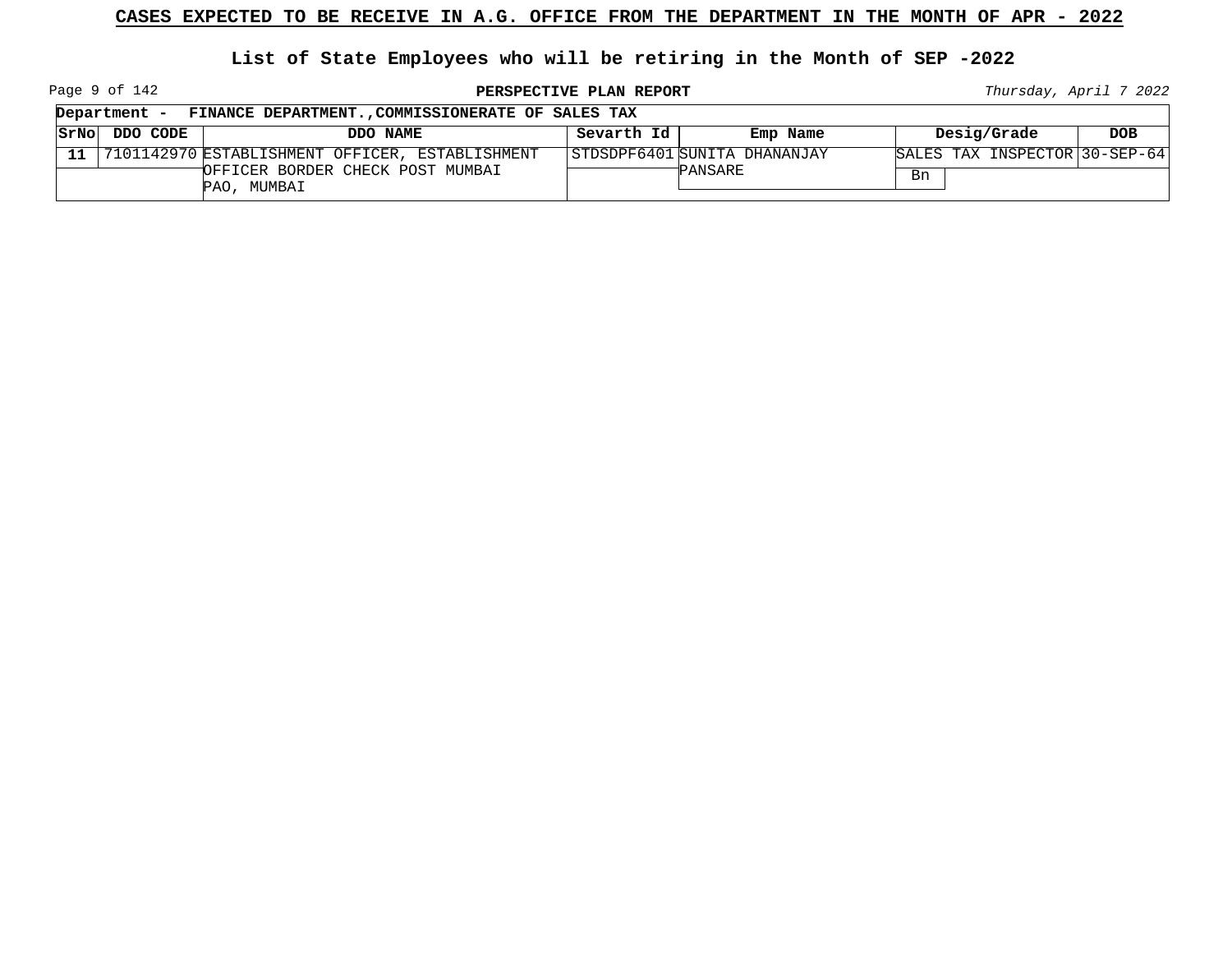# CASES EXPECTED TO BE RECEIVE IN A.G. OFFICE FROM THE DEPARTMENT IN THE MONTH OF APR - 2022

## List of State Employees who will be retiring in the Month of SEP -2022

**PERSPECTIVE PLAN REPORT**

*Thursday, April 7 2022*

**Department - FINANCE DEPARTMENT.,COMMISSIONERATE OF SALES TAX**

| SrNo | DDO CODE | DDO NAME | Sevarth Id | Emp Name | Desig/Grade | DOB |
|---|---|---|---|---|---|---|
| 11 | 7101142970 | ESTABLISHMENT OFFICER, ESTABLISHMENT OFFICER BORDER CHECK POST MUMBAI PAO, MUMBAI | STDSDPF6401 | SUNITA DHANANJAY PANSARE | SALES TAX INSPECTOR Bn | 30-SEP-64 |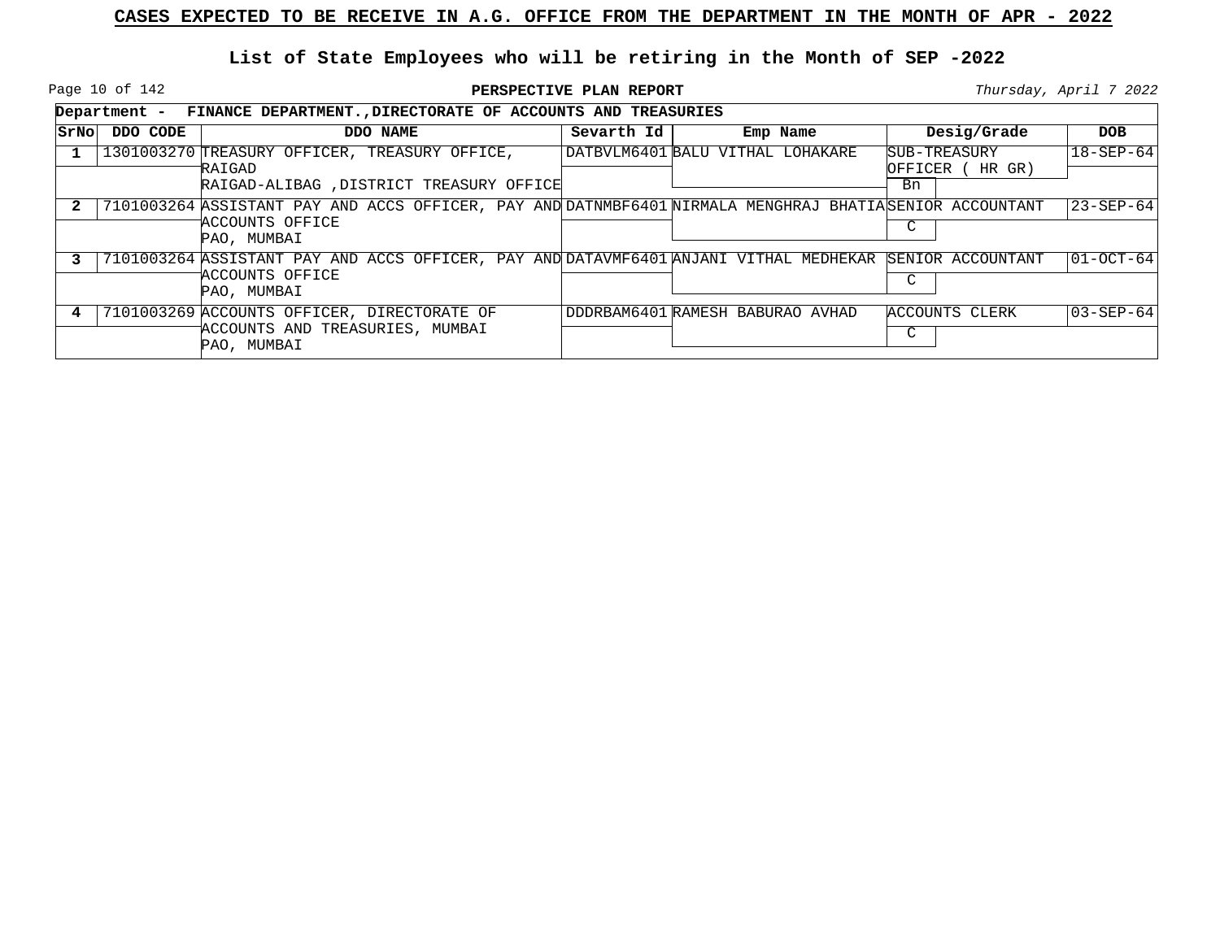## CASES EXPECTED TO BE RECEIVE IN A.G. OFFICE FROM THE DEPARTMENT IN THE MONTH OF APR - 2022

### List of State Employees who will be retiring in the Month of SEP -2022

**PERSPECTIVE PLAN REPORT**

*Thursday, April 7 2022*

**Department - FINANCE DEPARTMENT.,DIRECTORATE OF ACCOUNTS AND TREASURIES**

| SrNo | DDO CODE | DDO NAME | Sevarth Id | Emp Name | Desig/Grade | DOB |
|---|---|---|---|---|---|---|
| 1 | 1301003270 | TREASURY OFFICER, TREASURY OFFICE, RAIGAD<br>RAIGAD-ALIBAG ,DISTRICT TREASURY OFFICE | DATBVLM6401 | BALU VITHAL LOHAKARE | SUB-TREASURY OFFICER ( HR GR)<br>Bn | 18-SEP-64 |
| 2 | 7101003264 | ASSISTANT PAY AND ACCS OFFICER, PAY AND ACCOUNTS OFFICE<br>PAO, MUMBAI | DATNMBF6401 | NIRMALA MENGHRAJ BHATIA | SENIOR ACCOUNTANT<br>C | 23-SEP-64 |
| 3 | 7101003264 | ASSISTANT PAY AND ACCS OFFICER, PAY AND ACCOUNTS OFFICE<br>PAO, MUMBAI | DATAVMF6401 | ANJANI VITHAL MEDHEKAR | SENIOR ACCOUNTANT<br>C | 01-OCT-64 |
| 4 | 7101003269 | ACCOUNTS OFFICER, DIRECTORATE OF ACCOUNTS AND TREASURIES, MUMBAI<br>PAO, MUMBAI | DDDRBAM6401 | RAMESH BABURAO AVHAD | ACCOUNTS CLERK<br>C | 03-SEP-64 |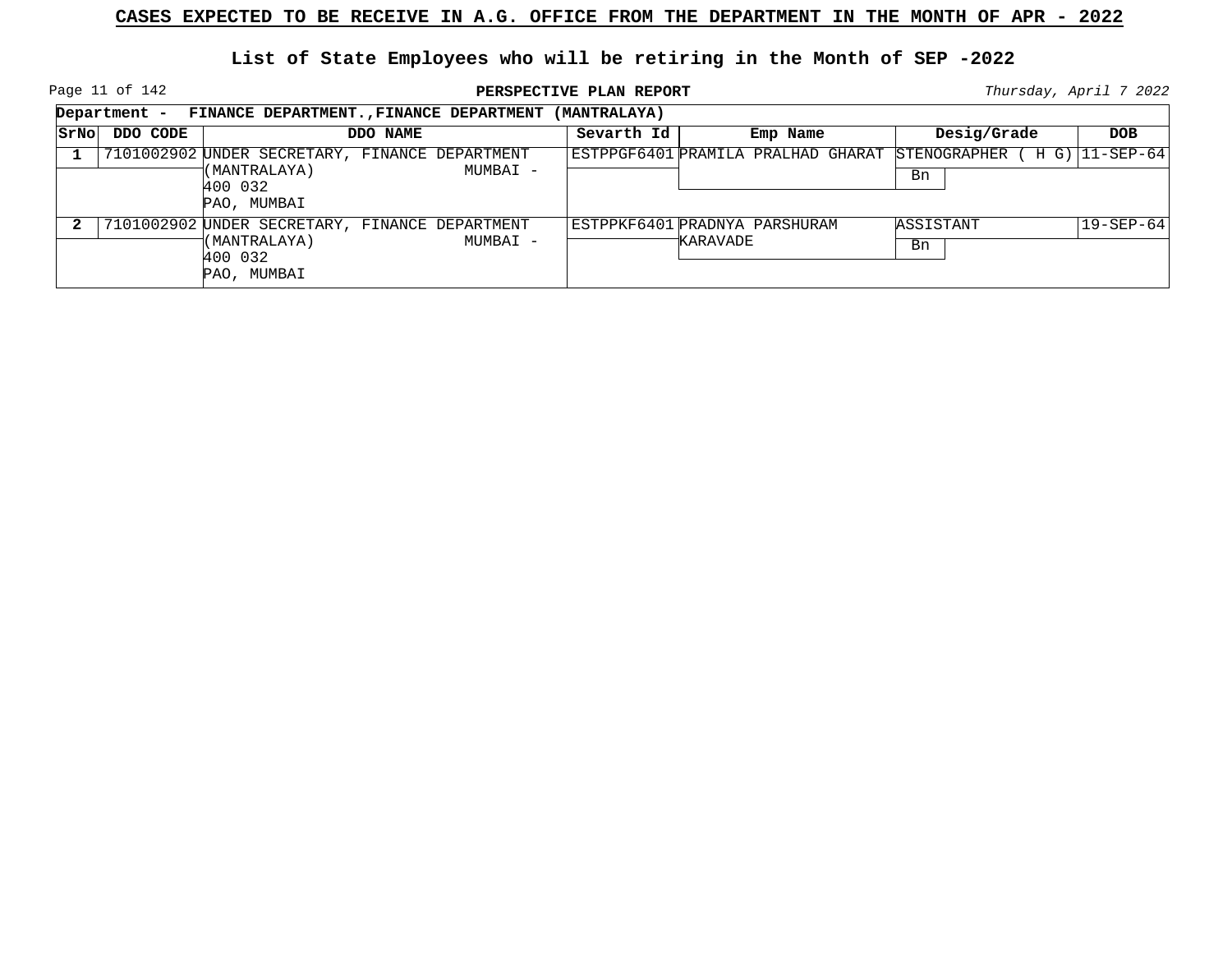# CASES EXPECTED TO BE RECEIVE IN A.G. OFFICE FROM THE DEPARTMENT IN THE MONTH OF APR - 2022

## List of State Employees who will be retiring in the Month of SEP -2022

**PERSPECTIVE PLAN REPORT**

*Thursday, April 7 2022*

**Department - FINANCE DEPARTMENT.,FINANCE DEPARTMENT (MANTRALAYA)**

| SrNo | DDO CODE | DDO NAME | Sevarth Id | Emp Name | Desig/Grade | DOB |
|---|---|---|---|---|---|---|
| 1 | 7101002902 | UNDER SECRETARY, FINANCE DEPARTMENT (MANTRALAYA) MUMBAI - 400 032 PAO, MUMBAI | ESTPPGF6401 | PRAMILA PRALHAD GHARAT | STENOGRAPHER ( H G) Bn | 11-SEP-64 |
| 2 | 7101002902 | UNDER SECRETARY, FINANCE DEPARTMENT (MANTRALAYA) MUMBAI - 400 032 PAO, MUMBAI | ESTPPKF6401 | PRADNYA PARSHURAM KARAVADE | ASSISTANT Bn | 19-SEP-64 |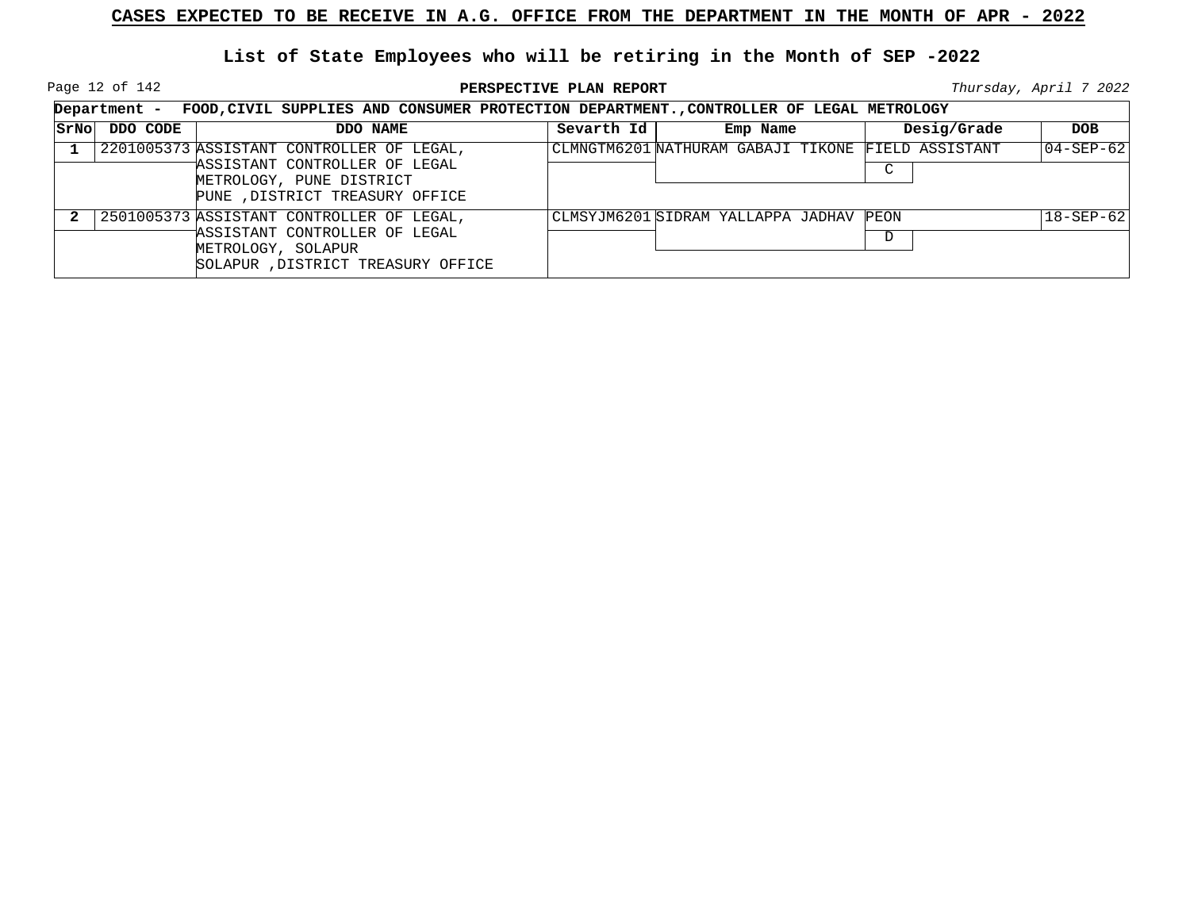# CASES EXPECTED TO BE RECEIVE IN A.G. OFFICE FROM THE DEPARTMENT IN THE MONTH OF APR - 2022

## List of State Employees who will be retiring in the Month of SEP -2022

**PERSPECTIVE PLAN REPORT**

*Thursday, April 7 2022*

**Department - FOOD,CIVIL SUPPLIES AND CONSUMER PROTECTION DEPARTMENT.,CONTROLLER OF LEGAL METROLOGY**

| SrNo | DDO CODE | DDO NAME | Sevarth Id | Emp Name | Desig/Grade | DOB |
|---|---|---|---|---|---|---|
| 1 | 2201005373 | ASSISTANT CONTROLLER OF LEGAL, ASSISTANT CONTROLLER OF LEGAL METROLOGY, PUNE DISTRICT PUNE ,DISTRICT TREASURY OFFICE | CLMNGTM6201 | NATHURAM GABAJI TIKONE | FIELD ASSISTANT / C | 04-SEP-62 |
| 2 | 2501005373 | ASSISTANT CONTROLLER OF LEGAL, ASSISTANT CONTROLLER OF LEGAL METROLOGY, SOLAPUR SOLAPUR ,DISTRICT TREASURY OFFICE | CLMSYJM6201 | SIDRAM YALLAPPA JADHAV | PEON / D | 18-SEP-62 |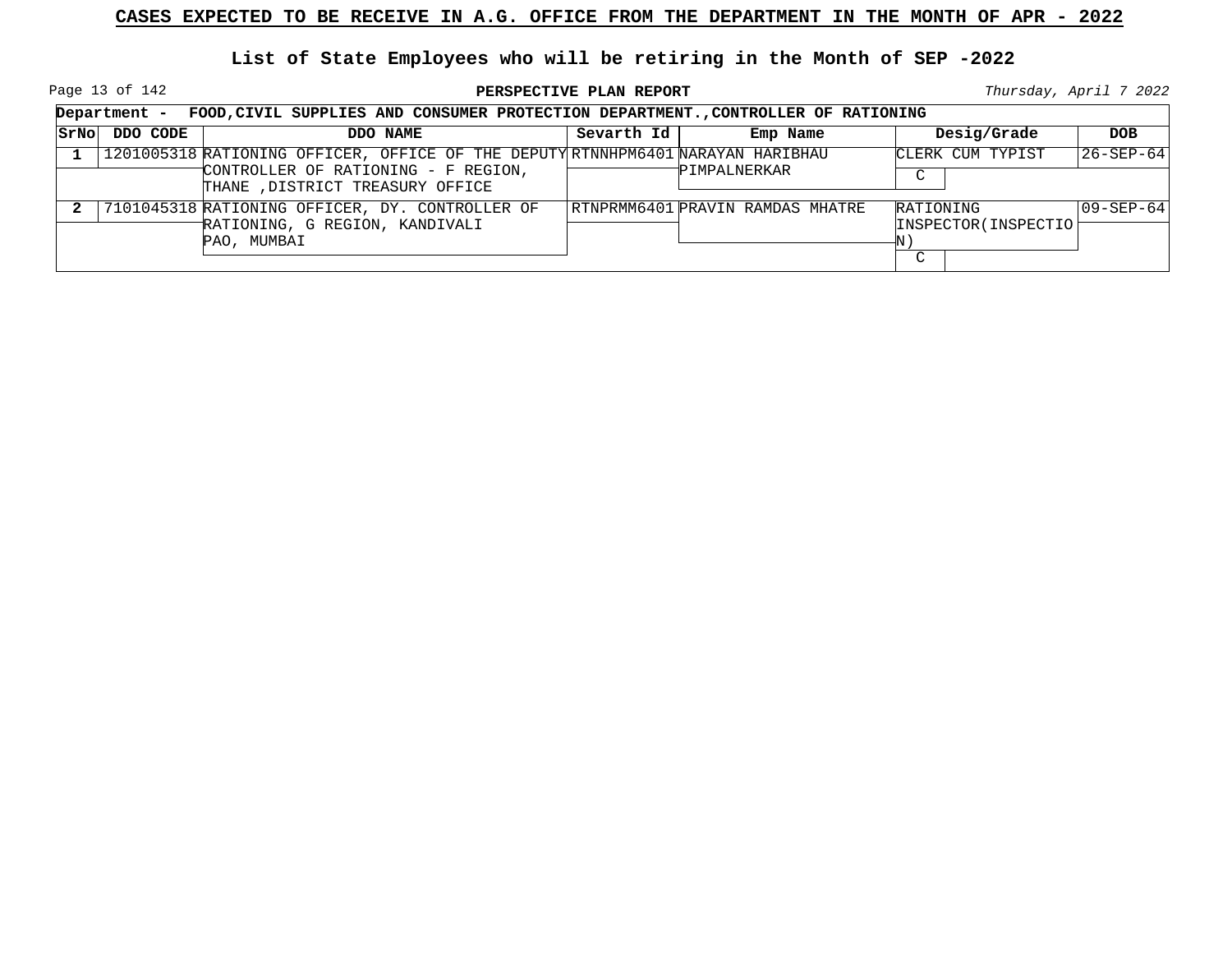**CASES EXPECTED TO BE RECEIVE IN A.G. OFFICE FROM THE DEPARTMENT IN THE MONTH OF APR - 2022**

**List of State Employees who will be retiring in the Month of SEP -2022**

**PERSPECTIVE PLAN REPORT**

*Thursday, April 7 2022*

**Department - FOOD,CIVIL SUPPLIES AND CONSUMER PROTECTION DEPARTMENT.,CONTROLLER OF RATIONING**

| SrNo | DDO CODE | DDO NAME | Sevarth Id | Emp Name | Desig/Grade | DOB |
|---|---|---|---|---|---|---|
| 1 | 1201005318 | RATIONING OFFICER, OFFICE OF THE DEPUTY CONTROLLER OF RATIONING - F REGION, THANE ,DISTRICT TREASURY OFFICE | RTNNHPM6401 | NARAYAN HARIBHAU PIMPALNERKAR | CLERK CUM TYPIST C | 26-SEP-64 |
| 2 | 7101045318 | RATIONING OFFICER, DY. CONTROLLER OF RATIONING, G REGION, KANDIVALI PAO, MUMBAI | RTNPRMM6401 | PRAVIN RAMDAS MHATRE | RATIONING INSPECTOR(INSPECTION) C | 09-SEP-64 |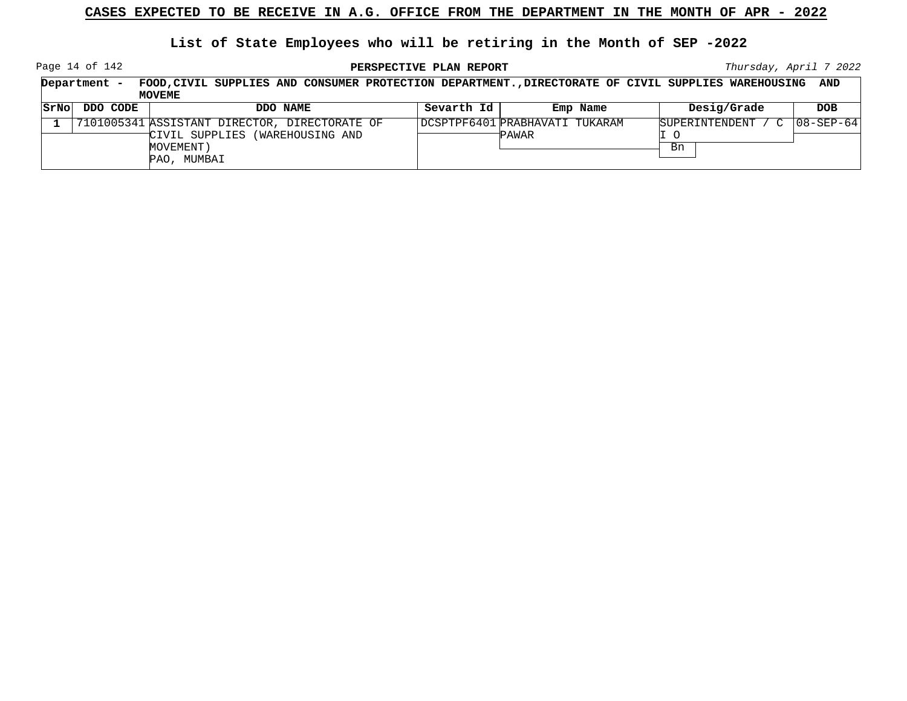# CASES EXPECTED TO BE RECEIVE IN A.G. OFFICE FROM THE DEPARTMENT IN THE MONTH OF APR - 2022

## List of State Employees who will be retiring in the Month of SEP -2022

**PERSPECTIVE PLAN REPORT**

*Thursday, April 7 2022*

**Department - FOOD,CIVIL SUPPLIES AND CONSUMER PROTECTION DEPARTMENT.,DIRECTORATE OF CIVIL SUPPLIES WAREHOUSING AND MOVEME**

| SrNo | DDO CODE | DDO NAME | Sevarth Id | Emp Name | Desig/Grade | DOB |
|---|---|---|---|---|---|---|
| 1 | 7101005341 | ASSISTANT DIRECTOR, DIRECTORATE OF CIVIL SUPPLIES (WAREHOUSING AND MOVEMENT) PAO, MUMBAI | DCSPTPF6401 | PRABHAVATI TUKARAM PAWAR | SUPERINTENDENT / C I O Bn | 08-SEP-64 |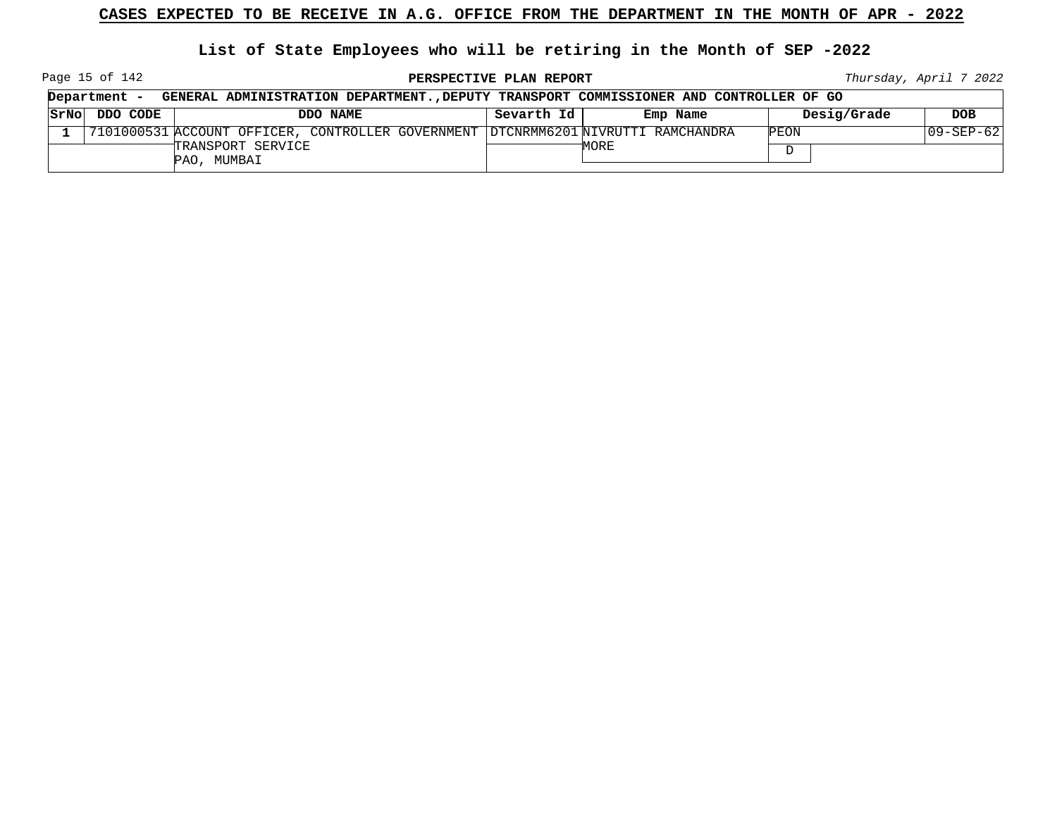## CASES EXPECTED TO BE RECEIVE IN A.G. OFFICE FROM THE DEPARTMENT IN THE MONTH OF APR - 2022

### List of State Employees who will be retiring in the Month of SEP -2022

**PERSPECTIVE PLAN REPORT**

*Thursday, April 7 2022*

**Department - GENERAL ADMINISTRATION DEPARTMENT.,DEPUTY TRANSPORT COMMISSIONER AND CONTROLLER OF GO**

| SrNo | DDO CODE | DDO NAME | Sevarth Id | Emp Name | Desig/Grade | DOB |
|---|---|---|---|---|---|---|
| 1 | 7101000531 | ACCOUNT OFFICER, CONTROLLER GOVERNMENT TRANSPORT SERVICE PAO, MUMBAI | DTCNRMM6201 | NIVRUTTI RAMCHANDRA MORE | PEON D | 09-SEP-62 |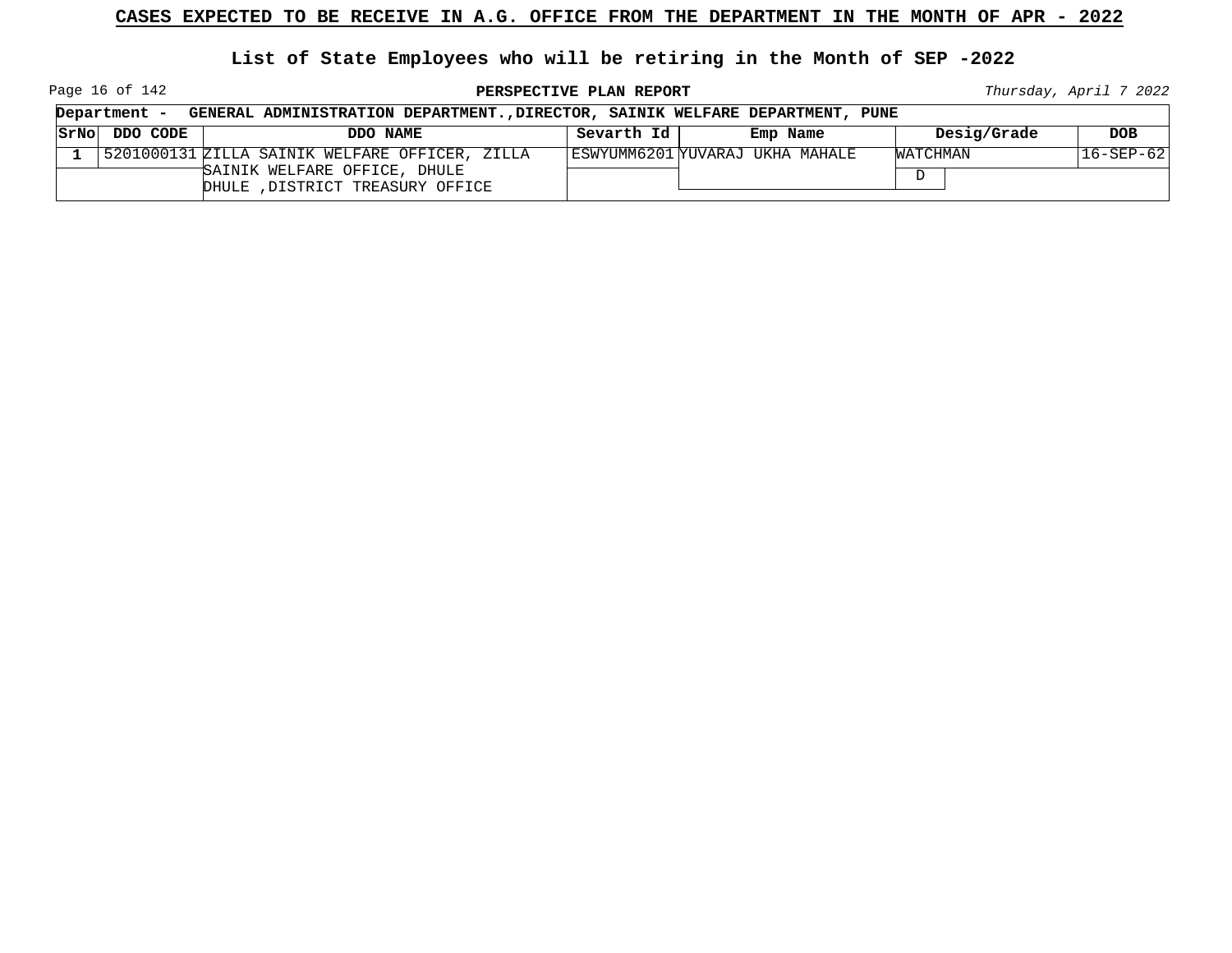## CASES EXPECTED TO BE RECEIVE IN A.G. OFFICE FROM THE DEPARTMENT IN THE MONTH OF APR - 2022

### List of State Employees who will be retiring in the Month of SEP -2022

**PERSPECTIVE PLAN REPORT**

*Thursday, April 7 2022*

**Department - GENERAL ADMINISTRATION DEPARTMENT.,DIRECTOR, SAINIK WELFARE DEPARTMENT, PUNE**

| SrNo | DDO CODE | DDO NAME | Sevarth Id | Emp Name | Desig/Grade | DOB |
|---|---|---|---|---|---|---|
| 1 | 5201000131 | ZILLA SAINIK WELFARE OFFICER, ZILLA SAINIK WELFARE OFFICE, DHULE DHULE ,DISTRICT TREASURY OFFICE | ESWYUMM6201 | YUVARAJ UKHA MAHALE | WATCHMAN D | 16-SEP-62 |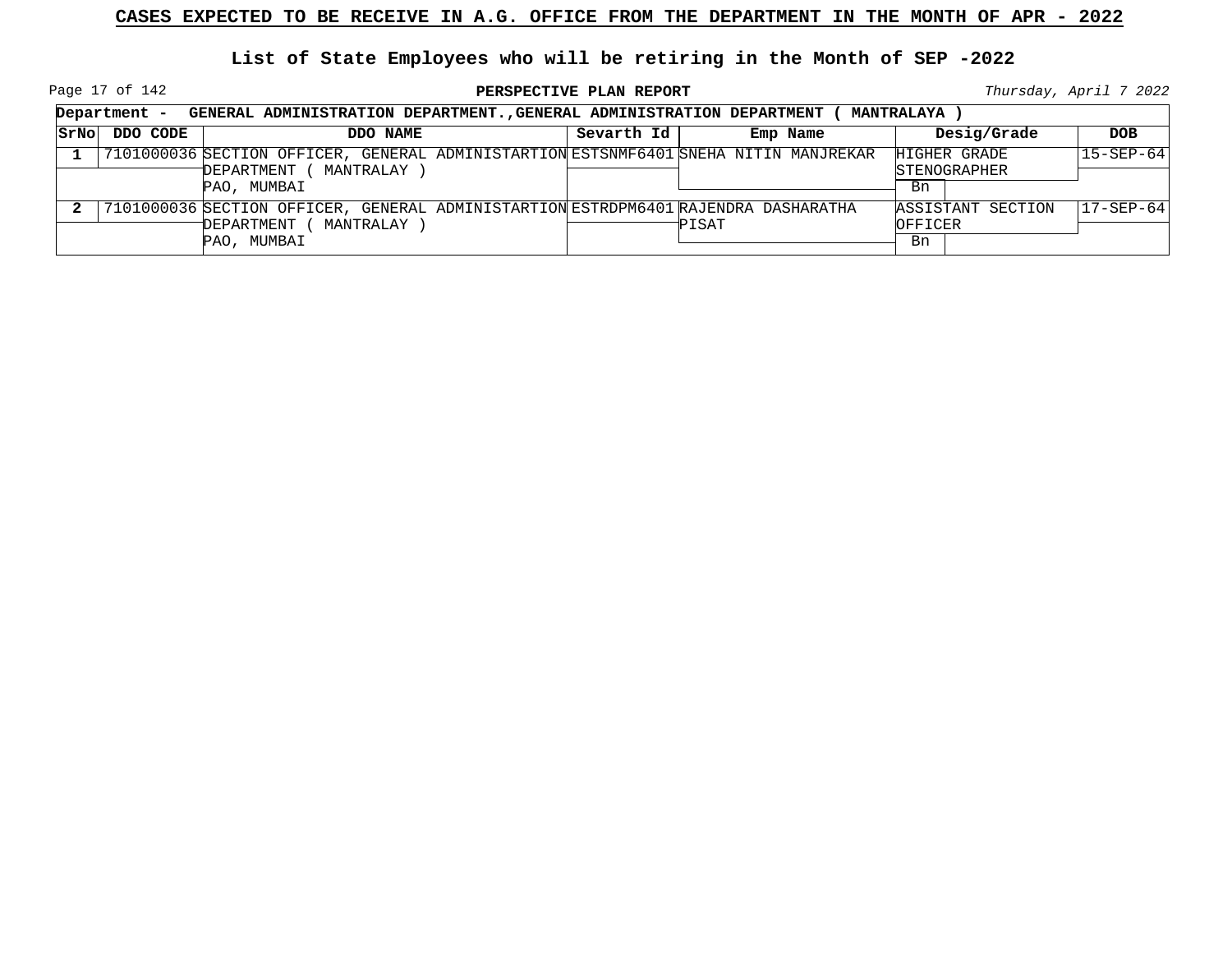## CASES EXPECTED TO BE RECEIVE IN A.G. OFFICE FROM THE DEPARTMENT IN THE MONTH OF APR - 2022

### List of State Employees who will be retiring in the Month of SEP -2022

**PERSPECTIVE PLAN REPORT**

*Thursday, April 7 2022*

**Department - GENERAL ADMINISTRATION DEPARTMENT.,GENERAL ADMINISTRATION DEPARTMENT ( MANTRALAYA )**

| SrNo | DDO CODE | DDO NAME | Sevarth Id | Emp Name | Desig/Grade | | DOB |
|---|---|---|---|---|---|---|---|
| 1 | 7101000036 | SECTION OFFICER, GENERAL ADMINISTARTION DEPARTMENT ( MANTRALAY ) PAO, MUMBAI | ESTSNMF6401 | SNEHA NITIN MANJREKAR | HIGHER GRADE STENOGRAPHER | Bn | 15-SEP-64 |
| 2 | 7101000036 | SECTION OFFICER, GENERAL ADMINISTARTION DEPARTMENT ( MANTRALAY ) PAO, MUMBAI | ESTRDPM6401 | RAJENDRA DASHARATHA PISAT | ASSISTANT SECTION OFFICER | Bn | 17-SEP-64 |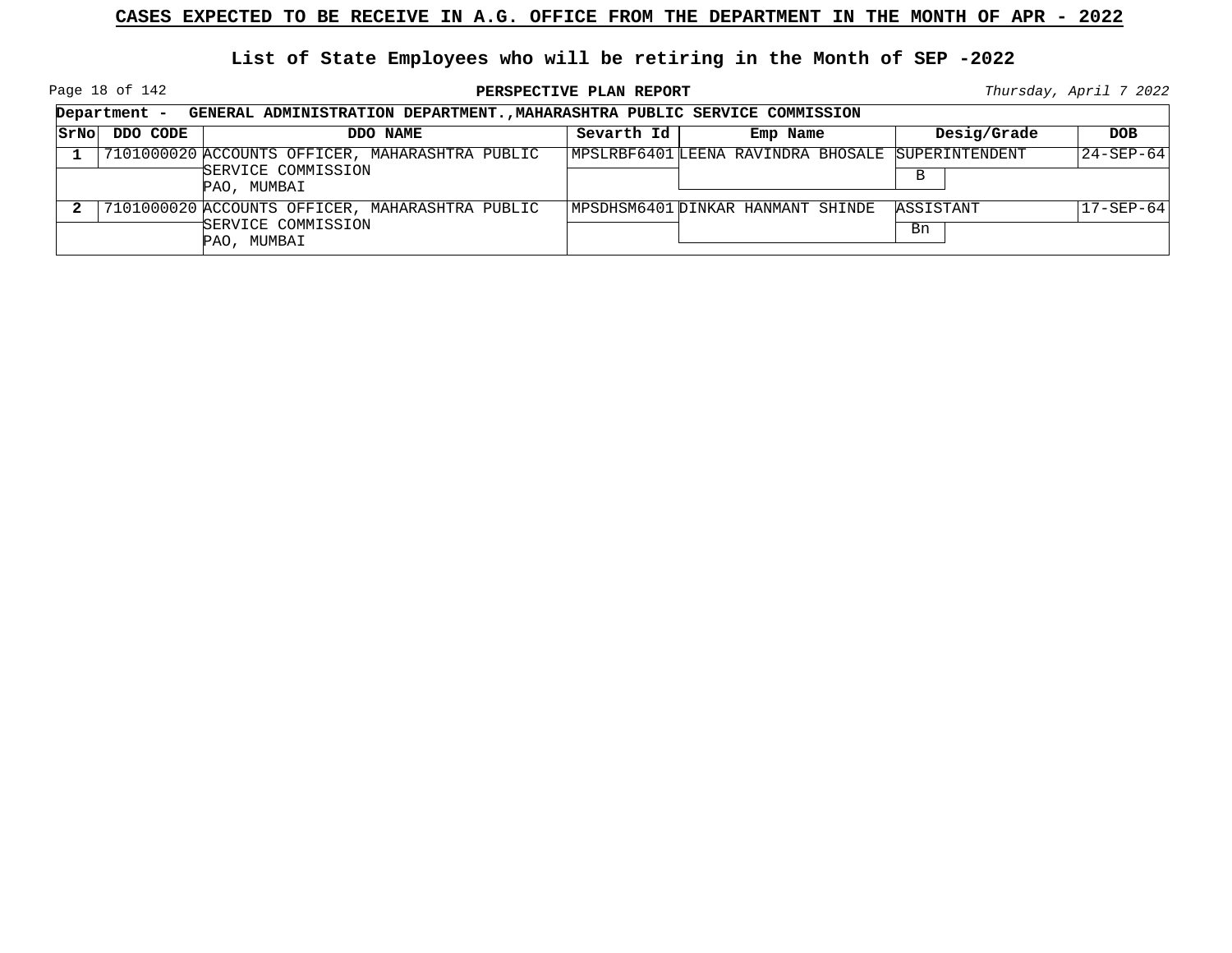# CASES EXPECTED TO BE RECEIVE IN A.G. OFFICE FROM THE DEPARTMENT IN THE MONTH OF APR - 2022

## List of State Employees who will be retiring in the Month of SEP -2022

**PERSPECTIVE PLAN REPORT**

*Thursday, April 7 2022*

**Department - GENERAL ADMINISTRATION DEPARTMENT.,MAHARASHTRA PUBLIC SERVICE COMMISSION**

| SrNo | DDO CODE | DDO NAME | Sevarth Id | Emp Name | Desig/Grade | DOB |
|---|---|---|---|---|---|---|
| 1 | 7101000020 | ACCOUNTS OFFICER, MAHARASHTRA PUBLIC SERVICE COMMISSION PAO, MUMBAI | MPSLRBF6401 | LEENA RAVINDRA BHOSALE | SUPERINTENDENT B | 24-SEP-64 |
| 2 | 7101000020 | ACCOUNTS OFFICER, MAHARASHTRA PUBLIC SERVICE COMMISSION PAO, MUMBAI | MPSDHSM6401 | DINKAR HANMANT SHINDE | ASSISTANT Bn | 17-SEP-64 |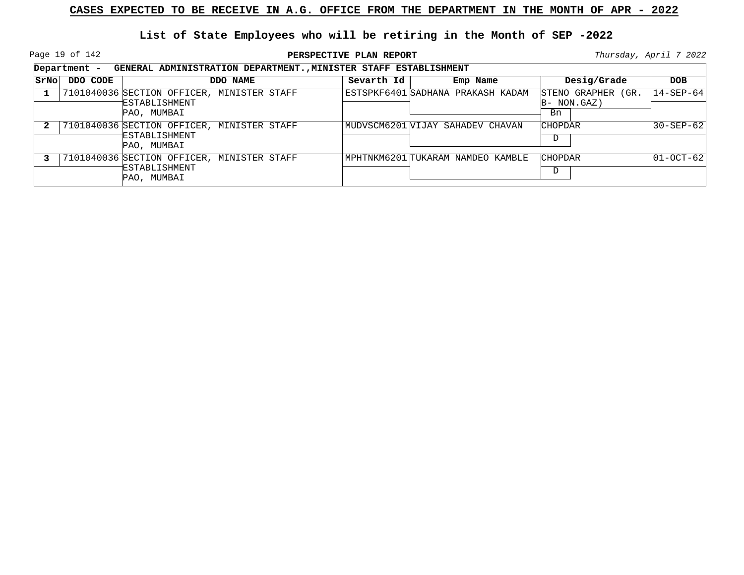# CASES EXPECTED TO BE RECEIVE IN A.G. OFFICE FROM THE DEPARTMENT IN THE MONTH OF APR - 2022

## List of State Employees who will be retiring in the Month of SEP -2022

**PERSPECTIVE PLAN REPORT**

*Thursday, April 7 2022*

**Department - GENERAL ADMINISTRATION DEPARTMENT.,MINISTER STAFF ESTABLISHMENT**

| SrNo | DDO CODE | DDO NAME | Sevarth Id | Emp Name | Desig/Grade | DOB |
|---|---|---|---|---|---|---|
| 1 | 7101040036 | SECTION OFFICER, MINISTER STAFF ESTABLISHMENT PAO, MUMBAI | ESTSPKF6401 | SADHANA PRAKASH KADAM | STENO GRAPHER (GR. B- NON.GAZ) Bn | 14-SEP-64 |
| 2 | 7101040036 | SECTION OFFICER, MINISTER STAFF ESTABLISHMENT PAO, MUMBAI | MUDVSCM6201 | VIJAY SAHADEV CHAVAN | CHOPDAR D | 30-SEP-62 |
| 3 | 7101040036 | SECTION OFFICER, MINISTER STAFF ESTABLISHMENT PAO, MUMBAI | MPHTNKM6201 | TUKARAM NAMDEO KAMBLE | CHOPDAR D | 01-OCT-62 |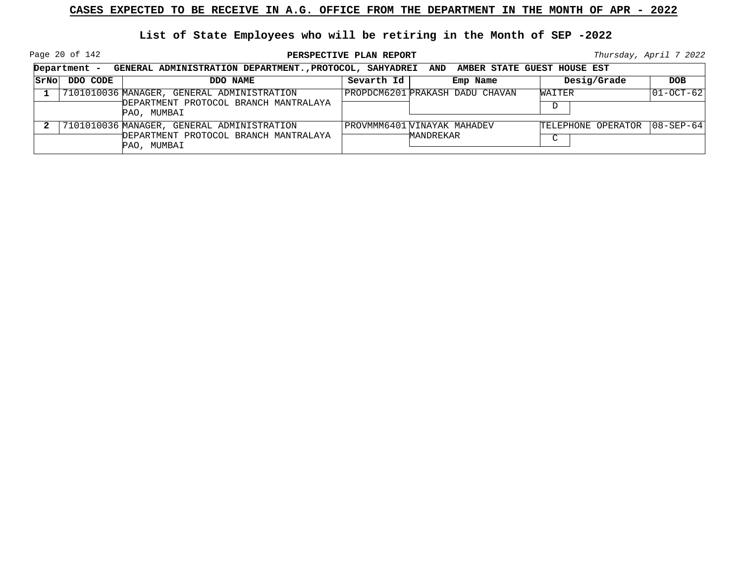**CASES EXPECTED TO BE RECEIVE IN A.G. OFFICE FROM THE DEPARTMENT IN THE MONTH OF APR - 2022**

**List of State Employees who will be retiring in the Month of SEP -2022**

**PERSPECTIVE PLAN REPORT**

*Thursday, April 7 2022*

**Department - GENERAL ADMINISTRATION DEPARTMENT.,PROTOCOL, SAHYADREI AND AMBER STATE GUEST HOUSE EST**

| SrNo | DDO CODE | DDO NAME | Sevarth Id | Emp Name | Desig/Grade | DOB |
|---|---|---|---|---|---|---|
| 1 | 7101010036 | MANAGER, GENERAL ADMINISTRATION DEPARTMENT PROTOCOL BRANCH MANTRALAYA PAO, MUMBAI | PROPDCM6201 | PRAKASH DADU CHAVAN | WAITER<br>D | 01-OCT-62 |
| 2 | 7101010036 | MANAGER, GENERAL ADMINISTRATION DEPARTMENT PROTOCOL BRANCH MANTRALAYA PAO, MUMBAI | PROVMMM6401 | VINAYAK MAHADEV MANDREKAR | TELEPHONE OPERATOR<br>C | 08-SEP-64 |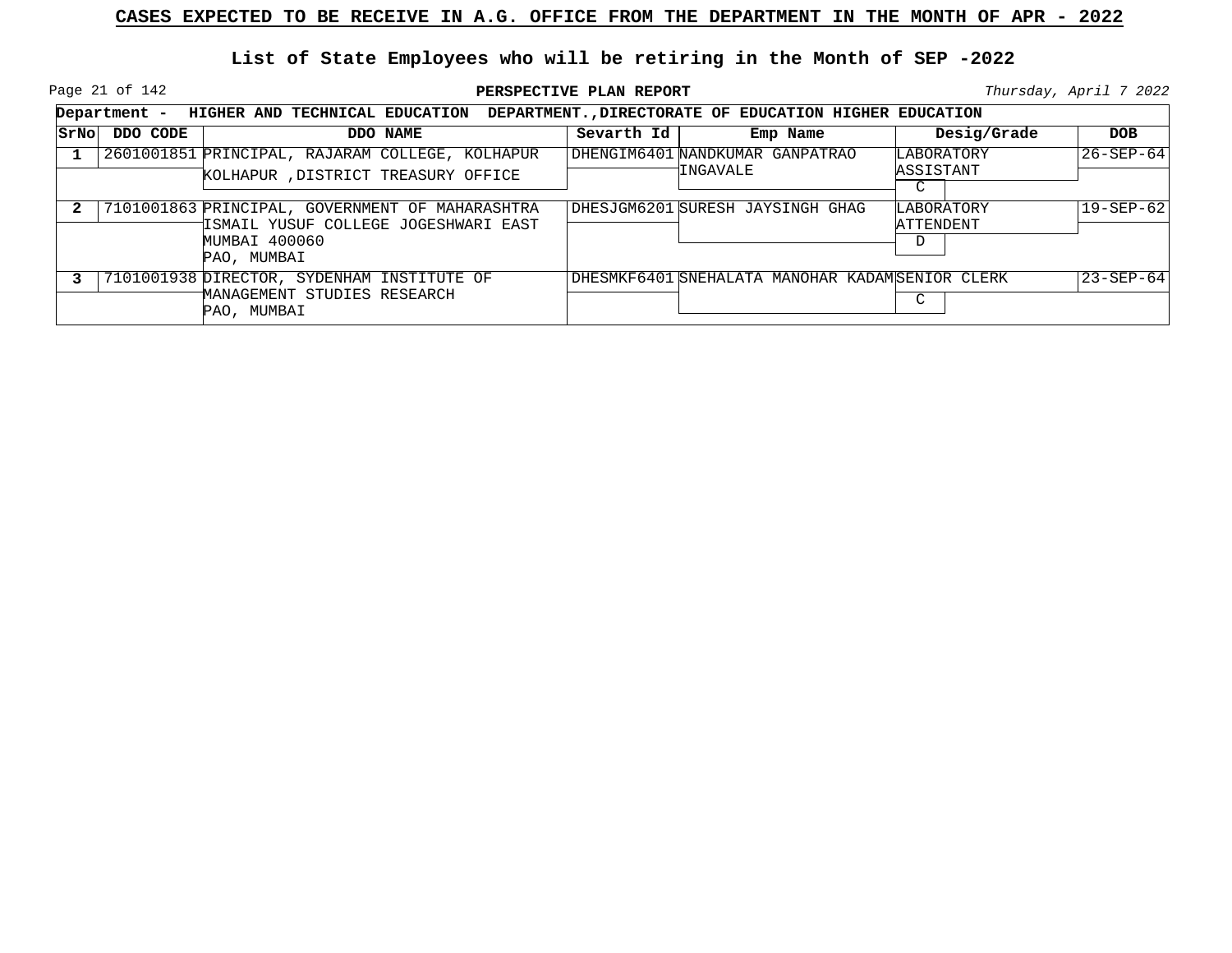**CASES EXPECTED TO BE RECEIVE IN A.G. OFFICE FROM THE DEPARTMENT IN THE MONTH OF APR - 2022**

**List of State Employees who will be retiring in the Month of SEP -2022**

**PERSPECTIVE PLAN REPORT**

*Thursday, April 7 2022*

**Department - HIGHER AND TECHNICAL EDUCATION DEPARTMENT.,DIRECTORATE OF EDUCATION HIGHER EDUCATION**

| SrNo | DDO CODE | DDO NAME | Sevarth Id | Emp Name | Desig/Grade | DOB |
|---|---|---|---|---|---|---|
| 1 | 2601001851 | PRINCIPAL, RAJARAM COLLEGE, KOLHAPUR<br>KOLHAPUR ,DISTRICT TREASURY OFFICE | DHENGIM6401 | NANDKUMAR GANPATRAO INGAVALE | LABORATORY ASSISTANT<br>C | 26-SEP-64 |
| 2 | 7101001863 | PRINCIPAL, GOVERNMENT OF MAHARASHTRA ISMAIL YUSUF COLLEGE JOGESHWARI EAST MUMBAI 400060<br>PAO, MUMBAI | DHESJGM6201 | SURESH JAYSINGH GHAG | LABORATORY ATTENDENT<br>D | 19-SEP-62 |
| 3 | 7101001938 | DIRECTOR, SYDENHAM INSTITUTE OF MANAGEMENT STUDIES RESEARCH<br>PAO, MUMBAI | DHESMKF6401 | SNEHALATA MANOHAR KADAM | SENIOR CLERK<br>C | 23-SEP-64 |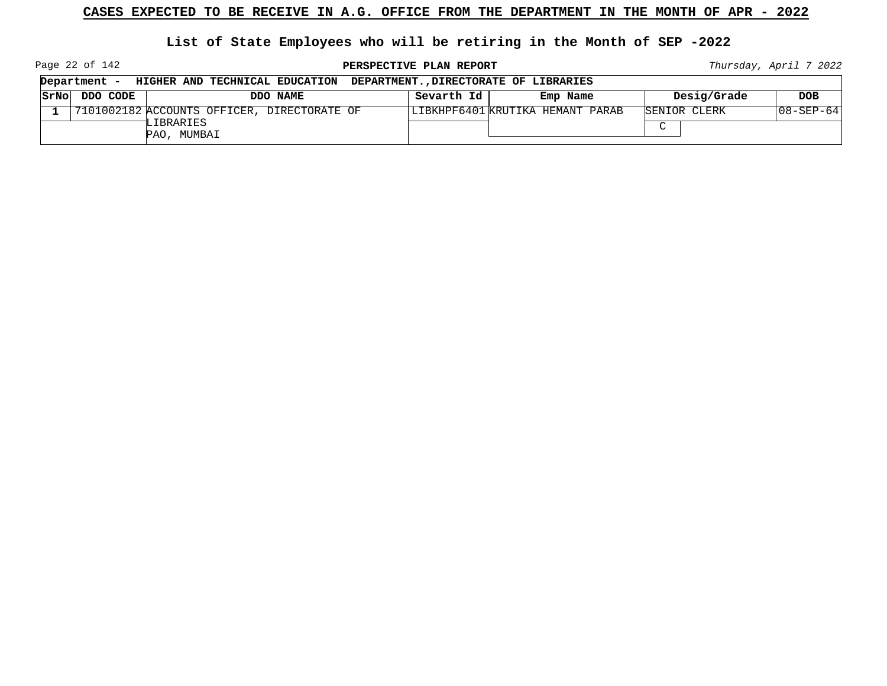**CASES EXPECTED TO BE RECEIVE IN A.G. OFFICE FROM THE DEPARTMENT IN THE MONTH OF APR - 2022**

**List of State Employees who will be retiring in the Month of SEP -2022**

**PERSPECTIVE PLAN REPORT**

*Thursday, April 7 2022*

**Department - HIGHER AND TECHNICAL EDUCATION DEPARTMENT.,DIRECTORATE OF LIBRARIES**

| SrNo | DDO CODE | DDO NAME | Sevarth Id | Emp Name | Desig/Grade | DOB |
|---|---|---|---|---|---|---|
| 1 | 7101002182 | ACCOUNTS OFFICER, DIRECTORATE OF LIBRARIES PAO, MUMBAI | LIBKHPF6401 | KRUTIKA HEMANT PARAB | SENIOR CLERK C | 08-SEP-64 |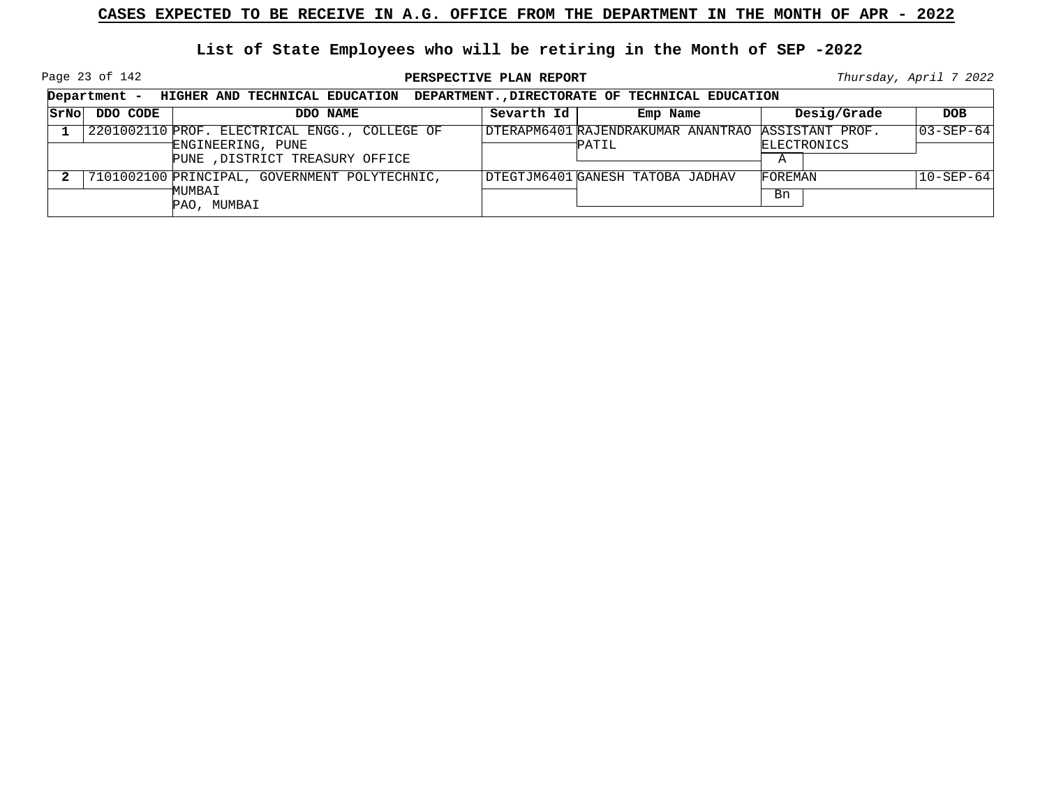**CASES EXPECTED TO BE RECEIVE IN A.G. OFFICE FROM THE DEPARTMENT IN THE MONTH OF APR - 2022**

**List of State Employees who will be retiring in the Month of SEP -2022**

**PERSPECTIVE PLAN REPORT**

*Thursday, April 7 2022*

**Department - HIGHER AND TECHNICAL EDUCATION DEPARTMENT.,DIRECTORATE OF TECHNICAL EDUCATION**

| SrNo | DDO CODE | DDO NAME | Sevarth Id | Emp Name | Desig/Grade | DOB |
|---|---|---|---|---|---|---|
| 1 | 2201002110 | PROF. ELECTRICAL ENGG., COLLEGE OF ENGINEERING, PUNE<br>PUNE ,DISTRICT TREASURY OFFICE | DTERAPM6401 | RAJENDRAKUMAR ANANTRAO PATIL | ASSISTANT PROF. ELECTRONICS<br>A | 03-SEP-64 |
| 2 | 7101002100 | PRINCIPAL, GOVERNMENT POLYTECHNIC, MUMBAI<br>PAO, MUMBAI | DTEGTJM6401 | GANESH TATOBA JADHAV | FOREMAN<br>Bn | 10-SEP-64 |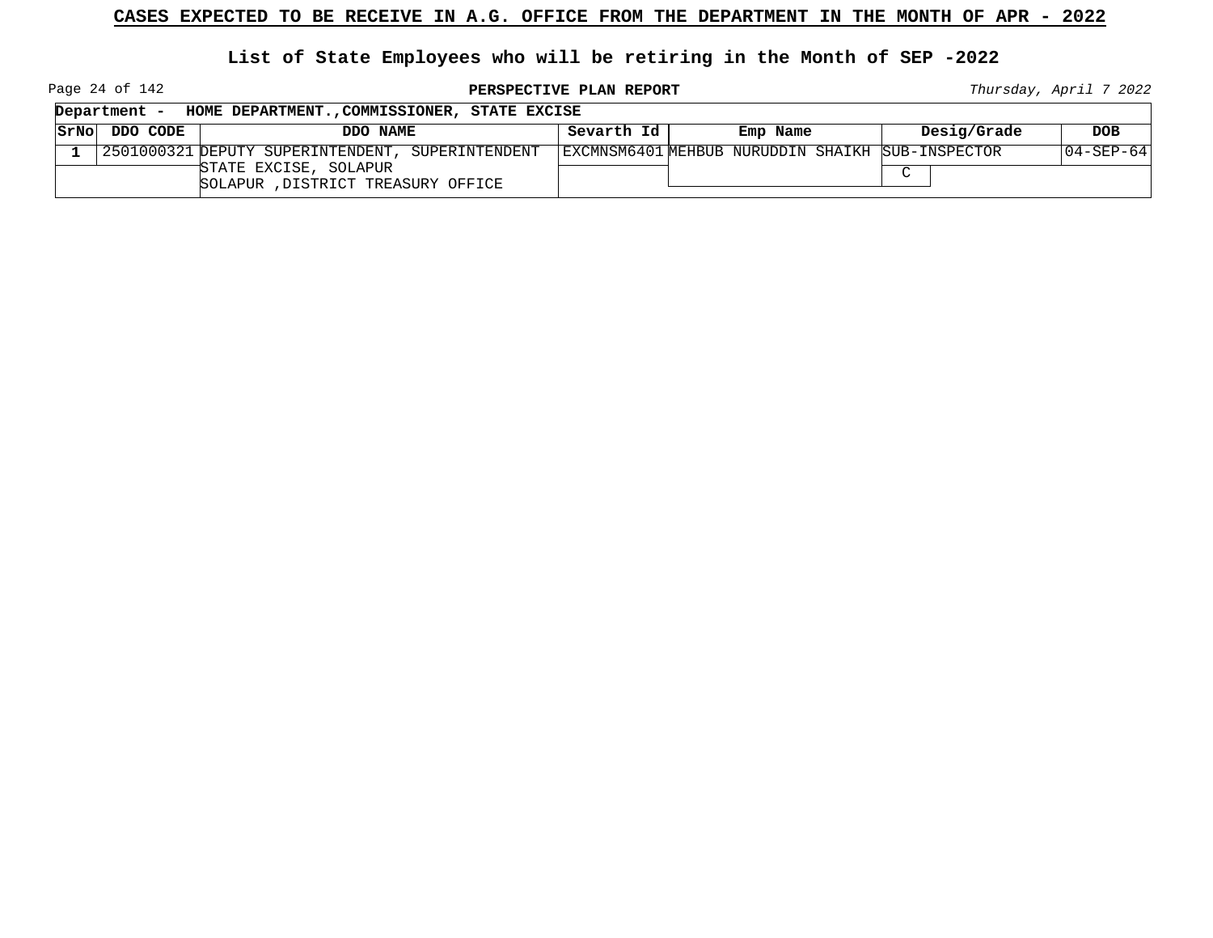**CASES EXPECTED TO BE RECEIVE IN A.G. OFFICE FROM THE DEPARTMENT IN THE MONTH OF APR - 2022**

**List of State Employees who will be retiring in the Month of SEP -2022**

**PERSPECTIVE PLAN REPORT**

*Thursday, April 7 2022*

**Department - HOME DEPARTMENT.,COMMISSIONER, STATE EXCISE**

| SrNo | DDO CODE | DDO NAME | Sevarth Id | Emp Name | Desig/Grade | DOB |
|---|---|---|---|---|---|---|
| 1 | 2501000321 | DEPUTY SUPERINTENDENT, SUPERINTENDENT STATE EXCISE, SOLAPUR SOLAPUR ,DISTRICT TREASURY OFFICE | EXCMNSM6401 | MEHBUB NURUDDIN SHAIKH | SUB-INSPECTOR C | 04-SEP-64 |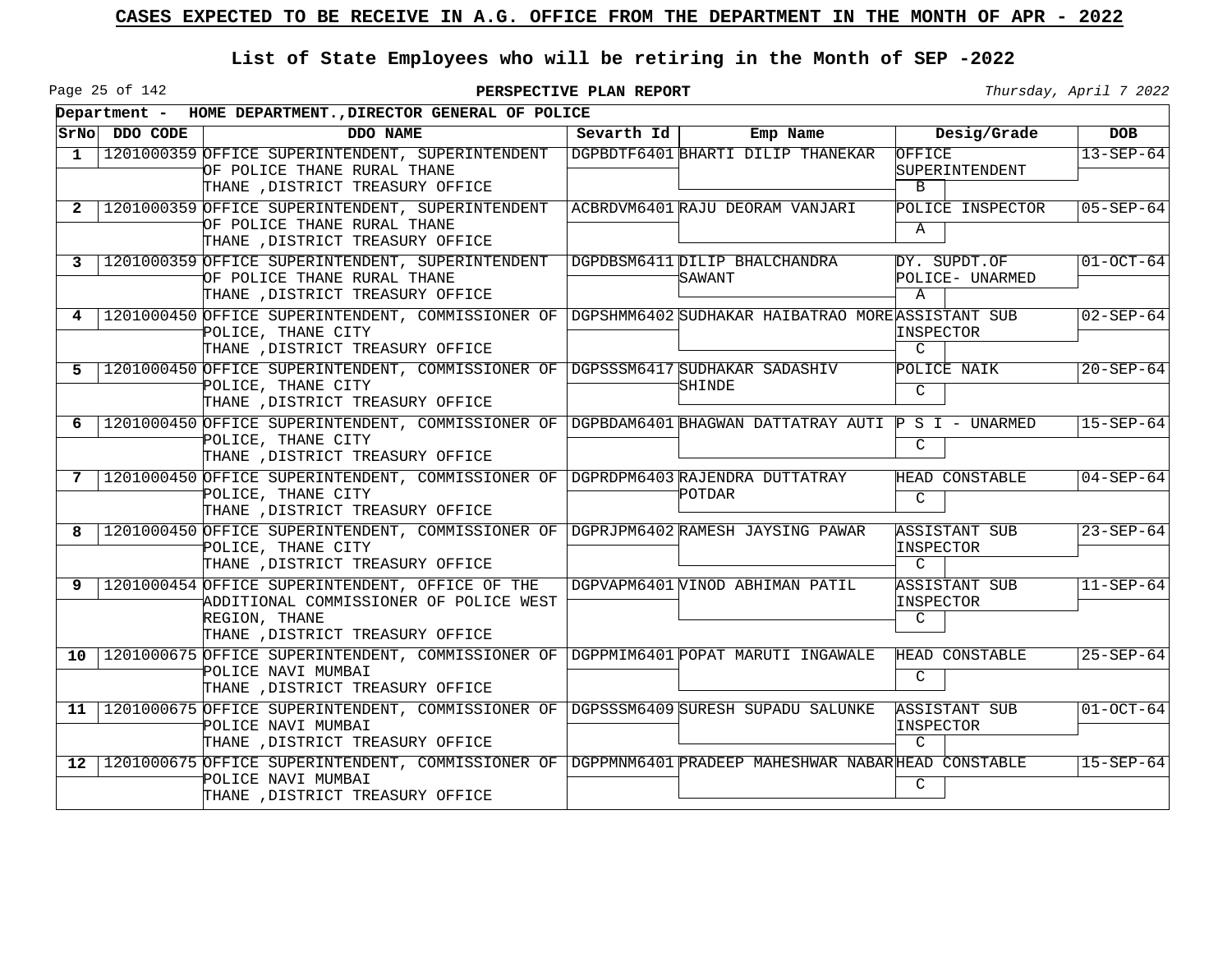# CASES EXPECTED TO BE RECEIVE IN A.G. OFFICE FROM THE DEPARTMENT IN THE MONTH OF APR - 2022

## List of State Employees who will be retiring in the Month of SEP -2022

**PERSPECTIVE PLAN REPORT**

*Thursday, April 7 2022*

**Department - HOME DEPARTMENT.,DIRECTOR GENERAL OF POLICE**

| SrNo | DDO CODE | DDO NAME | Sevarth Id | Emp Name | Desig/Grade | DOB |
|---|---|---|---|---|---|---|
| 1 | 1201000359 | OFFICE SUPERINTENDENT, SUPERINTENDENT OF POLICE THANE RURAL THANE THANE ,DISTRICT TREASURY OFFICE | DGPBDTF6401 | BHARTI DILIP THANEKAR | OFFICE SUPERINTENDENT B | 13-SEP-64 |
| 2 | 1201000359 | OFFICE SUPERINTENDENT, SUPERINTENDENT OF POLICE THANE RURAL THANE THANE ,DISTRICT TREASURY OFFICE | ACBRDVM6401 | RAJU DEORAM VANJARI | POLICE INSPECTOR A | 05-SEP-64 |
| 3 | 1201000359 | OFFICE SUPERINTENDENT, SUPERINTENDENT OF POLICE THANE RURAL THANE THANE ,DISTRICT TREASURY OFFICE | DGPDBSM6411 | DILIP BHALCHANDRA SAWANT | DY. SUPDT.OF POLICE- UNARMED A | 01-OCT-64 |
| 4 | 1201000450 | OFFICE SUPERINTENDENT, COMMISSIONER OF POLICE, THANE CITY THANE ,DISTRICT TREASURY OFFICE | DGPSHMM6402 | SUDHAKAR HAIBATRAO MORE | ASSISTANT SUB INSPECTOR C | 02-SEP-64 |
| 5 | 1201000450 | OFFICE SUPERINTENDENT, COMMISSIONER OF POLICE, THANE CITY THANE ,DISTRICT TREASURY OFFICE | DGPSSSM6417 | SUDHAKAR SADASHIV SHINDE | POLICE NAIK C | 20-SEP-64 |
| 6 | 1201000450 | OFFICE SUPERINTENDENT, COMMISSIONER OF POLICE, THANE CITY THANE ,DISTRICT TREASURY OFFICE | DGPBDAM6401 | BHAGWAN DATTATRAY AUTI | P S I - UNARMED C | 15-SEP-64 |
| 7 | 1201000450 | OFFICE SUPERINTENDENT, COMMISSIONER OF POLICE, THANE CITY THANE ,DISTRICT TREASURY OFFICE | DGPRDPM6403 | RAJENDRA DUTTATRAY POTDAR | HEAD CONSTABLE C | 04-SEP-64 |
| 8 | 1201000450 | OFFICE SUPERINTENDENT, COMMISSIONER OF POLICE, THANE CITY THANE ,DISTRICT TREASURY OFFICE | DGPRJPM6402 | RAMESH JAYSING PAWAR | ASSISTANT SUB INSPECTOR C | 23-SEP-64 |
| 9 | 1201000454 | OFFICE SUPERINTENDENT, OFFICE OF THE ADDITIONAL COMMISSIONER OF POLICE WEST REGION, THANE THANE ,DISTRICT TREASURY OFFICE | DGPVAPM6401 | VINOD ABHIMAN PATIL | ASSISTANT SUB INSPECTOR C | 11-SEP-64 |
| 10 | 1201000675 | OFFICE SUPERINTENDENT, COMMISSIONER OF POLICE NAVI MUMBAI THANE ,DISTRICT TREASURY OFFICE | DGPPMIM6401 | POPAT MARUTI INGAWALE | HEAD CONSTABLE C | 25-SEP-64 |
| 11 | 1201000675 | OFFICE SUPERINTENDENT, COMMISSIONER OF POLICE NAVI MUMBAI THANE ,DISTRICT TREASURY OFFICE | DGPSSSM6409 | SURESH SUPADU SALUNKE | ASSISTANT SUB INSPECTOR C | 01-OCT-64 |
| 12 | 1201000675 | OFFICE SUPERINTENDENT, COMMISSIONER OF POLICE NAVI MUMBAI THANE ,DISTRICT TREASURY OFFICE | DGPPMNM6401 | PRADEEP MAHESHWAR NABAR | HEAD CONSTABLE C | 15-SEP-64 |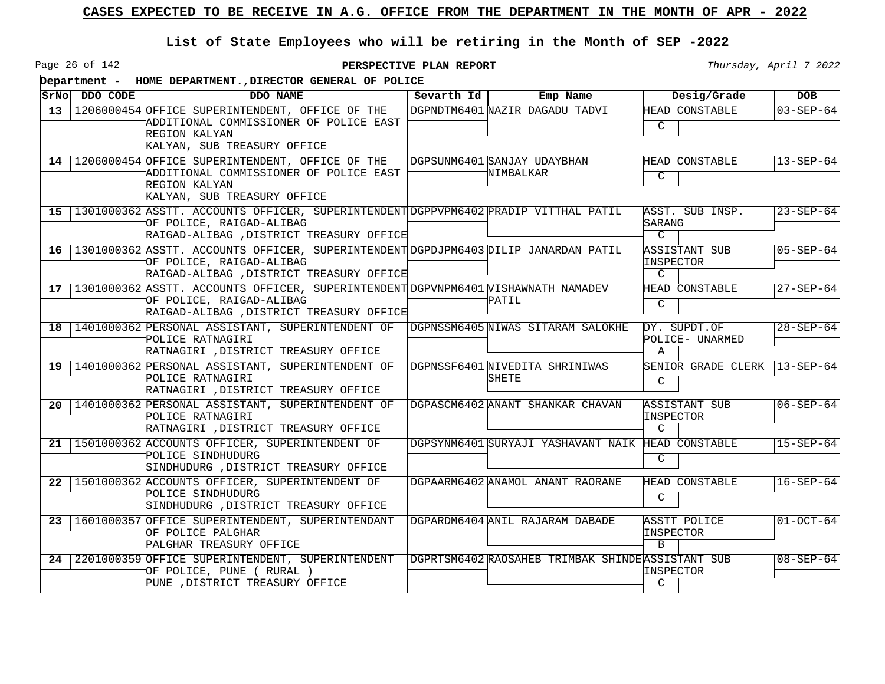# CASES EXPECTED TO BE RECEIVE IN A.G. OFFICE FROM THE DEPARTMENT IN THE MONTH OF APR - 2022

## List of State Employees who will be retiring in the Month of SEP -2022

**PERSPECTIVE PLAN REPORT**

*Thursday, April 7 2022*

**Department - HOME DEPARTMENT.,DIRECTOR GENERAL OF POLICE**

| SrNo | DDO CODE | DDO NAME | Sevarth Id | Emp Name | Desig/Grade | DOB |
|---|---|---|---|---|---|---|
| 13 | 1206000454 | OFFICE SUPERINTENDENT, OFFICE OF THE ADDITIONAL COMMISSIONER OF POLICE EAST REGION KALYAN KALYAN, SUB TREASURY OFFICE | DGPNDTM6401 | NAZIR DAGADU TADVI | HEAD CONSTABLE C | 03-SEP-64 |
| 14 | 1206000454 | OFFICE SUPERINTENDENT, OFFICE OF THE ADDITIONAL COMMISSIONER OF POLICE EAST REGION KALYAN KALYAN, SUB TREASURY OFFICE | DGPSUNM6401 | SANJAY UDAYBHAN NIMBALKAR | HEAD CONSTABLE C | 13-SEP-64 |
| 15 | 1301000362 | ASSTT. ACCOUNTS OFFICER, SUPERINTENDENT OF POLICE, RAIGAD-ALIBAG RAIGAD-ALIBAG ,DISTRICT TREASURY OFFICE | DGPPVPM6402 | PRADIP VITTHAL PATIL | ASST. SUB INSP. SARANG C | 23-SEP-64 |
| 16 | 1301000362 | ASSTT. ACCOUNTS OFFICER, SUPERINTENDENT OF POLICE, RAIGAD-ALIBAG RAIGAD-ALIBAG ,DISTRICT TREASURY OFFICE | DGPDJPM6403 | DILIP JANARDAN PATIL | ASSISTANT SUB INSPECTOR C | 05-SEP-64 |
| 17 | 1301000362 | ASSTT. ACCOUNTS OFFICER, SUPERINTENDENT OF POLICE, RAIGAD-ALIBAG RAIGAD-ALIBAG ,DISTRICT TREASURY OFFICE | DGPVNPM6401 | VISHAWNATH NAMADEV PATIL | HEAD CONSTABLE C | 27-SEP-64 |
| 18 | 1401000362 | PERSONAL ASSISTANT, SUPERINTENDENT OF POLICE RATNAGIRI RATNAGIRI ,DISTRICT TREASURY OFFICE | DGPNSSM6405 | NIWAS SITARAM SALOKHE | DY. SUPDT.OF POLICE- UNARMED A | 28-SEP-64 |
| 19 | 1401000362 | PERSONAL ASSISTANT, SUPERINTENDENT OF POLICE RATNAGIRI RATNAGIRI ,DISTRICT TREASURY OFFICE | DGPNSSF6401 | NIVEDITA SHRINIWAS SHETE | SENIOR GRADE CLERK C | 13-SEP-64 |
| 20 | 1401000362 | PERSONAL ASSISTANT, SUPERINTENDENT OF POLICE RATNAGIRI RATNAGIRI ,DISTRICT TREASURY OFFICE | DGPASCM6402 | ANANT SHANKAR CHAVAN | ASSISTANT SUB INSPECTOR C | 06-SEP-64 |
| 21 | 1501000362 | ACCOUNTS OFFICER, SUPERINTENDENT OF POLICE SINDHUDURG SINDHUDURG ,DISTRICT TREASURY OFFICE | DGPSYNM6401 | SURYAJI YASHAVANT NAIK | HEAD CONSTABLE C | 15-SEP-64 |
| 22 | 1501000362 | ACCOUNTS OFFICER, SUPERINTENDENT OF POLICE SINDHUDURG SINDHUDURG ,DISTRICT TREASURY OFFICE | DGPAARM6402 | ANAMOL ANANT RAORANE | HEAD CONSTABLE C | 16-SEP-64 |
| 23 | 1601000357 | OFFICE SUPERINTENDENT, SUPERINTENDANT OF POLICE PALGHAR PALGHAR TREASURY OFFICE | DGPARDM6404 | ANIL RAJARAM DABADE | ASSTT POLICE INSPECTOR B | 01-OCT-64 |
| 24 | 2201000359 | OFFICE SUPERINTENDENT, SUPERINTENDENT OF POLICE, PUNE ( RURAL ) PUNE ,DISTRICT TREASURY OFFICE | DGPRTSM6402 | RAOSAHEB TRIMBAK SHINDE | ASSISTANT SUB INSPECTOR C | 08-SEP-64 |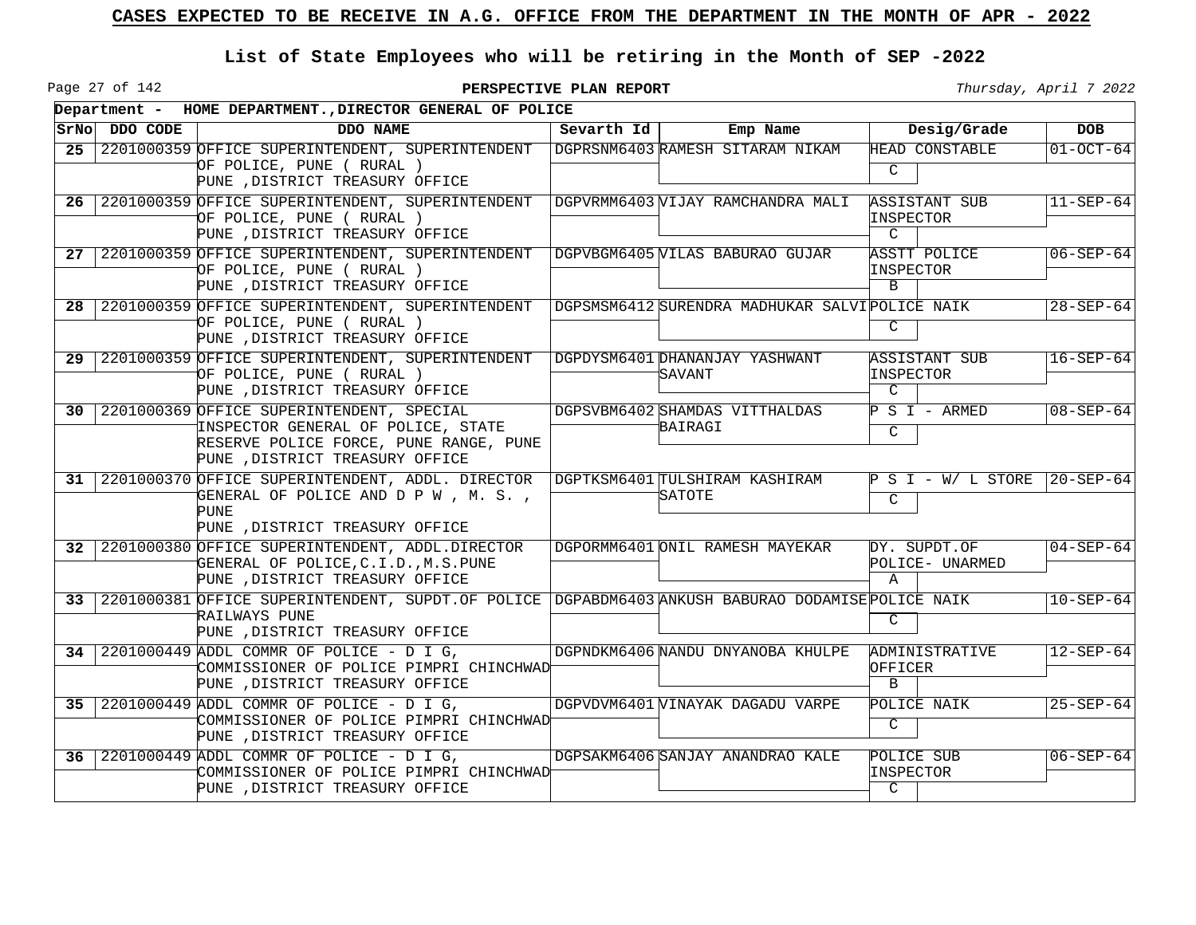# CASES EXPECTED TO BE RECEIVE IN A.G. OFFICE FROM THE DEPARTMENT IN THE MONTH OF APR - 2022

## List of State Employees who will be retiring in the Month of SEP -2022

**PERSPECTIVE PLAN REPORT**

*Thursday, April 7 2022*

**Department - HOME DEPARTMENT.,DIRECTOR GENERAL OF POLICE**

| SrNo | DDO CODE | DDO NAME | Sevarth Id | Emp Name | Desig/Grade | | DOB |
|---|---|---|---|---|---|---|---|
| 25 | 2201000359 | OFFICE SUPERINTENDENT, SUPERINTENDENT OF POLICE, PUNE ( RURAL ) PUNE ,DISTRICT TREASURY OFFICE | DGPRSNM6403 | RAMESH SITARAM NIKAM | HEAD CONSTABLE | C | 01-OCT-64 |
| 26 | 2201000359 | OFFICE SUPERINTENDENT, SUPERINTENDENT OF POLICE, PUNE ( RURAL ) PUNE ,DISTRICT TREASURY OFFICE | DGPVRMM6403 | VIJAY RAMCHANDRA MALI | ASSISTANT SUB INSPECTOR | C | 11-SEP-64 |
| 27 | 2201000359 | OFFICE SUPERINTENDENT, SUPERINTENDENT OF POLICE, PUNE ( RURAL ) PUNE ,DISTRICT TREASURY OFFICE | DGPVBGM6405 | VILAS BABURAO GUJAR | ASSTT POLICE INSPECTOR | B | 06-SEP-64 |
| 28 | 2201000359 | OFFICE SUPERINTENDENT, SUPERINTENDENT OF POLICE, PUNE ( RURAL ) PUNE ,DISTRICT TREASURY OFFICE | DGPSMSM6412 | SURENDRA MADHUKAR SALVI | POLICE NAIK | C | 28-SEP-64 |
| 29 | 2201000359 | OFFICE SUPERINTENDENT, SUPERINTENDENT OF POLICE, PUNE ( RURAL ) PUNE ,DISTRICT TREASURY OFFICE | DGPDYSM6401 | DHANANJAY YASHWANT SAVANT | ASSISTANT SUB INSPECTOR | C | 16-SEP-64 |
| 30 | 2201000369 | OFFICE SUPERINTENDENT, SPECIAL INSPECTOR GENERAL OF POLICE, STATE RESERVE POLICE FORCE, PUNE RANGE, PUNE PUNE ,DISTRICT TREASURY OFFICE | DGPSVBM6402 | SHAMDAS VITTHALDAS BAIRAGI | P S I - ARMED | C | 08-SEP-64 |
| 31 | 2201000370 | OFFICE SUPERINTENDENT, ADDL. DIRECTOR GENERAL OF POLICE AND D P W , M. S. , PUNE PUNE ,DISTRICT TREASURY OFFICE | DGPTKSM6401 | TULSHIRAM KASHIRAM SATOTE | P S I - W/ L STORE | C | 20-SEP-64 |
| 32 | 2201000380 | OFFICE SUPERINTENDENT, ADDL.DIRECTOR GENERAL OF POLICE,C.I.D.,M.S.PUNE PUNE ,DISTRICT TREASURY OFFICE | DGPORMM6401 | ONIL RAMESH MAYEKAR | DY. SUPDT.OF POLICE- UNARMED | A | 04-SEP-64 |
| 33 | 2201000381 | OFFICE SUPERINTENDENT, SUPDT.OF POLICE RAILWAYS PUNE PUNE ,DISTRICT TREASURY OFFICE | DGPABDM6403 | ANKUSH BABURAO DODAMISE | POLICE NAIK | C | 10-SEP-64 |
| 34 | 2201000449 | ADDL COMMR OF POLICE - D I G, COMMISSIONER OF POLICE PIMPRI CHINCHWAD PUNE ,DISTRICT TREASURY OFFICE | DGPNDKM6406 | NANDU DNYANOBA KHULPE | ADMINISTRATIVE OFFICER | B | 12-SEP-64 |
| 35 | 2201000449 | ADDL COMMR OF POLICE - D I G, COMMISSIONER OF POLICE PIMPRI CHINCHWAD PUNE ,DISTRICT TREASURY OFFICE | DGPVDVM6401 | VINAYAK DAGADU VARPE | POLICE NAIK | C | 25-SEP-64 |
| 36 | 2201000449 | ADDL COMMR OF POLICE - D I G, COMMISSIONER OF POLICE PIMPRI CHINCHWAD PUNE ,DISTRICT TREASURY OFFICE | DGPSAKM6406 | SANJAY ANANDRAO KALE | POLICE SUB INSPECTOR | C | 06-SEP-64 |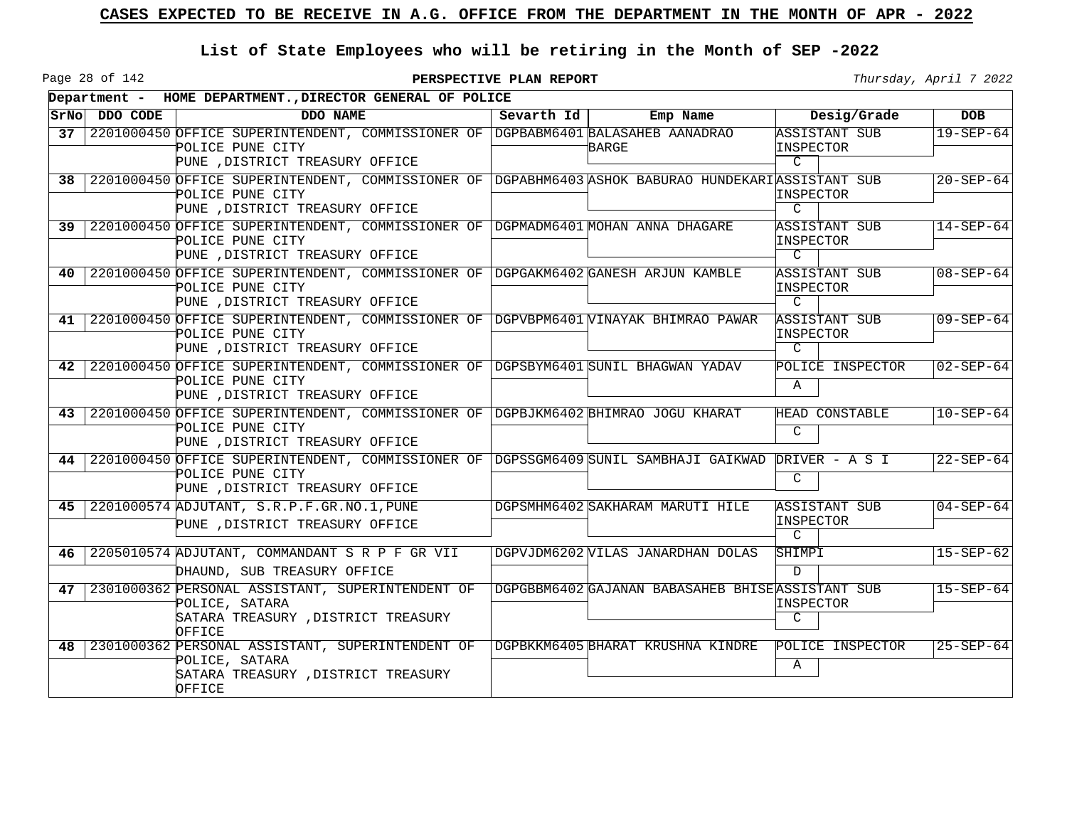# CASES EXPECTED TO BE RECEIVE IN A.G. OFFICE FROM THE DEPARTMENT IN THE MONTH OF APR - 2022

## List of State Employees who will be retiring in the Month of SEP -2022

**PERSPECTIVE PLAN REPORT**

*Thursday, April 7 2022*

**Department - HOME DEPARTMENT.,DIRECTOR GENERAL OF POLICE**

| SrNo | DDO CODE | DDO NAME | Sevarth Id | Emp Name | Desig/Grade | DOB |
|---|---|---|---|---|---|---|
| 37 | 2201000450 | OFFICE SUPERINTENDENT, COMMISSIONER OF POLICE PUNE CITY PUNE ,DISTRICT TREASURY OFFICE | DGPBABM6401 | BALASAHEB AANADRAO BARGE | ASSISTANT SUB INSPECTOR C | 19-SEP-64 |
| 38 | 2201000450 | OFFICE SUPERINTENDENT, COMMISSIONER OF POLICE PUNE CITY PUNE ,DISTRICT TREASURY OFFICE | DGPABHM6403 | ASHOK BABURAO HUNDEKARI | ASSISTANT SUB INSPECTOR C | 20-SEP-64 |
| 39 | 2201000450 | OFFICE SUPERINTENDENT, COMMISSIONER OF POLICE PUNE CITY PUNE ,DISTRICT TREASURY OFFICE | DGPMADM6401 | MOHAN ANNA DHAGARE | ASSISTANT SUB INSPECTOR C | 14-SEP-64 |
| 40 | 2201000450 | OFFICE SUPERINTENDENT, COMMISSIONER OF POLICE PUNE CITY PUNE ,DISTRICT TREASURY OFFICE | DGPGAKM6402 | GANESH ARJUN KAMBLE | ASSISTANT SUB INSPECTOR C | 08-SEP-64 |
| 41 | 2201000450 | OFFICE SUPERINTENDENT, COMMISSIONER OF POLICE PUNE CITY PUNE ,DISTRICT TREASURY OFFICE | DGPVBPM6401 | VINAYAK BHIMRAO PAWAR | ASSISTANT SUB INSPECTOR C | 09-SEP-64 |
| 42 | 2201000450 | OFFICE SUPERINTENDENT, COMMISSIONER OF POLICE PUNE CITY PUNE ,DISTRICT TREASURY OFFICE | DGPSBYM6401 | SUNIL BHAGWAN YADAV | POLICE INSPECTOR A | 02-SEP-64 |
| 43 | 2201000450 | OFFICE SUPERINTENDENT, COMMISSIONER OF POLICE PUNE CITY PUNE ,DISTRICT TREASURY OFFICE | DGPBJKM6402 | BHIMRAO JOGU KHARAT | HEAD CONSTABLE C | 10-SEP-64 |
| 44 | 2201000450 | OFFICE SUPERINTENDENT, COMMISSIONER OF POLICE PUNE CITY PUNE ,DISTRICT TREASURY OFFICE | DGPSSGM6409 | SUNIL SAMBHAJI GAIKWAD | DRIVER - A S I C | 22-SEP-64 |
| 45 | 2201000574 | ADJUTANT, S.R.P.F.GR.NO.1,PUNE PUNE ,DISTRICT TREASURY OFFICE | DGPSMHM6402 | SAKHARAM MARUTI HILE | ASSISTANT SUB INSPECTOR C | 04-SEP-64 |
| 46 | 2205010574 | ADJUTANT, COMMANDANT S R P F GR VII DHAUND, SUB TREASURY OFFICE | DGPVJDM6202 | VILAS JANARDHAN DOLAS | SHIMPI D | 15-SEP-62 |
| 47 | 2301000362 | PERSONAL ASSISTANT, SUPERINTENDENT OF POLICE, SATARA SATARA TREASURY ,DISTRICT TREASURY OFFICE | DGPGBBM6402 | GAJANAN BABASAHEB BHISE | ASSISTANT SUB INSPECTOR C | 15-SEP-64 |
| 48 | 2301000362 | PERSONAL ASSISTANT, SUPERINTENDENT OF POLICE, SATARA SATARA TREASURY ,DISTRICT TREASURY OFFICE | DGPBKKM6405 | BHARAT KRUSHNA KINDRE | POLICE INSPECTOR A | 25-SEP-64 |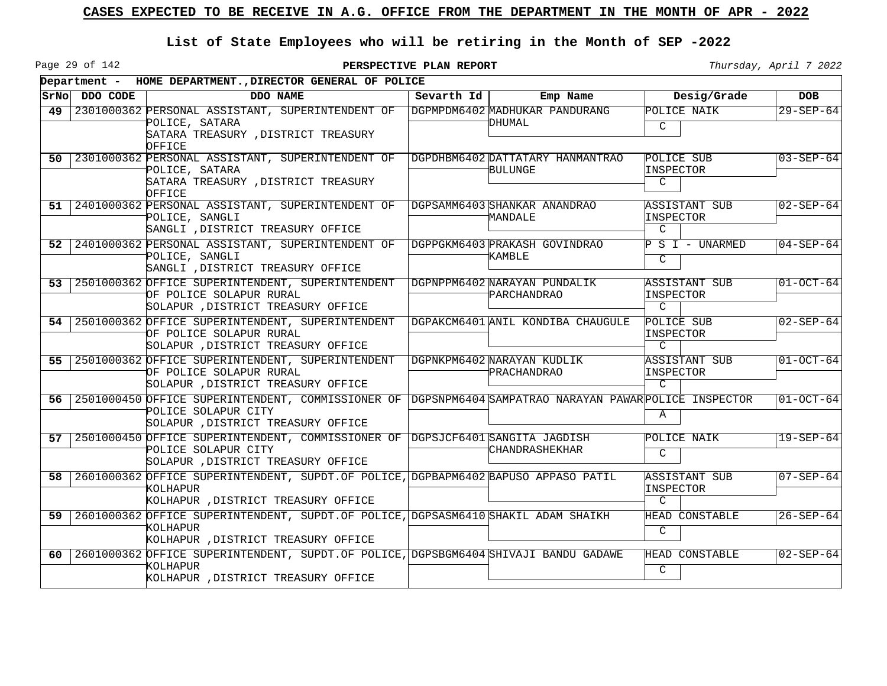# CASES EXPECTED TO BE RECEIVE IN A.G. OFFICE FROM THE DEPARTMENT IN THE MONTH OF APR - 2022

## List of State Employees who will be retiring in the Month of SEP -2022

**PERSPECTIVE PLAN REPORT**

*Thursday, April 7 2022*

**Department - HOME DEPARTMENT.,DIRECTOR GENERAL OF POLICE**

| SrNo | DDO CODE | DDO NAME | Sevarth Id | Emp Name | Desig/Grade | DOB |
|---|---|---|---|---|---|---|
| 49 | 2301000362 | PERSONAL ASSISTANT, SUPERINTENDENT OF POLICE, SATARA SATARA TREASURY ,DISTRICT TREASURY OFFICE | DGPMPDM6402 | MADHUKAR PANDURANG DHUMAL | POLICE NAIK C | 29-SEP-64 |
| 50 | 2301000362 | PERSONAL ASSISTANT, SUPERINTENDENT OF POLICE, SATARA SATARA TREASURY ,DISTRICT TREASURY OFFICE | DGPDHBM6402 | DATTATARY HANMANTRAO BULUNGE | POLICE SUB INSPECTOR C | 03-SEP-64 |
| 51 | 2401000362 | PERSONAL ASSISTANT, SUPERINTENDENT OF POLICE, SANGLI SANGLI ,DISTRICT TREASURY OFFICE | DGPSAMM6403 | SHANKAR ANANDRAO MANDALE | ASSISTANT SUB INSPECTOR C | 02-SEP-64 |
| 52 | 2401000362 | PERSONAL ASSISTANT, SUPERINTENDENT OF POLICE, SANGLI SANGLI ,DISTRICT TREASURY OFFICE | DGPPGKM6403 | PRAKASH GOVINDRAO KAMBLE | P S I - UNARMED C | 04-SEP-64 |
| 53 | 2501000362 | OFFICE SUPERINTENDENT, SUPERINTENDENT OF POLICE SOLAPUR RURAL SOLAPUR ,DISTRICT TREASURY OFFICE | DGPNPPM6402 | NARAYAN PUNDALIK PARCHANDRAO | ASSISTANT SUB INSPECTOR C | 01-OCT-64 |
| 54 | 2501000362 | OFFICE SUPERINTENDENT, SUPERINTENDENT OF POLICE SOLAPUR RURAL SOLAPUR ,DISTRICT TREASURY OFFICE | DGPAKCM6401 | ANIL KONDIBA CHAUGULE | POLICE SUB INSPECTOR C | 02-SEP-64 |
| 55 | 2501000362 | OFFICE SUPERINTENDENT, SUPERINTENDENT OF POLICE SOLAPUR RURAL SOLAPUR ,DISTRICT TREASURY OFFICE | DGPNKPM6402 | NARAYAN KUDLIK PRACHANDRAO | ASSISTANT SUB INSPECTOR C | 01-OCT-64 |
| 56 | 2501000450 | OFFICE SUPERINTENDENT, COMMISSIONER OF POLICE SOLAPUR CITY SOLAPUR ,DISTRICT TREASURY OFFICE | DGPSNPM6404 | SAMPATRAO NARAYAN PAWAR | POLICE INSPECTOR A | 01-OCT-64 |
| 57 | 2501000450 | OFFICE SUPERINTENDENT, COMMISSIONER OF POLICE SOLAPUR CITY SOLAPUR ,DISTRICT TREASURY OFFICE | DGPSJCF6401 | SANGITA JAGDISH CHANDRASHEKHAR | POLICE NAIK C | 19-SEP-64 |
| 58 | 2601000362 | OFFICE SUPERINTENDENT, SUPDT.OF POLICE, KOLHAPUR KOLHAPUR ,DISTRICT TREASURY OFFICE | DGPBAPM6402 | BAPUSO APPASO PATIL | ASSISTANT SUB INSPECTOR C | 07-SEP-64 |
| 59 | 2601000362 | OFFICE SUPERINTENDENT, SUPDT.OF POLICE, KOLHAPUR KOLHAPUR ,DISTRICT TREASURY OFFICE | DGPSASM6410 | SHAKIL ADAM SHAIKH | HEAD CONSTABLE C | 26-SEP-64 |
| 60 | 2601000362 | OFFICE SUPERINTENDENT, SUPDT.OF POLICE, KOLHAPUR KOLHAPUR ,DISTRICT TREASURY OFFICE | DGPSBGM6404 | SHIVAJI BANDU GADAWE | HEAD CONSTABLE C | 02-SEP-64 |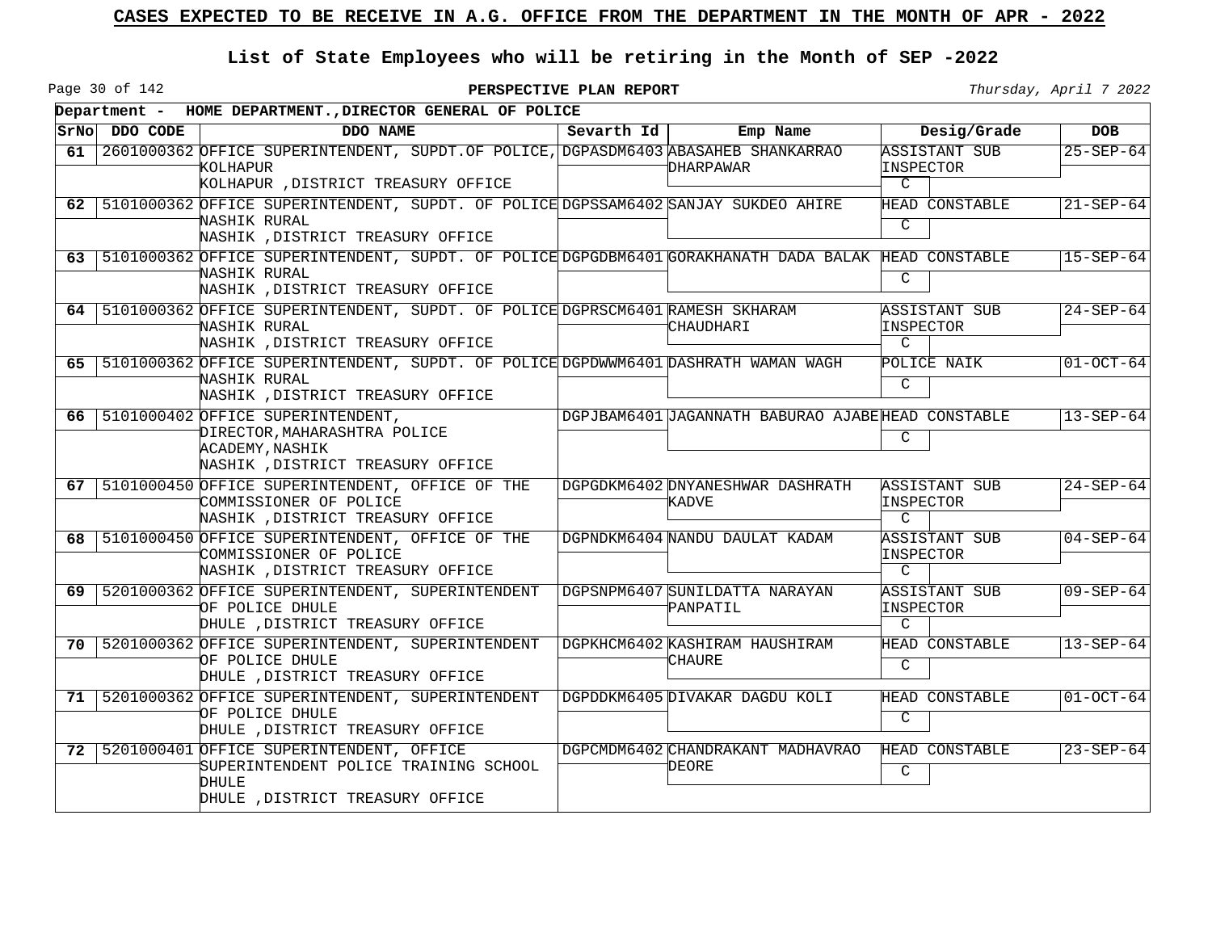# CASES EXPECTED TO BE RECEIVE IN A.G. OFFICE FROM THE DEPARTMENT IN THE MONTH OF APR - 2022

## List of State Employees who will be retiring in the Month of SEP -2022

**PERSPECTIVE PLAN REPORT**

*Thursday, April 7 2022*

**Department - HOME DEPARTMENT.,DIRECTOR GENERAL OF POLICE**

| SrNo | DDO CODE | DDO NAME | Sevarth Id | Emp Name | Desig/Grade | DOB |
|---|---|---|---|---|---|---|
| 61 | 2601000362 | OFFICE SUPERINTENDENT, SUPDT.OF POLICE, KOLHAPUR KOLHAPUR ,DISTRICT TREASURY OFFICE | DGPASDM6403 | ABASAHEB SHANKARRAO DHARPAWAR | ASSISTANT SUB INSPECTOR C | 25-SEP-64 |
| 62 | 5101000362 | OFFICE SUPERINTENDENT, SUPDT. OF POLICE NASHIK RURAL NASHIK ,DISTRICT TREASURY OFFICE | DGPSSAM6402 | SANJAY SUKDEO AHIRE | HEAD CONSTABLE C | 21-SEP-64 |
| 63 | 5101000362 | OFFICE SUPERINTENDENT, SUPDT. OF POLICE NASHIK RURAL NASHIK ,DISTRICT TREASURY OFFICE | DGPGDBM6401 | GORAKHANATH DADA BALAK | HEAD CONSTABLE C | 15-SEP-64 |
| 64 | 5101000362 | OFFICE SUPERINTENDENT, SUPDT. OF POLICE NASHIK RURAL NASHIK ,DISTRICT TREASURY OFFICE | DGPRSCM6401 | RAMESH SKHARAM CHAUDHARI | ASSISTANT SUB INSPECTOR C | 24-SEP-64 |
| 65 | 5101000362 | OFFICE SUPERINTENDENT, SUPDT. OF POLICE NASHIK RURAL NASHIK ,DISTRICT TREASURY OFFICE | DGPDWWM6401 | DASHRATH WAMAN WAGH | POLICE NAIK C | 01-OCT-64 |
| 66 | 5101000402 | OFFICE SUPERINTENDENT, DIRECTOR,MAHARASHTRA POLICE ACADEMY,NASHIK NASHIK ,DISTRICT TREASURY OFFICE | DGPJBAM6401 | JAGANNATH BABURAO AJABE | HEAD CONSTABLE C | 13-SEP-64 |
| 67 | 5101000450 | OFFICE SUPERINTENDENT, OFFICE OF THE COMMISSIONER OF POLICE NASHIK ,DISTRICT TREASURY OFFICE | DGPGDKM6402 | DNYANESHWAR DASHRATH KADVE | ASSISTANT SUB INSPECTOR C | 24-SEP-64 |
| 68 | 5101000450 | OFFICE SUPERINTENDENT, OFFICE OF THE COMMISSIONER OF POLICE NASHIK ,DISTRICT TREASURY OFFICE | DGPNDKM6404 | NANDU DAULAT KADAM | ASSISTANT SUB INSPECTOR C | 04-SEP-64 |
| 69 | 5201000362 | OFFICE SUPERINTENDENT, SUPERINTENDENT OF POLICE DHULE DHULE ,DISTRICT TREASURY OFFICE | DGPSNPM6407 | SUNILDATTA NARAYAN PANPATIL | ASSISTANT SUB INSPECTOR C | 09-SEP-64 |
| 70 | 5201000362 | OFFICE SUPERINTENDENT, SUPERINTENDENT OF POLICE DHULE DHULE ,DISTRICT TREASURY OFFICE | DGPKHCM6402 | KASHIRAM HAUSHIRAM CHAURE | HEAD CONSTABLE C | 13-SEP-64 |
| 71 | 5201000362 | OFFICE SUPERINTENDENT, SUPERINTENDENT OF POLICE DHULE DHULE ,DISTRICT TREASURY OFFICE | DGPDDKM6405 | DIVAKAR DAGDU KOLI | HEAD CONSTABLE C | 01-OCT-64 |
| 72 | 5201000401 | OFFICE SUPERINTENDENT, OFFICE SUPERINTENDENT POLICE TRAINING SCHOOL DHULE DHULE ,DISTRICT TREASURY OFFICE | DGPCMDM6402 | CHANDRAKANT MADHAVRAO DEORE | HEAD CONSTABLE C | 23-SEP-64 |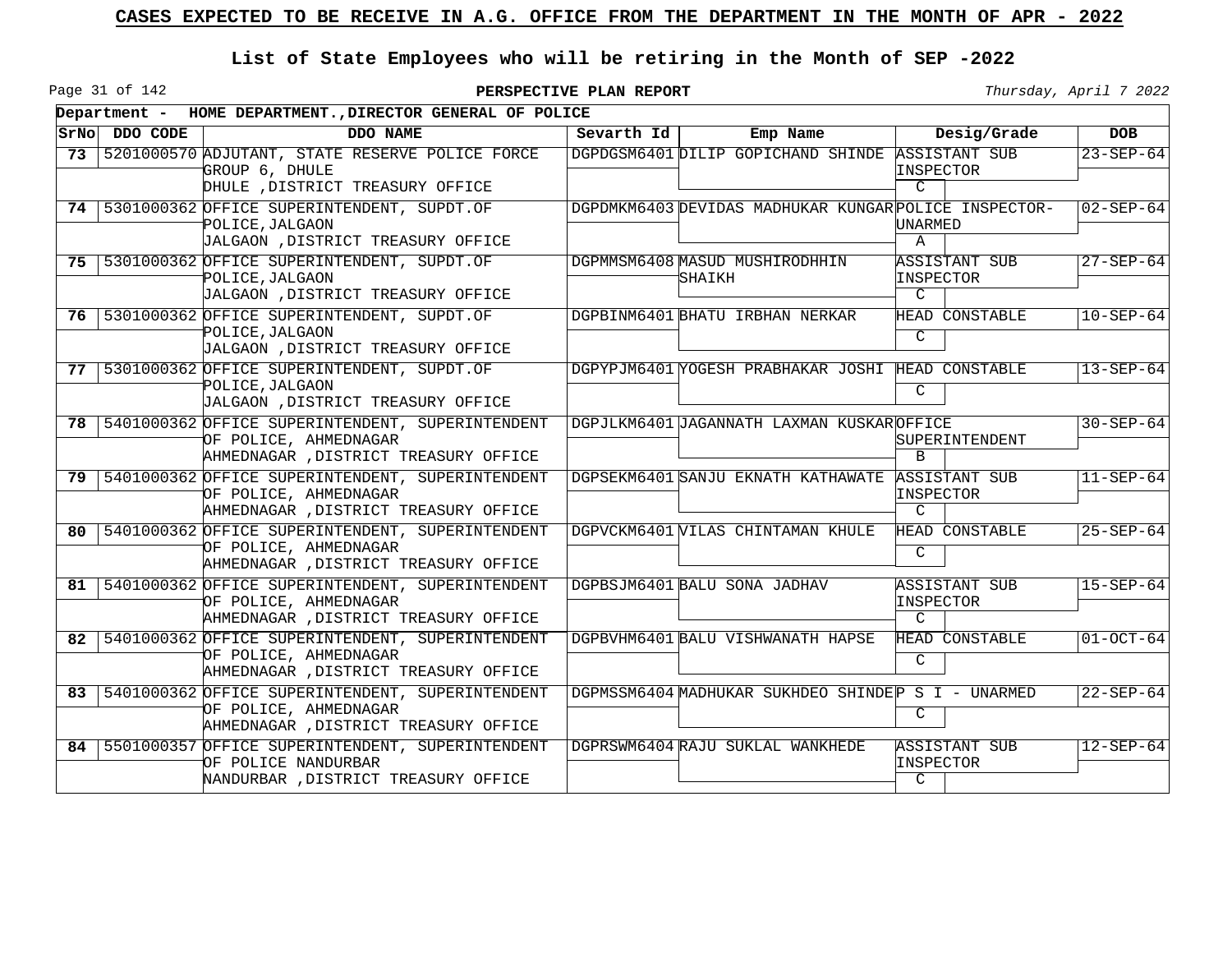## CASES EXPECTED TO BE RECEIVE IN A.G. OFFICE FROM THE DEPARTMENT IN THE MONTH OF APR - 2022

### List of State Employees who will be retiring in the Month of SEP -2022

**PERSPECTIVE PLAN REPORT**

*Thursday, April 7 2022*

**Department - HOME DEPARTMENT.,DIRECTOR GENERAL OF POLICE**

| SrNo | DDO CODE | DDO NAME | Sevarth Id | Emp Name | Desig/Grade | DOB |
|---|---|---|---|---|---|---|
| 73 | 5201000570 | ADJUTANT, STATE RESERVE POLICE FORCE GROUP 6, DHULE DHULE ,DISTRICT TREASURY OFFICE | DGPDGSM6401 | DILIP GOPICHAND SHINDE | ASSISTANT SUB INSPECTOR C | 23-SEP-64 |
| 74 | 5301000362 | OFFICE SUPERINTENDENT, SUPDT.OF POLICE,JALGAON JALGAON ,DISTRICT TREASURY OFFICE | DGPDMKM6403 | DEVIDAS MADHUKAR KUNGAR | POLICE INSPECTOR-UNARMED A | 02-SEP-64 |
| 75 | 5301000362 | OFFICE SUPERINTENDENT, SUPDT.OF POLICE,JALGAON JALGAON ,DISTRICT TREASURY OFFICE | DGPMMSM6408 | MASUD MUSHIRODHHIN SHAIKH | ASSISTANT SUB INSPECTOR C | 27-SEP-64 |
| 76 | 5301000362 | OFFICE SUPERINTENDENT, SUPDT.OF POLICE,JALGAON JALGAON ,DISTRICT TREASURY OFFICE | DGPBINM6401 | BHATU IRBHAN NERKAR | HEAD CONSTABLE C | 10-SEP-64 |
| 77 | 5301000362 | OFFICE SUPERINTENDENT, SUPDT.OF POLICE,JALGAON JALGAON ,DISTRICT TREASURY OFFICE | DGPYPJM6401 | YOGESH PRABHAKAR JOSHI | HEAD CONSTABLE C | 13-SEP-64 |
| 78 | 5401000362 | OFFICE SUPERINTENDENT, SUPERINTENDENT OF POLICE, AHMEDNAGAR AHMEDNAGAR ,DISTRICT TREASURY OFFICE | DGPJLKM6401 | JAGANNATH LAXMAN KUSKAR | OFFICE SUPERINTENDENT B | 30-SEP-64 |
| 79 | 5401000362 | OFFICE SUPERINTENDENT, SUPERINTENDENT OF POLICE, AHMEDNAGAR AHMEDNAGAR ,DISTRICT TREASURY OFFICE | DGPSEKM6401 | SANJU EKNATH KATHAWATE | ASSISTANT SUB INSPECTOR C | 11-SEP-64 |
| 80 | 5401000362 | OFFICE SUPERINTENDENT, SUPERINTENDENT OF POLICE, AHMEDNAGAR AHMEDNAGAR ,DISTRICT TREASURY OFFICE | DGPVCKM6401 | VILAS CHINTAMAN KHULE | HEAD CONSTABLE C | 25-SEP-64 |
| 81 | 5401000362 | OFFICE SUPERINTENDENT, SUPERINTENDENT OF POLICE, AHMEDNAGAR AHMEDNAGAR ,DISTRICT TREASURY OFFICE | DGPBSJM6401 | BALU SONA JADHAV | ASSISTANT SUB INSPECTOR C | 15-SEP-64 |
| 82 | 5401000362 | OFFICE SUPERINTENDENT, SUPERINTENDENT OF POLICE, AHMEDNAGAR AHMEDNAGAR ,DISTRICT TREASURY OFFICE | DGPBVHM6401 | BALU VISHWANATH HAPSE | HEAD CONSTABLE C | 01-OCT-64 |
| 83 | 5401000362 | OFFICE SUPERINTENDENT, SUPERINTENDENT OF POLICE, AHMEDNAGAR AHMEDNAGAR ,DISTRICT TREASURY OFFICE | DGPMSSM6404 | MADHUKAR SUKHDEO SHINDE | P S I - UNARMED C | 22-SEP-64 |
| 84 | 5501000357 | OFFICE SUPERINTENDENT, SUPERINTENDENT OF POLICE NANDURBAR NANDURBAR ,DISTRICT TREASURY OFFICE | DGPRSWM6404 | RAJU SUKLAL WANKHEDE | ASSISTANT SUB INSPECTOR C | 12-SEP-64 |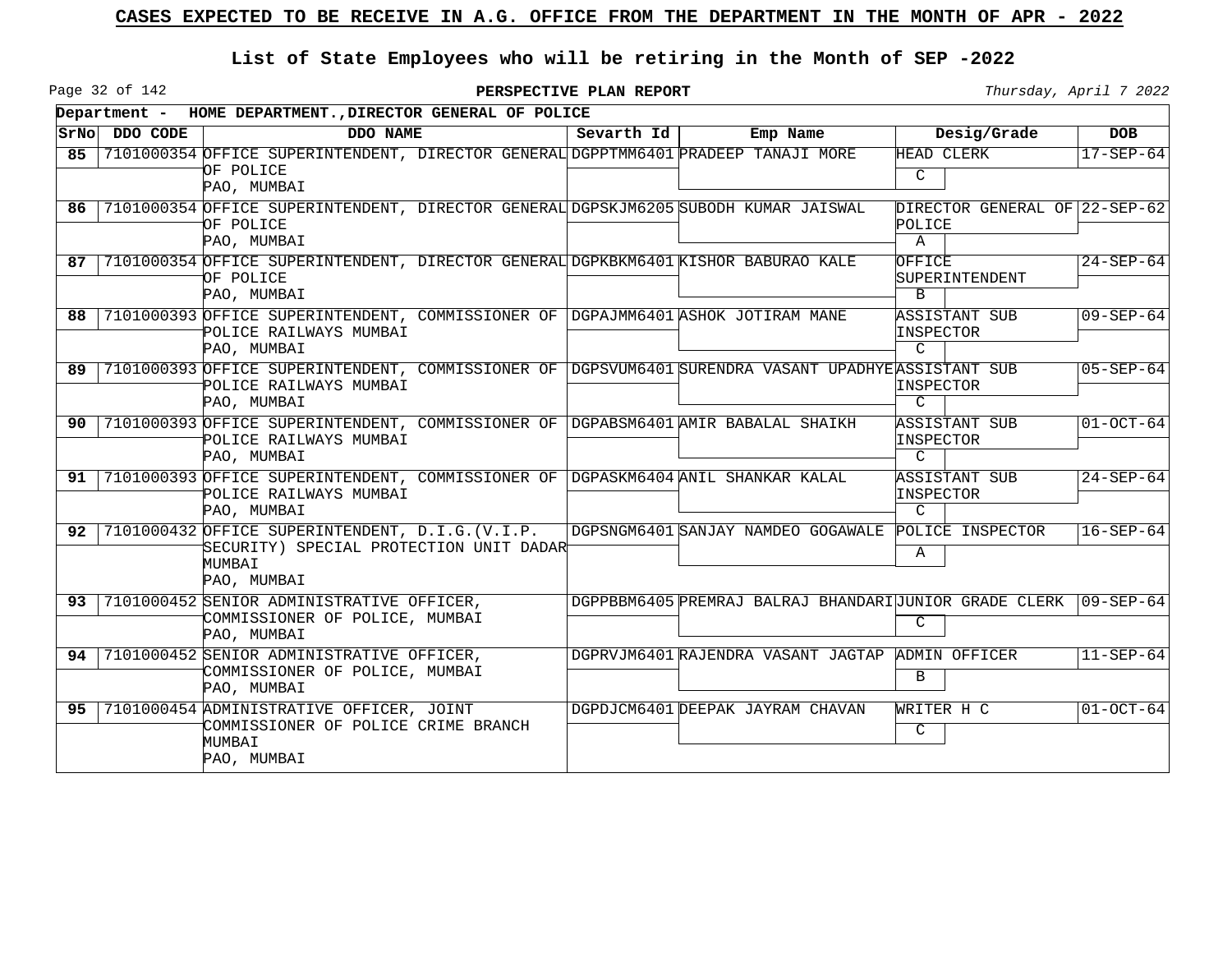# CASES EXPECTED TO BE RECEIVE IN A.G. OFFICE FROM THE DEPARTMENT IN THE MONTH OF APR - 2022

## List of State Employees who will be retiring in the Month of SEP -2022

**PERSPECTIVE PLAN REPORT**

*Thursday, April 7 2022*

**Department - HOME DEPARTMENT.,DIRECTOR GENERAL OF POLICE**

| SrNo | DDO CODE | DDO NAME | Sevarth Id | Emp Name | Desig/Grade | DOB |
|---|---|---|---|---|---|---|
| 85 | 7101000354 | OFFICE SUPERINTENDENT, DIRECTOR GENERAL OF POLICE PAO, MUMBAI | DGPPTMM6401 | PRADEEP TANAJI MORE | HEAD CLERK C | 17-SEP-64 |
| 86 | 7101000354 | OFFICE SUPERINTENDENT, DIRECTOR GENERAL OF POLICE PAO, MUMBAI | DGPSKJM6205 | SUBODH KUMAR JAISWAL | DIRECTOR GENERAL OF POLICE A | 22-SEP-62 |
| 87 | 7101000354 | OFFICE SUPERINTENDENT, DIRECTOR GENERAL OF POLICE PAO, MUMBAI | DGPKBKM6401 | KISHOR BABURAO KALE | OFFICE SUPERINTENDENT B | 24-SEP-64 |
| 88 | 7101000393 | OFFICE SUPERINTENDENT, COMMISSIONER OF POLICE RAILWAYS MUMBAI PAO, MUMBAI | DGPAJMM6401 | ASHOK JOTIRAM MANE | ASSISTANT SUB INSPECTOR C | 09-SEP-64 |
| 89 | 7101000393 | OFFICE SUPERINTENDENT, COMMISSIONER OF POLICE RAILWAYS MUMBAI PAO, MUMBAI | DGPSVUM6401 | SURENDRA VASANT UPADHYE | ASSISTANT SUB INSPECTOR C | 05-SEP-64 |
| 90 | 7101000393 | OFFICE SUPERINTENDENT, COMMISSIONER OF POLICE RAILWAYS MUMBAI PAO, MUMBAI | DGPABSM6401 | AMIR BABALAL SHAIKH | ASSISTANT SUB INSPECTOR C | 01-OCT-64 |
| 91 | 7101000393 | OFFICE SUPERINTENDENT, COMMISSIONER OF POLICE RAILWAYS MUMBAI PAO, MUMBAI | DGPASKM6404 | ANIL SHANKAR KALAL | ASSISTANT SUB INSPECTOR C | 24-SEP-64 |
| 92 | 7101000432 | OFFICE SUPERINTENDENT, D.I.G.(V.I.P. SECURITY) SPECIAL PROTECTION UNIT DADAR MUMBAI PAO, MUMBAI | DGPSNGM6401 | SANJAY NAMDEO GOGAWALE | POLICE INSPECTOR A | 16-SEP-64 |
| 93 | 7101000452 | SENIOR ADMINISTRATIVE OFFICER, COMMISSIONER OF POLICE, MUMBAI PAO, MUMBAI | DGPPBBM6405 | PREMRAJ BALRAJ BHANDARI | JUNIOR GRADE CLERK C | 09-SEP-64 |
| 94 | 7101000452 | SENIOR ADMINISTRATIVE OFFICER, COMMISSIONER OF POLICE, MUMBAI PAO, MUMBAI | DGPRVJM6401 | RAJENDRA VASANT JAGTAP | ADMIN OFFICER B | 11-SEP-64 |
| 95 | 7101000454 | ADMINISTRATIVE OFFICER, JOINT COMMISSIONER OF POLICE CRIME BRANCH MUMBAI PAO, MUMBAI | DGPDJCM6401 | DEEPAK JAYRAM CHAVAN | WRITER H C C | 01-OCT-64 |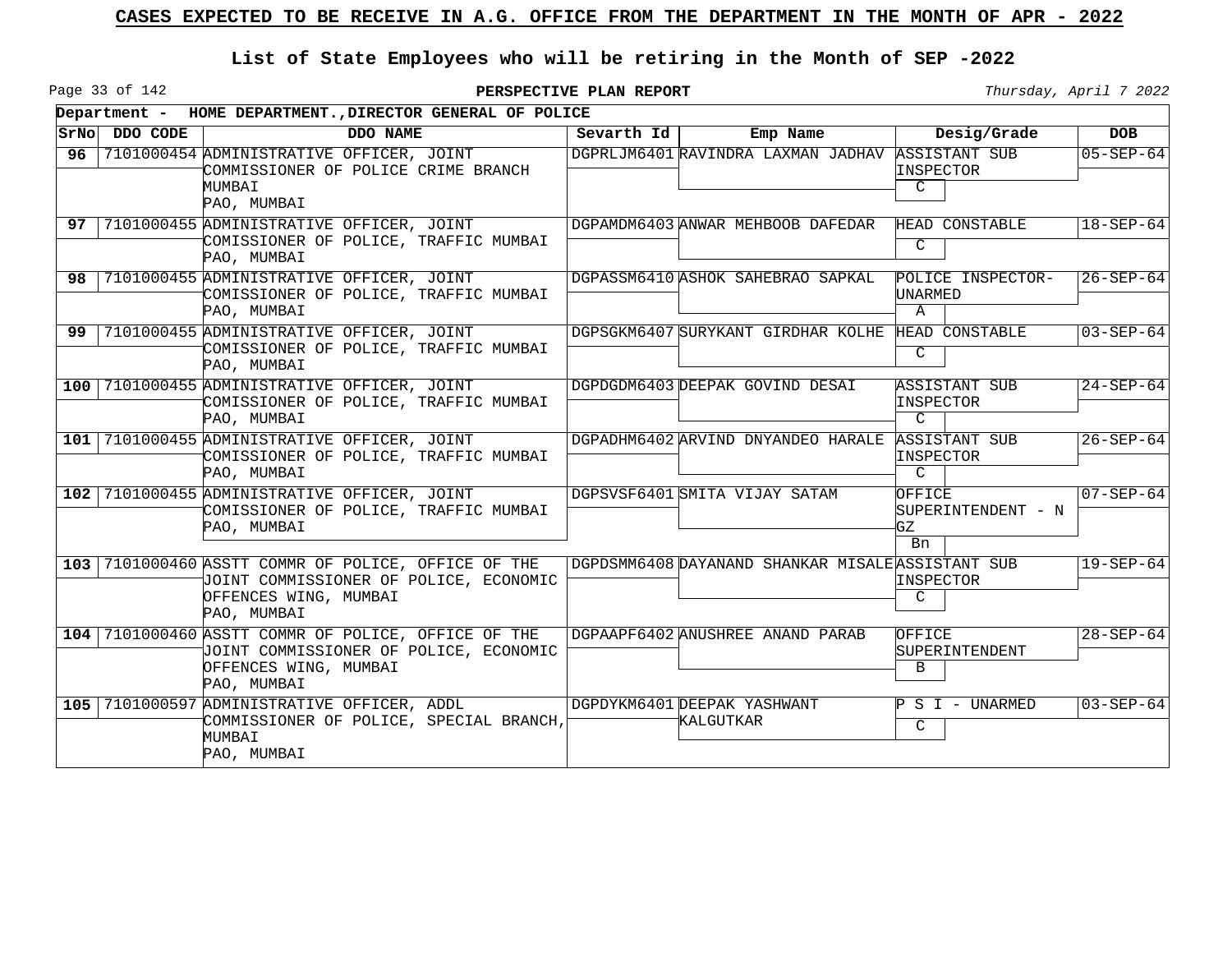# CASES EXPECTED TO BE RECEIVE IN A.G. OFFICE FROM THE DEPARTMENT IN THE MONTH OF APR - 2022

## List of State Employees who will be retiring in the Month of SEP -2022

**PERSPECTIVE PLAN REPORT**

*Thursday, April 7 2022*

**Department - HOME DEPARTMENT.,DIRECTOR GENERAL OF POLICE**

| SrNo | DDO CODE | DDO NAME | Sevarth Id | Emp Name | Desig/Grade | DOB |
|---|---|---|---|---|---|---|
| 96 | 7101000454 | ADMINISTRATIVE OFFICER, JOINT COMMISSIONER OF POLICE CRIME BRANCH MUMBAI PAO, MUMBAI | DGPRLJM6401 | RAVINDRA LAXMAN JADHAV | ASSISTANT SUB INSPECTOR C | 05-SEP-64 |
| 97 | 7101000455 | ADMINISTRATIVE OFFICER, JOINT COMISSIONER OF POLICE, TRAFFIC MUMBAI PAO, MUMBAI | DGPAMDM6403 | ANWAR MEHBOOB DAFEDAR | HEAD CONSTABLE C | 18-SEP-64 |
| 98 | 7101000455 | ADMINISTRATIVE OFFICER, JOINT COMISSIONER OF POLICE, TRAFFIC MUMBAI PAO, MUMBAI | DGPASSM6410 | ASHOK SAHEBRAO SAPKAL | POLICE INSPECTOR-UNARMED A | 26-SEP-64 |
| 99 | 7101000455 | ADMINISTRATIVE OFFICER, JOINT COMISSIONER OF POLICE, TRAFFIC MUMBAI PAO, MUMBAI | DGPSGKM6407 | SURYKANT GIRDHAR KOLHE | HEAD CONSTABLE C | 03-SEP-64 |
| 100 | 7101000455 | ADMINISTRATIVE OFFICER, JOINT COMISSIONER OF POLICE, TRAFFIC MUMBAI PAO, MUMBAI | DGPDGDM6403 | DEEPAK GOVIND DESAI | ASSISTANT SUB INSPECTOR C | 24-SEP-64 |
| 101 | 7101000455 | ADMINISTRATIVE OFFICER, JOINT COMISSIONER OF POLICE, TRAFFIC MUMBAI PAO, MUMBAI | DGPADHM6402 | ARVIND DNYANDEO HARALE | ASSISTANT SUB INSPECTOR C | 26-SEP-64 |
| 102 | 7101000455 | ADMINISTRATIVE OFFICER, JOINT COMISSIONER OF POLICE, TRAFFIC MUMBAI PAO, MUMBAI | DGPSVSF6401 | SMITA VIJAY SATAM | OFFICE SUPERINTENDENT - N GZ Bn | 07-SEP-64 |
| 103 | 7101000460 | ASSTT COMMR OF POLICE, OFFICE OF THE JOINT COMMISSIONER OF POLICE, ECONOMIC OFFENCES WING, MUMBAI PAO, MUMBAI | DGPDSMM6408 | DAYANAND SHANKAR MISALE | ASSISTANT SUB INSPECTOR C | 19-SEP-64 |
| 104 | 7101000460 | ASSTT COMMR OF POLICE, OFFICE OF THE JOINT COMMISSIONER OF POLICE, ECONOMIC OFFENCES WING, MUMBAI PAO, MUMBAI | DGPAAPF6402 | ANUSHREE ANAND PARAB | OFFICE SUPERINTENDENT B | 28-SEP-64 |
| 105 | 7101000597 | ADMINISTRATIVE OFFICER, ADDL COMMISSIONER OF POLICE, SPECIAL BRANCH, MUMBAI PAO, MUMBAI | DGPDYKM6401 | DEEPAK YASHWANT KALGUTKAR | P S I - UNARMED C | 03-SEP-64 |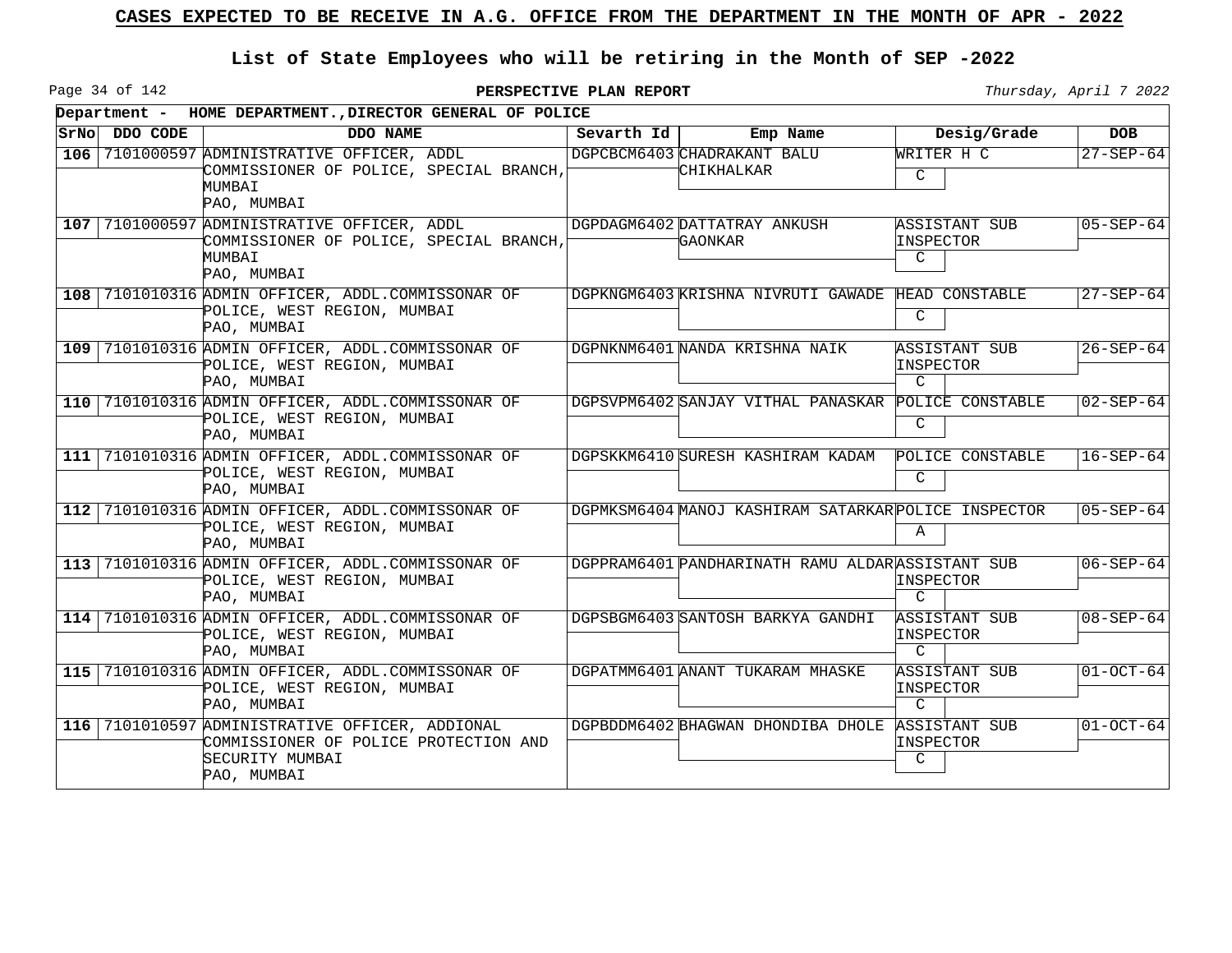# CASES EXPECTED TO BE RECEIVE IN A.G. OFFICE FROM THE DEPARTMENT IN THE MONTH OF APR - 2022

## List of State Employees who will be retiring in the Month of SEP -2022

**PERSPECTIVE PLAN REPORT**

*Thursday, April 7 2022*

**Department - HOME DEPARTMENT.,DIRECTOR GENERAL OF POLICE**

| SrNo | DDO CODE | DDO NAME | Sevarth Id | Emp Name | Desig/Grade | DOB |
|---|---|---|---|---|---|---|
| 106 | 7101000597 | ADMINISTRATIVE OFFICER, ADDL COMMISSIONER OF POLICE, SPECIAL BRANCH, MUMBAI PAO, MUMBAI | DGPCBCM6403 | CHADRAKANT BALU CHIKHALKAR | WRITER H C<br>C | 27-SEP-64 |
| 107 | 7101000597 | ADMINISTRATIVE OFFICER, ADDL COMMISSIONER OF POLICE, SPECIAL BRANCH, MUMBAI PAO, MUMBAI | DGPDAGM6402 | DATTATRAY ANKUSH GAONKAR | ASSISTANT SUB INSPECTOR<br>C | 05-SEP-64 |
| 108 | 7101010316 | ADMIN OFFICER, ADDL.COMMISSONAR OF POLICE, WEST REGION, MUMBAI PAO, MUMBAI | DGPKNGM6403 | KRISHNA NIVRUTI GAWADE | HEAD CONSTABLE<br>C | 27-SEP-64 |
| 109 | 7101010316 | ADMIN OFFICER, ADDL.COMMISSONAR OF POLICE, WEST REGION, MUMBAI PAO, MUMBAI | DGPNKNM6401 | NANDA KRISHNA NAIK | ASSISTANT SUB INSPECTOR<br>C | 26-SEP-64 |
| 110 | 7101010316 | ADMIN OFFICER, ADDL.COMMISSONAR OF POLICE, WEST REGION, MUMBAI PAO, MUMBAI | DGPSVPM6402 | SANJAY VITHAL PANASKAR | POLICE CONSTABLE<br>C | 02-SEP-64 |
| 111 | 7101010316 | ADMIN OFFICER, ADDL.COMMISSONAR OF POLICE, WEST REGION, MUMBAI PAO, MUMBAI | DGPSKKM6410 | SURESH KASHIRAM KADAM | POLICE CONSTABLE<br>C | 16-SEP-64 |
| 112 | 7101010316 | ADMIN OFFICER, ADDL.COMMISSONAR OF POLICE, WEST REGION, MUMBAI PAO, MUMBAI | DGPMKSM6404 | MANOJ KASHIRAM SATARKAR | POLICE INSPECTOR<br>A | 05-SEP-64 |
| 113 | 7101010316 | ADMIN OFFICER, ADDL.COMMISSONAR OF POLICE, WEST REGION, MUMBAI PAO, MUMBAI | DGPPRAM6401 | PANDHARINATH RAMU ALDAR | ASSISTANT SUB INSPECTOR<br>C | 06-SEP-64 |
| 114 | 7101010316 | ADMIN OFFICER, ADDL.COMMISSONAR OF POLICE, WEST REGION, MUMBAI PAO, MUMBAI | DGPSBGM6403 | SANTOSH BARKYA GANDHI | ASSISTANT SUB INSPECTOR<br>C | 08-SEP-64 |
| 115 | 7101010316 | ADMIN OFFICER, ADDL.COMMISSONAR OF POLICE, WEST REGION, MUMBAI PAO, MUMBAI | DGPATMM6401 | ANANT TUKARAM MHASKE | ASSISTANT SUB INSPECTOR<br>C | 01-OCT-64 |
| 116 | 7101010597 | ADMINISTRATIVE OFFICER, ADDIONAL COMMISSIONER OF POLICE PROTECTION AND SECURITY MUMBAI PAO, MUMBAI | DGPBDDM6402 | BHAGWAN DHONDIBA DHOLE | ASSISTANT SUB INSPECTOR<br>C | 01-OCT-64 |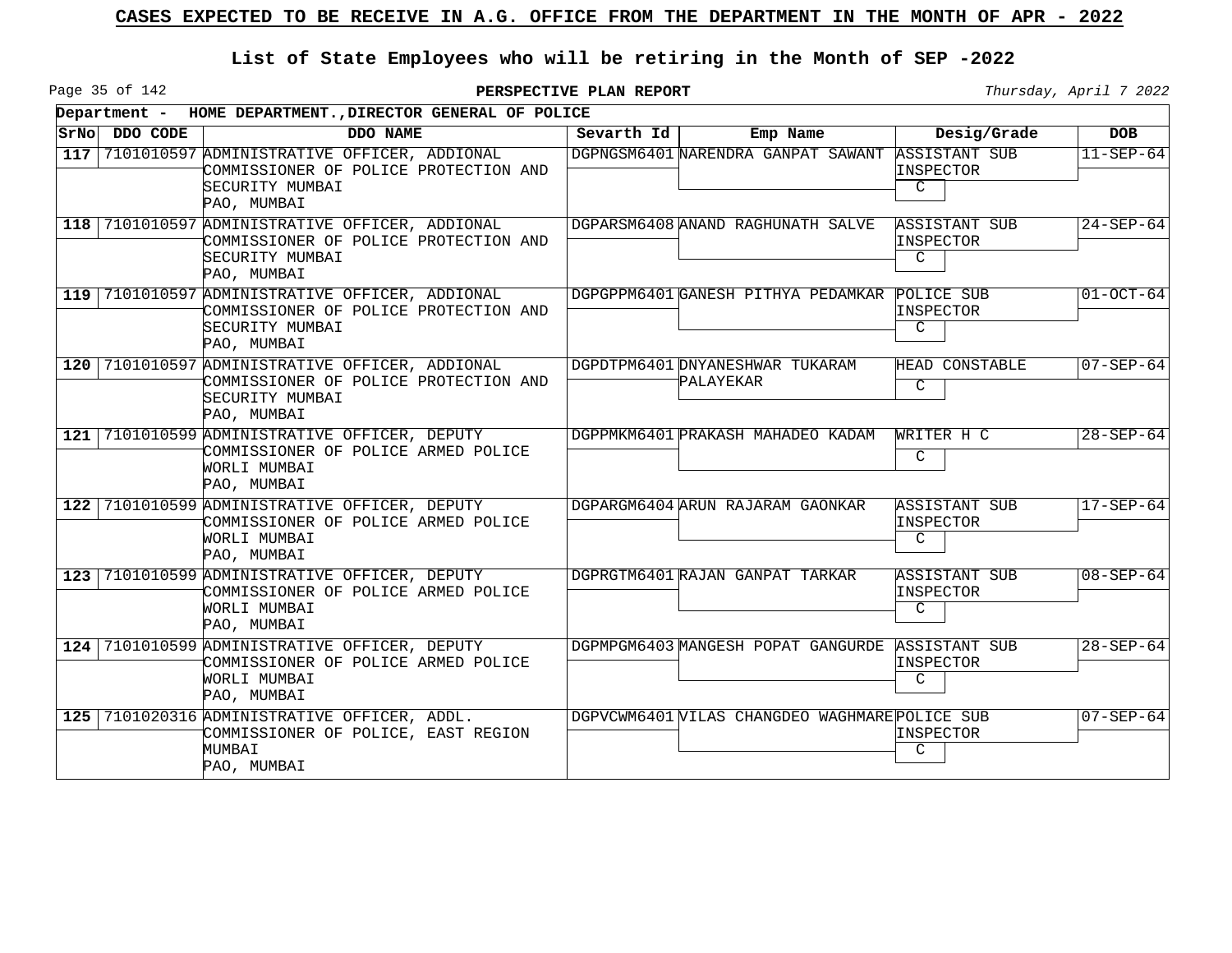# CASES EXPECTED TO BE RECEIVE IN A.G. OFFICE FROM THE DEPARTMENT IN THE MONTH OF APR - 2022

## List of State Employees who will be retiring in the Month of SEP -2022

**PERSPECTIVE PLAN REPORT**

*Thursday, April 7 2022*

**Department - HOME DEPARTMENT.,DIRECTOR GENERAL OF POLICE**

| SrNo | DDO CODE | DDO NAME | Sevarth Id | Emp Name | Desig/Grade | DOB |
|---|---|---|---|---|---|---|
| 117 | 7101010597 | ADMINISTRATIVE OFFICER, ADDIONAL COMMISSIONER OF POLICE PROTECTION AND SECURITY MUMBAI PAO, MUMBAI | DGPNGSM6401 | NARENDRA GANPAT SAWANT | ASSISTANT SUB INSPECTOR C | 11-SEP-64 |
| 118 | 7101010597 | ADMINISTRATIVE OFFICER, ADDIONAL COMMISSIONER OF POLICE PROTECTION AND SECURITY MUMBAI PAO, MUMBAI | DGPARSM6408 | ANAND RAGHUNATH SALVE | ASSISTANT SUB INSPECTOR C | 24-SEP-64 |
| 119 | 7101010597 | ADMINISTRATIVE OFFICER, ADDIONAL COMMISSIONER OF POLICE PROTECTION AND SECURITY MUMBAI PAO, MUMBAI | DGPGPPM6401 | GANESH PITHYA PEDAMKAR | POLICE SUB INSPECTOR C | 01-OCT-64 |
| 120 | 7101010597 | ADMINISTRATIVE OFFICER, ADDIONAL COMMISSIONER OF POLICE PROTECTION AND SECURITY MUMBAI PAO, MUMBAI | DGPDTPM6401 | DNYANESHWAR TUKARAM PALAYEKAR | HEAD CONSTABLE C | 07-SEP-64 |
| 121 | 7101010599 | ADMINISTRATIVE OFFICER, DEPUTY COMMISSIONER OF POLICE ARMED POLICE WORLI MUMBAI PAO, MUMBAI | DGPPMKM6401 | PRAKASH MAHADEO KADAM | WRITER H C C | 28-SEP-64 |
| 122 | 7101010599 | ADMINISTRATIVE OFFICER, DEPUTY COMMISSIONER OF POLICE ARMED POLICE WORLI MUMBAI PAO, MUMBAI | DGPARGM6404 | ARUN RAJARAM GAONKAR | ASSISTANT SUB INSPECTOR C | 17-SEP-64 |
| 123 | 7101010599 | ADMINISTRATIVE OFFICER, DEPUTY COMMISSIONER OF POLICE ARMED POLICE WORLI MUMBAI PAO, MUMBAI | DGPRGTM6401 | RAJAN GANPAT TARKAR | ASSISTANT SUB INSPECTOR C | 08-SEP-64 |
| 124 | 7101010599 | ADMINISTRATIVE OFFICER, DEPUTY COMMISSIONER OF POLICE ARMED POLICE WORLI MUMBAI PAO, MUMBAI | DGPMPGM6403 | MANGESH POPAT GANGURDE | ASSISTANT SUB INSPECTOR C | 28-SEP-64 |
| 125 | 7101020316 | ADMINISTRATIVE OFFICER, ADDL. COMMISSIONER OF POLICE, EAST REGION MUMBAI PAO, MUMBAI | DGPVCWM6401 | VILAS CHANGDEO WAGHMARE | POLICE SUB INSPECTOR C | 07-SEP-64 |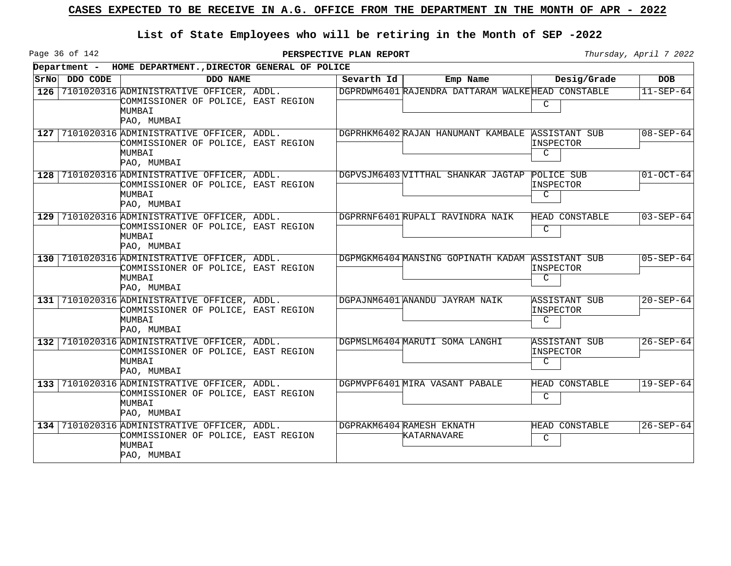# CASES EXPECTED TO BE RECEIVE IN A.G. OFFICE FROM THE DEPARTMENT IN THE MONTH OF APR - 2022

## List of State Employees who will be retiring in the Month of SEP -2022

**PERSPECTIVE PLAN REPORT**

*Thursday, April 7 2022*

**Department - HOME DEPARTMENT.,DIRECTOR GENERAL OF POLICE**

| SrNo | DDO CODE | DDO NAME | Sevarth Id | Emp Name | Desig/Grade | DOB |
|---|---|---|---|---|---|---|
| 126 | 7101020316 | ADMINISTRATIVE OFFICER, ADDL. COMMISSIONER OF POLICE, EAST REGION MUMBAI PAO, MUMBAI | DGPRDWM6401 | RAJENDRA DATTARAM WALKE | HEAD CONSTABLE C | 11-SEP-64 |
| 127 | 7101020316 | ADMINISTRATIVE OFFICER, ADDL. COMMISSIONER OF POLICE, EAST REGION MUMBAI PAO, MUMBAI | DGPRHKM6402 | RAJAN HANUMANT KAMBALE | ASSISTANT SUB INSPECTOR C | 08-SEP-64 |
| 128 | 7101020316 | ADMINISTRATIVE OFFICER, ADDL. COMMISSIONER OF POLICE, EAST REGION MUMBAI PAO, MUMBAI | DGPVSJM6403 | VITTHAL SHANKAR JAGTAP | POLICE SUB INSPECTOR C | 01-OCT-64 |
| 129 | 7101020316 | ADMINISTRATIVE OFFICER, ADDL. COMMISSIONER OF POLICE, EAST REGION MUMBAI PAO, MUMBAI | DGPRRNF6401 | RUPALI RAVINDRA NAIK | HEAD CONSTABLE C | 03-SEP-64 |
| 130 | 7101020316 | ADMINISTRATIVE OFFICER, ADDL. COMMISSIONER OF POLICE, EAST REGION MUMBAI PAO, MUMBAI | DGPMGKM6404 | MANSING GOPINATH KADAM | ASSISTANT SUB INSPECTOR C | 05-SEP-64 |
| 131 | 7101020316 | ADMINISTRATIVE OFFICER, ADDL. COMMISSIONER OF POLICE, EAST REGION MUMBAI PAO, MUMBAI | DGPAJNM6401 | ANANDU JAYRAM NAIK | ASSISTANT SUB INSPECTOR C | 20-SEP-64 |
| 132 | 7101020316 | ADMINISTRATIVE OFFICER, ADDL. COMMISSIONER OF POLICE, EAST REGION MUMBAI PAO, MUMBAI | DGPMSLM6404 | MARUTI SOMA LANGHI | ASSISTANT SUB INSPECTOR C | 26-SEP-64 |
| 133 | 7101020316 | ADMINISTRATIVE OFFICER, ADDL. COMMISSIONER OF POLICE, EAST REGION MUMBAI PAO, MUMBAI | DGPMVPF6401 | MIRA VASANT PABALE | HEAD CONSTABLE C | 19-SEP-64 |
| 134 | 7101020316 | ADMINISTRATIVE OFFICER, ADDL. COMMISSIONER OF POLICE, EAST REGION MUMBAI PAO, MUMBAI | DGPRAKM6404 | RAMESH EKNATH KATARNAVARE | HEAD CONSTABLE C | 26-SEP-64 |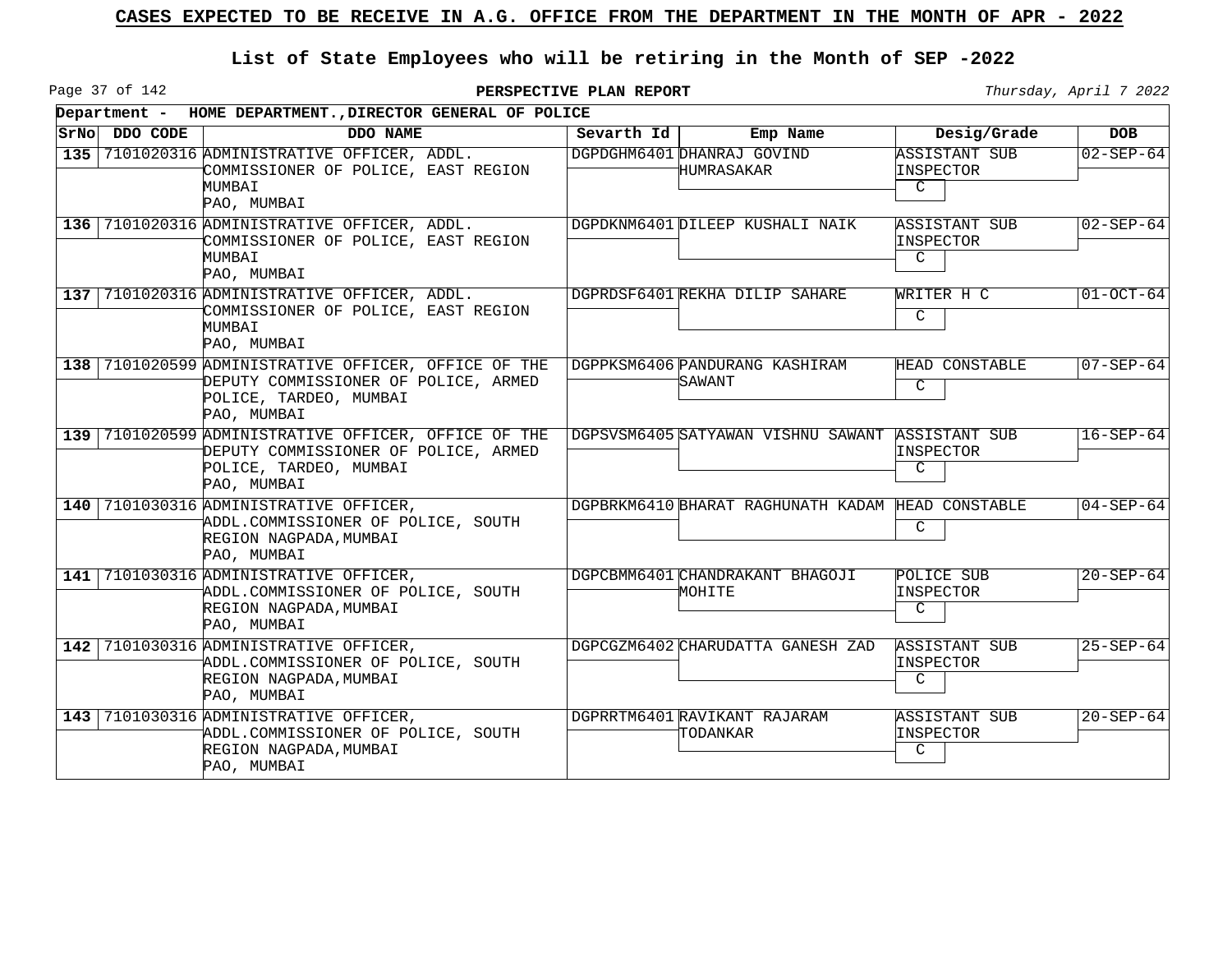# CASES EXPECTED TO BE RECEIVE IN A.G. OFFICE FROM THE DEPARTMENT IN THE MONTH OF APR - 2022

## List of State Employees who will be retiring in the Month of SEP -2022

**PERSPECTIVE PLAN REPORT**

*Thursday, April 7 2022*

**Department - HOME DEPARTMENT.,DIRECTOR GENERAL OF POLICE**

| SrNo | DDO CODE | DDO NAME | Sevarth Id | Emp Name | Desig/Grade | DOB |
|---|---|---|---|---|---|---|
| 135 | 7101020316 | ADMINISTRATIVE OFFICER, ADDL. COMMISSIONER OF POLICE, EAST REGION MUMBAI PAO, MUMBAI | DGPDGHM6401 | DHANRAJ GOVIND HUMRASAKAR | ASSISTANT SUB INSPECTOR C | 02-SEP-64 |
| 136 | 7101020316 | ADMINISTRATIVE OFFICER, ADDL. COMMISSIONER OF POLICE, EAST REGION MUMBAI PAO, MUMBAI | DGPDKNM6401 | DILEEP KUSHALI NAIK | ASSISTANT SUB INSPECTOR C | 02-SEP-64 |
| 137 | 7101020316 | ADMINISTRATIVE OFFICER, ADDL. COMMISSIONER OF POLICE, EAST REGION MUMBAI PAO, MUMBAI | DGPRDSF6401 | REKHA DILIP SAHARE | WRITER H C C | 01-OCT-64 |
| 138 | 7101020599 | ADMINISTRATIVE OFFICER, OFFICE OF THE DEPUTY COMMISSIONER OF POLICE, ARMED POLICE, TARDEO, MUMBAI PAO, MUMBAI | DGPPKSM6406 | PANDURANG KASHIRAM SAWANT | HEAD CONSTABLE C | 07-SEP-64 |
| 139 | 7101020599 | ADMINISTRATIVE OFFICER, OFFICE OF THE DEPUTY COMMISSIONER OF POLICE, ARMED POLICE, TARDEO, MUMBAI PAO, MUMBAI | DGPSVSM6405 | SATYAWAN VISHNU SAWANT | ASSISTANT SUB INSPECTOR C | 16-SEP-64 |
| 140 | 7101030316 | ADMINISTRATIVE OFFICER, ADDL.COMMISSIONER OF POLICE, SOUTH REGION NAGPADA,MUMBAI PAO, MUMBAI | DGPBRKM6410 | BHARAT RAGHUNATH KADAM | HEAD CONSTABLE C | 04-SEP-64 |
| 141 | 7101030316 | ADMINISTRATIVE OFFICER, ADDL.COMMISSIONER OF POLICE, SOUTH REGION NAGPADA,MUMBAI PAO, MUMBAI | DGPCBMM6401 | CHANDRAKANT BHAGOJI MOHITE | POLICE SUB INSPECTOR C | 20-SEP-64 |
| 142 | 7101030316 | ADMINISTRATIVE OFFICER, ADDL.COMMISSIONER OF POLICE, SOUTH REGION NAGPADA,MUMBAI PAO, MUMBAI | DGPCGZM6402 | CHARUDATTA GANESH ZAD | ASSISTANT SUB INSPECTOR C | 25-SEP-64 |
| 143 | 7101030316 | ADMINISTRATIVE OFFICER, ADDL.COMMISSIONER OF POLICE, SOUTH REGION NAGPADA,MUMBAI PAO, MUMBAI | DGPRRTM6401 | RAVIKANT RAJARAM TODANKAR | ASSISTANT SUB INSPECTOR C | 20-SEP-64 |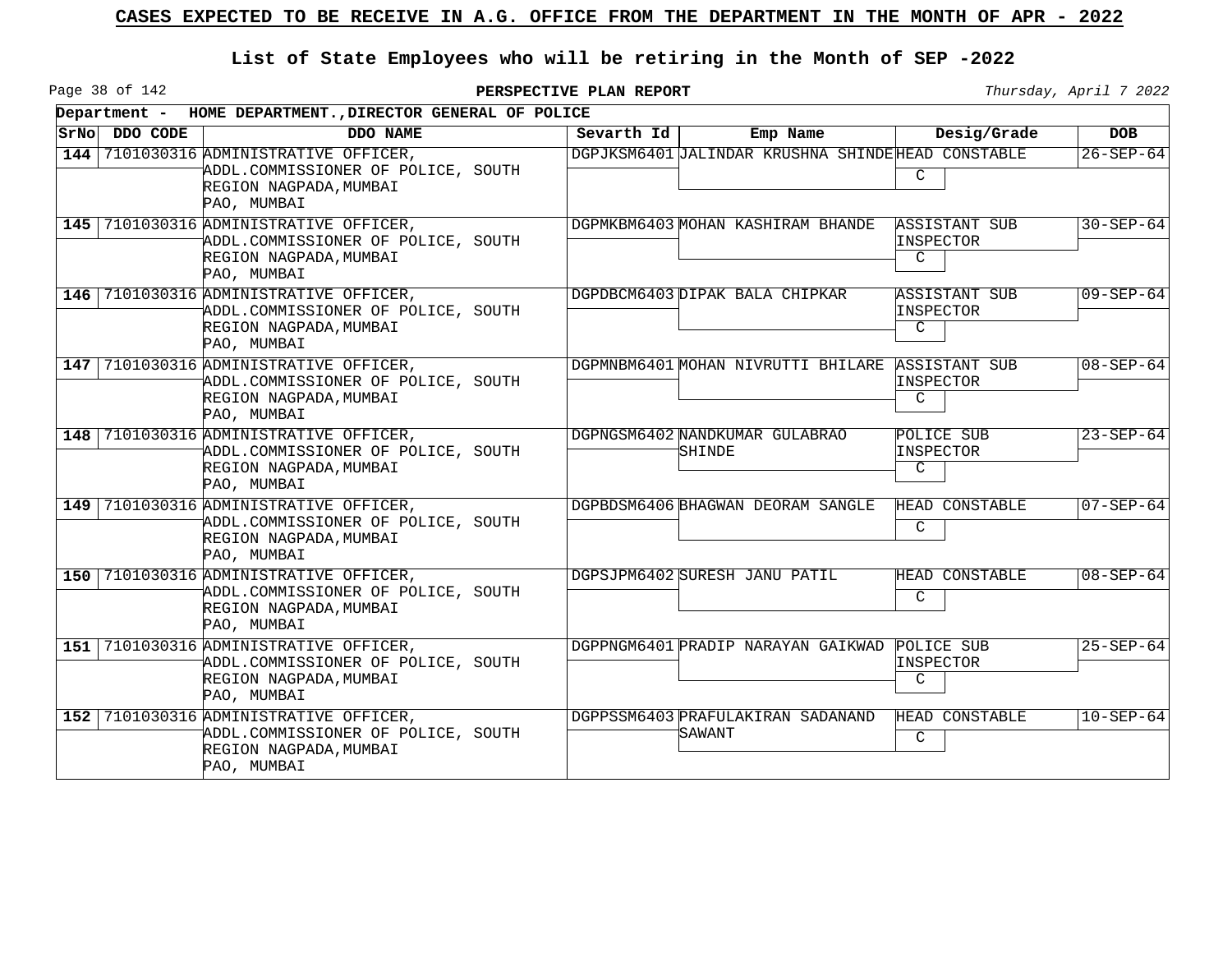# CASES EXPECTED TO BE RECEIVE IN A.G. OFFICE FROM THE DEPARTMENT IN THE MONTH OF APR - 2022

## List of State Employees who will be retiring in the Month of SEP -2022

**PERSPECTIVE PLAN REPORT**

*Thursday, April 7 2022*

**Department - HOME DEPARTMENT.,DIRECTOR GENERAL OF POLICE**

| SrNo | DDO CODE | DDO NAME | Sevarth Id | Emp Name | Desig/Grade | DOB |
|---|---|---|---|---|---|---|
| 144 | 7101030316 | ADMINISTRATIVE OFFICER, ADDL.COMMISSIONER OF POLICE, SOUTH REGION NAGPADA,MUMBAI PAO, MUMBAI | DGPJKSM6401 | JALINDAR KRUSHNA SHINDE | HEAD CONSTABLE C | 26-SEP-64 |
| 145 | 7101030316 | ADMINISTRATIVE OFFICER, ADDL.COMMISSIONER OF POLICE, SOUTH REGION NAGPADA,MUMBAI PAO, MUMBAI | DGPMKBM6403 | MOHAN KASHIRAM BHANDE | ASSISTANT SUB INSPECTOR C | 30-SEP-64 |
| 146 | 7101030316 | ADMINISTRATIVE OFFICER, ADDL.COMMISSIONER OF POLICE, SOUTH REGION NAGPADA,MUMBAI PAO, MUMBAI | DGPDBCM6403 | DIPAK BALA CHIPKAR | ASSISTANT SUB INSPECTOR C | 09-SEP-64 |
| 147 | 7101030316 | ADMINISTRATIVE OFFICER, ADDL.COMMISSIONER OF POLICE, SOUTH REGION NAGPADA,MUMBAI PAO, MUMBAI | DGPMNBM6401 | MOHAN NIVRUTTI BHILARE | ASSISTANT SUB INSPECTOR C | 08-SEP-64 |
| 148 | 7101030316 | ADMINISTRATIVE OFFICER, ADDL.COMMISSIONER OF POLICE, SOUTH REGION NAGPADA,MUMBAI PAO, MUMBAI | DGPNGSM6402 | NANDKUMAR GULABRAO SHINDE | POLICE SUB INSPECTOR C | 23-SEP-64 |
| 149 | 7101030316 | ADMINISTRATIVE OFFICER, ADDL.COMMISSIONER OF POLICE, SOUTH REGION NAGPADA,MUMBAI PAO, MUMBAI | DGPBDSM6406 | BHAGWAN DEORAM SANGLE | HEAD CONSTABLE C | 07-SEP-64 |
| 150 | 7101030316 | ADMINISTRATIVE OFFICER, ADDL.COMMISSIONER OF POLICE, SOUTH REGION NAGPADA,MUMBAI PAO, MUMBAI | DGPSJPM6402 | SURESH JANU PATIL | HEAD CONSTABLE C | 08-SEP-64 |
| 151 | 7101030316 | ADMINISTRATIVE OFFICER, ADDL.COMMISSIONER OF POLICE, SOUTH REGION NAGPADA,MUMBAI PAO, MUMBAI | DGPPNGM6401 | PRADIP NARAYAN GAIKWAD | POLICE SUB INSPECTOR C | 25-SEP-64 |
| 152 | 7101030316 | ADMINISTRATIVE OFFICER, ADDL.COMMISSIONER OF POLICE, SOUTH REGION NAGPADA,MUMBAI PAO, MUMBAI | DGPPSSM6403 | PRAFULAKIRAN SADANAND SAWANT | HEAD CONSTABLE C | 10-SEP-64 |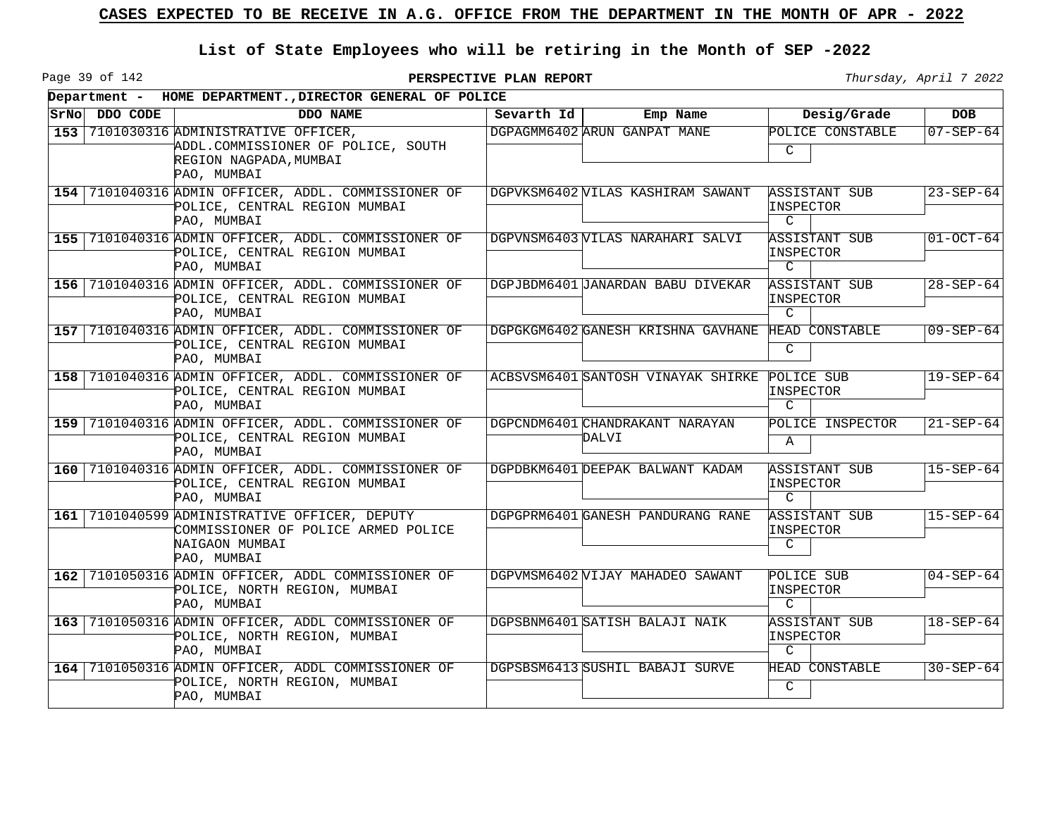# CASES EXPECTED TO BE RECEIVE IN A.G. OFFICE FROM THE DEPARTMENT IN THE MONTH OF APR - 2022

## List of State Employees who will be retiring in the Month of SEP -2022

**PERSPECTIVE PLAN REPORT**

*Thursday, April 7 2022*

**Department - HOME DEPARTMENT.,DIRECTOR GENERAL OF POLICE**

| SrNo | DDO CODE | DDO NAME | Sevarth Id | Emp Name | Desig/Grade | DOB |
|---|---|---|---|---|---|---|
| 153 | 7101030316 | ADMINISTRATIVE OFFICER, ADDL.COMMISSIONER OF POLICE, SOUTH REGION NAGPADA,MUMBAI PAO, MUMBAI | DGPAGMM6402 | ARUN GANPAT MANE | POLICE CONSTABLE C | 07-SEP-64 |
| 154 | 7101040316 | ADMIN OFFICER, ADDL. COMMISSIONER OF POLICE, CENTRAL REGION MUMBAI PAO, MUMBAI | DGPVKSM6402 | VILAS KASHIRAM SAWANT | ASSISTANT SUB INSPECTOR C | 23-SEP-64 |
| 155 | 7101040316 | ADMIN OFFICER, ADDL. COMMISSIONER OF POLICE, CENTRAL REGION MUMBAI PAO, MUMBAI | DGPVNSM6403 | VILAS NARAHARI SALVI | ASSISTANT SUB INSPECTOR C | 01-OCT-64 |
| 156 | 7101040316 | ADMIN OFFICER, ADDL. COMMISSIONER OF POLICE, CENTRAL REGION MUMBAI PAO, MUMBAI | DGPJBDM6401 | JANARDAN BABU DIVEKAR | ASSISTANT SUB INSPECTOR C | 28-SEP-64 |
| 157 | 7101040316 | ADMIN OFFICER, ADDL. COMMISSIONER OF POLICE, CENTRAL REGION MUMBAI PAO, MUMBAI | DGPGKGM6402 | GANESH KRISHNA GAVHANE | HEAD CONSTABLE C | 09-SEP-64 |
| 158 | 7101040316 | ADMIN OFFICER, ADDL. COMMISSIONER OF POLICE, CENTRAL REGION MUMBAI PAO, MUMBAI | ACBSVSM6401 | SANTOSH VINAYAK SHIRKE | POLICE SUB INSPECTOR C | 19-SEP-64 |
| 159 | 7101040316 | ADMIN OFFICER, ADDL. COMMISSIONER OF POLICE, CENTRAL REGION MUMBAI PAO, MUMBAI | DGPCNDM6401 | CHANDRAKANT NARAYAN DALVI | POLICE INSPECTOR A | 21-SEP-64 |
| 160 | 7101040316 | ADMIN OFFICER, ADDL. COMMISSIONER OF POLICE, CENTRAL REGION MUMBAI PAO, MUMBAI | DGPDBKM6401 | DEEPAK BALWANT KADAM | ASSISTANT SUB INSPECTOR C | 15-SEP-64 |
| 161 | 7101040599 | ADMINISTRATIVE OFFICER, DEPUTY COMMISSIONER OF POLICE ARMED POLICE NAIGAON MUMBAI PAO, MUMBAI | DGPGPRM6401 | GANESH PANDURANG RANE | ASSISTANT SUB INSPECTOR C | 15-SEP-64 |
| 162 | 7101050316 | ADMIN OFFICER, ADDL COMMISSIONER OF POLICE, NORTH REGION, MUMBAI PAO, MUMBAI | DGPVMSM6402 | VIJAY MAHADEO SAWANT | POLICE SUB INSPECTOR C | 04-SEP-64 |
| 163 | 7101050316 | ADMIN OFFICER, ADDL COMMISSIONER OF POLICE, NORTH REGION, MUMBAI PAO, MUMBAI | DGPSBNM6401 | SATISH BALAJI NAIK | ASSISTANT SUB INSPECTOR C | 18-SEP-64 |
| 164 | 7101050316 | ADMIN OFFICER, ADDL COMMISSIONER OF POLICE, NORTH REGION, MUMBAI PAO, MUMBAI | DGPSBSM6413 | SUSHIL BABAJI SURVE | HEAD CONSTABLE C | 30-SEP-64 |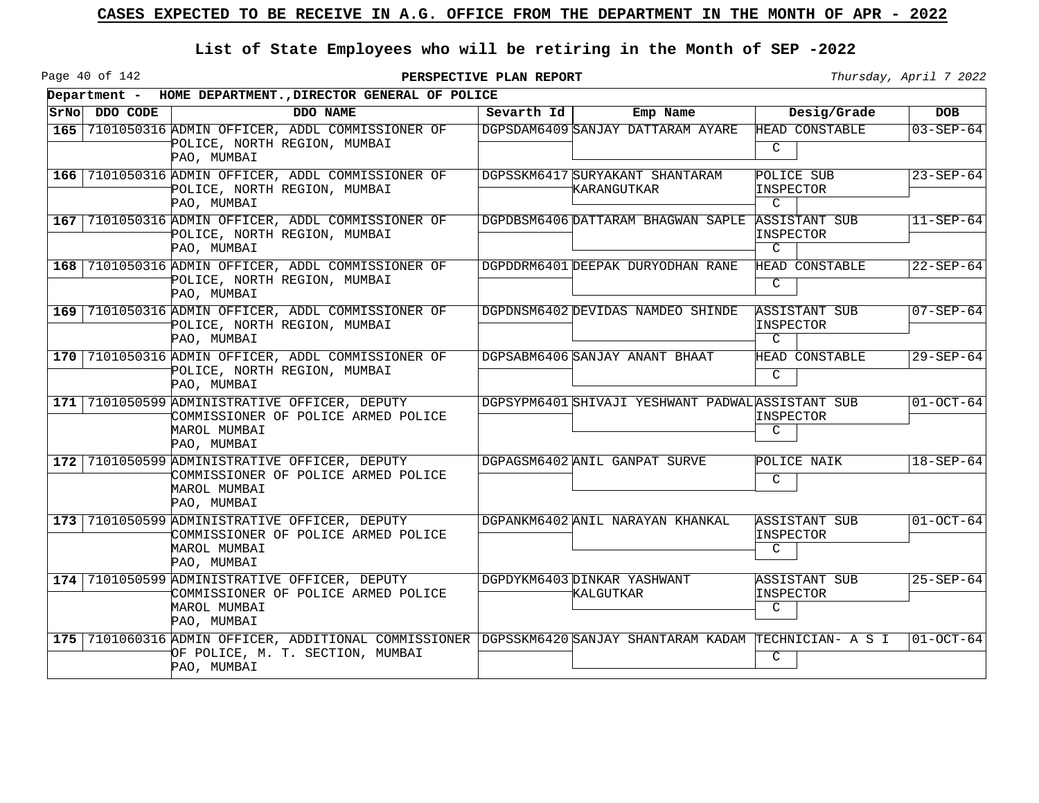# CASES EXPECTED TO BE RECEIVE IN A.G. OFFICE FROM THE DEPARTMENT IN THE MONTH OF APR - 2022

## List of State Employees who will be retiring in the Month of SEP -2022

**PERSPECTIVE PLAN REPORT**

*Thursday, April 7 2022*

**Department - HOME DEPARTMENT.,DIRECTOR GENERAL OF POLICE**

| SrNo | DDO CODE | DDO NAME | Sevarth Id | Emp Name | Desig/Grade | DOB |
|---|---|---|---|---|---|---|
| 165 | 7101050316 | ADMIN OFFICER, ADDL COMMISSIONER OF POLICE, NORTH REGION, MUMBAI PAO, MUMBAI | DGPSDAM6409 | SANJAY DATTARAM AYARE | HEAD CONSTABLE C | 03-SEP-64 |
| 166 | 7101050316 | ADMIN OFFICER, ADDL COMMISSIONER OF POLICE, NORTH REGION, MUMBAI PAO, MUMBAI | DGPSSKM6417 | SURYAKANT SHANTARAM KARANGUTKAR | POLICE SUB INSPECTOR C | 23-SEP-64 |
| 167 | 7101050316 | ADMIN OFFICER, ADDL COMMISSIONER OF POLICE, NORTH REGION, MUMBAI PAO, MUMBAI | DGPDBSM6406 | DATTARAM BHAGWAN SAPLE | ASSISTANT SUB INSPECTOR C | 11-SEP-64 |
| 168 | 7101050316 | ADMIN OFFICER, ADDL COMMISSIONER OF POLICE, NORTH REGION, MUMBAI PAO, MUMBAI | DGPDDRM6401 | DEEPAK DURYODHAN RANE | HEAD CONSTABLE C | 22-SEP-64 |
| 169 | 7101050316 | ADMIN OFFICER, ADDL COMMISSIONER OF POLICE, NORTH REGION, MUMBAI PAO, MUMBAI | DGPDNSM6402 | DEVIDAS NAMDEO SHINDE | ASSISTANT SUB INSPECTOR C | 07-SEP-64 |
| 170 | 7101050316 | ADMIN OFFICER, ADDL COMMISSIONER OF POLICE, NORTH REGION, MUMBAI PAO, MUMBAI | DGPSABM6406 | SANJAY ANANT BHAAT | HEAD CONSTABLE C | 29-SEP-64 |
| 171 | 7101050599 | ADMINISTRATIVE OFFICER, DEPUTY COMMISSIONER OF POLICE ARMED POLICE MAROL MUMBAI PAO, MUMBAI | DGPSYPM6401 | SHIVAJI YESHWANT PADWAL | ASSISTANT SUB INSPECTOR C | 01-OCT-64 |
| 172 | 7101050599 | ADMINISTRATIVE OFFICER, DEPUTY COMMISSIONER OF POLICE ARMED POLICE MAROL MUMBAI PAO, MUMBAI | DGPAGSM6402 | ANIL GANPAT SURVE | POLICE NAIK C | 18-SEP-64 |
| 173 | 7101050599 | ADMINISTRATIVE OFFICER, DEPUTY COMMISSIONER OF POLICE ARMED POLICE MAROL MUMBAI PAO, MUMBAI | DGPANKM6402 | ANIL NARAYAN KHANKAL | ASSISTANT SUB INSPECTOR C | 01-OCT-64 |
| 174 | 7101050599 | ADMINISTRATIVE OFFICER, DEPUTY COMMISSIONER OF POLICE ARMED POLICE MAROL MUMBAI PAO, MUMBAI | DGPDYKM6403 | DINKAR YASHWANT KALGUTKAR | ASSISTANT SUB INSPECTOR C | 25-SEP-64 |
| 175 | 7101060316 | ADMIN OFFICER, ADDITIONAL COMMISSIONER OF POLICE, M. T. SECTION, MUMBAI PAO, MUMBAI | DGPSSKM6420 | SANJAY SHANTARAM KADAM | TECHNICIAN- A S I C | 01-OCT-64 |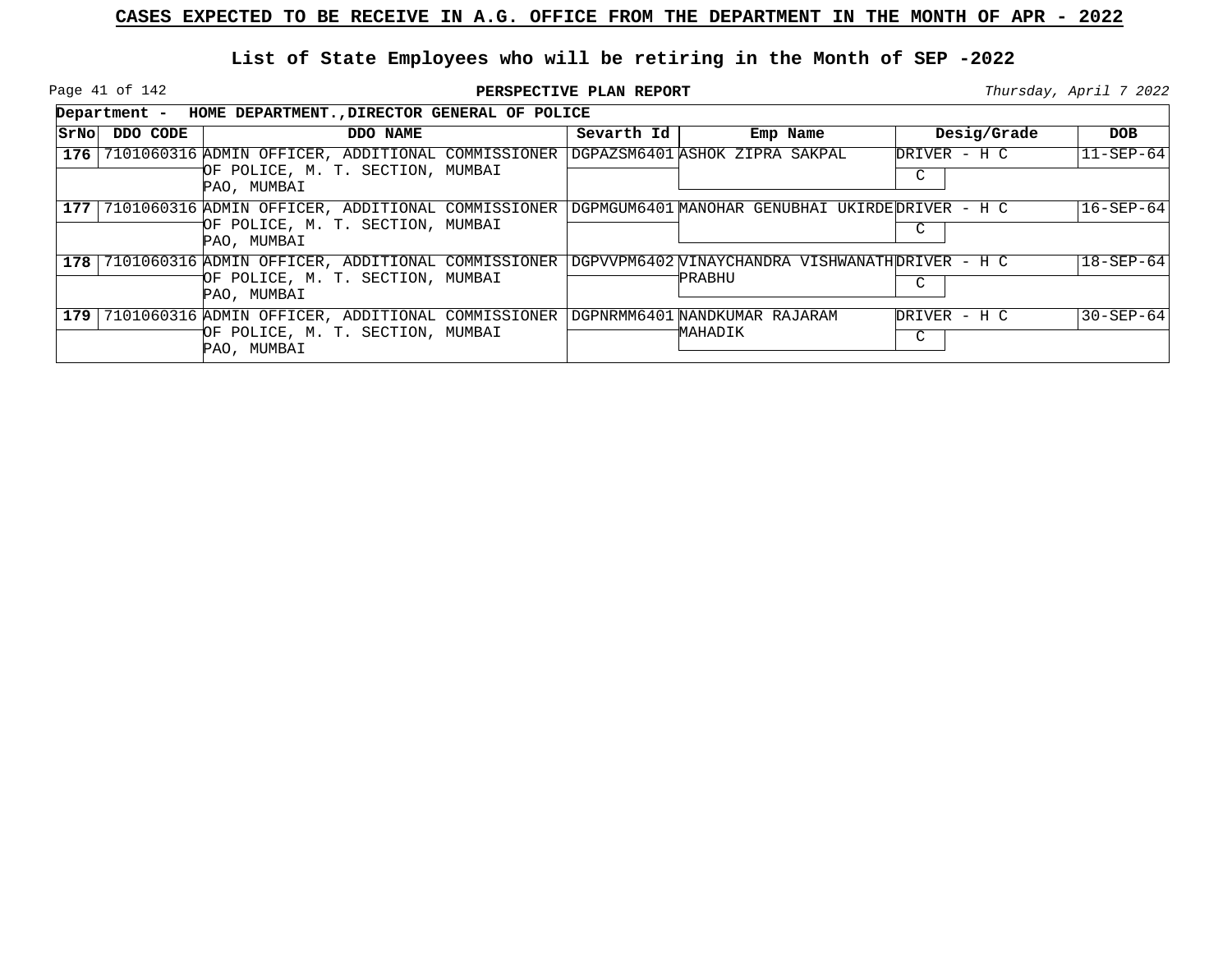## CASES EXPECTED TO BE RECEIVE IN A.G. OFFICE FROM THE DEPARTMENT IN THE MONTH OF APR - 2022

### List of State Employees who will be retiring in the Month of SEP -2022

**PERSPECTIVE PLAN REPORT**

*Thursday, April 7 2022*

**Department - HOME DEPARTMENT.,DIRECTOR GENERAL OF POLICE**

| SrNo | DDO CODE | DDO NAME | Sevarth Id | Emp Name | Desig/Grade | DOB |
|---|---|---|---|---|---|---|
| **176** | 7101060316 | ADMIN OFFICER, ADDITIONAL COMMISSIONER OF POLICE, M. T. SECTION, MUMBAI PAO, MUMBAI | DGPAZSM6401 | ASHOK ZIPRA SAKPAL | DRIVER - H C<br>C | 11-SEP-64 |
| **177** | 7101060316 | ADMIN OFFICER, ADDITIONAL COMMISSIONER OF POLICE, M. T. SECTION, MUMBAI PAO, MUMBAI | DGPMGUM6401 | MANOHAR GENUBHAI UKIRDE | DRIVER - H C<br>C | 16-SEP-64 |
| **178** | 7101060316 | ADMIN OFFICER, ADDITIONAL COMMISSIONER OF POLICE, M. T. SECTION, MUMBAI PAO, MUMBAI | DGPVVPM6402 | VINAYCHANDRA VISHWANATH PRABHU | DRIVER - H C<br>C | 18-SEP-64 |
| **179** | 7101060316 | ADMIN OFFICER, ADDITIONAL COMMISSIONER OF POLICE, M. T. SECTION, MUMBAI PAO, MUMBAI | DGPNRMM6401 | NANDKUMAR RAJARAM MAHADIK | DRIVER - H C<br>C | 30-SEP-64 |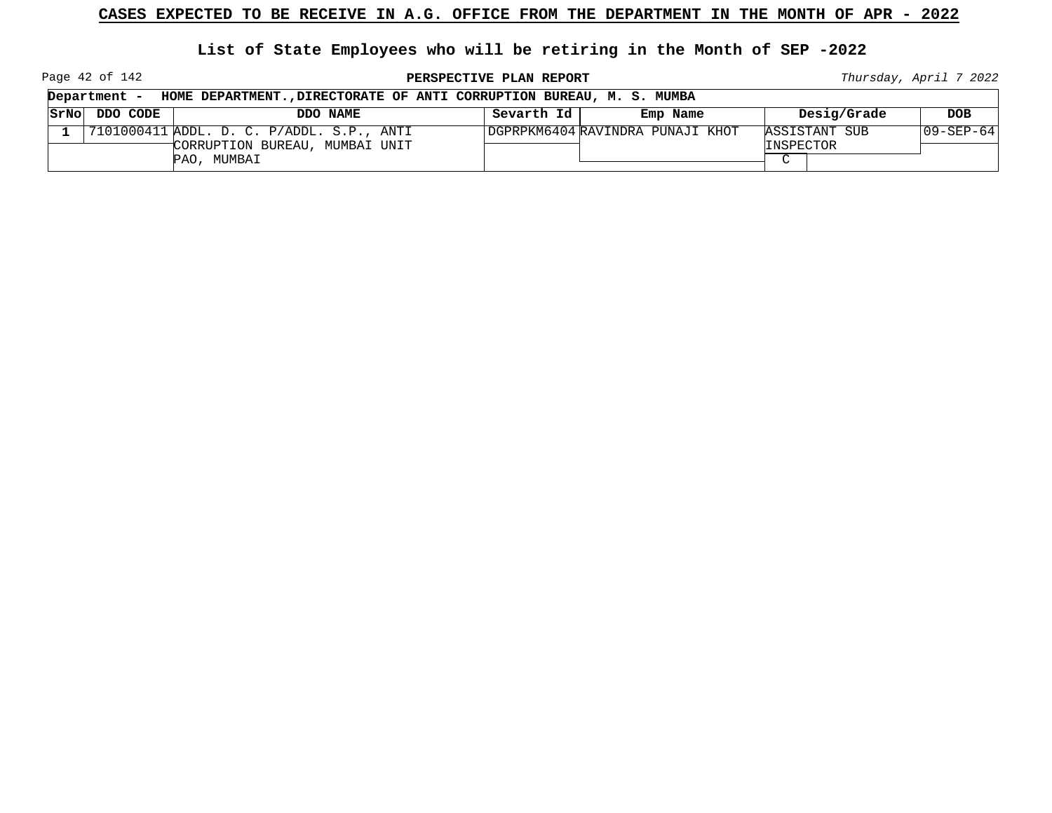## CASES EXPECTED TO BE RECEIVE IN A.G. OFFICE FROM THE DEPARTMENT IN THE MONTH OF APR - 2022

### List of State Employees who will be retiring in the Month of SEP -2022

**PERSPECTIVE PLAN REPORT**

*Thursday, April 7 2022*

**Department - HOME DEPARTMENT.,DIRECTORATE OF ANTI CORRUPTION BUREAU, M. S. MUMBA**

| SrNo | DDO CODE | DDO NAME | Sevarth Id | Emp Name | Desig/Grade | DOB |
|---|---|---|---|---|---|---|
| 1 | 7101000411 | ADDL. D. C. P/ADDL. S.P., ANTI CORRUPTION BUREAU, MUMBAI UNIT PAO, MUMBAI | DGPRPKM6404 | RAVINDRA PUNAJI KHOT | ASSISTANT SUB INSPECTOR C | 09-SEP-64 |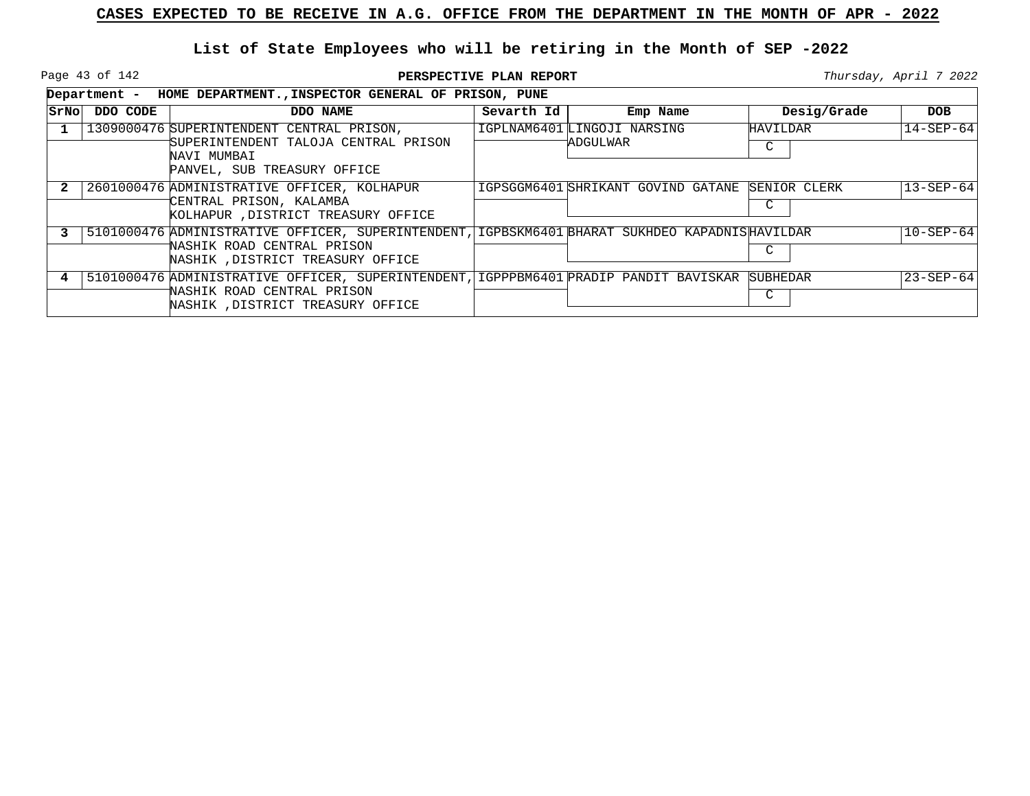# CASES EXPECTED TO BE RECEIVE IN A.G. OFFICE FROM THE DEPARTMENT IN THE MONTH OF APR - 2022

## List of State Employees who will be retiring in the Month of SEP -2022

**PERSPECTIVE PLAN REPORT**

*Thursday, April 7 2022*

**Department - HOME DEPARTMENT.,INSPECTOR GENERAL OF PRISON, PUNE**

| SrNo | DDO CODE | DDO NAME | Sevarth Id | Emp Name | Desig/Grade | DOB |
|---|---|---|---|---|---|---|
| 1 | 1309000476 | SUPERINTENDENT CENTRAL PRISON, SUPERINTENDENT TALOJA CENTRAL PRISON NAVI MUMBAI PANVEL, SUB TREASURY OFFICE | IGPLNAM6401 | LINGOJI NARSING ADGULWAR | HAVILDAR C | 14-SEP-64 |
| 2 | 2601000476 | ADMINISTRATIVE OFFICER, KOLHAPUR CENTRAL PRISON, KALAMBA KOLHAPUR ,DISTRICT TREASURY OFFICE | IGPSGGM6401 | SHRIKANT GOVIND GATANE | SENIOR CLERK C | 13-SEP-64 |
| 3 | 5101000476 | ADMINISTRATIVE OFFICER, SUPERINTENDENT, NASHIK ROAD CENTRAL PRISON NASHIK ,DISTRICT TREASURY OFFICE | IGPBSKM6401 | BHARAT SUKHDEO KAPADNIS | HAVILDAR C | 10-SEP-64 |
| 4 | 5101000476 | ADMINISTRATIVE OFFICER, SUPERINTENDENT, NASHIK ROAD CENTRAL PRISON NASHIK ,DISTRICT TREASURY OFFICE | IGPPPBM6401 | PRADIP PANDIT BAVISKAR | SUBHEDAR C | 23-SEP-64 |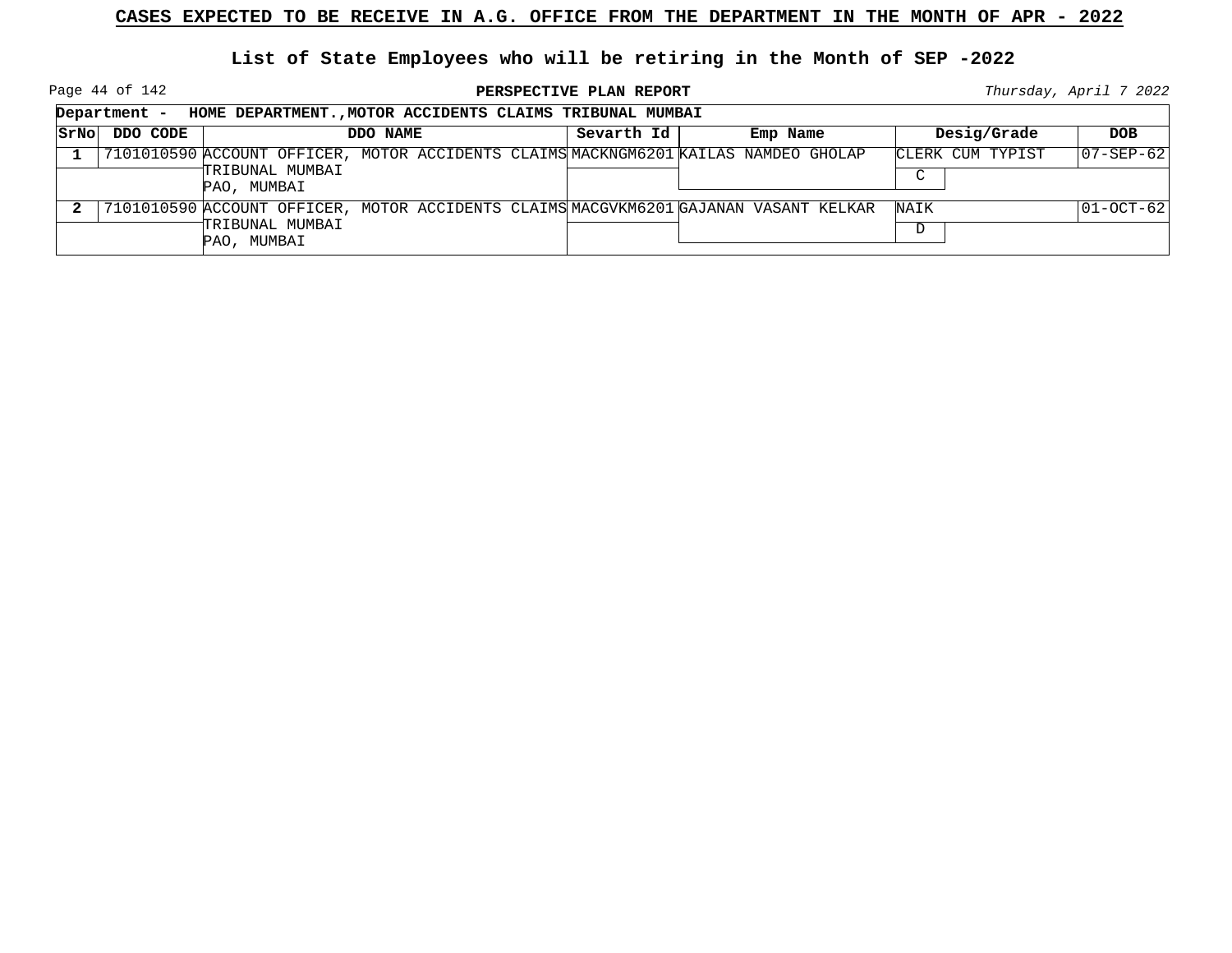# CASES EXPECTED TO BE RECEIVE IN A.G. OFFICE FROM THE DEPARTMENT IN THE MONTH OF APR - 2022

## List of State Employees who will be retiring in the Month of SEP -2022

**PERSPECTIVE PLAN REPORT**

*Thursday, April 7 2022*

**Department - HOME DEPARTMENT.,MOTOR ACCIDENTS CLAIMS TRIBUNAL MUMBAI**

| SrNo | DDO CODE | DDO NAME | Sevarth Id | Emp Name | Desig/Grade | DOB |
|---|---|---|---|---|---|---|
| 1 | 7101010590 | ACCOUNT OFFICER, MOTOR ACCIDENTS CLAIMS TRIBUNAL MUMBAI PAO, MUMBAI | MACKNGM6201 | KAILAS NAMDEO GHOLAP | CLERK CUM TYPIST C | 07-SEP-62 |
| 2 | 7101010590 | ACCOUNT OFFICER, MOTOR ACCIDENTS CLAIMS TRIBUNAL MUMBAI PAO, MUMBAI | MACGVKM6201 | GAJANAN VASANT KELKAR | NAIK D | 01-OCT-62 |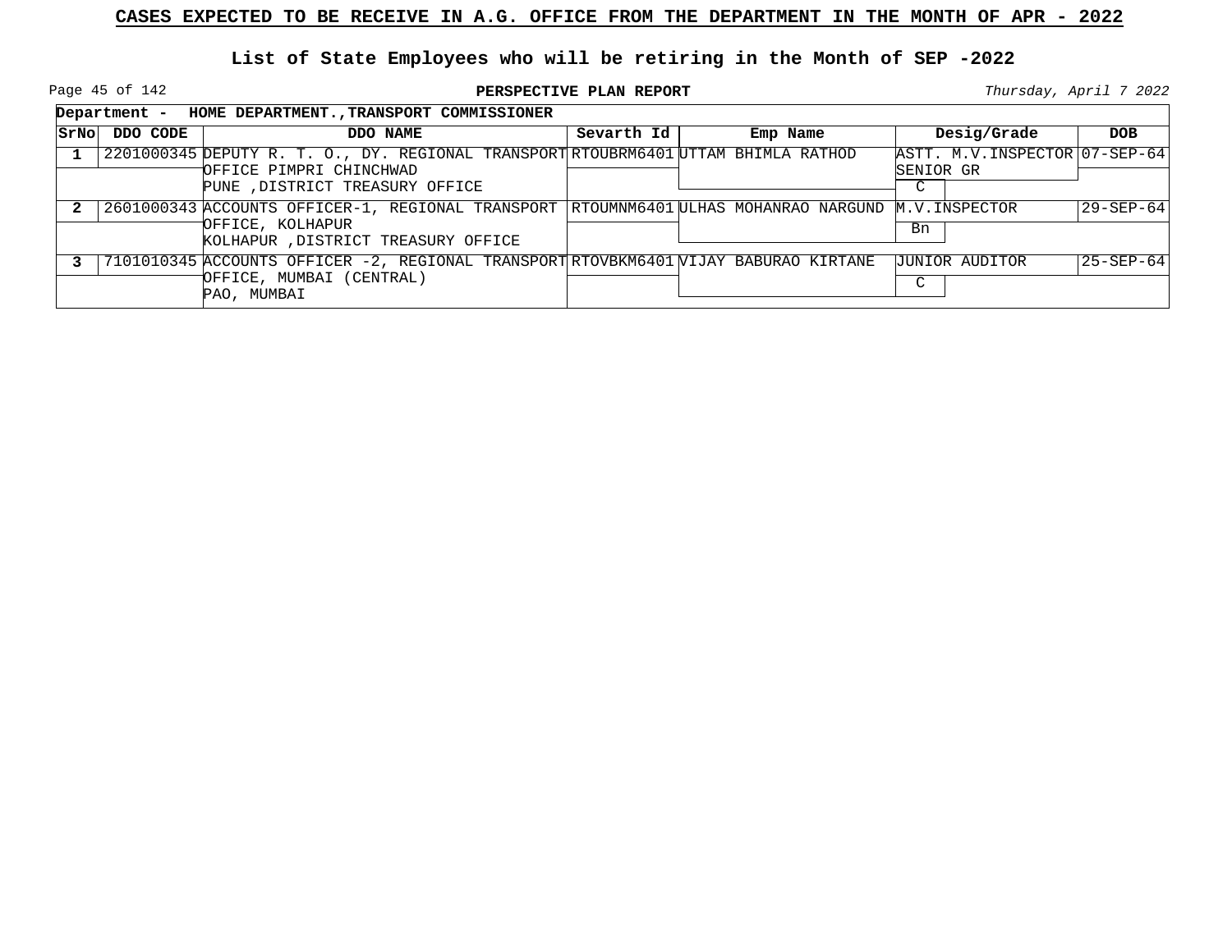# CASES EXPECTED TO BE RECEIVE IN A.G. OFFICE FROM THE DEPARTMENT IN THE MONTH OF APR - 2022

## List of State Employees who will be retiring in the Month of SEP -2022

**PERSPECTIVE PLAN REPORT**

*Thursday, April 7 2022*

**Department - HOME DEPARTMENT.,TRANSPORT COMMISSIONER**

| SrNo | DDO CODE | DDO NAME | Sevarth Id | Emp Name | Desig/Grade | DOB |
|---|---|---|---|---|---|---|
| 1 | 2201000345 | DEPUTY R. T. O., DY. REGIONAL TRANSPORT OFFICE PIMPRI CHINCHWAD PUNE ,DISTRICT TREASURY OFFICE | RTOUBRM6401 | UTTAM BHIMLA RATHOD | ASTT. M.V.INSPECTOR SENIOR GR C | 07-SEP-64 |
| 2 | 2601000343 | ACCOUNTS OFFICER-1, REGIONAL TRANSPORT OFFICE, KOLHAPUR KOLHAPUR ,DISTRICT TREASURY OFFICE | RTOUMNM6401 | ULHAS MOHANRAO NARGUND | M.V.INSPECTOR Bn | 29-SEP-64 |
| 3 | 7101010345 | ACCOUNTS OFFICER -2, REGIONAL TRANSPORT OFFICE, MUMBAI (CENTRAL) PAO, MUMBAI | RTOVBKM6401 | VIJAY BABURAO KIRTANE | JUNIOR AUDITOR C | 25-SEP-64 |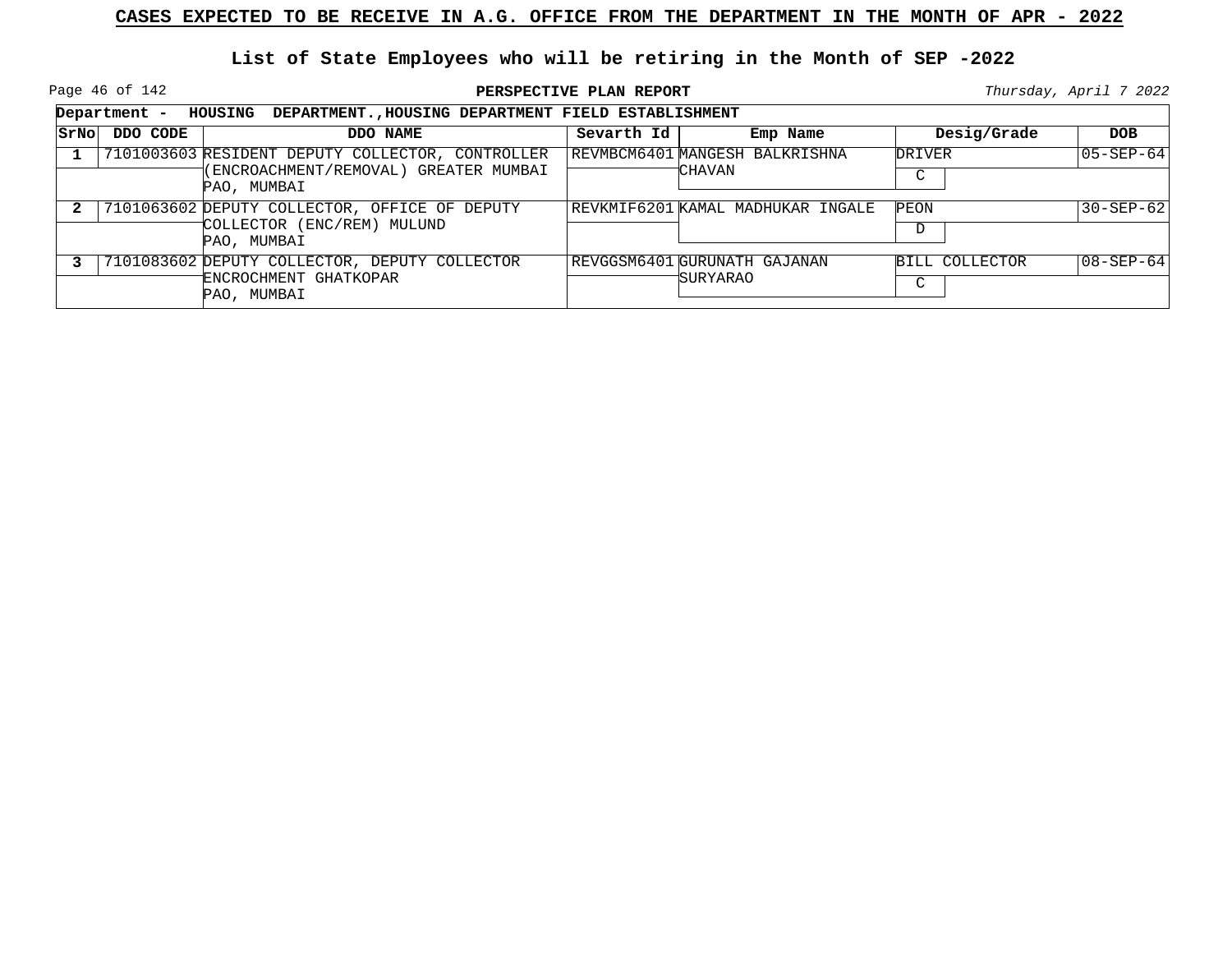# CASES EXPECTED TO BE RECEIVE IN A.G. OFFICE FROM THE DEPARTMENT IN THE MONTH OF APR - 2022

## List of State Employees who will be retiring in the Month of SEP -2022

**PERSPECTIVE PLAN REPORT**

*Thursday, April 7 2022*

**Department - HOUSING DEPARTMENT.,HOUSING DEPARTMENT FIELD ESTABLISHMENT**

| SrNo | DDO CODE | DDO NAME | Sevarth Id | Emp Name | Desig/Grade | DOB |
|---|---|---|---|---|---|---|
| 1 | 7101003603 | RESIDENT DEPUTY COLLECTOR, CONTROLLER (ENCROACHMENT/REMOVAL) GREATER MUMBAI PAO, MUMBAI | REVMBCM6401 | MANGESH BALKRISHNA CHAVAN | DRIVER C | 05-SEP-64 |
| 2 | 7101063602 | DEPUTY COLLECTOR, OFFICE OF DEPUTY COLLECTOR (ENC/REM) MULUND PAO, MUMBAI | REVKMIF6201 | KAMAL MADHUKAR INGALE | PEON D | 30-SEP-62 |
| 3 | 7101083602 | DEPUTY COLLECTOR, DEPUTY COLLECTOR ENCROCHMENT GHATKOPAR PAO, MUMBAI | REVGGSM6401 | GURUNATH GAJANAN SURYARAO | BILL COLLECTOR C | 08-SEP-64 |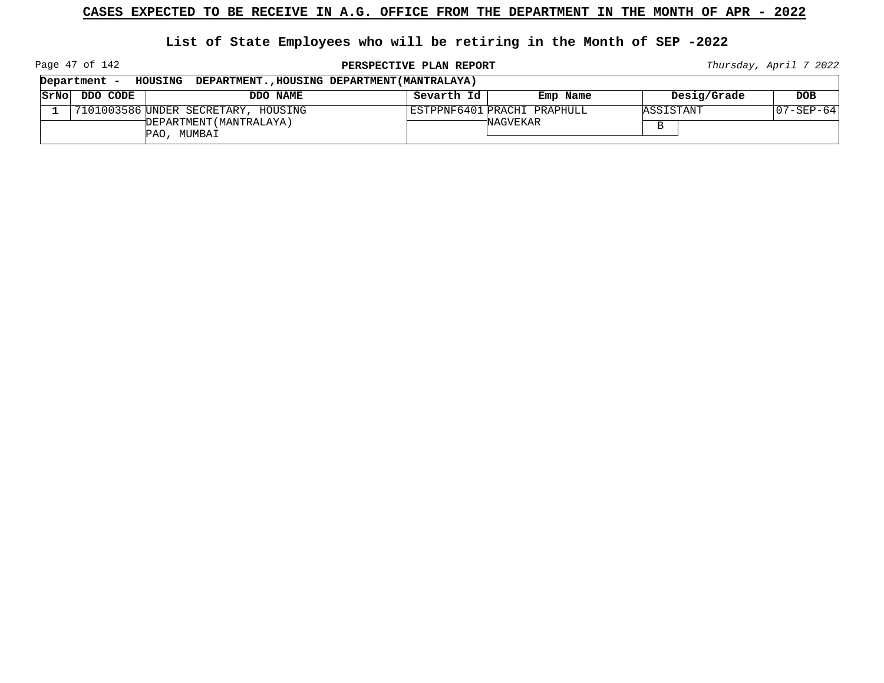**CASES EXPECTED TO BE RECEIVE IN A.G. OFFICE FROM THE DEPARTMENT IN THE MONTH OF APR - 2022**

**List of State Employees who will be retiring in the Month of SEP -2022**

**PERSPECTIVE PLAN REPORT**

*Thursday, April 7 2022*

**Department - HOUSING DEPARTMENT.,HOUSING DEPARTMENT(MANTRALAYA)**

| SrNo | DDO CODE | DDO NAME | Sevarth Id | Emp Name | Desig/Grade | DOB |
|---|---|---|---|---|---|---|
| 1 | 7101003586 | UNDER SECRETARY, HOUSING DEPARTMENT(MANTRALAYA) PAO, MUMBAI | ESTPPNF6401 | PRACHI PRAPHULL NAGVEKAR | ASSISTANT B | 07-SEP-64 |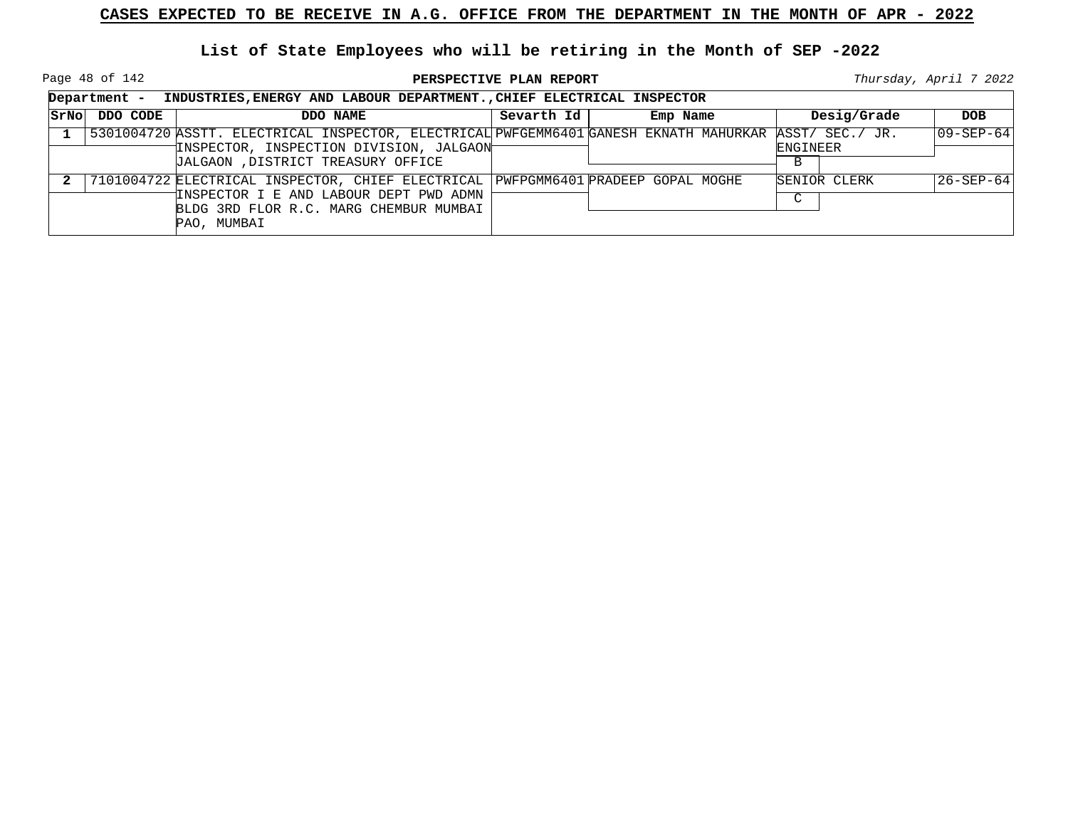# CASES EXPECTED TO BE RECEIVE IN A.G. OFFICE FROM THE DEPARTMENT IN THE MONTH OF APR - 2022

## List of State Employees who will be retiring in the Month of SEP -2022

**PERSPECTIVE PLAN REPORT**

*Thursday, April 7 2022*

**Department - INDUSTRIES,ENERGY AND LABOUR DEPARTMENT.,CHIEF ELECTRICAL INSPECTOR**

| SrNo | DDO CODE | DDO NAME | Sevarth Id | Emp Name | Desig/Grade | DOB |
|---|---|---|---|---|---|---|
| 1 | 5301004720 | ASSTT. ELECTRICAL INSPECTOR, ELECTRICAL INSPECTOR, INSPECTION DIVISION, JALGAON JALGAON ,DISTRICT TREASURY OFFICE | PWFGEMM6401 | GANESH EKNATH MAHURKAR | ASST/ SEC./ JR. ENGINEER<br>B | 09-SEP-64 |
| 2 | 7101004722 | ELECTRICAL INSPECTOR, CHIEF ELECTRICAL INSPECTOR I E AND LABOUR DEPT PWD ADMN BLDG 3RD FLOR R.C. MARG CHEMBUR MUMBAI PAO, MUMBAI | PWFPGMM6401 | PRADEEP GOPAL MOGHE | SENIOR CLERK<br>C | 26-SEP-64 |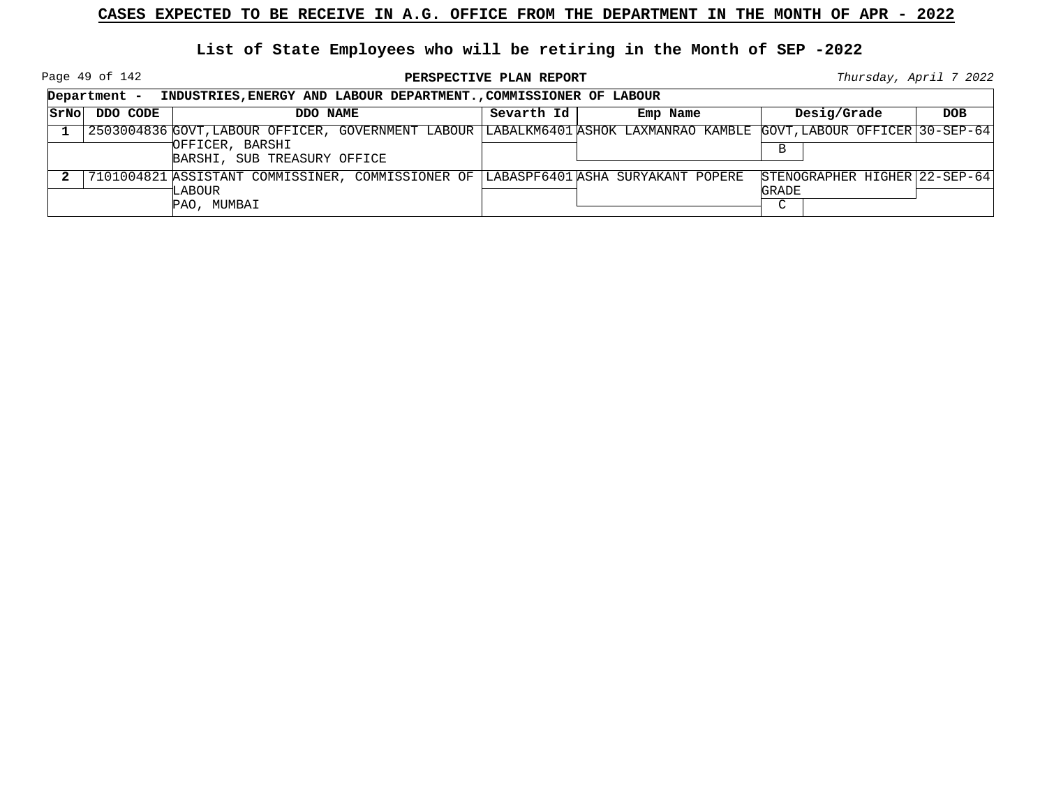# CASES EXPECTED TO BE RECEIVE IN A.G. OFFICE FROM THE DEPARTMENT IN THE MONTH OF APR - 2022

## List of State Employees who will be retiring in the Month of SEP -2022

**PERSPECTIVE PLAN REPORT**

*Thursday, April 7 2022*

**Department - INDUSTRIES,ENERGY AND LABOUR DEPARTMENT.,COMMISSIONER OF LABOUR**

| SrNo | DDO CODE | DDO NAME | Sevarth Id | Emp Name | Desig/Grade | DOB |
|---|---|---|---|---|---|---|
| 1 | 2503004836 | GOVT,LABOUR OFFICER, GOVERNMENT LABOUR OFFICER, BARSHI<br>BARSHI, SUB TREASURY OFFICE | LABALKM6401 | ASHOK LAXMANRAO KAMBLE | GOVT,LABOUR OFFICER<br>B | 30-SEP-64 |
| 2 | 7101004821 | ASSISTANT COMMISSINER, COMMISSIONER OF LABOUR<br>PAO, MUMBAI | LABASPF6401 | ASHA SURYAKANT POPERE | STENOGRAPHER HIGHER GRADE<br>C | 22-SEP-64 |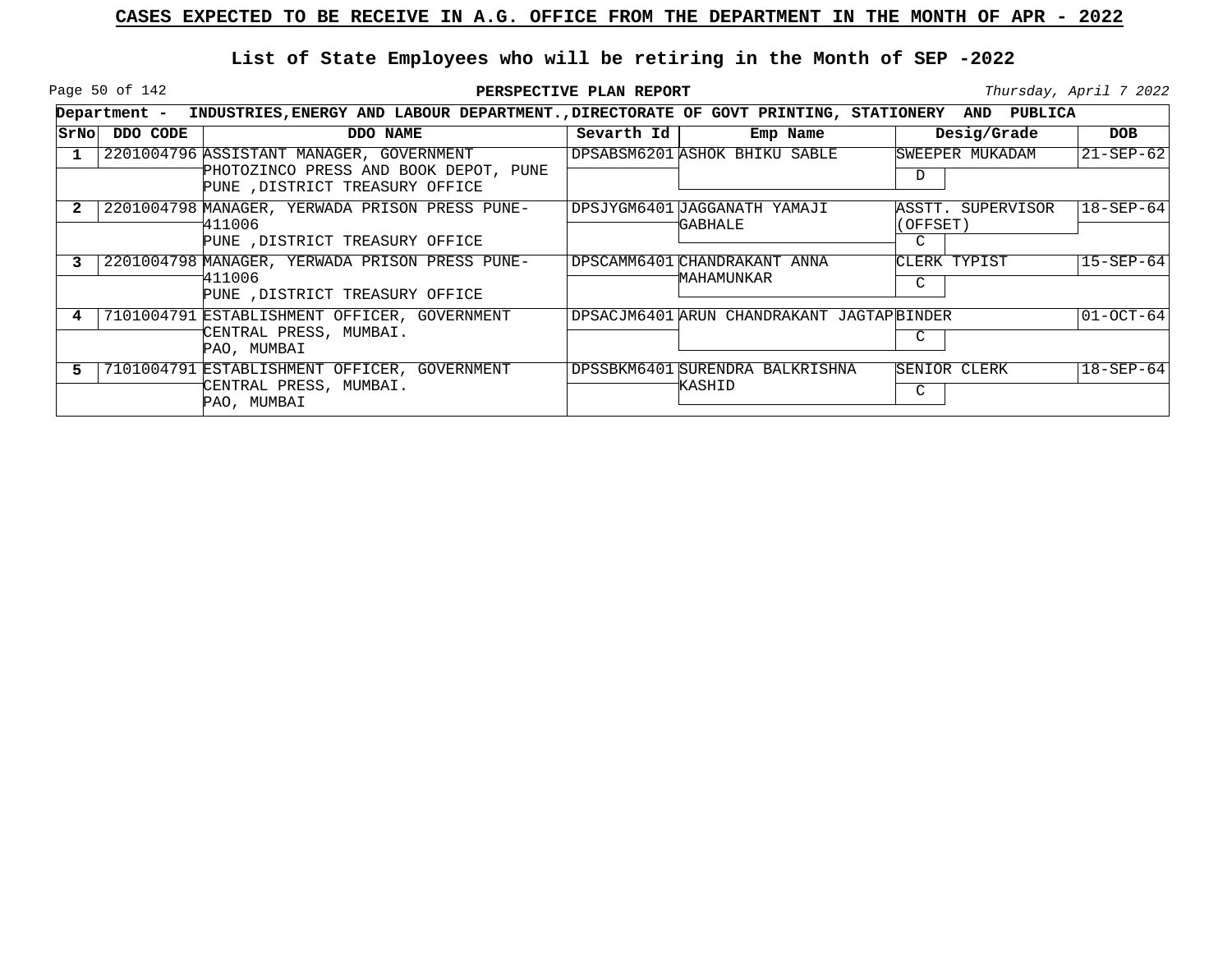## CASES EXPECTED TO BE RECEIVE IN A.G. OFFICE FROM THE DEPARTMENT IN THE MONTH OF APR - 2022

### List of State Employees who will be retiring in the Month of SEP -2022

**PERSPECTIVE PLAN REPORT**

*Thursday, April 7 2022*

**Department - INDUSTRIES,ENERGY AND LABOUR DEPARTMENT.,DIRECTORATE OF GOVT PRINTING, STATIONERY AND PUBLICA**

| SrNo | DDO CODE | DDO NAME | Sevarth Id | Emp Name | Desig/Grade | DOB |
|---|---|---|---|---|---|---|
| 1 | 2201004796 | ASSISTANT MANAGER, GOVERNMENT PHOTOZINCO PRESS AND BOOK DEPOT, PUNE PUNE ,DISTRICT TREASURY OFFICE | DPSABSM6201 | ASHOK BHIKU SABLE | SWEEPER MUKADAM D | 21-SEP-62 |
| 2 | 2201004798 | MANAGER, YERWADA PRISON PRESS PUNE-411006 PUNE ,DISTRICT TREASURY OFFICE | DPSJYGM6401 | JAGGANATH YAMAJI GABHALE | ASSTT. SUPERVISOR (OFFSET) C | 18-SEP-64 |
| 3 | 2201004798 | MANAGER, YERWADA PRISON PRESS PUNE-411006 PUNE ,DISTRICT TREASURY OFFICE | DPSCAMM6401 | CHANDRAKANT ANNA MAHAMUNKAR | CLERK TYPIST C | 15-SEP-64 |
| 4 | 7101004791 | ESTABLISHMENT OFFICER, GOVERNMENT CENTRAL PRESS, MUMBAI. PAO, MUMBAI | DPSACJM6401 | ARUN CHANDRAKANT JAGTAP | BINDER C | 01-OCT-64 |
| 5 | 7101004791 | ESTABLISHMENT OFFICER, GOVERNMENT CENTRAL PRESS, MUMBAI. PAO, MUMBAI | DPSSBKM6401 | SURENDRA BALKRISHNA KASHID | SENIOR CLERK C | 18-SEP-64 |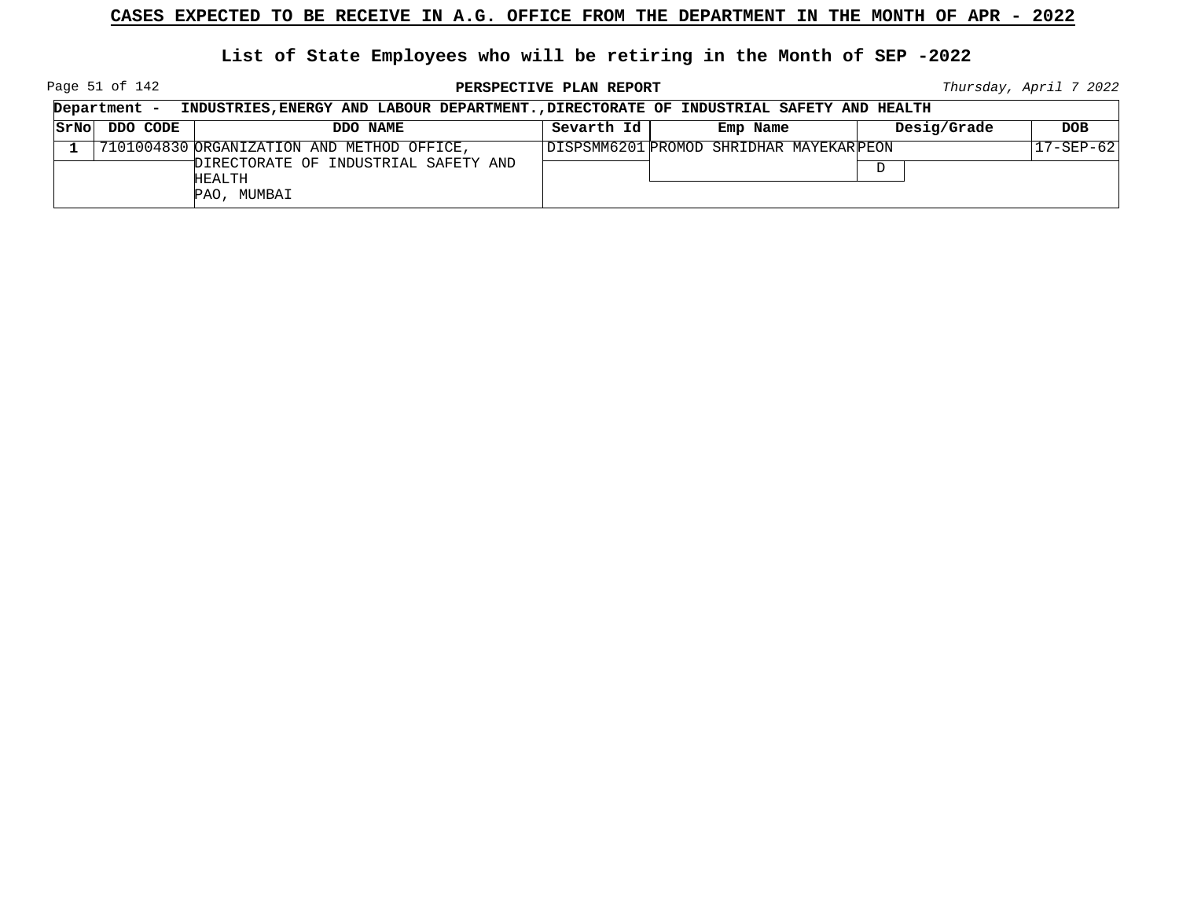**CASES EXPECTED TO BE RECEIVE IN A.G. OFFICE FROM THE DEPARTMENT IN THE MONTH OF APR - 2022**

**List of State Employees who will be retiring in the Month of SEP -2022**

**PERSPECTIVE PLAN REPORT**

*Thursday, April 7 2022*

**Department - INDUSTRIES,ENERGY AND LABOUR DEPARTMENT.,DIRECTORATE OF INDUSTRIAL SAFETY AND HEALTH**

| SrNo | DDO CODE | DDO NAME | Sevarth Id | Emp Name | Desig/Grade | DOB |
|---|---|---|---|---|---|---|
| 1 | 7101004830 | ORGANIZATION AND METHOD OFFICE, DIRECTORATE OF INDUSTRIAL SAFETY AND HEALTH PAO, MUMBAI | DISPSMM6201 | PROMOD SHRIDHAR MAYEKAR | PEON D | 17-SEP-62 |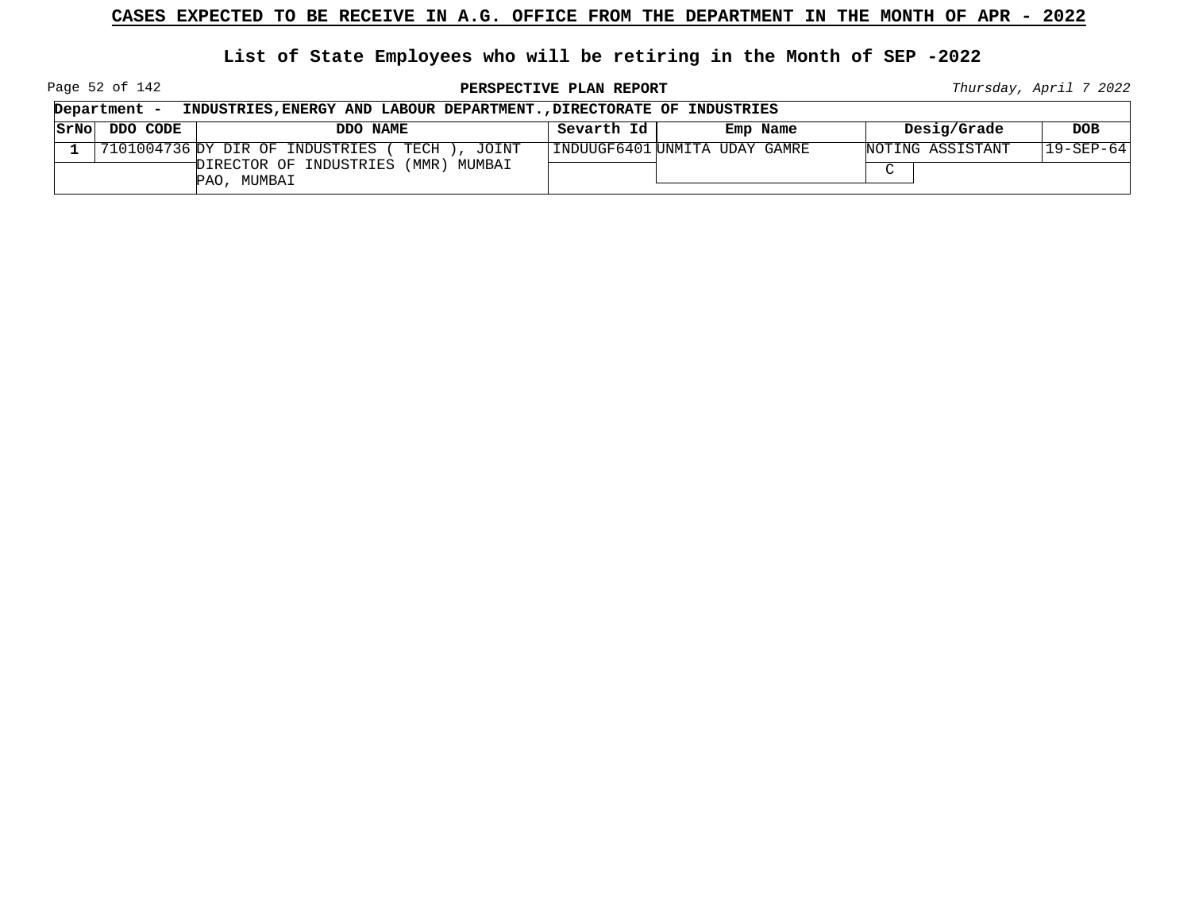# CASES EXPECTED TO BE RECEIVE IN A.G. OFFICE FROM THE DEPARTMENT IN THE MONTH OF APR - 2022

## List of State Employees who will be retiring in the Month of SEP -2022

**PERSPECTIVE PLAN REPORT**

*Thursday, April 7 2022*

**Department - INDUSTRIES,ENERGY AND LABOUR DEPARTMENT.,DIRECTORATE OF INDUSTRIES**

| SrNo | DDO CODE | DDO NAME | Sevarth Id | Emp Name | Desig/Grade | DOB |
|---|---|---|---|---|---|---|
| 1 | 7101004736 | DY DIR OF INDUSTRIES ( TECH ), JOINT DIRECTOR OF INDUSTRIES (MMR) MUMBAI PAO, MUMBAI | INDUUGF6401 | UNMITA UDAY GAMRE | NOTING ASSISTANT<br>C | 19-SEP-64 |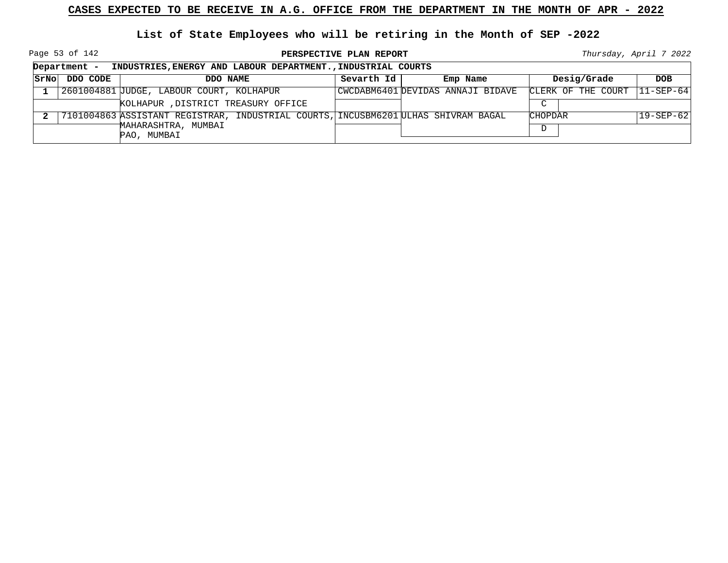# CASES EXPECTED TO BE RECEIVE IN A.G. OFFICE FROM THE DEPARTMENT IN THE MONTH OF APR - 2022

## List of State Employees who will be retiring in the Month of SEP -2022

**PERSPECTIVE PLAN REPORT**

*Thursday, April 7 2022*

**Department - INDUSTRIES,ENERGY AND LABOUR DEPARTMENT.,INDUSTRIAL COURTS**

| SrNo | DDO CODE | DDO NAME | Sevarth Id | Emp Name | Desig/Grade | DOB |
|---|---|---|---|---|---|---|
| **1** | 2601004881 | JUDGE, LABOUR COURT, KOLHAPUR | CWCDABM6401 | DEVIDAS ANNAJI BIDAVE | CLERK OF THE COURT | 11-SEP-64 |
| | | KOLHAPUR ,DISTRICT TREASURY OFFICE | | | C | |
| **2** | 7101004863 | ASSISTANT REGISTRAR, INDUSTRIAL COURTS, MAHARASHTRA, MUMBAI | INCUSBM6201 | ULHAS SHIVRAM BAGAL | CHOPDAR | 19-SEP-62 |
| | | PAO, MUMBAI | | | D | |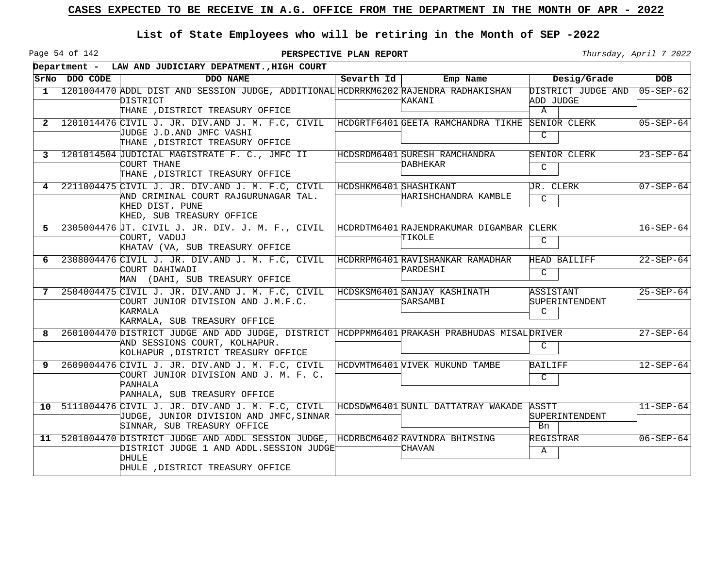# CASES EXPECTED TO BE RECEIVE IN A.G. OFFICE FROM THE DEPARTMENT IN THE MONTH OF APR - 2022

## List of State Employees who will be retiring in the Month of SEP -2022

**PERSPECTIVE PLAN REPORT**

*Thursday, April 7 2022*

**Department - LAW AND JUDICIARY DEPATMENT.,HIGH COURT**

| SrNo | DDO CODE | DDO NAME | Sevarth Id | Emp Name | Desig/Grade | DOB |
|---|---|---|---|---|---|---|
| 1 | 1201004470 | ADDL DIST AND SESSION JUDGE, ADDITIONAL DISTRICT THANE ,DISTRICT TREASURY OFFICE | HCDRRKM6202 | RAJENDRA RADHAKISHAN KAKANI | DISTRICT JUDGE AND ADD JUDGE A | 05-SEP-62 |
| 2 | 1201014476 | CIVIL J. JR. DIV.AND J. M. F.C, CIVIL JUDGE J.D.AND JMFC VASHI THANE ,DISTRICT TREASURY OFFICE | HCDGRTF6401 | GEETA RAMCHANDRA TIKHE | SENIOR CLERK C | 05-SEP-64 |
| 3 | 1201014504 | JUDICIAL MAGISTRATE F. C., JMFC II COURT THANE THANE ,DISTRICT TREASURY OFFICE | HCDSRDM6401 | SURESH RAMCHANDRA DABHEKAR | SENIOR CLERK C | 23-SEP-64 |
| 4 | 2211004475 | CIVIL J. JR. DIV.AND J. M. F.C, CIVIL AND CRIMINAL COURT RAJGURUNAGAR TAL. KHED DIST. PUNE KHED, SUB TREASURY OFFICE | HCDSHKM6401 | SHASHIKANT HARISHCHANDRA KAMBLE | JR. CLERK C | 07-SEP-64 |
| 5 | 2305004476 | JT. CIVIL J. JR. DIV. J. M. F., CIVIL COURT, VADUJ KHATAV (VA, SUB TREASURY OFFICE | HCDRDTM6401 | RAJENDRAKUMAR DIGAMBAR TIKOLE | CLERK C | 16-SEP-64 |
| 6 | 2308004476 | CIVIL J. JR. DIV.AND J. M. F.C, CIVIL COURT DAHIWADI MAN (DAHI, SUB TREASURY OFFICE | HCDRRPM6401 | RAVISHANKAR RAMADHAR PARDESHI | HEAD BAILIFF C | 22-SEP-64 |
| 7 | 2504004475 | CIVIL J. JR. DIV.AND J. M. F.C, CIVIL COURT JUNIOR DIVISION AND J.M.F.C. KARMALA KARMALA, SUB TREASURY OFFICE | HCDSKSM6401 | SANJAY KASHINATH SARSAMBI | ASSISTANT SUPERINTENDENT C | 25-SEP-64 |
| 8 | 2601004470 | DISTRICT JUDGE AND ADD JUDGE, DISTRICT AND SESSIONS COURT, KOLHAPUR. KOLHAPUR ,DISTRICT TREASURY OFFICE | HCDPPMM6401 | PRAKASH PRABHUDAS MISAL | DRIVER C | 27-SEP-64 |
| 9 | 2609004476 | CIVIL J. JR. DIV.AND J. M. F.C, CIVIL COURT JUNIOR DIVISION AND J. M. F. C. PANHALA PANHALA, SUB TREASURY OFFICE | HCDVMTM6401 | VIVEK MUKUND TAMBE | BAILIFF C | 12-SEP-64 |
| 10 | 5111004476 | CIVIL J. JR. DIV.AND J. M. F.C, CIVIL JUDGE, JUNIOR DIVISION AND JMFC,SINNAR SINNAR, SUB TREASURY OFFICE | HCDSDWM6401 | SUNIL DATTATRAY WAKADE | ASSTT SUPERINTENDENT Bn | 11-SEP-64 |
| 11 | 5201004470 | DISTRICT JUDGE AND ADDL SESSION JUDGE, DISTRICT JUDGE 1 AND ADDL.SESSION JUDGE DHULE DHULE ,DISTRICT TREASURY OFFICE | HCDRBCM6402 | RAVINDRA BHIMSING CHAVAN | REGISTRAR A | 06-SEP-64 |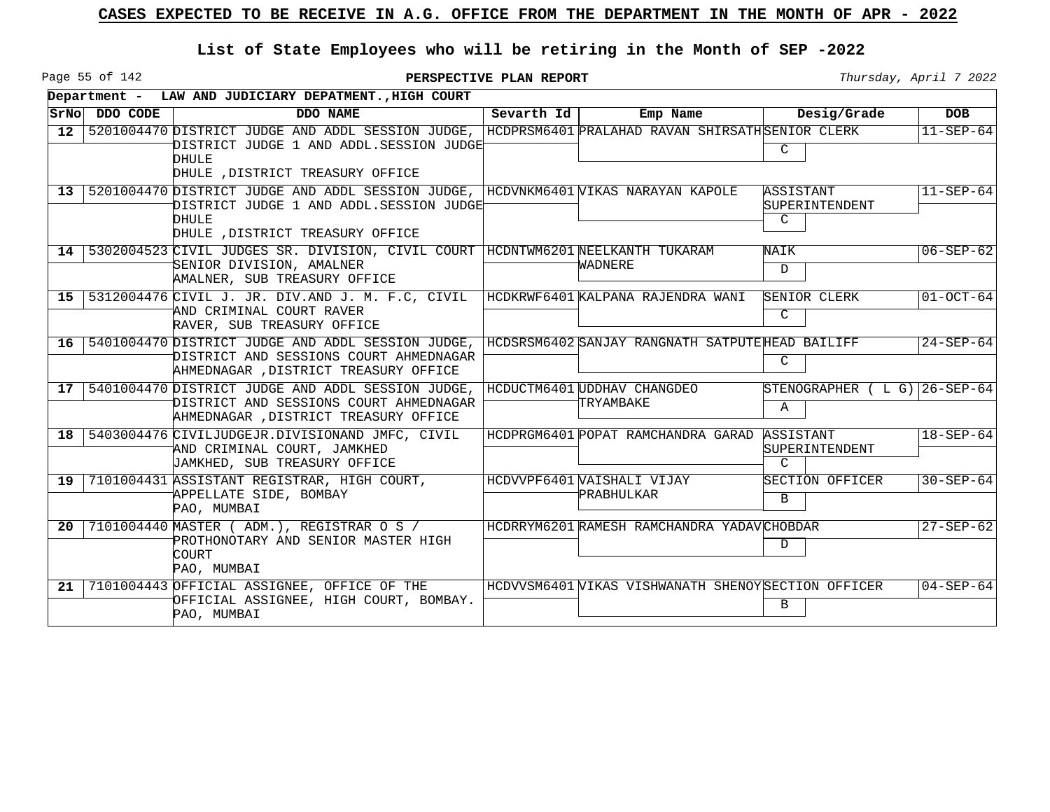# CASES EXPECTED TO BE RECEIVE IN A.G. OFFICE FROM THE DEPARTMENT IN THE MONTH OF APR - 2022

## List of State Employees who will be retiring in the Month of SEP -2022

**PERSPECTIVE PLAN REPORT**

*Thursday, April 7 2022*

**Department - LAW AND JUDICIARY DEPATMENT.,HIGH COURT**

| SrNo | DDO CODE | DDO NAME | Sevarth Id | Emp Name | Desig/Grade | DOB |
|---|---|---|---|---|---|---|
| 12 | 5201004470 | DISTRICT JUDGE AND ADDL SESSION JUDGE, DISTRICT JUDGE 1 AND ADDL.SESSION JUDGE DHULE DHULE ,DISTRICT TREASURY OFFICE | HCDPRSM6401 | PRALAHAD RAVAN SHIRSATH | SENIOR CLERK C | 11-SEP-64 |
| 13 | 5201004470 | DISTRICT JUDGE AND ADDL SESSION JUDGE, DISTRICT JUDGE 1 AND ADDL.SESSION JUDGE DHULE DHULE ,DISTRICT TREASURY OFFICE | HCDVNKM6401 | VIKAS NARAYAN KAPOLE | ASSISTANT SUPERINTENDENT C | 11-SEP-64 |
| 14 | 5302004523 | CIVIL JUDGES SR. DIVISION, CIVIL COURT SENIOR DIVISION, AMALNER AMALNER, SUB TREASURY OFFICE | HCDNTWM6201 | NEELKANTH TUKARAM WADNERE | NAIK D | 06-SEP-62 |
| 15 | 5312004476 | CIVIL J. JR. DIV.AND J. M. F.C, CIVIL AND CRIMINAL COURT RAVER RAVER, SUB TREASURY OFFICE | HCDKRWF6401 | KALPANA RAJENDRA WANI | SENIOR CLERK C | 01-OCT-64 |
| 16 | 5401004470 | DISTRICT JUDGE AND ADDL SESSION JUDGE, DISTRICT AND SESSIONS COURT AHMEDNAGAR AHMEDNAGAR ,DISTRICT TREASURY OFFICE | HCDSRSM6402 | SANJAY RANGNATH SATPUTE | HEAD BAILIFF C | 24-SEP-64 |
| 17 | 5401004470 | DISTRICT JUDGE AND ADDL SESSION JUDGE, DISTRICT AND SESSIONS COURT AHMEDNAGAR AHMEDNAGAR ,DISTRICT TREASURY OFFICE | HCDUCTM6401 | UDDHAV CHANGDEO TRYAMBAKE | STENOGRAPHER ( L G) A | 26-SEP-64 |
| 18 | 5403004476 | CIVILJUDGEJR.DIVISIONAND JMFC, CIVIL AND CRIMINAL COURT, JAMKHED JAMKHED, SUB TREASURY OFFICE | HCDPRGM6401 | POPAT RAMCHANDRA GARAD | ASSISTANT SUPERINTENDENT C | 18-SEP-64 |
| 19 | 7101004431 | ASSISTANT REGISTRAR, HIGH COURT, APPELLATE SIDE, BOMBAY PAO, MUMBAI | HCDVVPF6401 | VAISHALI VIJAY PRABHULKAR | SECTION OFFICER B | 30-SEP-64 |
| 20 | 7101004440 | MASTER ( ADM.), REGISTRAR O S / PROTHONOTARY AND SENIOR MASTER HIGH COURT PAO, MUMBAI | HCDRRYM6201 | RAMESH RAMCHANDRA YADAV | CHOBDAR D | 27-SEP-62 |
| 21 | 7101004443 | OFFICIAL ASSIGNEE, OFFICE OF THE OFFICIAL ASSIGNEE, HIGH COURT, BOMBAY. PAO, MUMBAI | HCDVVSM6401 | VIKAS VISHWANATH SHENOY | SECTION OFFICER B | 04-SEP-64 |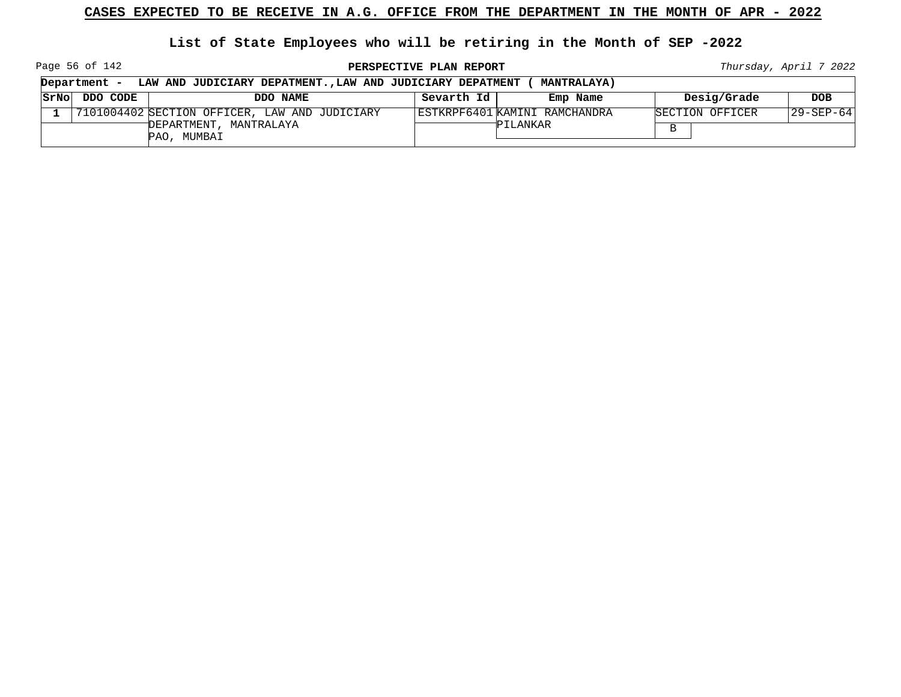## CASES EXPECTED TO BE RECEIVE IN A.G. OFFICE FROM THE DEPARTMENT IN THE MONTH OF APR - 2022

### List of State Employees who will be retiring in the Month of SEP -2022

**PERSPECTIVE PLAN REPORT**

*Thursday, April 7 2022*

**Department - LAW AND JUDICIARY DEPATMENT.,LAW AND JUDICIARY DEPATMENT ( MANTRALAYA)**

| SrNo | DDO CODE | DDO NAME | Sevarth Id | Emp Name | Desig/Grade | DOB |
|---|---|---|---|---|---|---|
| 1 | 7101004402 | SECTION OFFICER, LAW AND JUDICIARY DEPARTMENT, MANTRALAYA PAO, MUMBAI | ESTKRPF6401 | KAMINI RAMCHANDRA PILANKAR | SECTION OFFICER B | 29-SEP-64 |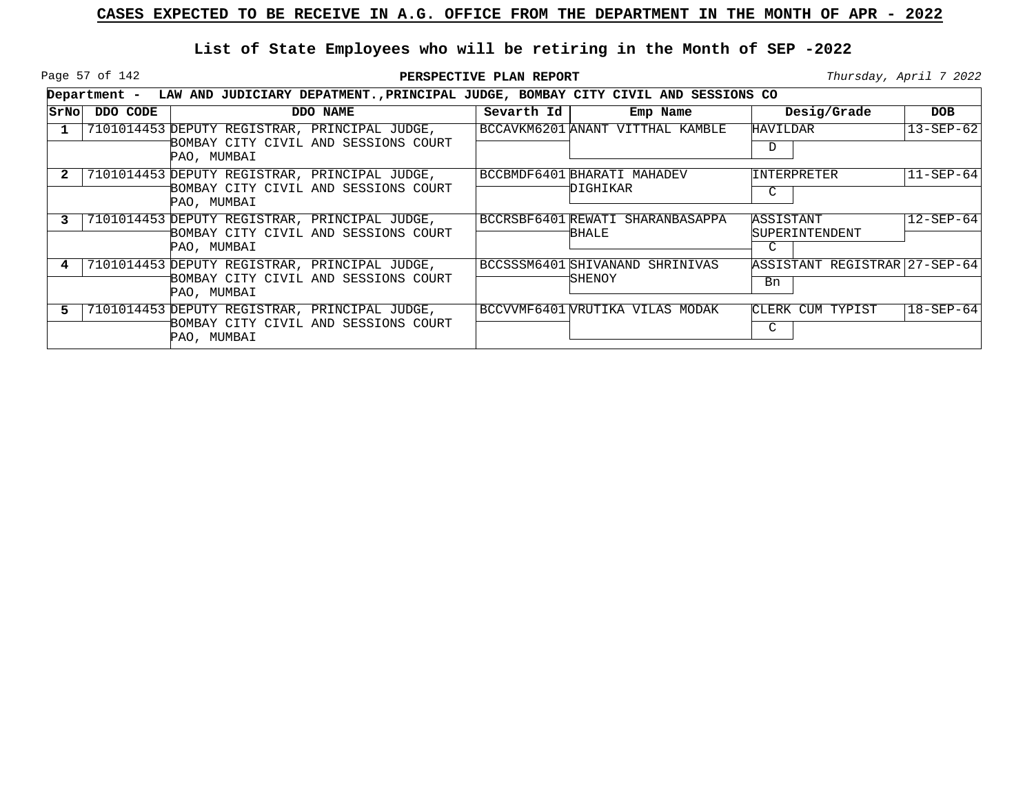## CASES EXPECTED TO BE RECEIVE IN A.G. OFFICE FROM THE DEPARTMENT IN THE MONTH OF APR - 2022

### List of State Employees who will be retiring in the Month of SEP -2022

**PERSPECTIVE PLAN REPORT**

*Thursday, April 7 2022*

**Department - LAW AND JUDICIARY DEPATMENT.,PRINCIPAL JUDGE, BOMBAY CITY CIVIL AND SESSIONS CO**

| SrNo | DDO CODE | DDO NAME | Sevarth Id | Emp Name | Desig/Grade | DOB |
|---|---|---|---|---|---|---|
| 1 | 7101014453 | DEPUTY REGISTRAR, PRINCIPAL JUDGE, BOMBAY CITY CIVIL AND SESSIONS COURT PAO, MUMBAI | BCCAVKM6201 | ANANT VITTHAL KAMBLE | HAVILDAR / D | 13-SEP-62 |
| 2 | 7101014453 | DEPUTY REGISTRAR, PRINCIPAL JUDGE, BOMBAY CITY CIVIL AND SESSIONS COURT PAO, MUMBAI | BCCBMDF6401 | BHARATI MAHADEV DIGHIKAR | INTERPRETER / C | 11-SEP-64 |
| 3 | 7101014453 | DEPUTY REGISTRAR, PRINCIPAL JUDGE, BOMBAY CITY CIVIL AND SESSIONS COURT PAO, MUMBAI | BCCRSBF6401 | REWATI SHARANBASAPPA BHALE | ASSISTANT SUPERINTENDENT / C | 12-SEP-64 |
| 4 | 7101014453 | DEPUTY REGISTRAR, PRINCIPAL JUDGE, BOMBAY CITY CIVIL AND SESSIONS COURT PAO, MUMBAI | BCCSSSM6401 | SHIVANAND SHRINIVAS SHENOY | ASSISTANT REGISTRAR / Bn | 27-SEP-64 |
| 5 | 7101014453 | DEPUTY REGISTRAR, PRINCIPAL JUDGE, BOMBAY CITY CIVIL AND SESSIONS COURT PAO, MUMBAI | BCCVVMF6401 | VRUTIKA VILAS MODAK | CLERK CUM TYPIST / C | 18-SEP-64 |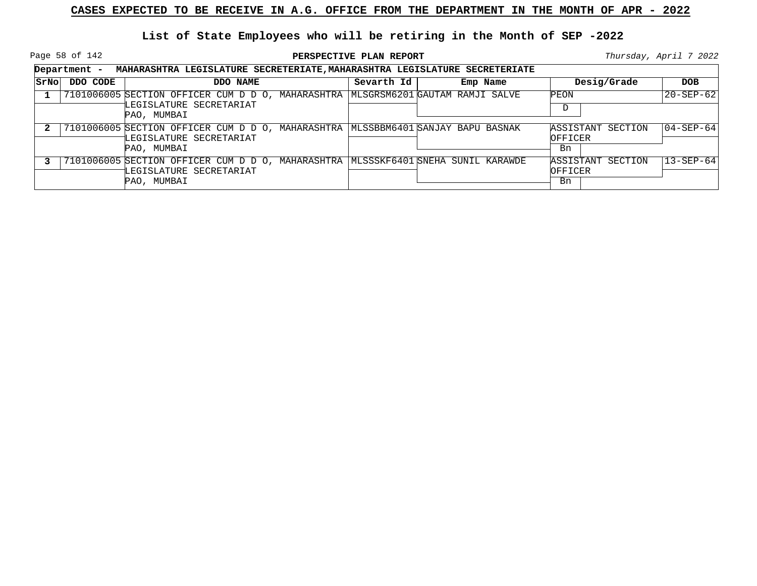## CASES EXPECTED TO BE RECEIVE IN A.G. OFFICE FROM THE DEPARTMENT IN THE MONTH OF APR - 2022

### List of State Employees who will be retiring in the Month of SEP -2022

**PERSPECTIVE PLAN REPORT**

*Thursday, April 7 2022*

**Department - MAHARASHTRA LEGISLATURE SECRETERIATE,MAHARASHTRA LEGISLATURE SECRETERIATE**

| SrNo | DDO CODE | DDO NAME | Sevarth Id | Emp Name | Desig/Grade | DOB |
|---|---|---|---|---|---|---|
| 1 | 7101006005 | SECTION OFFICER CUM D D O, MAHARASHTRA LEGISLATURE SECRETARIAT PAO, MUMBAI | MLSGRSM6201 | GAUTAM RAMJI SALVE | PEON<br>D | 20-SEP-62 |
| 2 | 7101006005 | SECTION OFFICER CUM D D O, MAHARASHTRA LEGISLATURE SECRETARIAT PAO, MUMBAI | MLSSBBM6401 | SANJAY BAPU BASNAK | ASSISTANT SECTION OFFICER<br>Bn | 04-SEP-64 |
| 3 | 7101006005 | SECTION OFFICER CUM D D O, MAHARASHTRA LEGISLATURE SECRETARIAT PAO, MUMBAI | MLSSSKF6401 | SNEHA SUNIL KARAWDE | ASSISTANT SECTION OFFICER<br>Bn | 13-SEP-64 |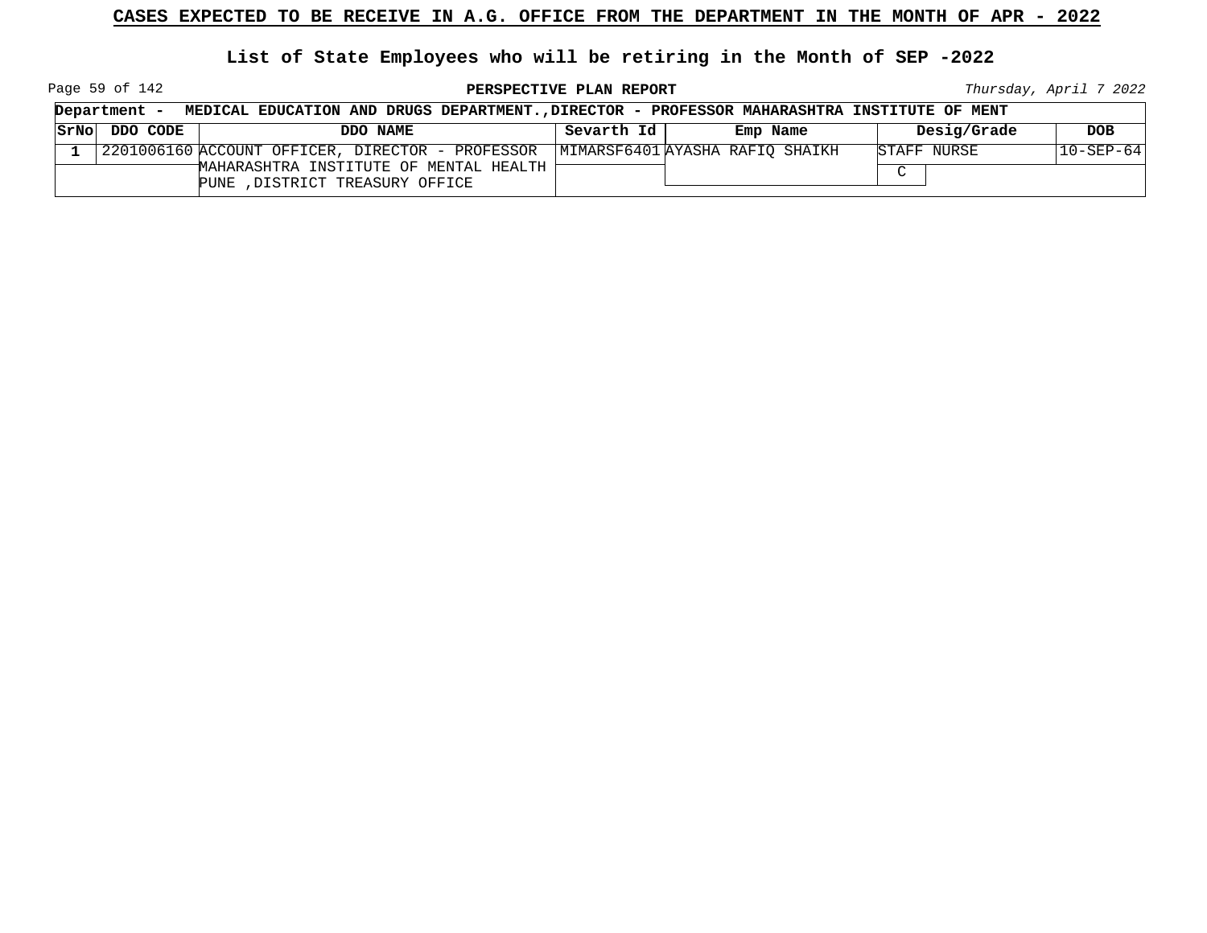## CASES EXPECTED TO BE RECEIVE IN A.G. OFFICE FROM THE DEPARTMENT IN THE MONTH OF APR - 2022

### List of State Employees who will be retiring in the Month of SEP -2022

**PERSPECTIVE PLAN REPORT**

*Thursday, April 7 2022*

**Department - MEDICAL EDUCATION AND DRUGS DEPARTMENT.,DIRECTOR - PROFESSOR MAHARASHTRA INSTITUTE OF MENT**

| SrNo | DDO CODE | DDO NAME | Sevarth Id | Emp Name | Desig/Grade | DOB |
|---|---|---|---|---|---|---|
| 1 | 2201006160 | ACCOUNT OFFICER, DIRECTOR - PROFESSOR MAHARASHTRA INSTITUTE OF MENTAL HEALTH PUNE ,DISTRICT TREASURY OFFICE | MIMARSF6401 | AYASHA RAFIQ SHAIKH | STAFF NURSE C | 10-SEP-64 |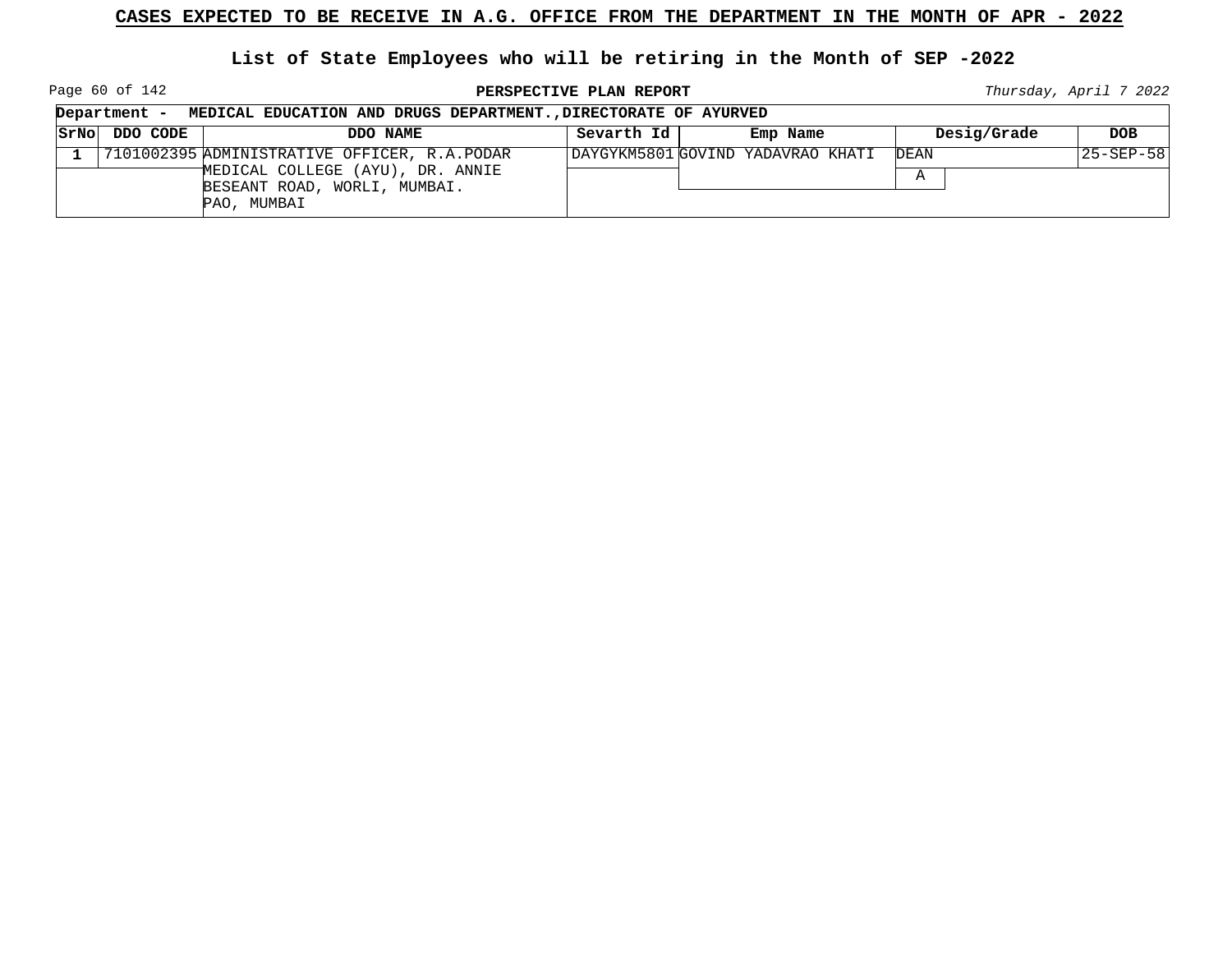## CASES EXPECTED TO BE RECEIVE IN A.G. OFFICE FROM THE DEPARTMENT IN THE MONTH OF APR - 2022

### List of State Employees who will be retiring in the Month of SEP -2022

**PERSPECTIVE PLAN REPORT**

*Thursday, April 7 2022*

**Department - MEDICAL EDUCATION AND DRUGS DEPARTMENT.,DIRECTORATE OF AYURVED**

| SrNo | DDO CODE | DDO NAME | Sevarth Id | Emp Name | Desig/Grade | DOB |
|---|---|---|---|---|---|---|
| 1 | 7101002395 | ADMINISTRATIVE OFFICER, R.A.PODAR MEDICAL COLLEGE (AYU), DR. ANNIE BESEANT ROAD, WORLI, MUMBAI. PAO, MUMBAI | DAYGYKM5801 | GOVIND YADAVRAO KHATI | DEAN A | 25-SEP-58 |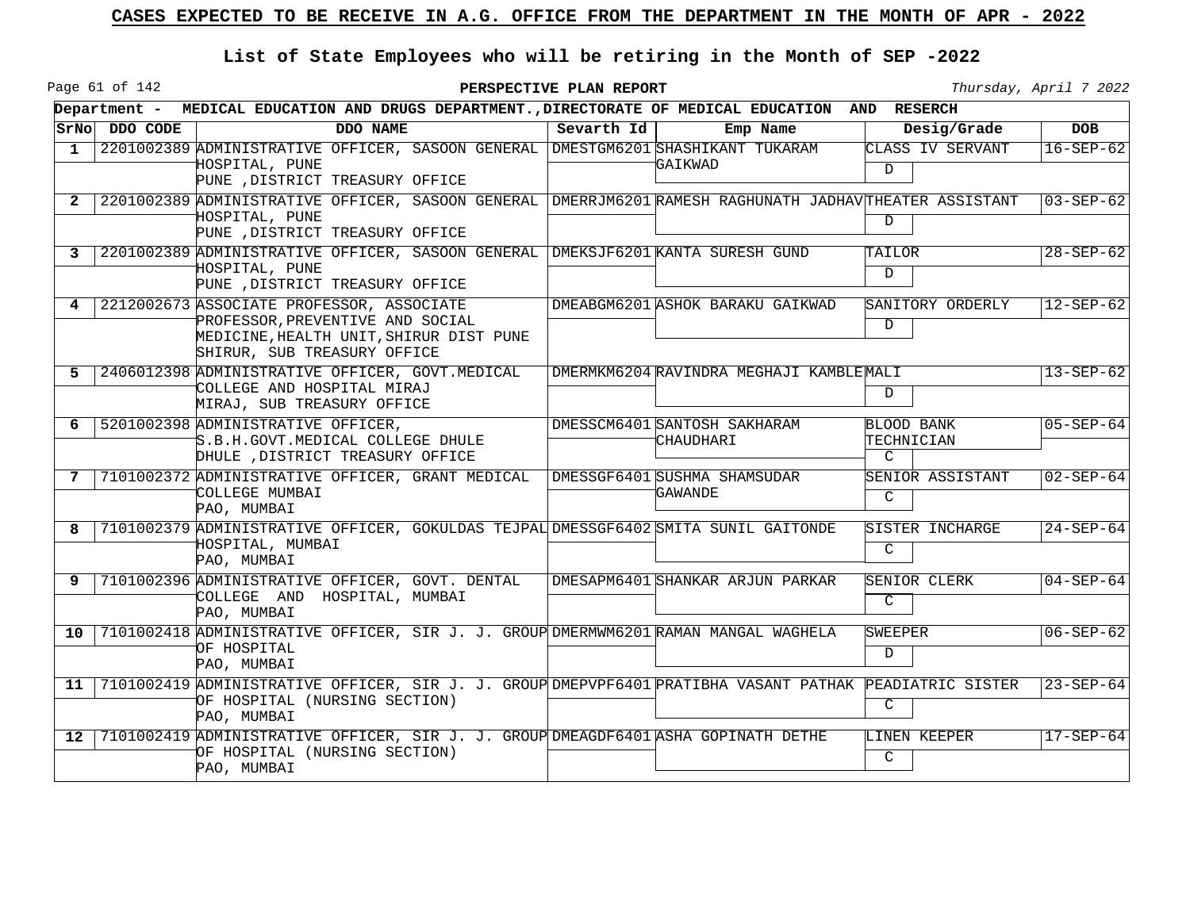## CASES EXPECTED TO BE RECEIVE IN A.G. OFFICE FROM THE DEPARTMENT IN THE MONTH OF APR - 2022

### List of State Employees who will be retiring in the Month of SEP -2022

**PERSPECTIVE PLAN REPORT**

*Thursday, April 7 2022*

**Department - MEDICAL EDUCATION AND DRUGS DEPARTMENT.,DIRECTORATE OF MEDICAL EDUCATION AND RESERCH**

| SrNo | DDO CODE | DDO NAME | Sevarth Id | Emp Name | Desig/Grade | DOB |
|---|---|---|---|---|---|---|
| 1 | 2201002389 | ADMINISTRATIVE OFFICER, SASOON GENERAL HOSPITAL, PUNE PUNE ,DISTRICT TREASURY OFFICE | DMESTGM6201 | SHASHIKANT TUKARAM GAIKWAD | CLASS IV SERVANT D | 16-SEP-62 |
| 2 | 2201002389 | ADMINISTRATIVE OFFICER, SASOON GENERAL HOSPITAL, PUNE PUNE ,DISTRICT TREASURY OFFICE | DMERRJM6201 | RAMESH RAGHUNATH JADHAV | THEATER ASSISTANT D | 03-SEP-62 |
| 3 | 2201002389 | ADMINISTRATIVE OFFICER, SASOON GENERAL HOSPITAL, PUNE PUNE ,DISTRICT TREASURY OFFICE | DMEKSJF6201 | KANTA SURESH GUND | TAILOR D | 28-SEP-62 |
| 4 | 2212002673 | ASSOCIATE PROFESSOR, ASSOCIATE PROFESSOR,PREVENTIVE AND SOCIAL MEDICINE,HEALTH UNIT,SHIRUR DIST PUNE SHIRUR, SUB TREASURY OFFICE | DMEABGM6201 | ASHOK BARAKU GAIKWAD | SANITORY ORDERLY D | 12-SEP-62 |
| 5 | 2406012398 | ADMINISTRATIVE OFFICER, GOVT.MEDICAL COLLEGE AND HOSPITAL MIRAJ MIRAJ, SUB TREASURY OFFICE | DMERMKM6204 | RAVINDRA MEGHAJI KAMBLE | MALI D | 13-SEP-62 |
| 6 | 5201002398 | ADMINISTRATIVE OFFICER, S.B.H.GOVT.MEDICAL COLLEGE DHULE DHULE ,DISTRICT TREASURY OFFICE | DMESSCM6401 | SANTOSH SAKHARAM CHAUDHARI | BLOOD BANK TECHNICIAN C | 05-SEP-64 |
| 7 | 7101002372 | ADMINISTRATIVE OFFICER, GRANT MEDICAL COLLEGE MUMBAI PAO, MUMBAI | DMESSGF6401 | SUSHMA SHAMSUDAR GAWANDE | SENIOR ASSISTANT C | 02-SEP-64 |
| 8 | 7101002379 | ADMINISTRATIVE OFFICER, GOKULDAS TEJPAL HOSPITAL, MUMBAI PAO, MUMBAI | DMESSGF6402 | SMITA SUNIL GAITONDE | SISTER INCHARGE C | 24-SEP-64 |
| 9 | 7101002396 | ADMINISTRATIVE OFFICER, GOVT. DENTAL COLLEGE AND HOSPITAL, MUMBAI PAO, MUMBAI | DMESAPM6401 | SHANKAR ARJUN PARKAR | SENIOR CLERK C | 04-SEP-64 |
| 10 | 7101002418 | ADMINISTRATIVE OFFICER, SIR J. J. GROUP OF HOSPITAL PAO, MUMBAI | DMERMWM6201 | RAMAN MANGAL WAGHELA | SWEEPER D | 06-SEP-62 |
| 11 | 7101002419 | ADMINISTRATIVE OFFICER, SIR J. J. GROUP OF HOSPITAL (NURSING SECTION) PAO, MUMBAI | DMEPVPF6401 | PRATIBHA VASANT PATHAK | PEADIATRIC SISTER C | 23-SEP-64 |
| 12 | 7101002419 | ADMINISTRATIVE OFFICER, SIR J. J. GROUP OF HOSPITAL (NURSING SECTION) PAO, MUMBAI | DMEAGDF6401 | ASHA GOPINATH DETHE | LINEN KEEPER C | 17-SEP-64 |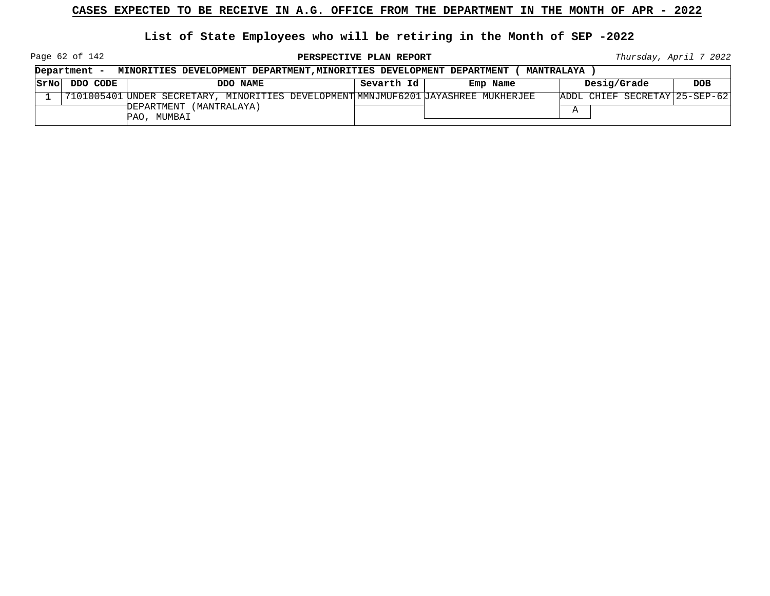**CASES EXPECTED TO BE RECEIVE IN A.G. OFFICE FROM THE DEPARTMENT IN THE MONTH OF APR - 2022**

**List of State Employees who will be retiring in the Month of SEP -2022**

**PERSPECTIVE PLAN REPORT**

*Thursday, April 7 2022*

**Department - MINORITIES DEVELOPMENT DEPARTMENT,MINORITIES DEVELOPMENT DEPARTMENT ( MANTRALAYA )**

| SrNo | DDO CODE | DDO NAME | Sevarth Id | Emp Name | Desig/Grade | DOB |
|---|---|---|---|---|---|---|
| 1 | 7101005401 | UNDER SECRETARY, MINORITIES DEVELOPMENT DEPARTMENT (MANTRALAYA) PAO, MUMBAI | MMNJMUF6201 | JAYASHREE MUKHERJEE | ADDL CHIEF SECRETAY A | 25-SEP-62 |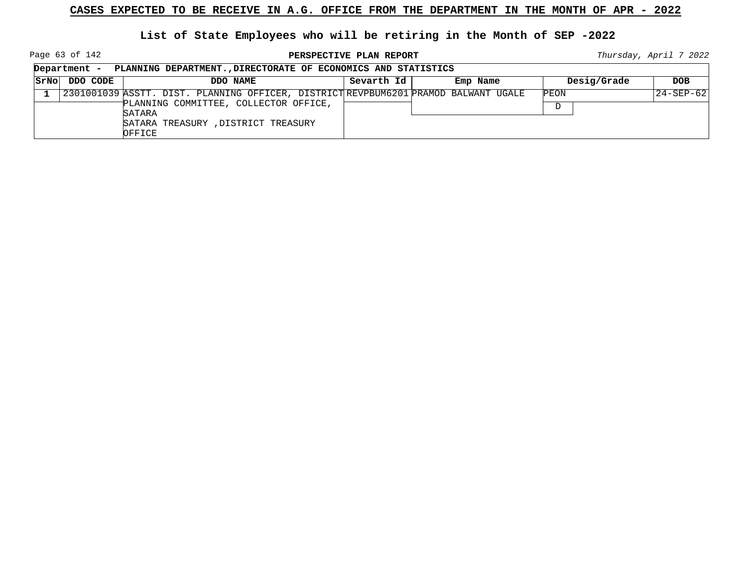## CASES EXPECTED TO BE RECEIVE IN A.G. OFFICE FROM THE DEPARTMENT IN THE MONTH OF APR - 2022

### List of State Employees who will be retiring in the Month of SEP -2022

**PERSPECTIVE PLAN REPORT**

*Thursday, April 7 2022*

**Department - PLANNING DEPARTMENT.,DIRECTORATE OF ECONOMICS AND STATISTICS**

| SrNo | DDO CODE | DDO NAME | Sevarth Id | Emp Name | Desig/Grade | DOB |
|---|---|---|---|---|---|---|
| 1 | 2301001039 | ASSTT. DIST. PLANNING OFFICER, DISTRICT PLANNING COMMITTEE, COLLECTOR OFFICE, SATARA<br>SATARA TREASURY ,DISTRICT TREASURY OFFICE | REVPBUM6201 | PRAMOD BALWANT UGALE | PEON<br>D | 24-SEP-62 |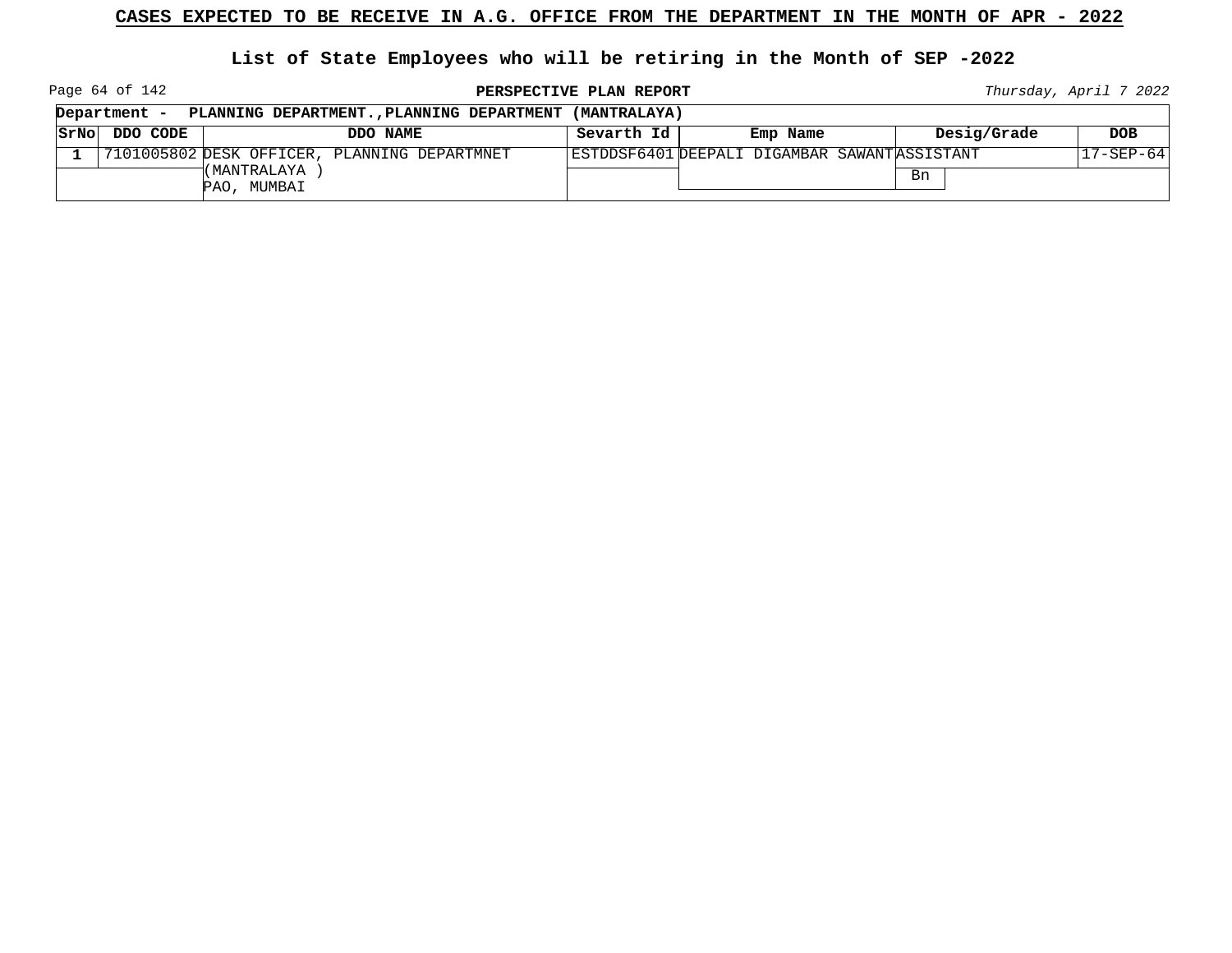## CASES EXPECTED TO BE RECEIVE IN A.G. OFFICE FROM THE DEPARTMENT IN THE MONTH OF APR - 2022

### List of State Employees who will be retiring in the Month of SEP -2022

**PERSPECTIVE PLAN REPORT**

*Thursday, April 7 2022*

**Department - PLANNING DEPARTMENT.,PLANNING DEPARTMENT (MANTRALAYA)**

| SrNo | DDO CODE | DDO NAME | Sevarth Id | Emp Name | Desig/Grade | DOB |
|---|---|---|---|---|---|---|
| 1 | 7101005802 | DESK OFFICER, PLANNING DEPARTMNET (MANTRALAYA ) PAO, MUMBAI | ESTDDSF6401 | DEEPALI DIGAMBAR SAWANT | ASSISTANT Bn | 17-SEP-64 |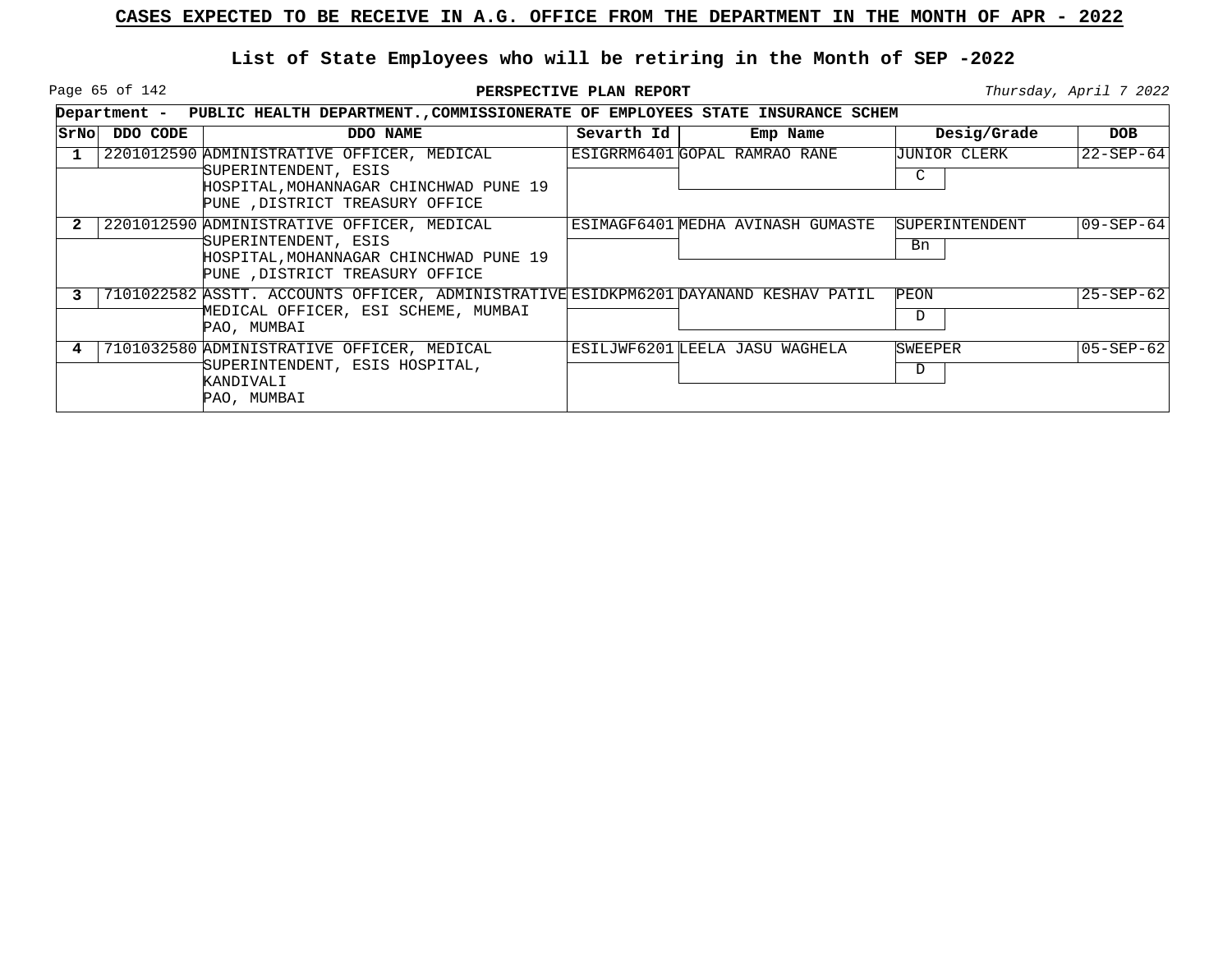# CASES EXPECTED TO BE RECEIVE IN A.G. OFFICE FROM THE DEPARTMENT IN THE MONTH OF APR - 2022

## List of State Employees who will be retiring in the Month of SEP -2022

**PERSPECTIVE PLAN REPORT**

*Thursday, April 7 2022*

**Department - PUBLIC HEALTH DEPARTMENT.,COMMISSIONERATE OF EMPLOYEES STATE INSURANCE SCHEM**

| SrNo | DDO CODE | DDO NAME | Sevarth Id | Emp Name | Desig/Grade | DOB |
|---|---|---|---|---|---|---|
| 1 | 2201012590 | ADMINISTRATIVE OFFICER, MEDICAL SUPERINTENDENT, ESIS HOSPITAL,MOHANNAGAR CHINCHWAD PUNE 19 PUNE ,DISTRICT TREASURY OFFICE | ESIGRRM6401 | GOPAL RAMRAO RANE | JUNIOR CLERK C | 22-SEP-64 |
| 2 | 2201012590 | ADMINISTRATIVE OFFICER, MEDICAL SUPERINTENDENT, ESIS HOSPITAL,MOHANNAGAR CHINCHWAD PUNE 19 PUNE ,DISTRICT TREASURY OFFICE | ESIMAGF6401 | MEDHA AVINASH GUMASTE | SUPERINTENDENT Bn | 09-SEP-64 |
| 3 | 7101022582 | ASSTT. ACCOUNTS OFFICER, ADMINISTRATIVE MEDICAL OFFICER, ESI SCHEME, MUMBAI PAO, MUMBAI | ESIDKPM6201 | DAYANAND KESHAV PATIL | PEON D | 25-SEP-62 |
| 4 | 7101032580 | ADMINISTRATIVE OFFICER, MEDICAL SUPERINTENDENT, ESIS HOSPITAL, KANDIVALI PAO, MUMBAI | ESILJWF6201 | LEELA JASU WAGHELA | SWEEPER D | 05-SEP-62 |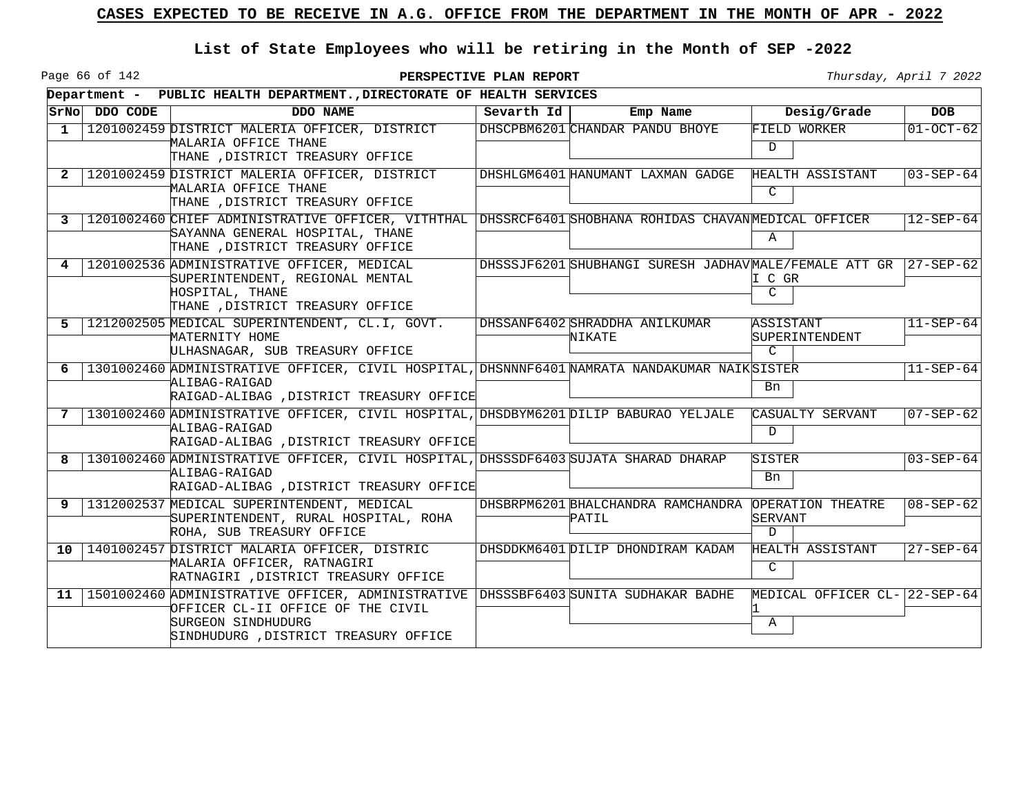# CASES EXPECTED TO BE RECEIVE IN A.G. OFFICE FROM THE DEPARTMENT IN THE MONTH OF APR - 2022

## List of State Employees who will be retiring in the Month of SEP -2022

**PERSPECTIVE PLAN REPORT**

*Thursday, April 7 2022*

**Department - PUBLIC HEALTH DEPARTMENT.,DIRECTORATE OF HEALTH SERVICES**

| SrNo | DDO CODE | DDO NAME | Sevarth Id | Emp Name | Desig/Grade | DOB |
|---|---|---|---|---|---|---|
| 1 | 1201002459 | DISTRICT MALERIA OFFICER, DISTRICT MALARIA OFFICE THANE THANE ,DISTRICT TREASURY OFFICE | DHSCPBM6201 | CHANDAR PANDU BHOYE | FIELD WORKER D | 01-OCT-62 |
| 2 | 1201002459 | DISTRICT MALERIA OFFICER, DISTRICT MALARIA OFFICE THANE THANE ,DISTRICT TREASURY OFFICE | DHSHLGM6401 | HANUMANT LAXMAN GADGE | HEALTH ASSISTANT C | 03-SEP-64 |
| 3 | 1201002460 | CHIEF ADMINISTRATIVE OFFICER, VITHTHAL SAYANNA GENERAL HOSPITAL, THANE THANE ,DISTRICT TREASURY OFFICE | DHSSRCF6401 | SHOBHANA ROHIDAS CHAVAN | MEDICAL OFFICER A | 12-SEP-64 |
| 4 | 1201002536 | ADMINISTRATIVE OFFICER, MEDICAL SUPERINTENDENT, REGIONAL MENTAL HOSPITAL, THANE THANE ,DISTRICT TREASURY OFFICE | DHSSSJF6201 | SHUBHANGI SURESH JADHAV | MALE/FEMALE ATT GR I C GR C | 27-SEP-62 |
| 5 | 1212002505 | MEDICAL SUPERINTENDENT, CL.I, GOVT. MATERNITY HOME ULHASNAGAR, SUB TREASURY OFFICE | DHSSANF6402 | SHRADDHA ANILKUMAR NIKATE | ASSISTANT SUPERINTENDENT C | 11-SEP-64 |
| 6 | 1301002460 | ADMINISTRATIVE OFFICER, CIVIL HOSPITAL, ALIBAG-RAIGAD RAIGAD-ALIBAG ,DISTRICT TREASURY OFFICE | DHSNNNF6401 | NAMRATA NANDAKUMAR NAIK | SISTER Bn | 11-SEP-64 |
| 7 | 1301002460 | ADMINISTRATIVE OFFICER, CIVIL HOSPITAL, ALIBAG-RAIGAD RAIGAD-ALIBAG ,DISTRICT TREASURY OFFICE | DHSDBYM6201 | DILIP BABURAO YELJALE | CASUALTY SERVANT D | 07-SEP-62 |
| 8 | 1301002460 | ADMINISTRATIVE OFFICER, CIVIL HOSPITAL, ALIBAG-RAIGAD RAIGAD-ALIBAG ,DISTRICT TREASURY OFFICE | DHSSSDF6403 | SUJATA SHARAD DHARAP | SISTER Bn | 03-SEP-64 |
| 9 | 1312002537 | MEDICAL SUPERINTENDENT, MEDICAL SUPERINTENDENT, RURAL HOSPITAL, ROHA ROHA, SUB TREASURY OFFICE | DHSBRPM6201 | BHALCHANDRA RAMCHANDRA PATIL | OPERATION THEATRE SERVANT D | 08-SEP-62 |
| 10 | 1401002457 | DISTRICT MALARIA OFFICER, DISTRIC MALARIA OFFICER, RATNAGIRI RATNAGIRI ,DISTRICT TREASURY OFFICE | DHSDDKM6401 | DILIP DHONDIRAM KADAM | HEALTH ASSISTANT C | 27-SEP-64 |
| 11 | 1501002460 | ADMINISTRATIVE OFFICER, ADMINISTRATIVE OFFICER CL-II OFFICE OF THE CIVIL SURGEON SINDHUDURG SINDHUDURG ,DISTRICT TREASURY OFFICE | DHSSSBF6403 | SUNITA SUDHAKAR BADHE | MEDICAL OFFICER CL-1 A | 22-SEP-64 |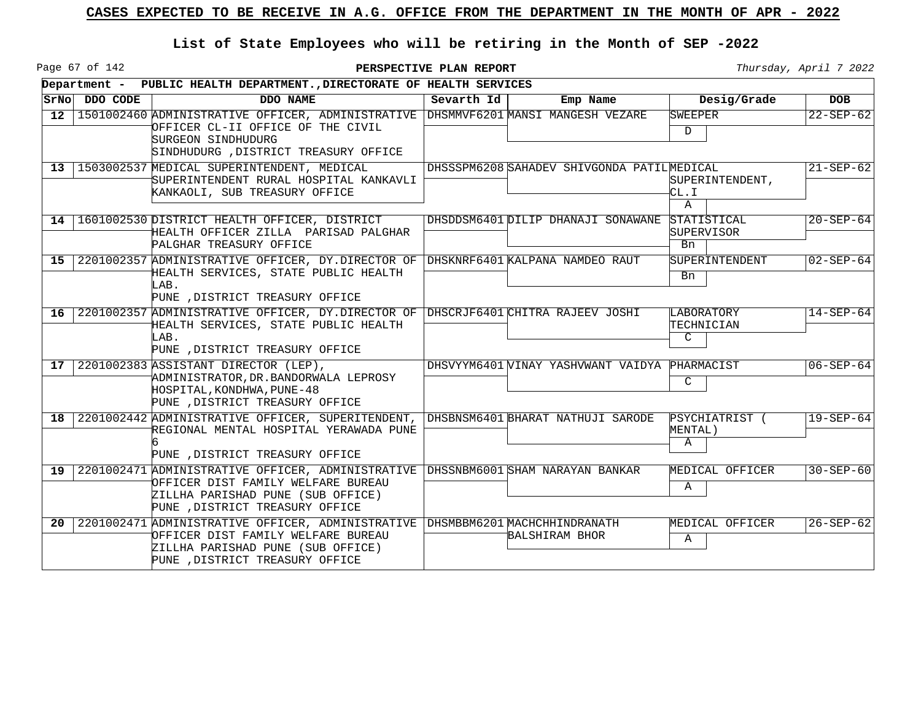## CASES EXPECTED TO BE RECEIVE IN A.G. OFFICE FROM THE DEPARTMENT IN THE MONTH OF APR - 2022

### List of State Employees who will be retiring in the Month of SEP -2022

**PERSPECTIVE PLAN REPORT**

*Thursday, April 7 2022*

**Department - PUBLIC HEALTH DEPARTMENT.,DIRECTORATE OF HEALTH SERVICES**

| SrNo | DDO CODE | DDO NAME | Sevarth Id | Emp Name | Desig/Grade | DOB |
|---|---|---|---|---|---|---|
| 12 | 1501002460 | ADMINISTRATIVE OFFICER, ADMINISTRATIVE OFFICER CL-II OFFICE OF THE CIVIL SURGEON SINDHUDURG SINDHUDURG ,DISTRICT TREASURY OFFICE | DHSMMVF6201 | MANSI MANGESH VEZARE | SWEEPER D | 22-SEP-62 |
| 13 | 1503002537 | MEDICAL SUPERINTENDENT, MEDICAL SUPERINTENDENT RURAL HOSPITAL KANKAVLI KANKAOLI, SUB TREASURY OFFICE | DHSSSPM6208 | SAHADEV SHIVGONDA PATIL | MEDICAL SUPERINTENDENT, CL.I A | 21-SEP-62 |
| 14 | 1601002530 | DISTRICT HEALTH OFFICER, DISTRICT HEALTH OFFICER ZILLA PARISAD PALGHAR PALGHAR TREASURY OFFICE | DHSDDSM6401 | DILIP DHANAJI SONAWANE | STATISTICAL SUPERVISOR Bn | 20-SEP-64 |
| 15 | 2201002357 | ADMINISTRATIVE OFFICER, DY.DIRECTOR OF HEALTH SERVICES, STATE PUBLIC HEALTH LAB. PUNE ,DISTRICT TREASURY OFFICE | DHSKNRF6401 | KALPANA NAMDEO RAUT | SUPERINTENDENT Bn | 02-SEP-64 |
| 16 | 2201002357 | ADMINISTRATIVE OFFICER, DY.DIRECTOR OF HEALTH SERVICES, STATE PUBLIC HEALTH LAB. PUNE ,DISTRICT TREASURY OFFICE | DHSCRJF6401 | CHITRA RAJEEV JOSHI | LABORATORY TECHNICIAN C | 14-SEP-64 |
| 17 | 2201002383 | ASSISTANT DIRECTOR (LEP), ADMINISTRATOR,DR.BANDORWALA LEPROSY HOSPITAL,KONDHWA,PUNE-48 PUNE ,DISTRICT TREASURY OFFICE | DHSVYYM6401 | VINAY YASHVWANT VAIDYA | PHARMACIST C | 06-SEP-64 |
| 18 | 2201002442 | ADMINISTRATIVE OFFICER, SUPERITENDENT, REGIONAL MENTAL HOSPITAL YERAWADA PUNE 6 PUNE ,DISTRICT TREASURY OFFICE | DHSBNSM6401 | BHARAT NATHUJI SARODE | PSYCHIATRIST ( MENTAL) A | 19-SEP-64 |
| 19 | 2201002471 | ADMINISTRATIVE OFFICER, ADMINISTRATIVE OFFICER DIST FAMILY WELFARE BUREAU ZILLHA PARISHAD PUNE (SUB OFFICE) PUNE ,DISTRICT TREASURY OFFICE | DHSSNBM6001 | SHAM NARAYAN BANKAR | MEDICAL OFFICER A | 30-SEP-60 |
| 20 | 2201002471 | ADMINISTRATIVE OFFICER, ADMINISTRATIVE OFFICER DIST FAMILY WELFARE BUREAU ZILLHA PARISHAD PUNE (SUB OFFICE) PUNE ,DISTRICT TREASURY OFFICE | DHSMBBM6201 | MACHCHHINDRANATH BALSHIRAM BHOR | MEDICAL OFFICER A | 26-SEP-62 |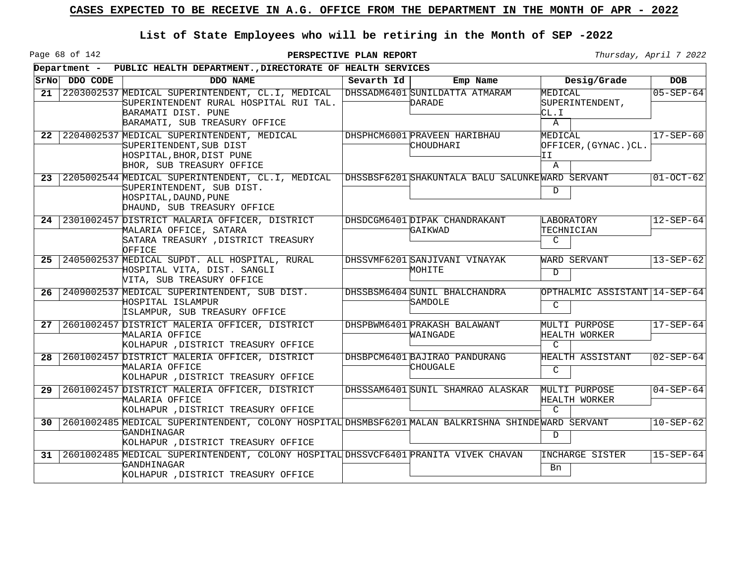# CASES EXPECTED TO BE RECEIVE IN A.G. OFFICE FROM THE DEPARTMENT IN THE MONTH OF APR - 2022

## List of State Employees who will be retiring in the Month of SEP -2022

**PERSPECTIVE PLAN REPORT**

Thursday, April 7 2022

**Department - PUBLIC HEALTH DEPARTMENT.,DIRECTORATE OF HEALTH SERVICES**

| SrNo | DDO CODE | DDO NAME | Sevarth Id | Emp Name | Desig/Grade | Grade | DOB |
|---|---|---|---|---|---|---|---|
| 21 | 2203002537 | MEDICAL SUPERINTENDENT, CL.I, MEDICAL SUPERINTENDENT RURAL HOSPITAL RUI TAL. BARAMATI DIST. PUNE BARAMATI, SUB TREASURY OFFICE | DHSSADM6401 | SUNILDATTA ATMARAM DARADE | MEDICAL SUPERINTENDENT, CL.I | A | 05-SEP-64 |
| 22 | 2204002537 | MEDICAL SUPERINTENDENT, MEDICAL SUPERITENDENT,SUB DIST HOSPITAL,BHOR,DIST PUNE BHOR, SUB TREASURY OFFICE | DHSPHCM6001 | PRAVEEN HARIBHAU CHOUDHARI | MEDICAL OFFICER,(GYNAC.)CL. II | A | 17-SEP-60 |
| 23 | 2205002544 | MEDICAL SUPERINTENDENT, CL.I, MEDICAL SUPERINTENDENT, SUB DIST. HOSPITAL,DAUND,PUNE DHAUND, SUB TREASURY OFFICE | DHSSBSF6201 | SHAKUNTALA BALU SALUNKE | WARD SERVANT | D | 01-OCT-62 |
| 24 | 2301002457 | DISTRICT MALARIA OFFICER, DISTRICT MALARIA OFFICE, SATARA SATARA TREASURY ,DISTRICT TREASURY OFFICE | DHSDCGM6401 | DIPAK CHANDRAKANT GAIKWAD | LABORATORY TECHNICIAN | C | 12-SEP-64 |
| 25 | 2405002537 | MEDICAL SUPDT. ALL HOSPITAL, RURAL HOSPITAL VITA, DIST. SANGLI VITA, SUB TREASURY OFFICE | DHSSVMF6201 | SANJIVANI VINAYAK MOHITE | WARD SERVANT | D | 13-SEP-62 |
| 26 | 2409002537 | MEDICAL SUPERINTENDENT, SUB DIST. HOSPITAL ISLAMPUR ISLAMPUR, SUB TREASURY OFFICE | DHSSBSM6404 | SUNIL BHALCHANDRA SAMDOLE | OPTHALMIC ASSISTANT | C | 14-SEP-64 |
| 27 | 2601002457 | DISTRICT MALERIA OFFICER, DISTRICT MALARIA OFFICE KOLHAPUR ,DISTRICT TREASURY OFFICE | DHSPBWM6401 | PRAKASH BALAWANT WAINGADE | MULTI PURPOSE HEALTH WORKER | C | 17-SEP-64 |
| 28 | 2601002457 | DISTRICT MALERIA OFFICER, DISTRICT MALARIA OFFICE KOLHAPUR ,DISTRICT TREASURY OFFICE | DHSBPCM6401 | BAJIRAO PANDURANG CHOUGALE | HEALTH ASSISTANT | C | 02-SEP-64 |
| 29 | 2601002457 | DISTRICT MALERIA OFFICER, DISTRICT MALARIA OFFICE KOLHAPUR ,DISTRICT TREASURY OFFICE | DHSSSAM6401 | SUNIL SHAMRAO ALASKAR | MULTI PURPOSE HEALTH WORKER | C | 04-SEP-64 |
| 30 | 2601002485 | MEDICAL SUPERINTENDENT, COLONY HOSPITAL GANDHINAGAR KOLHAPUR ,DISTRICT TREASURY OFFICE | DHSMBSF6201 | MALAN BALKRISHNA SHINDE | WARD SERVANT | D | 10-SEP-62 |
| 31 | 2601002485 | MEDICAL SUPERINTENDENT, COLONY HOSPITAL GANDHINAGAR KOLHAPUR ,DISTRICT TREASURY OFFICE | DHSSVCF6401 | PRANITA VIVEK CHAVAN | INCHARGE SISTER | Bn | 15-SEP-64 |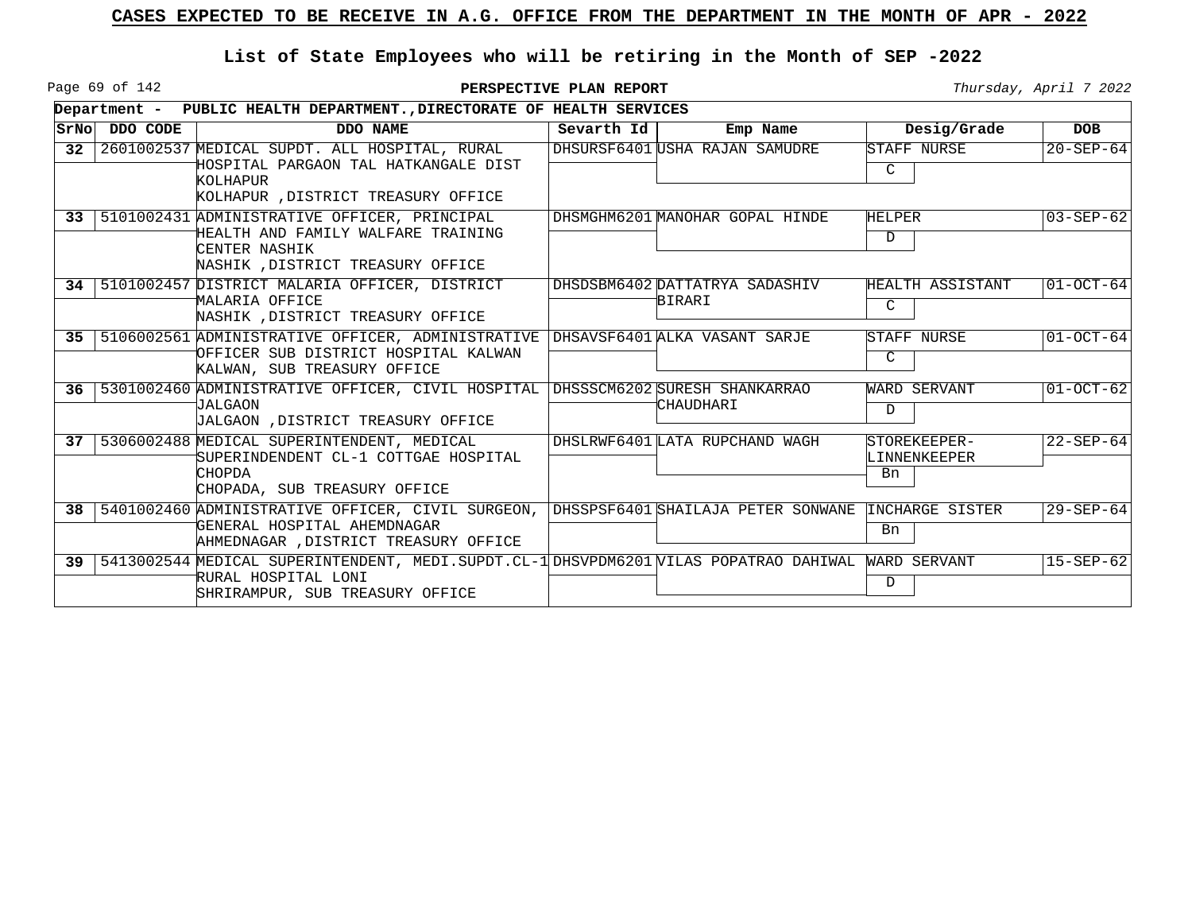# CASES EXPECTED TO BE RECEIVE IN A.G. OFFICE FROM THE DEPARTMENT IN THE MONTH OF APR - 2022

## List of State Employees who will be retiring in the Month of SEP -2022

**PERSPECTIVE PLAN REPORT**

*Thursday, April 7 2022*

**Department - PUBLIC HEALTH DEPARTMENT.,DIRECTORATE OF HEALTH SERVICES**

| SrNo | DDO CODE | DDO NAME | Sevarth Id | Emp Name | Desig/Grade | DOB |
|---|---|---|---|---|---|---|
| 32 | 2601002537 | MEDICAL SUPDT. ALL HOSPITAL, RURAL HOSPITAL PARGAON TAL HATKANGALE DIST KOLHAPUR<br>KOLHAPUR ,DISTRICT TREASURY OFFICE | DHSURSF6401 | USHA RAJAN SAMUDRE | STAFF NURSE<br>C | 20-SEP-64 |
| 33 | 5101002431 | ADMINISTRATIVE OFFICER, PRINCIPAL HEALTH AND FAMILY WALFARE TRAINING CENTER NASHIK<br>NASHIK ,DISTRICT TREASURY OFFICE | DHSMGHM6201 | MANOHAR GOPAL HINDE | HELPER<br>D | 03-SEP-62 |
| 34 | 5101002457 | DISTRICT MALARIA OFFICER, DISTRICT MALARIA OFFICE<br>NASHIK ,DISTRICT TREASURY OFFICE | DHSDSBM6402 | DATTATRYA SADASHIV BIRARI | HEALTH ASSISTANT<br>C | 01-OCT-64 |
| 35 | 5106002561 | ADMINISTRATIVE OFFICER, ADMINISTRATIVE OFFICER SUB DISTRICT HOSPITAL KALWAN<br>KALWAN, SUB TREASURY OFFICE | DHSAVSF6401 | ALKA VASANT SARJE | STAFF NURSE<br>C | 01-OCT-64 |
| 36 | 5301002460 | ADMINISTRATIVE OFFICER, CIVIL HOSPITAL JALGAON<br>JALGAON ,DISTRICT TREASURY OFFICE | DHSSSCM6202 | SURESH SHANKARRAO CHAUDHARI | WARD SERVANT<br>D | 01-OCT-62 |
| 37 | 5306002488 | MEDICAL SUPERINTENDENT, MEDICAL SUPERINDENDENT CL-1 COTTGAE HOSPITAL CHOPDA<br>CHOPADA, SUB TREASURY OFFICE | DHSLRWF6401 | LATA RUPCHAND WAGH | STOREKEEPER-LINNENKEEPER<br>Bn | 22-SEP-64 |
| 38 | 5401002460 | ADMINISTRATIVE OFFICER, CIVIL SURGEON, GENERAL HOSPITAL AHEMDNAGAR<br>AHMEDNAGAR ,DISTRICT TREASURY OFFICE | DHSSPSF6401 | SHAILAJA PETER SONWANE | INCHARGE SISTER<br>Bn | 29-SEP-64 |
| 39 | 5413002544 | MEDICAL SUPERINTENDENT, MEDI.SUPDT.CL-1 RURAL HOSPITAL LONI<br>SHRIRAMPUR, SUB TREASURY OFFICE | DHSVPDM6201 | VILAS POPATRAO DAHIWAL | WARD SERVANT<br>D | 15-SEP-62 |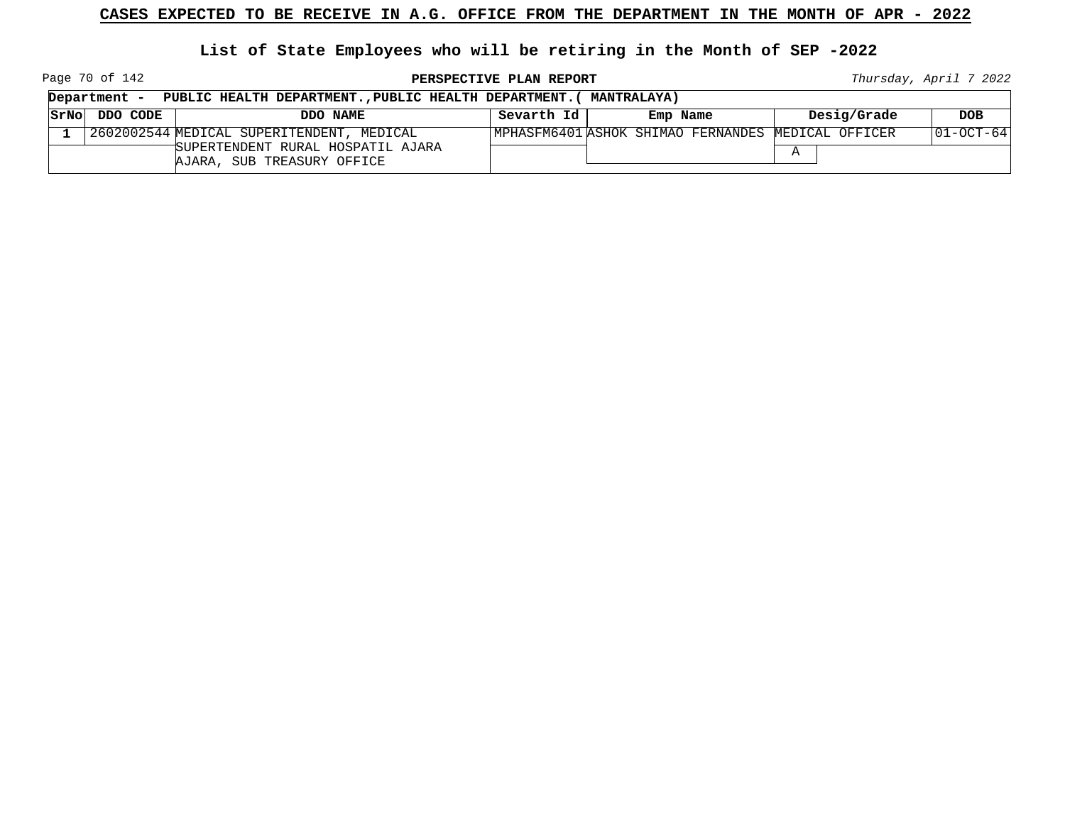# CASES EXPECTED TO BE RECEIVE IN A.G. OFFICE FROM THE DEPARTMENT IN THE MONTH OF APR - 2022

## List of State Employees who will be retiring in the Month of SEP -2022

**PERSPECTIVE PLAN REPORT**

*Thursday, April 7 2022*

**Department - PUBLIC HEALTH DEPARTMENT.,PUBLIC HEALTH DEPARTMENT.( MANTRALAYA)**

| SrNo | DDO CODE | DDO NAME | Sevarth Id | Emp Name | Desig/Grade | DOB |
|---|---|---|---|---|---|---|
| 1 | 2602002544 | MEDICAL SUPERITENDENT, MEDICAL SUPERTENDENT RURAL HOSPATIL AJARA AJARA, SUB TREASURY OFFICE | MPHASFM6401 | ASHOK SHIMAO FERNANDES | MEDICAL OFFICER A | 01-OCT-64 |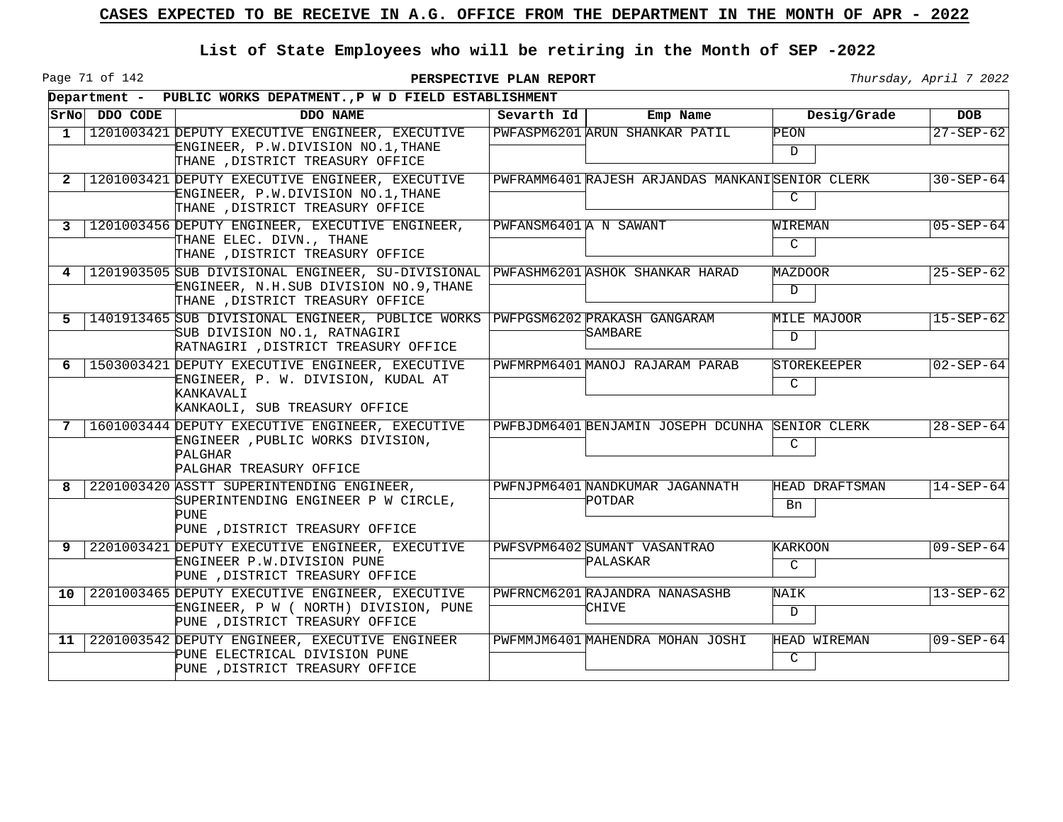# CASES EXPECTED TO BE RECEIVE IN A.G. OFFICE FROM THE DEPARTMENT IN THE MONTH OF APR - 2022

## List of State Employees who will be retiring in the Month of SEP -2022

**PERSPECTIVE PLAN REPORT**

*Thursday, April 7 2022*

**Department - PUBLIC WORKS DEPATMENT.,P W D FIELD ESTABLISHMENT**

| SrNo | DDO CODE | DDO NAME | Sevarth Id | Emp Name | Desig/Grade | DOB |
|---|---|---|---|---|---|---|
| 1 | 1201003421 | DEPUTY EXECUTIVE ENGINEER, EXECUTIVE ENGINEER, P.W.DIVISION NO.1,THANE THANE ,DISTRICT TREASURY OFFICE | PWFASPM6201 | ARUN SHANKAR PATIL | PEON D | 27-SEP-62 |
| 2 | 1201003421 | DEPUTY EXECUTIVE ENGINEER, EXECUTIVE ENGINEER, P.W.DIVISION NO.1,THANE THANE ,DISTRICT TREASURY OFFICE | PWFRAMM6401 | RAJESH ARJANDAS MANKANI | SENIOR CLERK C | 30-SEP-64 |
| 3 | 1201003456 | DEPUTY ENGINEER, EXECUTIVE ENGINEER, THANE ELEC. DIVN., THANE THANE ,DISTRICT TREASURY OFFICE | PWFANSM6401 | A N SAWANT | WIREMAN C | 05-SEP-64 |
| 4 | 1201903505 | SUB DIVISIONAL ENGINEER, SU-DIVISIONAL ENGINEER, N.H.SUB DIVISION NO.9,THANE THANE ,DISTRICT TREASURY OFFICE | PWFASHM6201 | ASHOK SHANKAR HARAD | MAZDOOR D | 25-SEP-62 |
| 5 | 1401913465 | SUB DIVISIONAL ENGINEER, PUBLICE WORKS SUB DIVISION NO.1, RATNAGIRI RATNAGIRI ,DISTRICT TREASURY OFFICE | PWFPGSM6202 | PRAKASH GANGARAM SAMBARE | MILE MAJOOR D | 15-SEP-62 |
| 6 | 1503003421 | DEPUTY EXECUTIVE ENGINEER, EXECUTIVE ENGINEER, P. W. DIVISION, KUDAL AT KANKAVALI KANKAOLI, SUB TREASURY OFFICE | PWFMRPM6401 | MANOJ RAJARAM PARAB | STOREKEEPER C | 02-SEP-64 |
| 7 | 1601003444 | DEPUTY EXECUTIVE ENGINEER, EXECUTIVE ENGINEER ,PUBLIC WORKS DIVISION, PALGHAR PALGHAR TREASURY OFFICE | PWFBJDM6401 | BENJAMIN JOSEPH DCUNHA | SENIOR CLERK C | 28-SEP-64 |
| 8 | 2201003420 | ASSTT SUPERINTENDING ENGINEER, SUPERINTENDING ENGINEER P W CIRCLE, PUNE PUNE ,DISTRICT TREASURY OFFICE | PWFNJPM6401 | NANDKUMAR JAGANNATH POTDAR | HEAD DRAFTSMAN Bn | 14-SEP-64 |
| 9 | 2201003421 | DEPUTY EXECUTIVE ENGINEER, EXECUTIVE ENGINEER P.W.DIVISION PUNE PUNE ,DISTRICT TREASURY OFFICE | PWFSVPM6402 | SUMANT VASANTRAO PALASKAR | KARKOON C | 09-SEP-64 |
| 10 | 2201003465 | DEPUTY EXECUTIVE ENGINEER, EXECUTIVE ENGINEER, P W ( NORTH) DIVISION, PUNE PUNE ,DISTRICT TREASURY OFFICE | PWFRNCM6201 | RAJANDRA NANASASHB CHIVE | NAIK D | 13-SEP-62 |
| 11 | 2201003542 | DEPUTY ENGINEER, EXECUTIVE ENGINEER PUNE ELECTRICAL DIVISION PUNE PUNE ,DISTRICT TREASURY OFFICE | PWFMMJM6401 | MAHENDRA MOHAN JOSHI | HEAD WIREMAN C | 09-SEP-64 |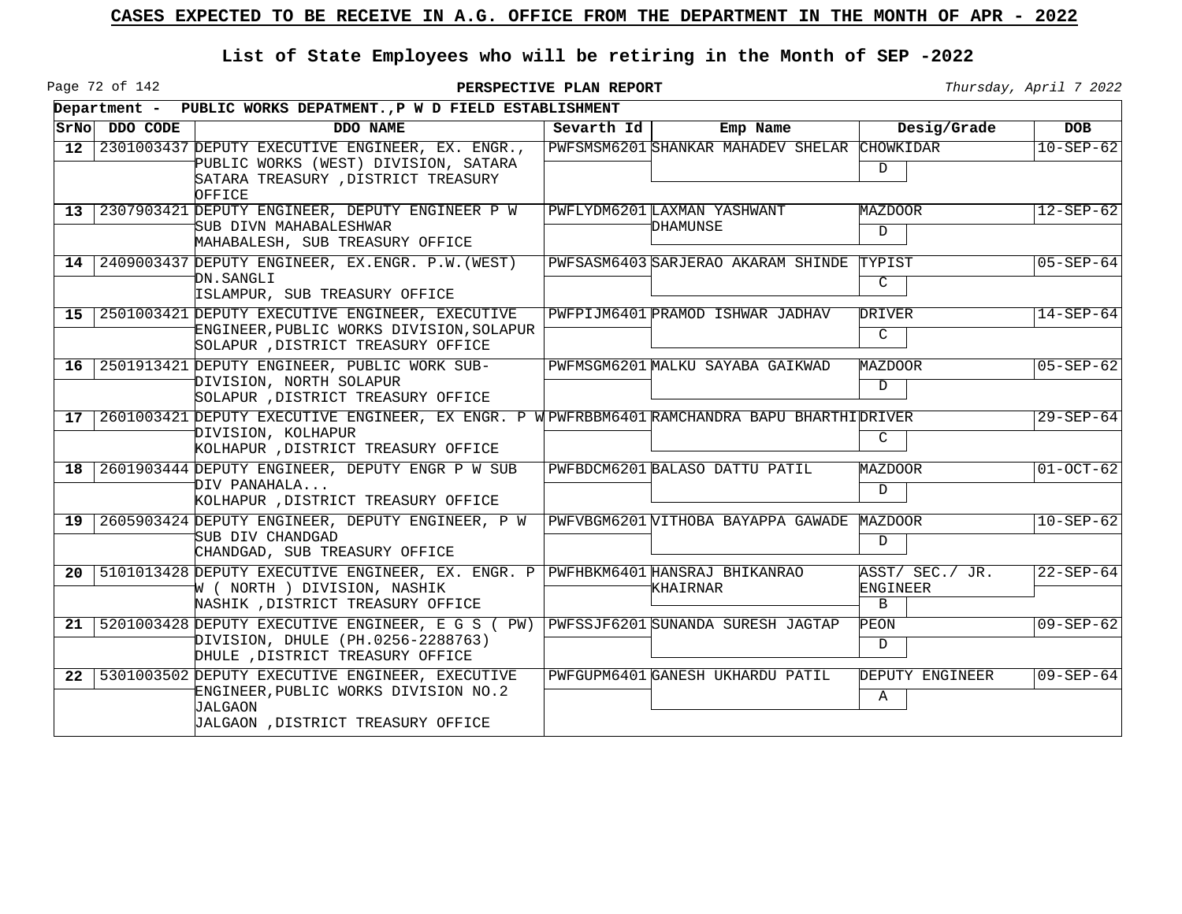# CASES EXPECTED TO BE RECEIVE IN A.G. OFFICE FROM THE DEPARTMENT IN THE MONTH OF APR - 2022

## List of State Employees who will be retiring in the Month of SEP -2022

**PERSPECTIVE PLAN REPORT**

*Thursday, April 7 2022*

**Department - PUBLIC WORKS DEPATMENT.,P W D FIELD ESTABLISHMENT**

| SrNo | DDO CODE | DDO NAME | Sevarth Id | Emp Name | Desig/Grade | DOB |
|---|---|---|---|---|---|---|
| 12 | 2301003437 | DEPUTY EXECUTIVE ENGINEER, EX. ENGR., PUBLIC WORKS (WEST) DIVISION, SATARA SATARA TREASURY ,DISTRICT TREASURY OFFICE | PWFSMSM6201 | SHANKAR MAHADEV SHELAR | CHOWKIDAR D | 10-SEP-62 |
| 13 | 2307903421 | DEPUTY ENGINEER, DEPUTY ENGINEER P W SUB DIVN MAHABALESHWAR MAHABALESH, SUB TREASURY OFFICE | PWFLYDM6201 | LAXMAN YASHWANT DHAMUNSE | MAZDOOR D | 12-SEP-62 |
| 14 | 2409003437 | DEPUTY ENGINEER, EX.ENGR. P.W.(WEST) DN.SANGLI ISLAMPUR, SUB TREASURY OFFICE | PWFSASM6403 | SARJERAO AKARAM SHINDE | TYPIST C | 05-SEP-64 |
| 15 | 2501003421 | DEPUTY EXECUTIVE ENGINEER, EXECUTIVE ENGINEER,PUBLIC WORKS DIVISION,SOLAPUR SOLAPUR ,DISTRICT TREASURY OFFICE | PWFPIJM6401 | PRAMOD ISHWAR JADHAV | DRIVER C | 14-SEP-64 |
| 16 | 2501913421 | DEPUTY ENGINEER, PUBLIC WORK SUB-DIVISION, NORTH SOLAPUR SOLAPUR ,DISTRICT TREASURY OFFICE | PWFMSGM6201 | MALKU SAYABA GAIKWAD | MAZDOOR D | 05-SEP-62 |
| 17 | 2601003421 | DEPUTY EXECUTIVE ENGINEER, EX ENGR. P W DIVISION, KOLHAPUR KOLHAPUR ,DISTRICT TREASURY OFFICE | PWFRBBM6401 | RAMCHANDRA BAPU BHARTHI | DRIVER C | 29-SEP-64 |
| 18 | 2601903444 | DEPUTY ENGINEER, DEPUTY ENGR P W SUB DIV PANAHALA... KOLHAPUR ,DISTRICT TREASURY OFFICE | PWFBDCM6201 | BALASO DATTU PATIL | MAZDOOR D | 01-OCT-62 |
| 19 | 2605903424 | DEPUTY ENGINEER, DEPUTY ENGINEER, P W SUB DIV CHANDGAD CHANDGAD, SUB TREASURY OFFICE | PWFVBGM6201 | VITHOBA BAYAPPA GAWADE | MAZDOOR D | 10-SEP-62 |
| 20 | 5101013428 | DEPUTY EXECUTIVE ENGINEER, EX. ENGR. P W ( NORTH ) DIVISION, NASHIK NASHIK ,DISTRICT TREASURY OFFICE | PWFHBKM6401 | HANSRAJ BHIKANRAO KHAIRNAR | ASST/ SEC./ JR. ENGINEER B | 22-SEP-64 |
| 21 | 5201003428 | DEPUTY EXECUTIVE ENGINEER, E G S ( PW) DIVISION, DHULE (PH.0256-2288763) DHULE ,DISTRICT TREASURY OFFICE | PWFSSJF6201 | SUNANDA SURESH JAGTAP | PEON D | 09-SEP-62 |
| 22 | 5301003502 | DEPUTY EXECUTIVE ENGINEER, EXECUTIVE ENGINEER,PUBLIC WORKS DIVISION NO.2 JALGAON JALGAON ,DISTRICT TREASURY OFFICE | PWFGUPM6401 | GANESH UKHARDU PATIL | DEPUTY ENGINEER A | 09-SEP-64 |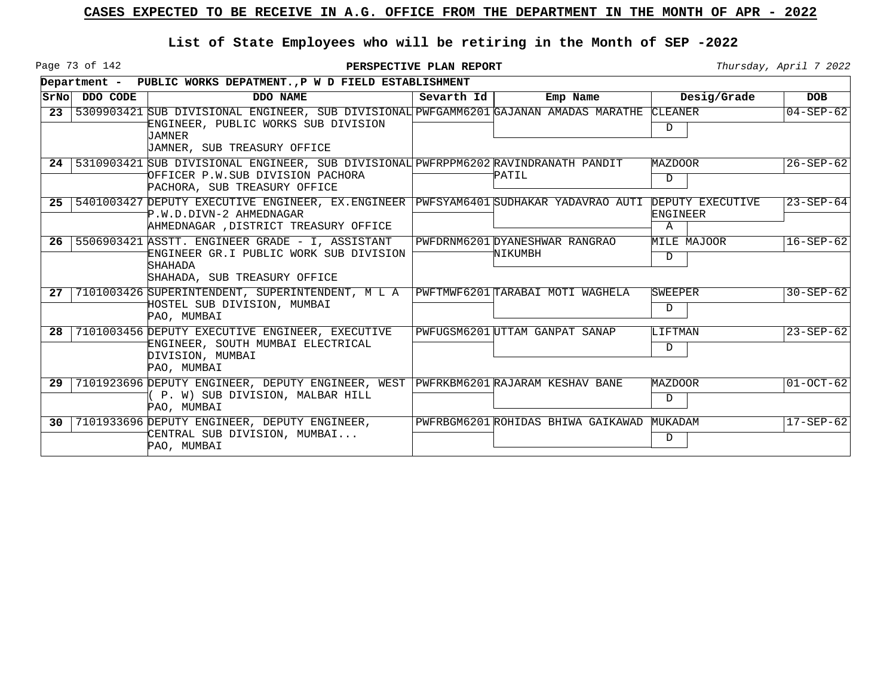# CASES EXPECTED TO BE RECEIVE IN A.G. OFFICE FROM THE DEPARTMENT IN THE MONTH OF APR - 2022

## List of State Employees who will be retiring in the Month of SEP -2022

**PERSPECTIVE PLAN REPORT**

*Thursday, April 7 2022*

**Department - PUBLIC WORKS DEPATMENT.,P W D FIELD ESTABLISHMENT**

| SrNo | DDO CODE | DDO NAME | Sevarth Id | Emp Name | Desig/Grade | DOB |
|---|---|---|---|---|---|---|
| 23 | 5309903421 | SUB DIVISIONAL ENGINEER, SUB DIVISIONAL ENGINEER, PUBLIC WORKS SUB DIVISION JAMNER<br>JAMNER, SUB TREASURY OFFICE | PWFGAMM6201 | GAJANAN AMADAS MARATHE | CLEANER<br>D | 04-SEP-62 |
| 24 | 5310903421 | SUB DIVISIONAL ENGINEER, SUB DIVISIONAL OFFICER P.W.SUB DIVISION PACHORA<br>PACHORA, SUB TREASURY OFFICE | PWFRPPM6202 | RAVINDRANATH PANDIT PATIL | MAZDOOR<br>D | 26-SEP-62 |
| 25 | 5401003427 | DEPUTY EXECUTIVE ENGINEER, EX.ENGINEER P.W.D.DIVN-2 AHMEDNAGAR<br>AHMEDNAGAR ,DISTRICT TREASURY OFFICE | PWFSYAM6401 | SUDHAKAR YADAVRAO AUTI | DEPUTY EXECUTIVE ENGINEER<br>A | 23-SEP-64 |
| 26 | 5506903421 | ASSTT. ENGINEER GRADE - I, ASSISTANT ENGINEER GR.I PUBLIC WORK SUB DIVISION SHAHADA<br>SHAHADA, SUB TREASURY OFFICE | PWFDRNM6201 | DYANESHWAR RANGRAO NIKUMBH | MILE MAJOOR<br>D | 16-SEP-62 |
| 27 | 7101003426 | SUPERINTENDENT, SUPERINTENDENT, M L A HOSTEL SUB DIVISION, MUMBAI<br>PAO, MUMBAI | PWFTMWF6201 | TARABAI MOTI WAGHELA | SWEEPER<br>D | 30-SEP-62 |
| 28 | 7101003456 | DEPUTY EXECUTIVE ENGINEER, EXECUTIVE ENGINEER, SOUTH MUMBAI ELECTRICAL DIVISION, MUMBAI<br>PAO, MUMBAI | PWFUGSM6201 | UTTAM GANPAT SANAP | LIFTMAN<br>D | 23-SEP-62 |
| 29 | 7101923696 | DEPUTY ENGINEER, DEPUTY ENGINEER, WEST ( P. W) SUB DIVISION, MALBAR HILL<br>PAO, MUMBAI | PWFRKBM6201 | RAJARAM KESHAV BANE | MAZDOOR<br>D | 01-OCT-62 |
| 30 | 7101933696 | DEPUTY ENGINEER, DEPUTY ENGINEER, CENTRAL SUB DIVISION, MUMBAI...<br>PAO, MUMBAI | PWFRBGM6201 | ROHIDAS BHIWA GAIKAWAD | MUKADAM<br>D | 17-SEP-62 |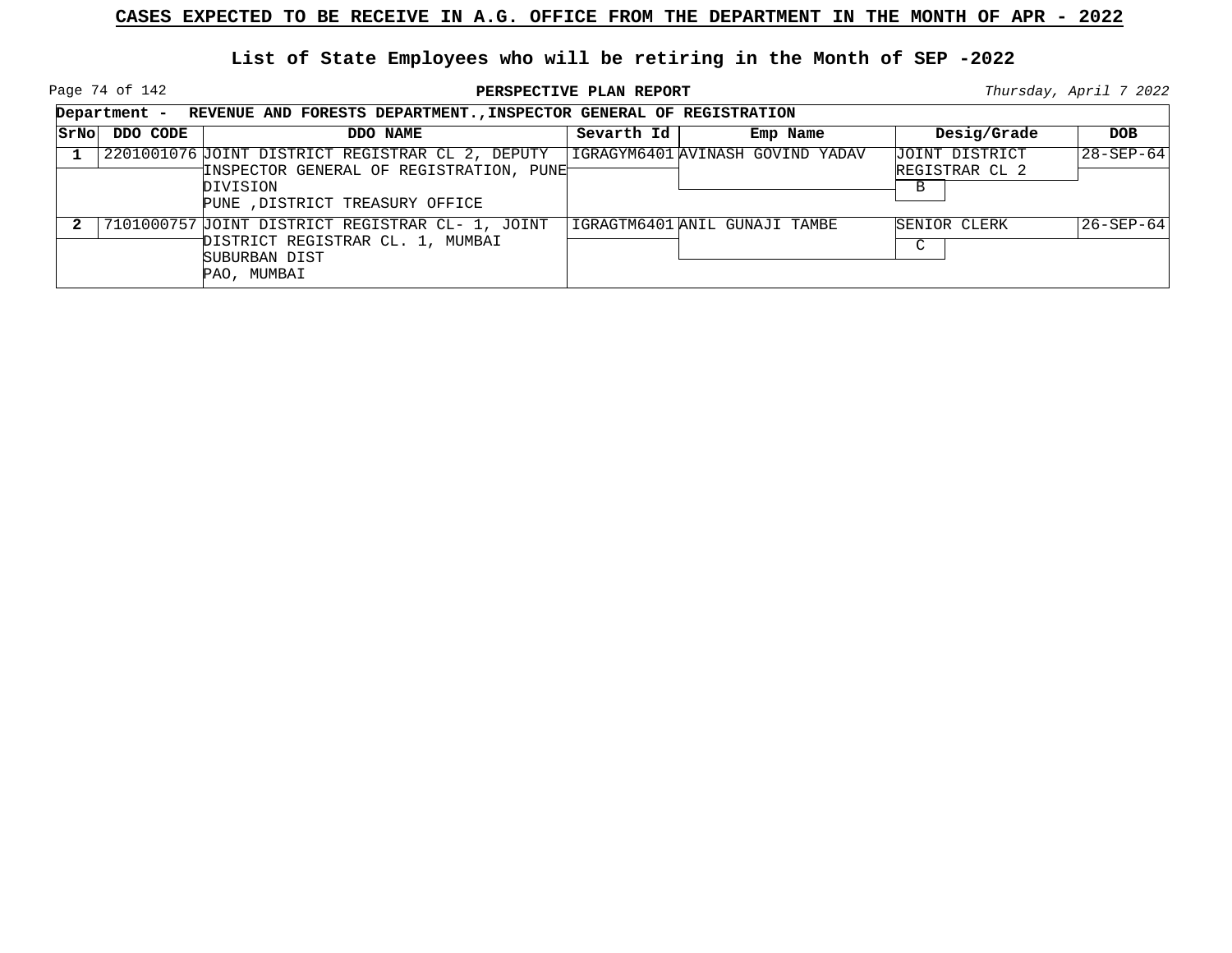## CASES EXPECTED TO BE RECEIVE IN A.G. OFFICE FROM THE DEPARTMENT IN THE MONTH OF APR - 2022

### List of State Employees who will be retiring in the Month of SEP -2022

**PERSPECTIVE PLAN REPORT**

*Thursday, April 7 2022*

**Department - REVENUE AND FORESTS DEPARTMENT.,INSPECTOR GENERAL OF REGISTRATION**

| SrNo | DDO CODE | DDO NAME | Sevarth Id | Emp Name | Desig/Grade | DOB |
|---|---|---|---|---|---|---|
| 1 | 2201001076 | JOINT DISTRICT REGISTRAR CL 2, DEPUTY INSPECTOR GENERAL OF REGISTRATION, PUNE DIVISION PUNE ,DISTRICT TREASURY OFFICE | IGRAGYM6401 | AVINASH GOVIND YADAV | JOINT DISTRICT REGISTRAR CL 2 / B | 28-SEP-64 |
| 2 | 7101000757 | JOINT DISTRICT REGISTRAR CL- 1, JOINT DISTRICT REGISTRAR CL. 1, MUMBAI SUBURBAN DIST PAO, MUMBAI | IGRAGTM6401 | ANIL GUNAJI TAMBE | SENIOR CLERK / C | 26-SEP-64 |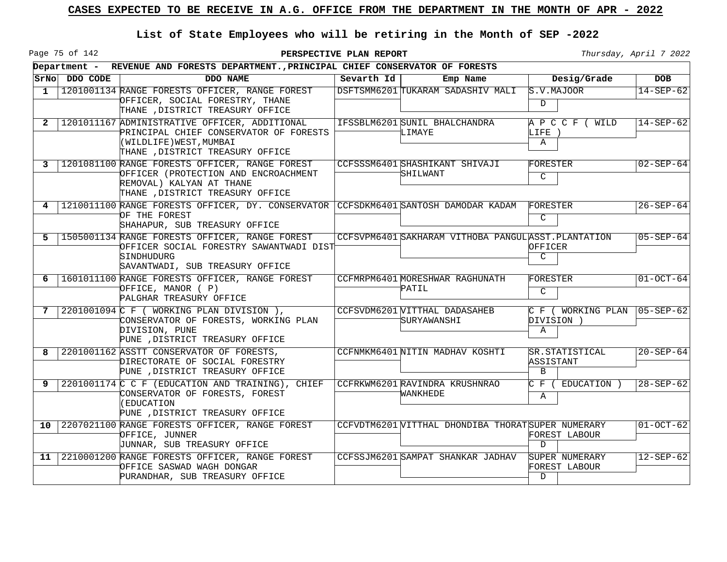# CASES EXPECTED TO BE RECEIVE IN A.G. OFFICE FROM THE DEPARTMENT IN THE MONTH OF APR - 2022

## List of State Employees who will be retiring in the Month of SEP -2022

**PERSPECTIVE PLAN REPORT**

*Thursday, April 7 2022*

**Department - REVENUE AND FORESTS DEPARTMENT.,PRINCIPAL CHIEF CONSERVATOR OF FORESTS**

| SrNo | DDO CODE | DDO NAME | Sevarth Id | Emp Name | Desig/Grade | DOB |
|---|---|---|---|---|---|---|
| 1 | 1201001134 | RANGE FORESTS OFFICER, RANGE FOREST OFFICER, SOCIAL FORESTRY, THANE THANE ,DISTRICT TREASURY OFFICE | DSFTSMM6201 | TUKARAM SADASHIV MALI | S.V.MAJOOR D | 14-SEP-62 |
| 2 | 1201011167 | ADMINISTRATIVE OFFICER, ADDITIONAL PRINCIPAL CHIEF CONSERVATOR OF FORESTS (WILDLIFE)WEST,MUMBAI THANE ,DISTRICT TREASURY OFFICE | IFSSBLM6201 | SUNIL BHALCHANDRA LIMAYE | A P C C F ( WILD LIFE ) A | 14-SEP-62 |
| 3 | 1201081100 | RANGE FORESTS OFFICER, RANGE FOREST OFFICER (PROTECTION AND ENCROACHMENT REMOVAL) KALYAN AT THANE THANE ,DISTRICT TREASURY OFFICE | CCFSSSM6401 | SHASHIKANT SHIVAJI SHILWANT | FORESTER C | 02-SEP-64 |
| 4 | 1210011100 | RANGE FORESTS OFFICER, DY. CONSERVATOR OF THE FOREST SHAHAPUR, SUB TREASURY OFFICE | CCFSDKM6401 | SANTOSH DAMODAR KADAM | FORESTER C | 26-SEP-64 |
| 5 | 1505001134 | RANGE FORESTS OFFICER, RANGE FOREST OFFICER SOCIAL FORESTRY SAWANTWADI DIST SINDHUDURG SAVANTWADI, SUB TREASURY OFFICE | CCFSVPM6401 | SAKHARAM VITHOBA PANGUL | ASST.PLANTATION OFFICER C | 05-SEP-64 |
| 6 | 1601011100 | RANGE FORESTS OFFICER, RANGE FOREST OFFICE, MANOR ( P) PALGHAR TREASURY OFFICE | CCFMRPM6401 | MORESHWAR RAGHUNATH PATIL | FORESTER C | 01-OCT-64 |
| 7 | 2201001094 | C F ( WORKING PLAN DIVISION ), CONSERVATOR OF FORESTS, WORKING PLAN DIVISION, PUNE PUNE ,DISTRICT TREASURY OFFICE | CCFSVDM6201 | VITTHAL DADASAHEB SURYAWANSHI | C F ( WORKING PLAN DIVISION ) A | 05-SEP-62 |
| 8 | 2201001162 | ASSTT CONSERVATOR OF FORESTS, DIRECTORATE OF SOCIAL FORESTRY PUNE ,DISTRICT TREASURY OFFICE | CCFNMKM6401 | NITIN MADHAV KOSHTI | SR.STATISTICAL ASSISTANT B | 20-SEP-64 |
| 9 | 2201001174 | C C F (EDUCATION AND TRAINING), CHIEF CONSERVATOR OF FORESTS, FOREST (EDUCATION PUNE ,DISTRICT TREASURY OFFICE | CCFRKWM6201 | RAVINDRA KRUSHNRAO WANKHEDE | C F ( EDUCATION ) A | 28-SEP-62 |
| 10 | 2207021100 | RANGE FORESTS OFFICER, RANGE FOREST OFFICE, JUNNER JUNNAR, SUB TREASURY OFFICE | CCFVDTM6201 | VITTHAL DHONDIBA THORAT | SUPER NUMERARY FOREST LABOUR D | 01-OCT-62 |
| 11 | 2210001200 | RANGE FORESTS OFFICER, RANGE FOREST OFFICE SASWAD WAGH DONGAR PURANDHAR, SUB TREASURY OFFICE | CCFSSJM6201 | SAMPAT SHANKAR JADHAV | SUPER NUMERARY FOREST LABOUR D | 12-SEP-62 |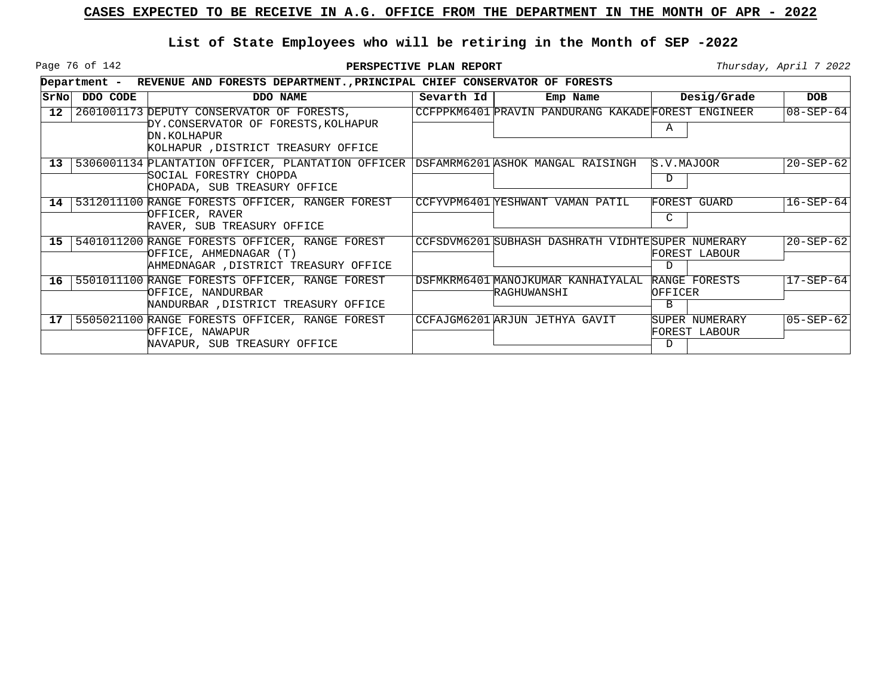**CASES EXPECTED TO BE RECEIVE IN A.G. OFFICE FROM THE DEPARTMENT IN THE MONTH OF APR - 2022**

**List of State Employees who will be retiring in the Month of SEP -2022**

**PERSPECTIVE PLAN REPORT**

*Thursday, April 7 2022*

**Department - REVENUE AND FORESTS DEPARTMENT.,PRINCIPAL CHIEF CONSERVATOR OF FORESTS**

| SrNo | DDO CODE | DDO NAME | Sevarth Id | Emp Name | Desig/Grade | DOB |
|---|---|---|---|---|---|---|
| 12 | 2601001173 | DEPUTY CONSERVATOR OF FORESTS, DY.CONSERVATOR OF FORESTS,KOLHAPUR DN.KOLHAPUR KOLHAPUR ,DISTRICT TREASURY OFFICE | CCFPPKM6401 | PRAVIN PANDURANG KAKADE | FOREST ENGINEER A | 08-SEP-64 |
| 13 | 5306001134 | PLANTATION OFFICER, PLANTATION OFFICER SOCIAL FORESTRY CHOPDA CHOPADA, SUB TREASURY OFFICE | DSFAMRM6201 | ASHOK MANGAL RAISINGH | S.V.MAJOOR D | 20-SEP-62 |
| 14 | 5312011100 | RANGE FORESTS OFFICER, RANGER FOREST OFFICER, RAVER RAVER, SUB TREASURY OFFICE | CCFYVPM6401 | YESHWANT VAMAN PATIL | FOREST GUARD C | 16-SEP-64 |
| 15 | 5401011200 | RANGE FORESTS OFFICER, RANGE FOREST OFFICE, AHMEDNAGAR (T) AHMEDNAGAR ,DISTRICT TREASURY OFFICE | CCFSDVM6201 | SUBHASH DASHRATH VIDHTE | SUPER NUMERARY FOREST LABOUR D | 20-SEP-62 |
| 16 | 5501011100 | RANGE FORESTS OFFICER, RANGE FOREST OFFICE, NANDURBAR NANDURBAR ,DISTRICT TREASURY OFFICE | DSFMKRM6401 | MANOJKUMAR KANHAIYALAL RAGHUWANSHI | RANGE FORESTS OFFICER B | 17-SEP-64 |
| 17 | 5505021100 | RANGE FORESTS OFFICER, RANGE FOREST OFFICE, NAWAPUR NAVAPUR, SUB TREASURY OFFICE | CCFAJGM6201 | ARJUN JETHYA GAVIT | SUPER NUMERARY FOREST LABOUR D | 05-SEP-62 |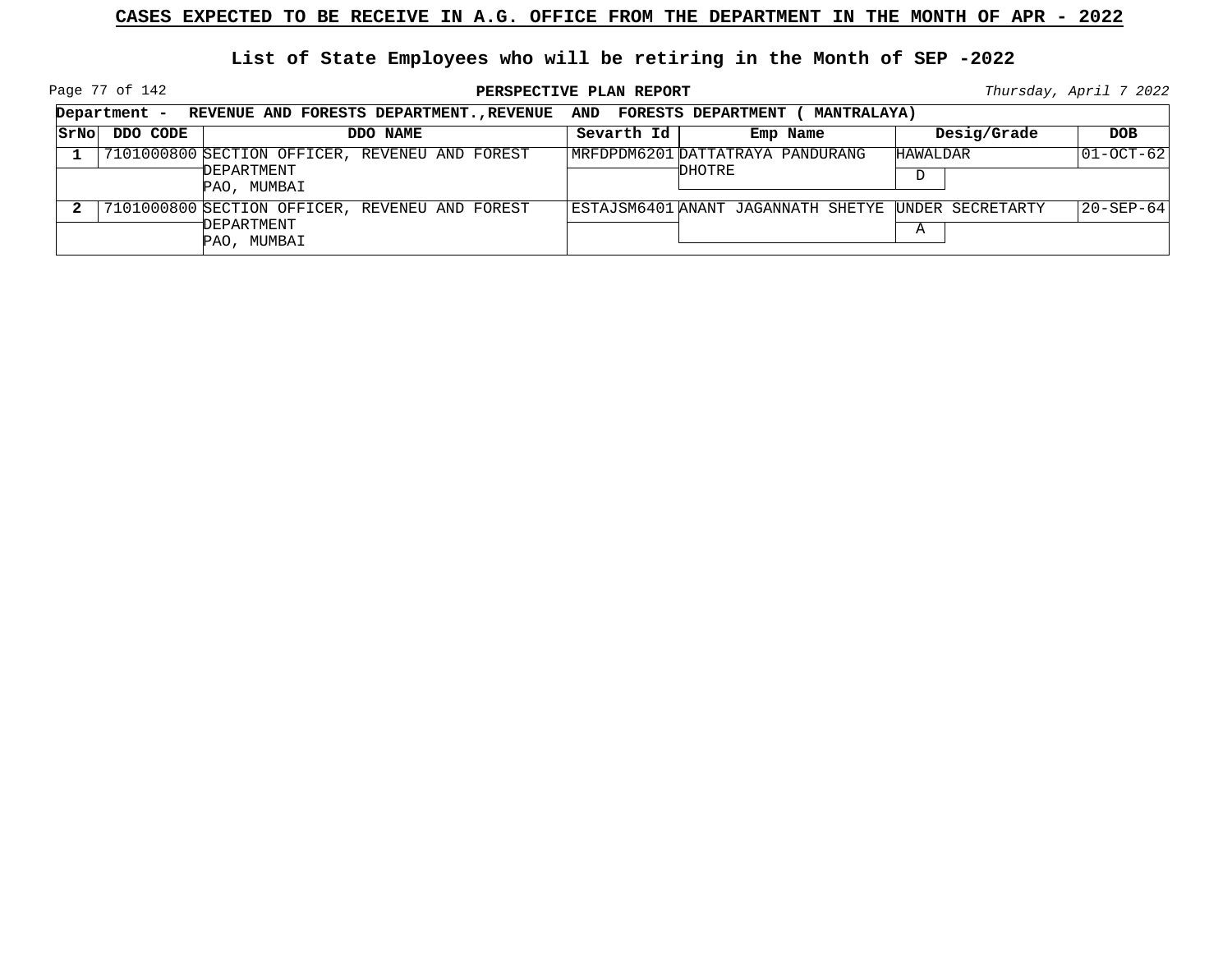**CASES EXPECTED TO BE RECEIVE IN A.G. OFFICE FROM THE DEPARTMENT IN THE MONTH OF APR - 2022**

**List of State Employees who will be retiring in the Month of SEP -2022**

**PERSPECTIVE PLAN REPORT**

*Thursday, April 7 2022*

**Department - REVENUE AND FORESTS DEPARTMENT.,REVENUE AND FORESTS DEPARTMENT ( MANTRALAYA)**

| SrNo | DDO CODE | DDO NAME | Sevarth Id | Emp Name | Desig/Grade | DOB |
|---|---|---|---|---|---|---|
| 1 | 7101000800 | SECTION OFFICER, REVENEU AND FOREST DEPARTMENT PAO, MUMBAI | MRFDPDM6201 | DATTATRAYA PANDURANG DHOTRE | HAWALDAR D | 01-OCT-62 |
| 2 | 7101000800 | SECTION OFFICER, REVENEU AND FOREST DEPARTMENT PAO, MUMBAI | ESTAJSM6401 | ANANT JAGANNATH SHETYE | UNDER SECRETARTY A | 20-SEP-64 |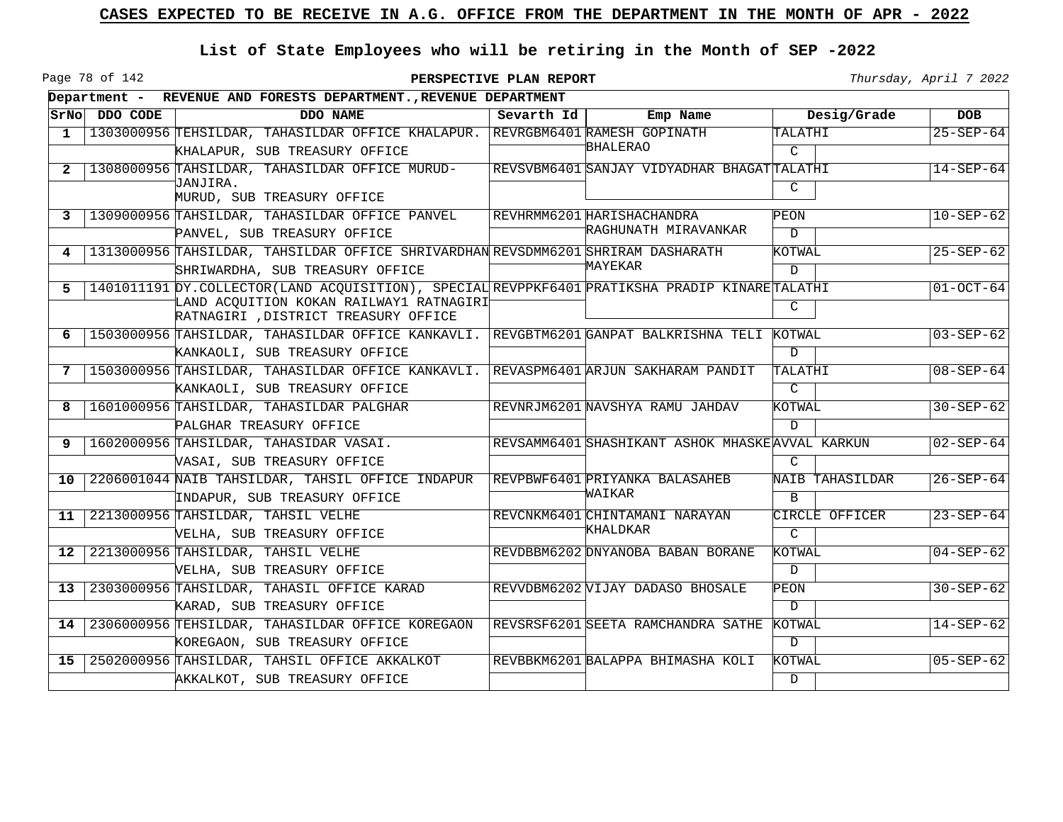# CASES EXPECTED TO BE RECEIVE IN A.G. OFFICE FROM THE DEPARTMENT IN THE MONTH OF APR - 2022

## List of State Employees who will be retiring in the Month of SEP -2022

**PERSPECTIVE PLAN REPORT**

*Thursday, April 7 2022*

**Department - REVENUE AND FORESTS DEPARTMENT.,REVENUE DEPARTMENT**

| SrNo | DDO CODE | DDO NAME | Severth Id | Emp Name | Desig/Grade | DOB |
|---|---|---|---|---|---|---|
| 1 | 1303000956 | TEHSILDAR, TAHASILDAR OFFICE KHALAPUR. KHALAPUR, SUB TREASURY OFFICE | REVRGBM6401 | RAMESH GOPINATH BHALERAO | TALATHI C | 25-SEP-64 |
| 2 | 1308000956 | TAHSILDAR, TAHASILDAR OFFICE MURUD-JANJIRA. MURUD, SUB TREASURY OFFICE | REVSVBM6401 | SANJAY VIDYADHAR BHAGAT | TALATHI C | 14-SEP-64 |
| 3 | 1309000956 | TAHSILDAR, TAHASILDAR OFFICE PANVEL PANVEL, SUB TREASURY OFFICE | REVHRMM6201 | HARISHACHANDRA RAGHUNATH MIRAVANKAR | PEON D | 10-SEP-62 |
| 4 | 1313000956 | TAHSILDAR, TAHSILDAR OFFICE SHRIVARDHAN SHRIWARDHA, SUB TREASURY OFFICE | REVSDMM6201 | SHRIRAM DASHARATH MAYEKAR | KOTWAL D | 25-SEP-62 |
| 5 | 1401011191 | DY.COLLECTOR(LAND ACQUISITION), SPECIAL LAND ACQUITION KOKAN RAILWAY1 RATNAGIRI RATNAGIRI ,DISTRICT TREASURY OFFICE | REVPPKF6401 | PRATIKSHA PRADIP KINARE | TALATHI C | 01-OCT-64 |
| 6 | 1503000956 | TAHSILDAR, TAHASILDAR OFFICE KANKAVLI. KANKAOLI, SUB TREASURY OFFICE | REVGBTM6201 | GANPAT BALKRISHNA TELI | KOTWAL D | 03-SEP-62 |
| 7 | 1503000956 | TAHSILDAR, TAHASILDAR OFFICE KANKAVLI. KANKAOLI, SUB TREASURY OFFICE | REVASPM6401 | ARJUN SAKHARAM PANDIT | TALATHI C | 08-SEP-64 |
| 8 | 1601000956 | TAHSILDAR, TAHASILDAR PALGHAR PALGHAR TREASURY OFFICE | REVNRJM6201 | NAVSHYA RAMU JAHDAV | KOTWAL D | 30-SEP-62 |
| 9 | 1602000956 | TAHSILDAR, TAHASIDAR VASAI. VASAI, SUB TREASURY OFFICE | REVSAMM6401 | SHASHIKANT ASHOK MHASKE | AVVAL KARKUN C | 02-SEP-64 |
| 10 | 2206001044 | NAIB TAHSILDAR, TAHSIL OFFICE INDAPUR INDAPUR, SUB TREASURY OFFICE | REVPBWF6401 | PRIYANKA BALASAHEB WAIKAR | NAIB TAHASILDAR B | 26-SEP-64 |
| 11 | 2213000956 | TAHSILDAR, TAHSIL VELHE VELHA, SUB TREASURY OFFICE | REVCNKM6401 | CHINTAMANI NARAYAN KHALDKAR | CIRCLE OFFICER C | 23-SEP-64 |
| 12 | 2213000956 | TAHSILDAR, TAHSIL VELHE VELHA, SUB TREASURY OFFICE | REVDBBM6202 | DNYANOBA BABAN BORANE | KOTWAL D | 04-SEP-62 |
| 13 | 2303000956 | TAHSILDAR, TAHASIL OFFICE KARAD KARAD, SUB TREASURY OFFICE | REVVDBM6202 | VIJAY DADASO BHOSALE | PEON D | 30-SEP-62 |
| 14 | 2306000956 | TEHSILDAR, TAHASILDAR OFFICE KOREGAON KOREGAON, SUB TREASURY OFFICE | REVSRSF6201 | SEETA RAMCHANDRA SATHE | KOTWAL D | 14-SEP-62 |
| 15 | 2502000956 | TAHSILDAR, TAHSIL OFFICE AKKALKOT AKKALKOT, SUB TREASURY OFFICE | REVBBKM6201 | BALAPPA BHIMASHA KOLI | KOTWAL D | 05-SEP-62 |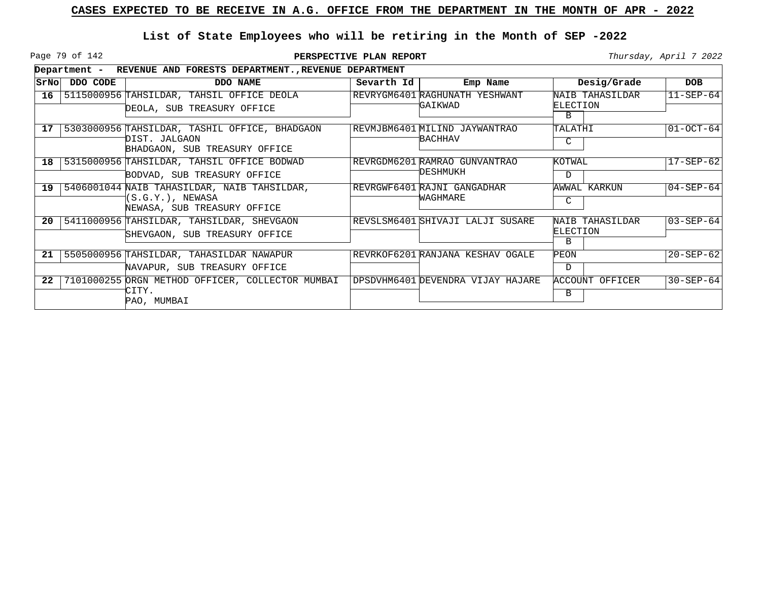# CASES EXPECTED TO BE RECEIVE IN A.G. OFFICE FROM THE DEPARTMENT IN THE MONTH OF APR - 2022

## List of State Employees who will be retiring in the Month of SEP -2022

**PERSPECTIVE PLAN REPORT**

*Thursday, April 7 2022*

**Department - REVENUE AND FORESTS DEPARTMENT.,REVENUE DEPARTMENT**

| SrNo | DDO CODE | DDO NAME | Sevarth Id | Emp Name | Desig/Grade | DOB |
|---|---|---|---|---|---|---|
| 16 | 5115000956 | TAHSILDAR, TAHSIL OFFICE DEOLA<br>DEOLA, SUB TREASURY OFFICE | REVRYGM6401 | RAGHUNATH YESHWANT GAIKWAD | NAIB TAHASILDAR ELECTION<br>B | 11-SEP-64 |
| 17 | 5303000956 | TAHSILDAR, TASHIL OFFICE, BHADGAON DIST. JALGAON<br>BHADGAON, SUB TREASURY OFFICE | REVMJBM6401 | MILIND JAYWANTRAO BACHHAV | TALATHI<br>C | 01-OCT-64 |
| 18 | 5315000956 | TAHSILDAR, TAHSIL OFFICE BODWAD<br>BODVAD, SUB TREASURY OFFICE | REVRGDM6201 | RAMRAO GUNVANTRAO DESHMUKH | KOTWAL<br>D | 17-SEP-62 |
| 19 | 5406001044 | NAIB TAHASILDAR, NAIB TAHSILDAR, (S.G.Y.), NEWASA<br>NEWASA, SUB TREASURY OFFICE | REVRGWF6401 | RAJNI GANGADHAR WAGHMARE | AWWAL KARKUN<br>C | 04-SEP-64 |
| 20 | 5411000956 | TAHSILDAR, TAHSILDAR, SHEVGAON<br>SHEVGAON, SUB TREASURY OFFICE | REVSLSM6401 | SHIVAJI LALJI SUSARE | NAIB TAHASILDAR ELECTION<br>B | 03-SEP-64 |
| 21 | 5505000956 | TAHSILDAR, TAHASILDAR NAWAPUR<br>NAVAPUR, SUB TREASURY OFFICE | REVRKOF6201 | RANJANA KESHAV OGALE | PEON<br>D | 20-SEP-62 |
| 22 | 7101000255 | ORGN METHOD OFFICER, COLLECTOR MUMBAI CITY.<br>PAO, MUMBAI | DPSDVHM6401 | DEVENDRA VIJAY HAJARE | ACCOUNT OFFICER<br>B | 30-SEP-64 |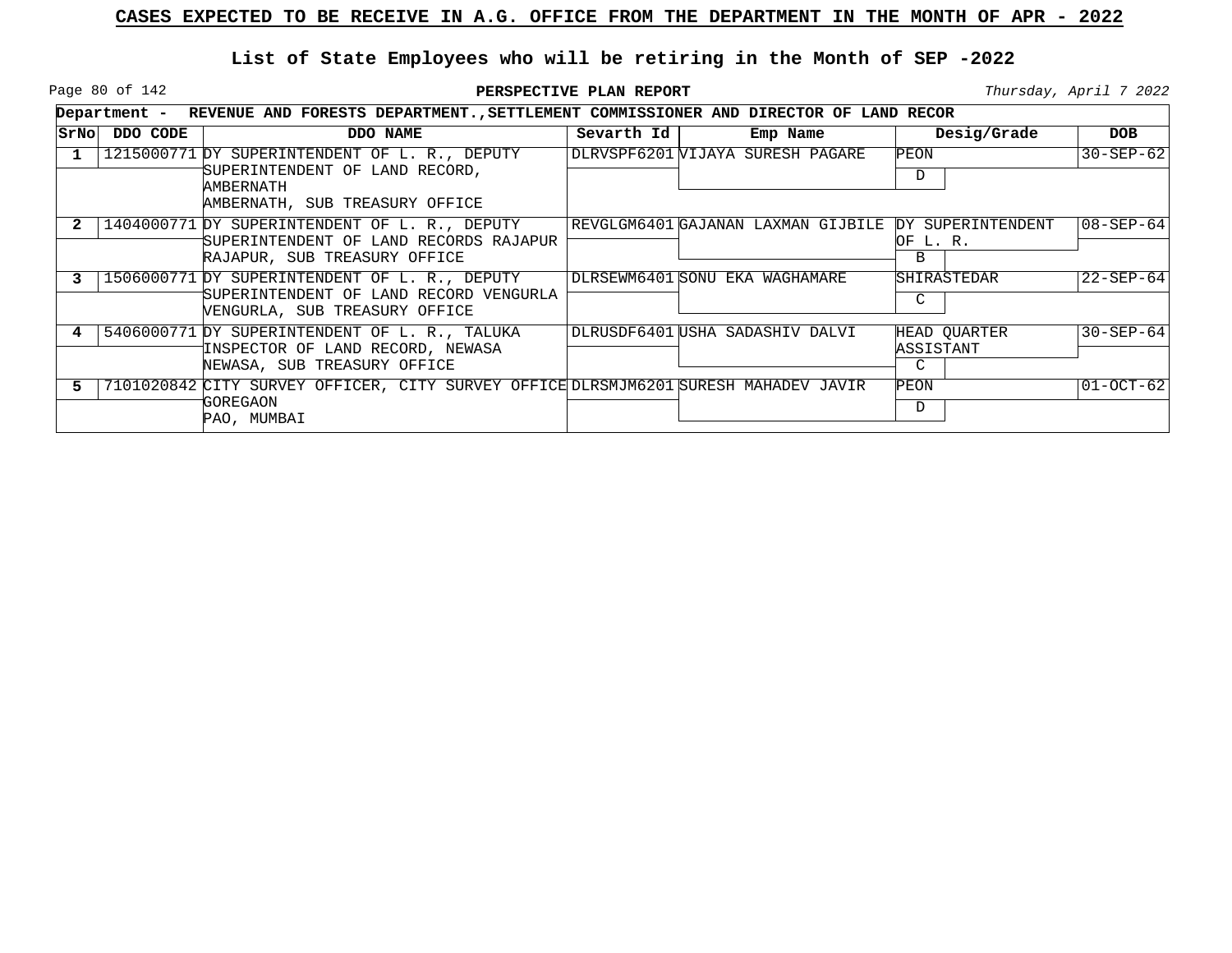# CASES EXPECTED TO BE RECEIVE IN A.G. OFFICE FROM THE DEPARTMENT IN THE MONTH OF APR - 2022

## List of State Employees who will be retiring in the Month of SEP -2022

**PERSPECTIVE PLAN REPORT**

*Thursday, April 7 2022*

**Department - REVENUE AND FORESTS DEPARTMENT.,SETTLEMENT COMMISSIONER AND DIRECTOR OF LAND RECOR**

| SrNo | DDO CODE | DDO NAME | Sevarth Id | Emp Name | Desig/Grade | DOB |
|---|---|---|---|---|---|---|
| 1 | 1215000771 | DY SUPERINTENDENT OF L. R., DEPUTY SUPERINTENDENT OF LAND RECORD, AMBERNATH AMBERNATH, SUB TREASURY OFFICE | DLRVSPF6201 | VIJAYA SURESH PAGARE | PEON D | 30-SEP-62 |
| 2 | 1404000771 | DY SUPERINTENDENT OF L. R., DEPUTY SUPERINTENDENT OF LAND RECORDS RAJAPUR RAJAPUR, SUB TREASURY OFFICE | REVGLGM6401 | GAJANAN LAXMAN GIJBILE | DY SUPERINTENDENT OF L. R. B | 08-SEP-64 |
| 3 | 1506000771 | DY SUPERINTENDENT OF L. R., DEPUTY SUPERINTENDENT OF LAND RECORD VENGURLA VENGURLA, SUB TREASURY OFFICE | DLRSEWM6401 | SONU EKA WAGHAMARE | SHIRASTEDAR C | 22-SEP-64 |
| 4 | 5406000771 | DY SUPERINTENDENT OF L. R., TALUKA INSPECTOR OF LAND RECORD, NEWASA NEWASA, SUB TREASURY OFFICE | DLRUSDF6401 | USHA SADASHIV DALVI | HEAD QUARTER ASSISTANT C | 30-SEP-64 |
| 5 | 7101020842 | CITY SURVEY OFFICER, CITY SURVEY OFFICE GOREGAON PAO, MUMBAI | DLRSMJM6201 | SURESH MAHADEV JAVIR | PEON D | 01-OCT-62 |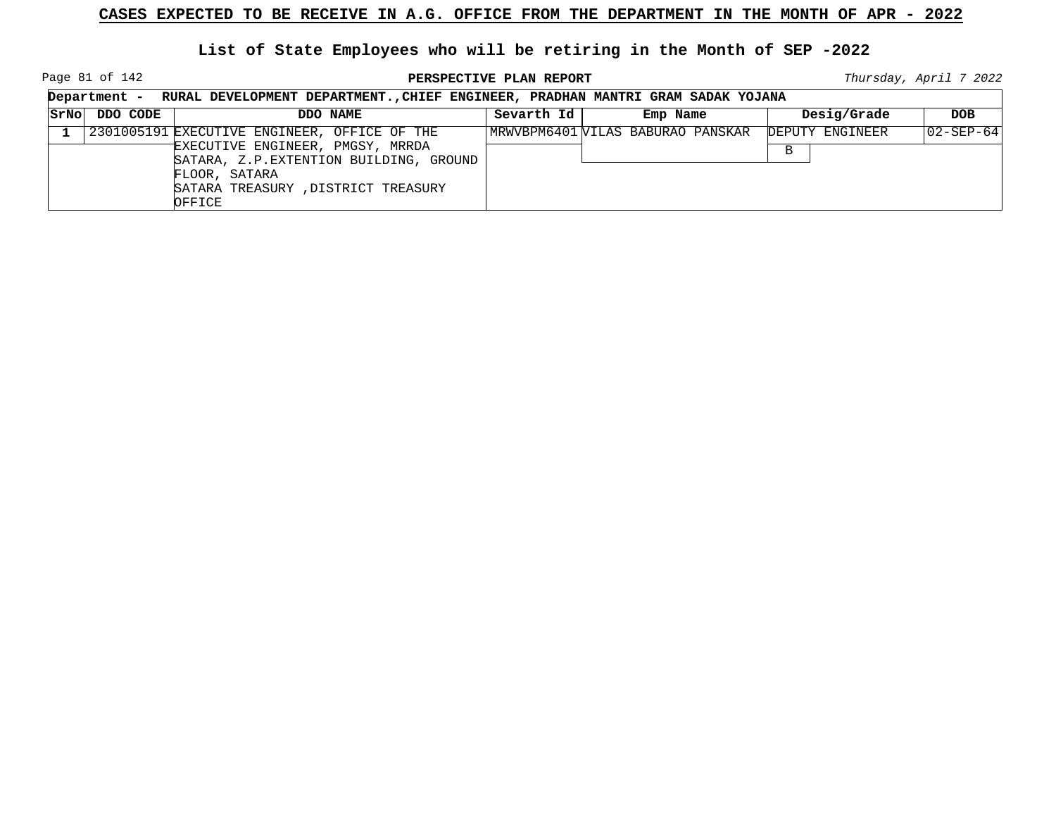**CASES EXPECTED TO BE RECEIVE IN A.G. OFFICE FROM THE DEPARTMENT IN THE MONTH OF APR - 2022**

**List of State Employees who will be retiring in the Month of SEP -2022**

**PERSPECTIVE PLAN REPORT**

*Thursday, April 7 2022*

**Department - RURAL DEVELOPMENT DEPARTMENT.,CHIEF ENGINEER, PRADHAN MANTRI GRAM SADAK YOJANA**

| SrNo | DDO CODE | DDO NAME | Sevarth Id | Emp Name | Desig/Grade | DOB |
|---|---|---|---|---|---|---|
| 1 | 2301005191 | EXECUTIVE ENGINEER, OFFICE OF THE EXECUTIVE ENGINEER, PMGSY, MRRDA SATARA, Z.P.EXTENTION BUILDING, GROUND FLOOR, SATARA SATARA TREASURY ,DISTRICT TREASURY OFFICE | MRWVBPM6401 | VILAS BABURAO PANSKAR | DEPUTY ENGINEER B | 02-SEP-64 |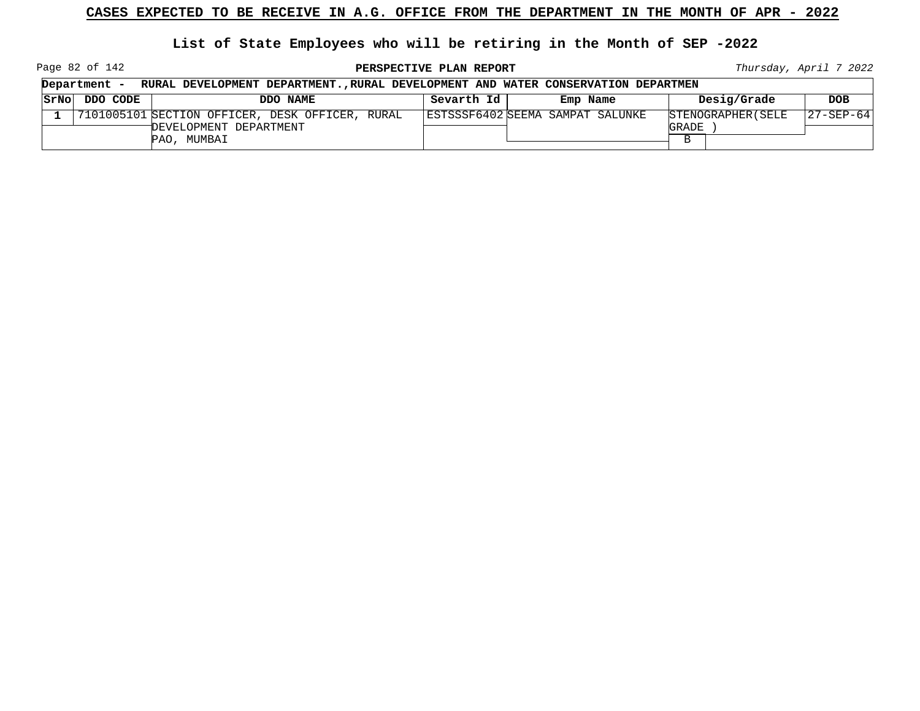**CASES EXPECTED TO BE RECEIVE IN A.G. OFFICE FROM THE DEPARTMENT IN THE MONTH OF APR - 2022**

**List of State Employees who will be retiring in the Month of SEP -2022**

**PERSPECTIVE PLAN REPORT**

*Thursday, April 7 2022*

**Department - RURAL DEVELOPMENT DEPARTMENT.,RURAL DEVELOPMENT AND WATER CONSERVATION DEPARTMEN**

| SrNo | DDO CODE | DDO NAME | Sevarth Id | Emp Name | Desig/Grade | DOB |
|---|---|---|---|---|---|---|
| 1 | 7101005101 | SECTION OFFICER, DESK OFFICER, RURAL DEVELOPMENT DEPARTMENT PAO, MUMBAI | ESTSSSF6402 | SEEMA SAMPAT SALUNKE | STENOGRAPHER(SELE GRADE ) B | 27-SEP-64 |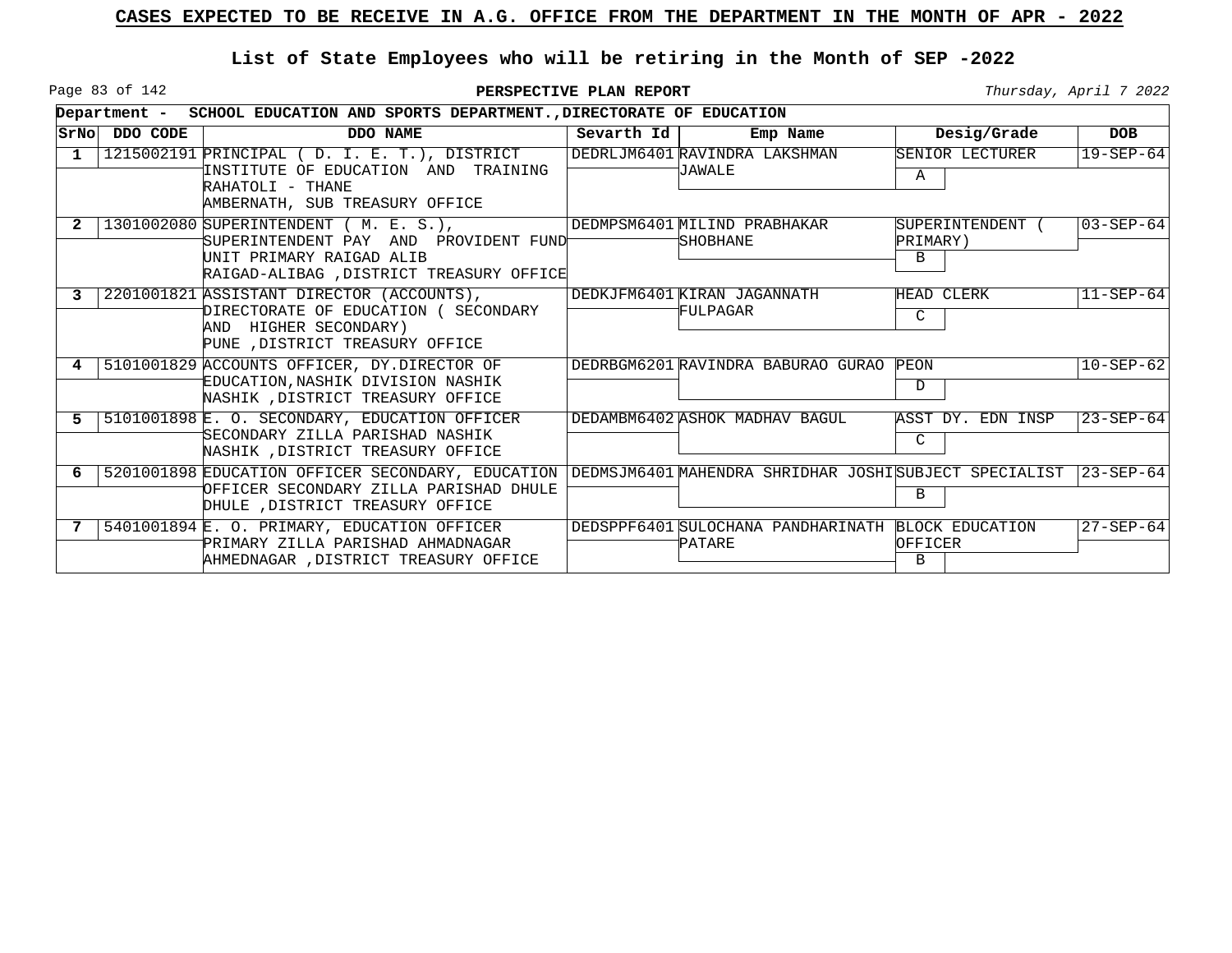# CASES EXPECTED TO BE RECEIVE IN A.G. OFFICE FROM THE DEPARTMENT IN THE MONTH OF APR - 2022

## List of State Employees who will be retiring in the Month of SEP -2022

**PERSPECTIVE PLAN REPORT**

*Thursday, April 7 2022*

**Department - SCHOOL EDUCATION AND SPORTS DEPARTMENT.,DIRECTORATE OF EDUCATION**

| SrNo | DDO CODE | DDO NAME | Sevarth Id | Emp Name | Desig/Grade | DOB |
|---|---|---|---|---|---|---|
| 1 | 1215002191 | PRINCIPAL ( D. I. E. T.), DISTRICT INSTITUTE OF EDUCATION AND TRAINING RAHATOLI - THANE AMBERNATH, SUB TREASURY OFFICE | DEDRLJM6401 | RAVINDRA LAKSHMAN JAWALE | SENIOR LECTURER A | 19-SEP-64 |
| 2 | 1301002080 | SUPERINTENDENT ( M. E. S.), SUPERINTENDENT PAY AND PROVIDENT FUND UNIT PRIMARY RAIGAD ALIB RAIGAD-ALIBAG ,DISTRICT TREASURY OFFICE | DEDMPSM6401 | MILIND PRABHAKAR SHOBHANE | SUPERINTENDENT ( PRIMARY) B | 03-SEP-64 |
| 3 | 2201001821 | ASSISTANT DIRECTOR (ACCOUNTS), DIRECTORATE OF EDUCATION ( SECONDARY AND HIGHER SECONDARY) PUNE ,DISTRICT TREASURY OFFICE | DEDKJFM6401 | KIRAN JAGANNATH FULPAGAR | HEAD CLERK C | 11-SEP-64 |
| 4 | 5101001829 | ACCOUNTS OFFICER, DY.DIRECTOR OF EDUCATION,NASHIK DIVISION NASHIK NASHIK ,DISTRICT TREASURY OFFICE | DEDRBGM6201 | RAVINDRA BABURAO GURAO | PEON D | 10-SEP-62 |
| 5 | 5101001898 | E. O. SECONDARY, EDUCATION OFFICER SECONDARY ZILLA PARISHAD NASHIK NASHIK ,DISTRICT TREASURY OFFICE | DEDAMBM6402 | ASHOK MADHAV BAGUL | ASST DY. EDN INSP C | 23-SEP-64 |
| 6 | 5201001898 | EDUCATION OFFICER SECONDARY, EDUCATION OFFICER SECONDARY ZILLA PARISHAD DHULE DHULE ,DISTRICT TREASURY OFFICE | DEDMSJM6401 | MAHENDRA SHRIDHAR JOSHI | SUBJECT SPECIALIST B | 23-SEP-64 |
| 7 | 5401001894 | E. O. PRIMARY, EDUCATION OFFICER PRIMARY ZILLA PARISHAD AHMADNAGAR AHMEDNAGAR ,DISTRICT TREASURY OFFICE | DEDSPPF6401 | SULOCHANA PANDHARINATH PATARE | BLOCK EDUCATION OFFICER B | 27-SEP-64 |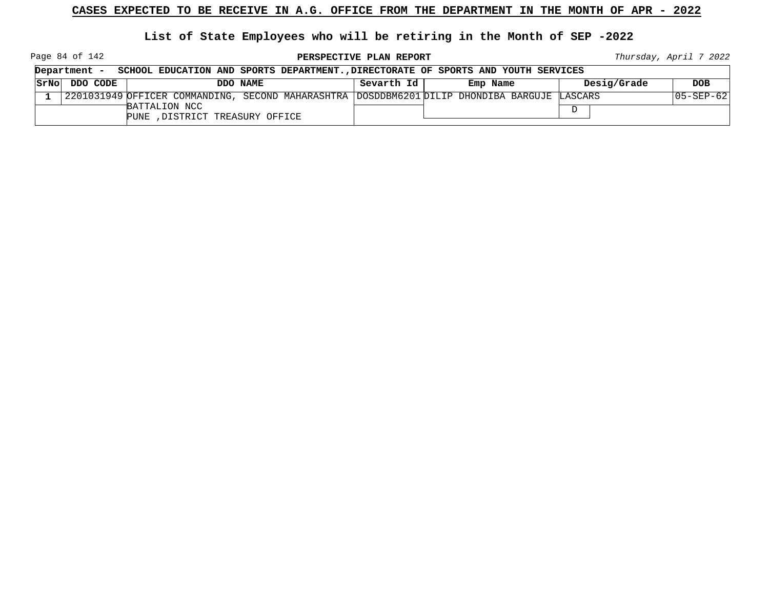## CASES EXPECTED TO BE RECEIVE IN A.G. OFFICE FROM THE DEPARTMENT IN THE MONTH OF APR - 2022

### List of State Employees who will be retiring in the Month of SEP -2022

**PERSPECTIVE PLAN REPORT**

*Thursday, April 7 2022*

**Department - SCHOOL EDUCATION AND SPORTS DEPARTMENT.,DIRECTORATE OF SPORTS AND YOUTH SERVICES**

| SrNo | DDO CODE | DDO NAME | Sevarth Id | Emp Name | Desig/Grade | DOB |
|---|---|---|---|---|---|---|
| 1 | 2201031949 | OFFICER COMMANDING, SECOND MAHARASHTRA BATTALION NCC PUNE ,DISTRICT TREASURY OFFICE | DOSDDBM6201 | DILIP DHONDIBA BARGUJE | LASCARS / D | 05-SEP-62 |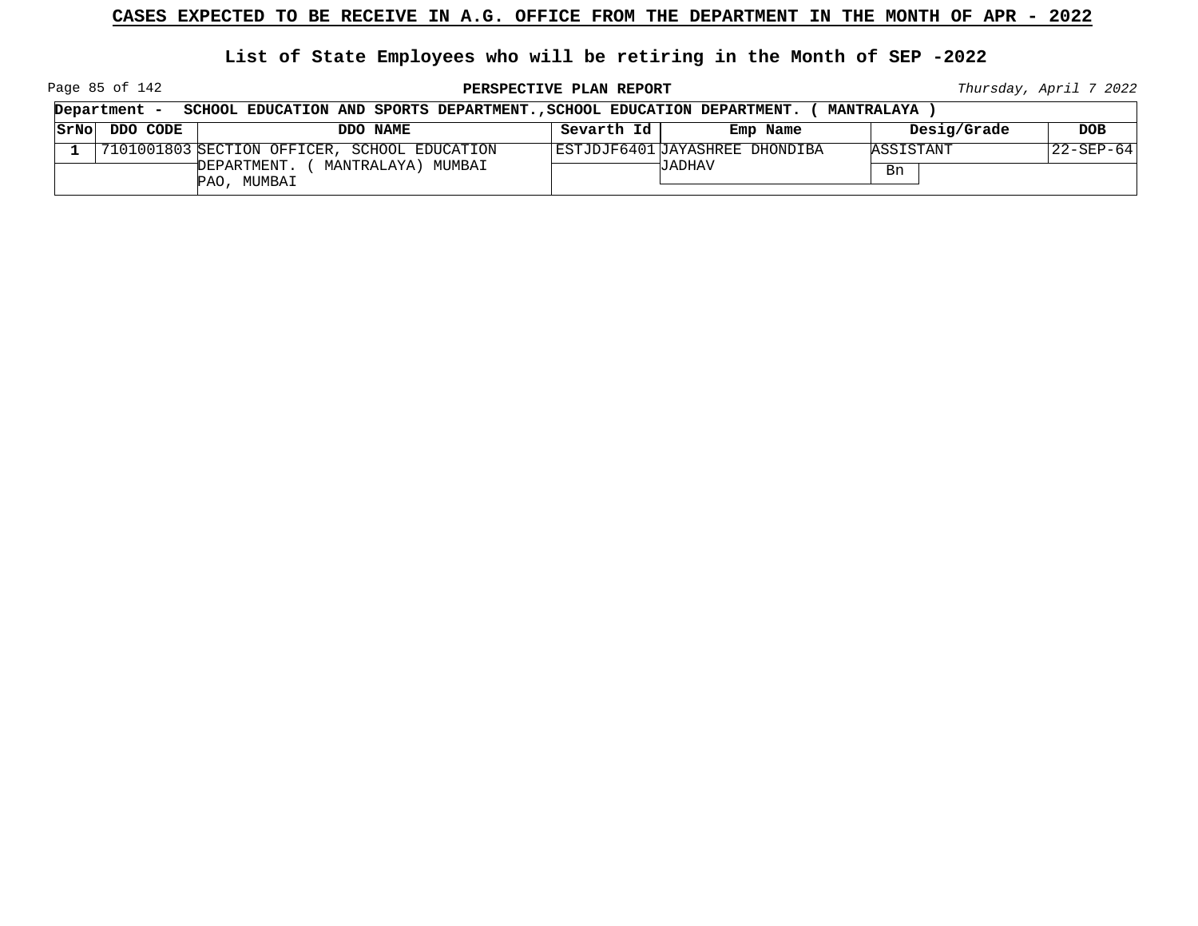# CASES EXPECTED TO BE RECEIVE IN A.G. OFFICE FROM THE DEPARTMENT IN THE MONTH OF APR - 2022

## List of State Employees who will be retiring in the Month of SEP -2022

**PERSPECTIVE PLAN REPORT**

*Thursday, April 7 2022*

**Department - SCHOOL EDUCATION AND SPORTS DEPARTMENT.,SCHOOL EDUCATION DEPARTMENT. ( MANTRALAYA )**

| SrNo | DDO CODE | DDO NAME | Sevarth Id | Emp Name | Desig/Grade | DOB |
|---|---|---|---|---|---|---|
| 1 | 7101001803 | SECTION OFFICER, SCHOOL EDUCATION DEPARTMENT. ( MANTRALAYA) MUMBAI PAO, MUMBAI | ESTJDJF6401 | JAYASHREE DHONDIBA JADHAV | ASSISTANT<br>Bn | 22-SEP-64 |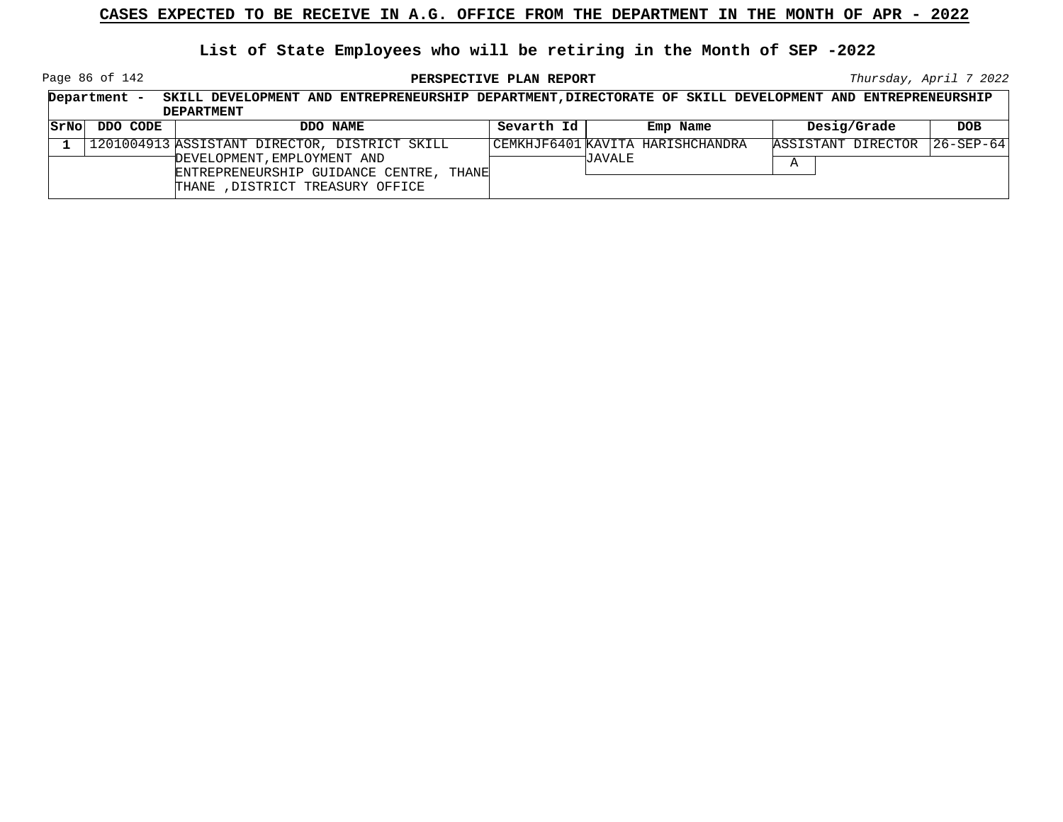# CASES EXPECTED TO BE RECEIVE IN A.G. OFFICE FROM THE DEPARTMENT IN THE MONTH OF APR - 2022

## List of State Employees who will be retiring in the Month of SEP -2022

**PERSPECTIVE PLAN REPORT**

*Thursday, April 7 2022*

**Department - SKILL DEVELOPMENT AND ENTREPRENEURSHIP DEPARTMENT,DIRECTORATE OF SKILL DEVELOPMENT AND ENTREPRENEURSHIP DEPARTMENT**

| SrNo | DDO CODE | DDO NAME | Sevarth Id | Emp Name | Desig/Grade | DOB |
|---|---|---|---|---|---|---|
| 1 | 1201004913 | ASSISTANT DIRECTOR, DISTRICT SKILL DEVELOPMENT,EMPLOYMENT AND ENTREPRENEURSHIP GUIDANCE CENTRE, THANE THANE ,DISTRICT TREASURY OFFICE | CEMKHJF6401 | KAVITA HARISHCHANDRA JAVALE | ASSISTANT DIRECTOR A | 26-SEP-64 |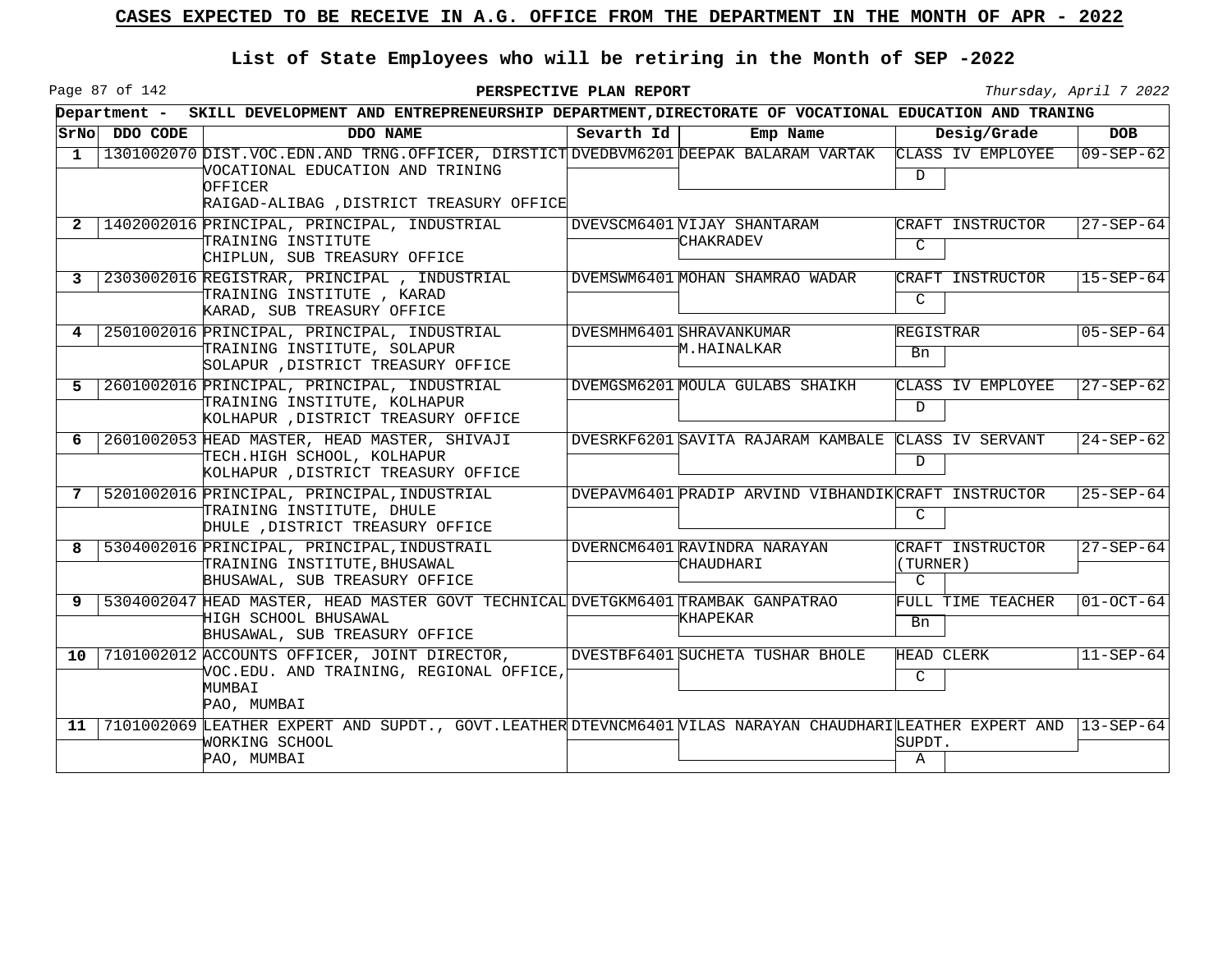# CASES EXPECTED TO BE RECEIVE IN A.G. OFFICE FROM THE DEPARTMENT IN THE MONTH OF APR - 2022

## List of State Employees who will be retiring in the Month of SEP -2022

**PERSPECTIVE PLAN REPORT**

*Thursday, April 7 2022*

**Department - SKILL DEVELOPMENT AND ENTREPRENEURSHIP DEPARTMENT,DIRECTORATE OF VOCATIONAL EDUCATION AND TRANING**

| SrNo | DDO CODE | DDO NAME | Sevarth Id | Emp Name | Desig/Grade | DOB |
|---|---|---|---|---|---|---|
| 1 | 1301002070 | DIST.VOC.EDN.AND TRNG.OFFICER, DIRSTICT VOCATIONAL EDUCATION AND TRINING OFFICER RAIGAD-ALIBAG ,DISTRICT TREASURY OFFICE | DVEDBVM6201 | DEEPAK BALARAM VARTAK | CLASS IV EMPLOYEE D | 09-SEP-62 |
| 2 | 1402002016 | PRINCIPAL, PRINCIPAL, INDUSTRIAL TRAINING INSTITUTE CHIPLUN, SUB TREASURY OFFICE | DVEVSCM6401 | VIJAY SHANTARAM CHAKRADEV | CRAFT INSTRUCTOR C | 27-SEP-64 |
| 3 | 2303002016 | REGISTRAR, PRINCIPAL , INDUSTRIAL TRAINING INSTITUTE , KARAD KARAD, SUB TREASURY OFFICE | DVEMSWM6401 | MOHAN SHAMRAO WADAR | CRAFT INSTRUCTOR C | 15-SEP-64 |
| 4 | 2501002016 | PRINCIPAL, PRINCIPAL, INDUSTRIAL TRAINING INSTITUTE, SOLAPUR SOLAPUR ,DISTRICT TREASURY OFFICE | DVESMHM6401 | SHRAVANKUMAR M.HAINALKAR | REGISTRAR Bn | 05-SEP-64 |
| 5 | 2601002016 | PRINCIPAL, PRINCIPAL, INDUSTRIAL TRAINING INSTITUTE, KOLHAPUR KOLHAPUR ,DISTRICT TREASURY OFFICE | DVEMGSM6201 | MOULA GULABS SHAIKH | CLASS IV EMPLOYEE D | 27-SEP-62 |
| 6 | 2601002053 | HEAD MASTER, HEAD MASTER, SHIVAJI TECH.HIGH SCHOOL, KOLHAPUR KOLHAPUR ,DISTRICT TREASURY OFFICE | DVESRKF6201 | SAVITA RAJARAM KAMBALE | CLASS IV SERVANT D | 24-SEP-62 |
| 7 | 5201002016 | PRINCIPAL, PRINCIPAL,INDUSTRIAL TRAINING INSTITUTE, DHULE DHULE ,DISTRICT TREASURY OFFICE | DVEPAVM6401 | PRADIP ARVIND VIBHANDIK | CRAFT INSTRUCTOR C | 25-SEP-64 |
| 8 | 5304002016 | PRINCIPAL, PRINCIPAL,INDUSTRAIL TRAINING INSTITUTE,BHUSAWAL BHUSAWAL, SUB TREASURY OFFICE | DVERNCM6401 | RAVINDRA NARAYAN CHAUDHARI | CRAFT INSTRUCTOR (TURNER) C | 27-SEP-64 |
| 9 | 5304002047 | HEAD MASTER, HEAD MASTER GOVT TECHNICAL HIGH SCHOOL BHUSAWAL BHUSAWAL, SUB TREASURY OFFICE | DVETGKM6401 | TRAMBAK GANPATRAO KHAPEKAR | FULL TIME TEACHER Bn | 01-OCT-64 |
| 10 | 7101002012 | ACCOUNTS OFFICER, JOINT DIRECTOR, VOC.EDU. AND TRAINING, REGIONAL OFFICE, MUMBAI PAO, MUMBAI | DVESTBF6401 | SUCHETA TUSHAR BHOLE | HEAD CLERK C | 11-SEP-64 |
| 11 | 7101002069 | LEATHER EXPERT AND SUPDT., GOVT.LEATHER WORKING SCHOOL PAO, MUMBAI | DTEVNCM6401 | VILAS NARAYAN CHAUDHARI | LEATHER EXPERT AND SUPDT. A | 13-SEP-64 |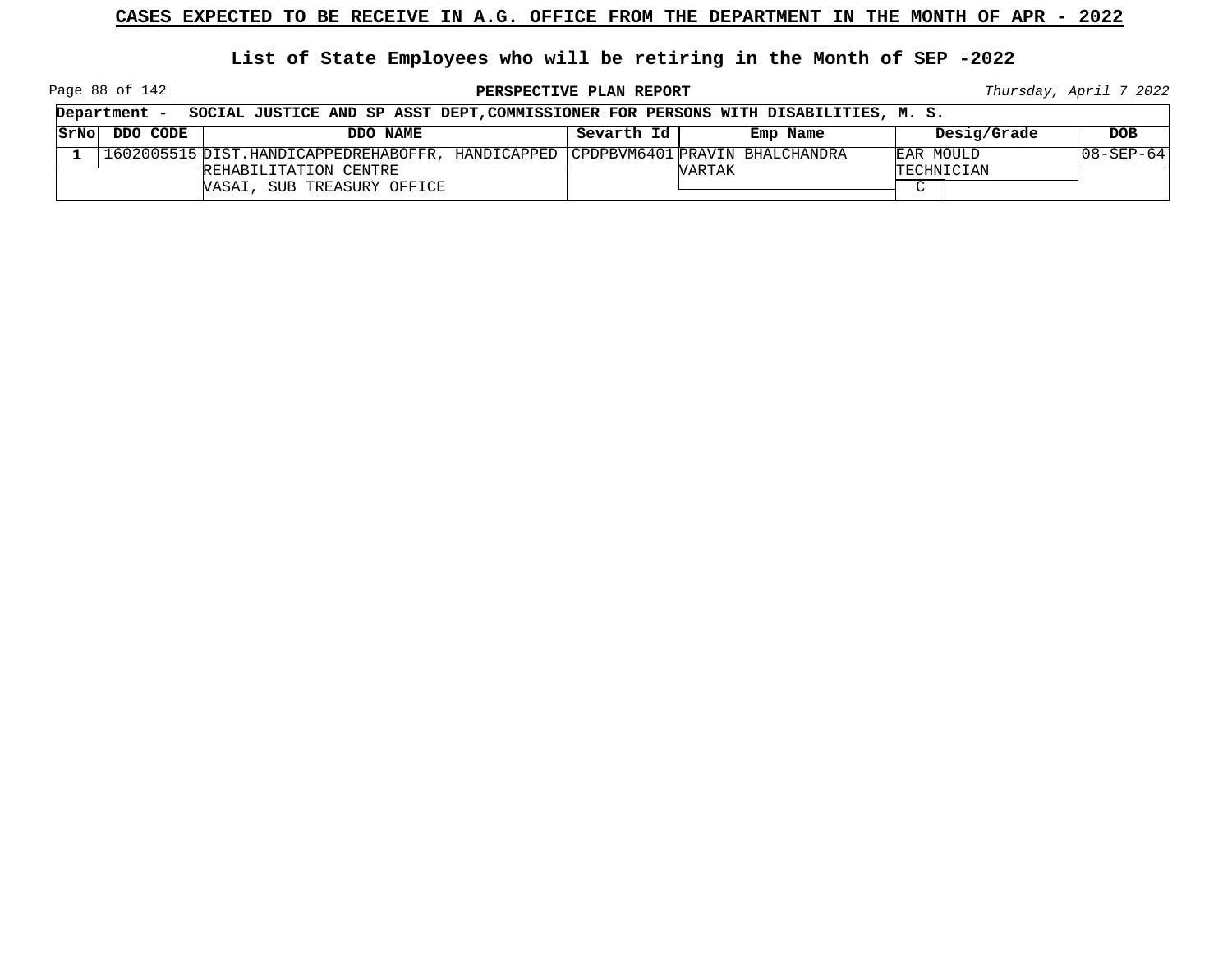**CASES EXPECTED TO BE RECEIVE IN A.G. OFFICE FROM THE DEPARTMENT IN THE MONTH OF APR - 2022**

**List of State Employees who will be retiring in the Month of SEP -2022**

**PERSPECTIVE PLAN REPORT**

*Thursday, April 7 2022*

**Department - SOCIAL JUSTICE AND SP ASST DEPT,COMMISSIONER FOR PERSONS WITH DISABILITIES, M. S.**

| SrNo | DDO CODE | DDO NAME | Sevarth Id | Emp Name | Desig/Grade | DOB |
|---|---|---|---|---|---|---|
| 1 | 1602005515 | DIST.HANDICAPPEDREHABOFFR, HANDICAPPED REHABILITATION CENTRE VASAI, SUB TREASURY OFFICE | CPDPBVM6401 | PRAVIN BHALCHANDRA VARTAK | EAR MOULD TECHNICIAN C | 08-SEP-64 |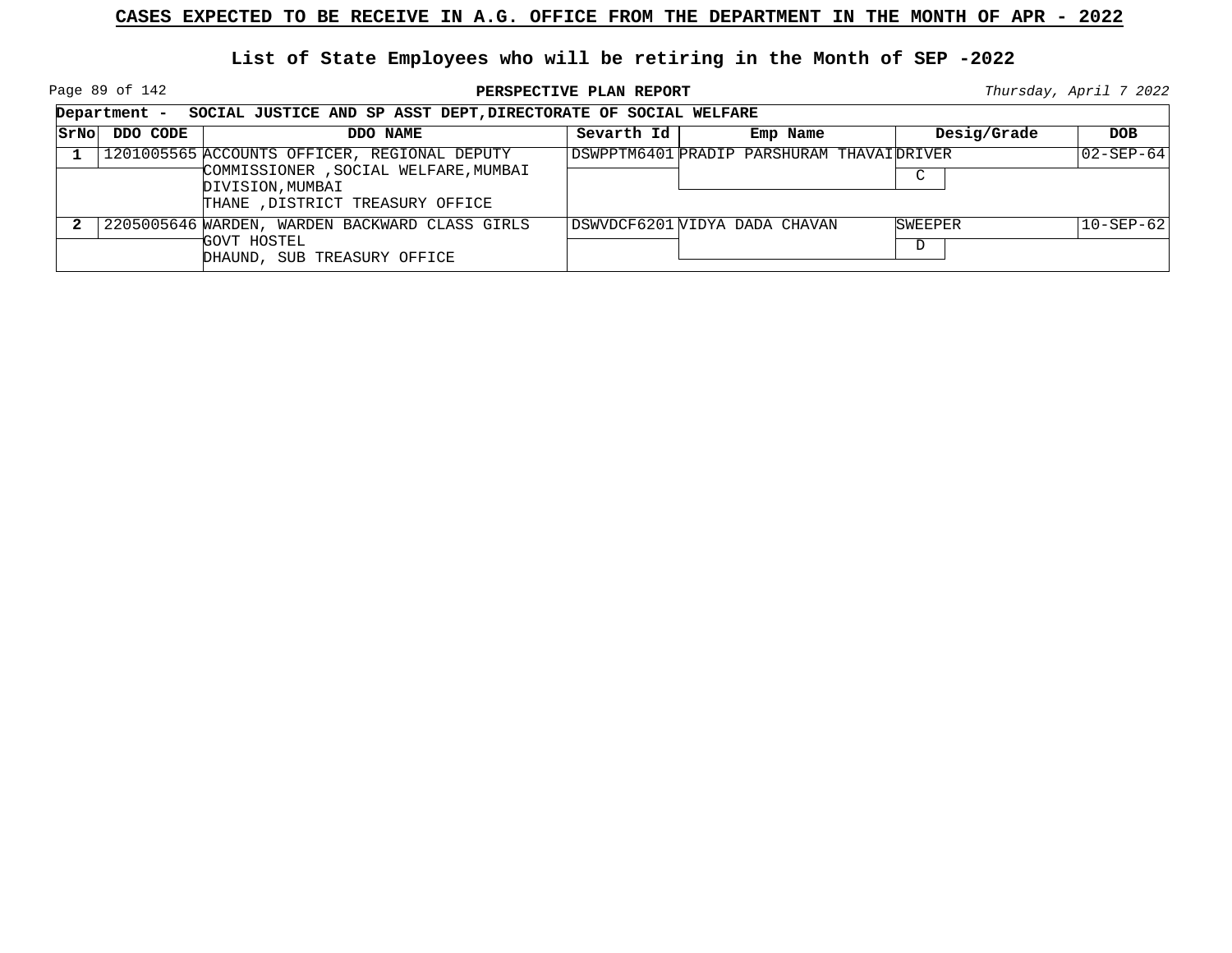## CASES EXPECTED TO BE RECEIVE IN A.G. OFFICE FROM THE DEPARTMENT IN THE MONTH OF APR - 2022

### List of State Employees who will be retiring in the Month of SEP -2022

**PERSPECTIVE PLAN REPORT**

*Thursday, April 7 2022*

**Department - SOCIAL JUSTICE AND SP ASST DEPT,DIRECTORATE OF SOCIAL WELFARE**

| SrNo | DDO CODE | DDO NAME | Sevarth Id | Emp Name | Desig/Grade | DOB |
|---|---|---|---|---|---|---|
| 1 | 1201005565 | ACCOUNTS OFFICER, REGIONAL DEPUTY COMMISSIONER ,SOCIAL WELFARE,MUMBAI DIVISION,MUMBAI<br>THANE ,DISTRICT TREASURY OFFICE | DSWPPTM6401 | PRADIP PARSHURAM THAVAI | DRIVER<br>C | 02-SEP-64 |
| 2 | 2205005646 | WARDEN, WARDEN BACKWARD CLASS GIRLS GOVT HOSTEL<br>DHAUND, SUB TREASURY OFFICE | DSWVDCF6201 | VIDYA DADA CHAVAN | SWEEPER<br>D | 10-SEP-62 |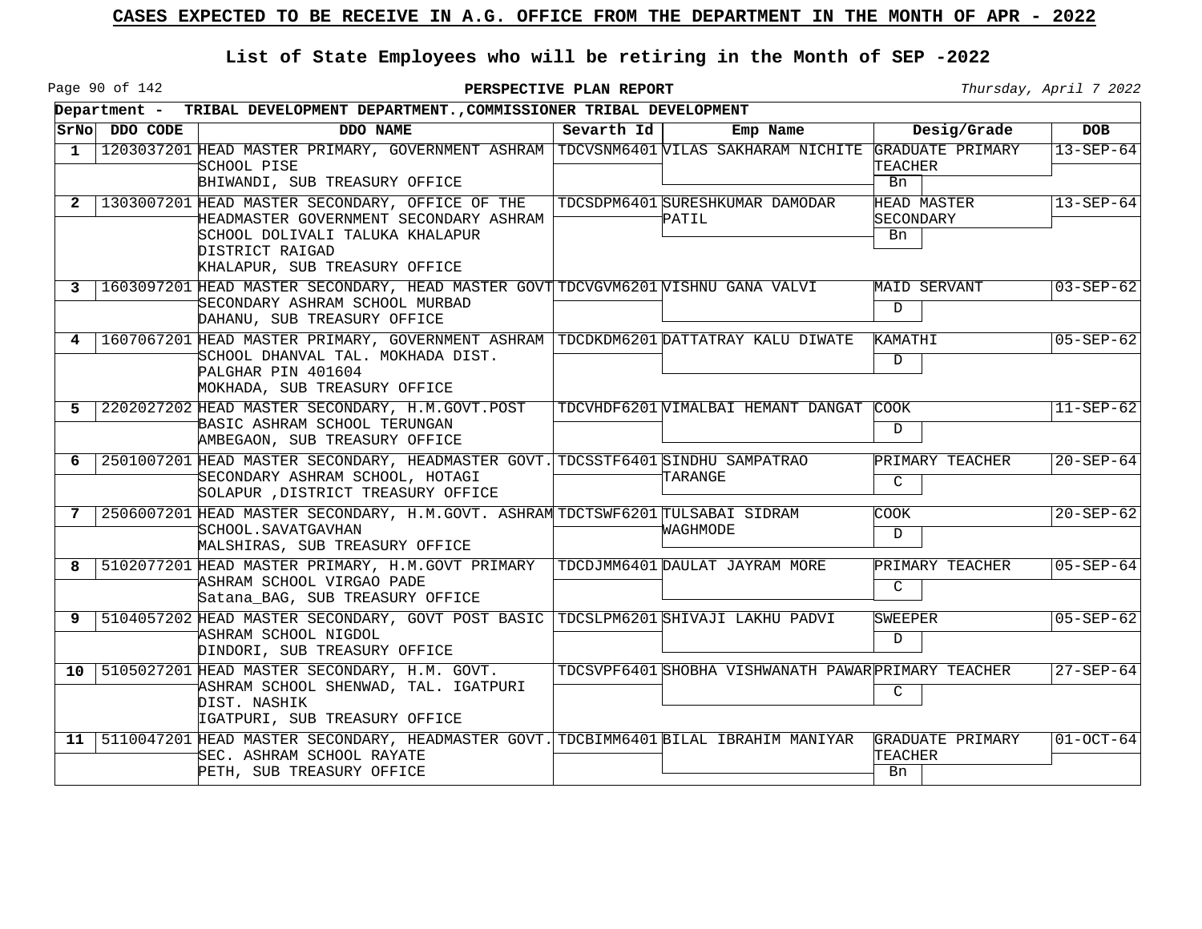# CASES EXPECTED TO BE RECEIVE IN A.G. OFFICE FROM THE DEPARTMENT IN THE MONTH OF APR - 2022

## List of State Employees who will be retiring in the Month of SEP -2022

**PERSPECTIVE PLAN REPORT**

*Thursday, April 7 2022*

**Department - TRIBAL DEVELOPMENT DEPARTMENT.,COMMISSIONER TRIBAL DEVELOPMENT**

| SrNo | DDO CODE | DDO NAME | Sevarth Id | Emp Name | Desig/Grade | DOB |
|---|---|---|---|---|---|---|
| 1 | 1203037201 | HEAD MASTER PRIMARY, GOVERNMENT ASHRAM SCHOOL PISE BHIWANDI, SUB TREASURY OFFICE | TDCVSNM6401 | VILAS SAKHARAM NICHITE | GRADUATE PRIMARY TEACHER Bn | 13-SEP-64 |
| 2 | 1303007201 | HEAD MASTER SECONDARY, OFFICE OF THE HEADMASTER GOVERNMENT SECONDARY ASHRAM SCHOOL DOLIVALI TALUKA KHALAPUR DISTRICT RAIGAD KHALAPUR, SUB TREASURY OFFICE | TDCSDPM6401 | SURESHKUMAR DAMODAR PATIL | HEAD MASTER SECONDARY Bn | 13-SEP-64 |
| 3 | 1603097201 | HEAD MASTER SECONDARY, HEAD MASTER GOVT SECONDARY ASHRAM SCHOOL MURBAD DAHANU, SUB TREASURY OFFICE | TDCVGVM6201 | VISHNU GANA VALVI | MAID SERVANT D | 03-SEP-62 |
| 4 | 1607067201 | HEAD MASTER PRIMARY, GOVERNMENT ASHRAM SCHOOL DHANVAL TAL. MOKHADA DIST. PALGHAR PIN 401604 MOKHADA, SUB TREASURY OFFICE | TDCDKDM6201 | DATTATRAY KALU DIWATE | KAMATHI D | 05-SEP-62 |
| 5 | 2202027202 | HEAD MASTER SECONDARY, H.M.GOVT.POST BASIC ASHRAM SCHOOL TERUNGAN AMBEGAON, SUB TREASURY OFFICE | TDCVHDF6201 | VIMALBAI HEMANT DANGAT | COOK D | 11-SEP-62 |
| 6 | 2501007201 | HEAD MASTER SECONDARY, HEADMASTER GOVT. SECONDARY ASHRAM SCHOOL, HOTAGI SOLAPUR ,DISTRICT TREASURY OFFICE | TDCSSTF6401 | SINDHU SAMPATRAO TARANGE | PRIMARY TEACHER C | 20-SEP-64 |
| 7 | 2506007201 | HEAD MASTER SECONDARY, H.M.GOVT. ASHRAM SCHOOL.SAVATGAVHAN MALSHIRAS, SUB TREASURY OFFICE | TDCTSWF6201 | TULSABAI SIDRAM WAGHMODE | COOK D | 20-SEP-62 |
| 8 | 5102077201 | HEAD MASTER PRIMARY, H.M.GOVT PRIMARY ASHRAM SCHOOL VIRGAO PADE Satana_BAG, SUB TREASURY OFFICE | TDCDJMM6401 | DAULAT JAYRAM MORE | PRIMARY TEACHER C | 05-SEP-64 |
| 9 | 5104057202 | HEAD MASTER SECONDARY, GOVT POST BASIC ASHRAM SCHOOL NIGDOL DINDORI, SUB TREASURY OFFICE | TDCSLPM6201 | SHIVAJI LAKHU PADVI | SWEEPER D | 05-SEP-62 |
| 10 | 5105027201 | HEAD MASTER SECONDARY, H.M. GOVT. ASHRAM SCHOOL SHENWAD, TAL. IGATPURI DIST. NASHIK IGATPURI, SUB TREASURY OFFICE | TDCSVPF6401 | SHOBHA VISHWANATH PAWAR | PRIMARY TEACHER C | 27-SEP-64 |
| 11 | 5110047201 | HEAD MASTER SECONDARY, HEADMASTER GOVT. SEC. ASHRAM SCHOOL RAYATE PETH, SUB TREASURY OFFICE | TDCBIMM6401 | BILAL IBRAHIM MANIYAR | GRADUATE PRIMARY TEACHER Bn | 01-OCT-64 |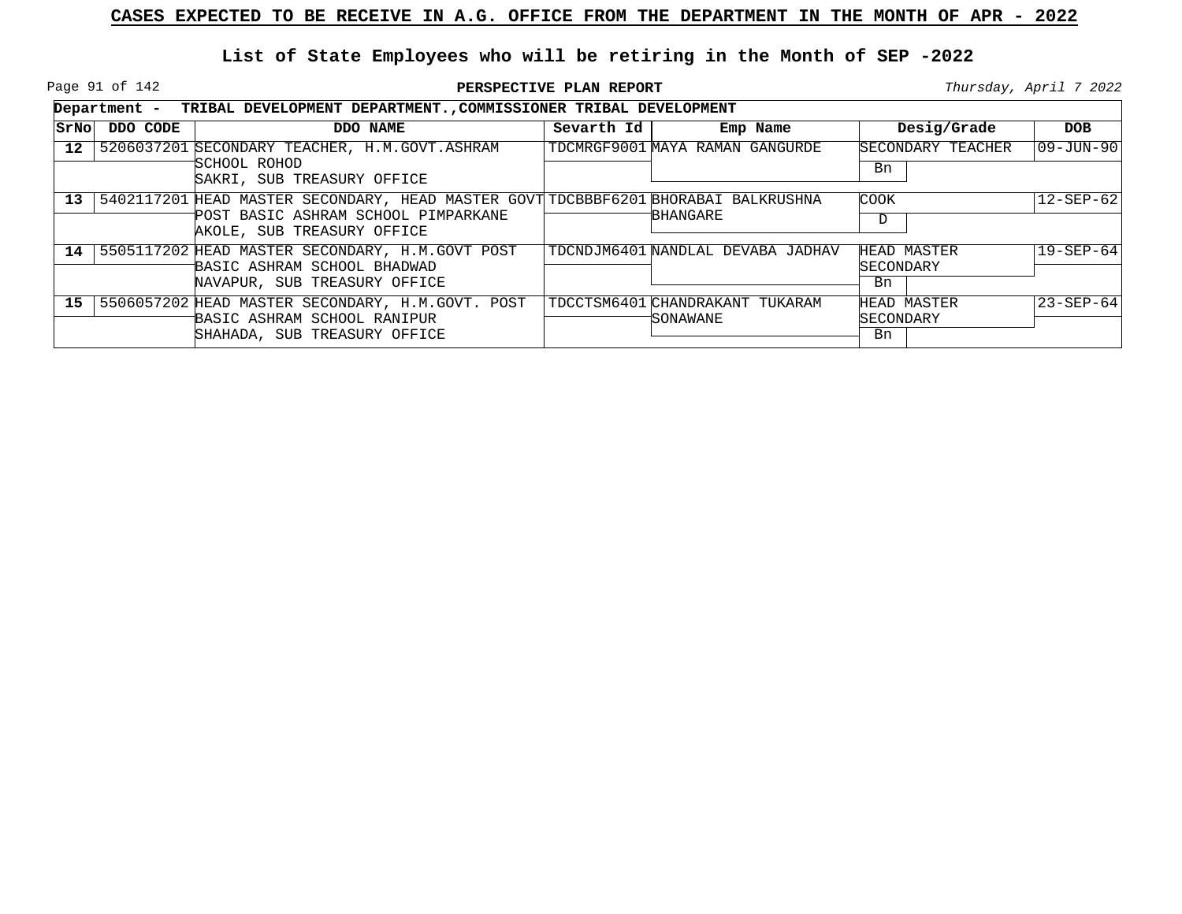**CASES EXPECTED TO BE RECEIVE IN A.G. OFFICE FROM THE DEPARTMENT IN THE MONTH OF APR - 2022**

**List of State Employees who will be retiring in the Month of SEP -2022**

**PERSPECTIVE PLAN REPORT**

*Thursday, April 7 2022*

**Department - TRIBAL DEVELOPMENT DEPARTMENT.,COMMISSIONER TRIBAL DEVELOPMENT**

| SrNo | DDO CODE | DDO NAME | Sevarth Id | Emp Name | Desig/Grade | DOB |
|---|---|---|---|---|---|---|
| 12 | 5206037201 | SECONDARY TEACHER, H.M.GOVT.ASHRAM SCHOOL ROHOD SAKRI, SUB TREASURY OFFICE | TDCMRGF9001 | MAYA RAMAN GANGURDE | SECONDARY TEACHER Bn | 09-JUN-90 |
| 13 | 5402117201 | HEAD MASTER SECONDARY, HEAD MASTER GOVT POST BASIC ASHRAM SCHOOL PIMPARKANE AKOLE, SUB TREASURY OFFICE | TDCBBBF6201 | BHORABAI BALKRUSHNA BHANGARE | COOK D | 12-SEP-62 |
| 14 | 5505117202 | HEAD MASTER SECONDARY, H.M.GOVT POST BASIC ASHRAM SCHOOL BHADWAD NAVAPUR, SUB TREASURY OFFICE | TDCNDJM6401 | NANDLAL DEVABA JADHAV | HEAD MASTER SECONDARY Bn | 19-SEP-64 |
| 15 | 5506057202 | HEAD MASTER SECONDARY, H.M.GOVT. POST BASIC ASHRAM SCHOOL RANIPUR SHAHADA, SUB TREASURY OFFICE | TDCCTSM6401 | CHANDRAKANT TUKARAM SONAWANE | HEAD MASTER SECONDARY Bn | 23-SEP-64 |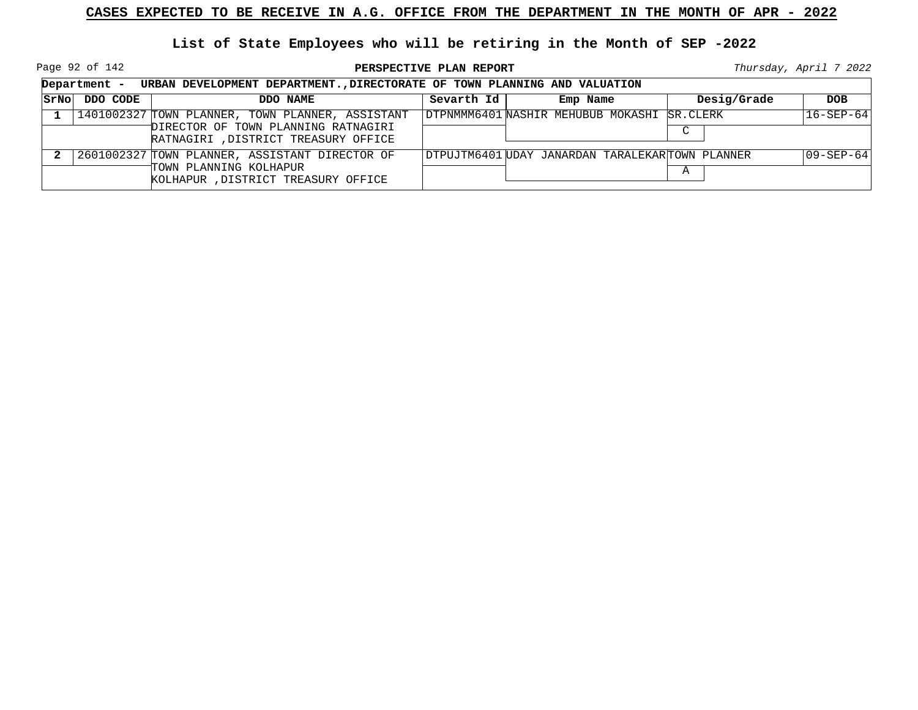# CASES EXPECTED TO BE RECEIVE IN A.G. OFFICE FROM THE DEPARTMENT IN THE MONTH OF APR - 2022

## List of State Employees who will be retiring in the Month of SEP -2022

**PERSPECTIVE PLAN REPORT**

*Thursday, April 7 2022*

**Department - URBAN DEVELOPMENT DEPARTMENT.,DIRECTORATE OF TOWN PLANNING AND VALUATION**

| SrNo | DDO CODE | DDO NAME | Sevarth Id | Emp Name | Desig/Grade | DOB |
|---|---|---|---|---|---|---|
| 1 | 1401002327 | TOWN PLANNER, TOWN PLANNER, ASSISTANT DIRECTOR OF TOWN PLANNING RATNAGIRI RATNAGIRI ,DISTRICT TREASURY OFFICE | DTPNMMM6401 | NASHIR MEHUBUB MOKASHI | SR.CLERK<br>C | 16-SEP-64 |
| 2 | 2601002327 | TOWN PLANNER, ASSISTANT DIRECTOR OF TOWN PLANNING KOLHAPUR KOLHAPUR ,DISTRICT TREASURY OFFICE | DTPUJTM6401 | UDAY JANARDAN TARALEKAR | TOWN PLANNER<br>A | 09-SEP-64 |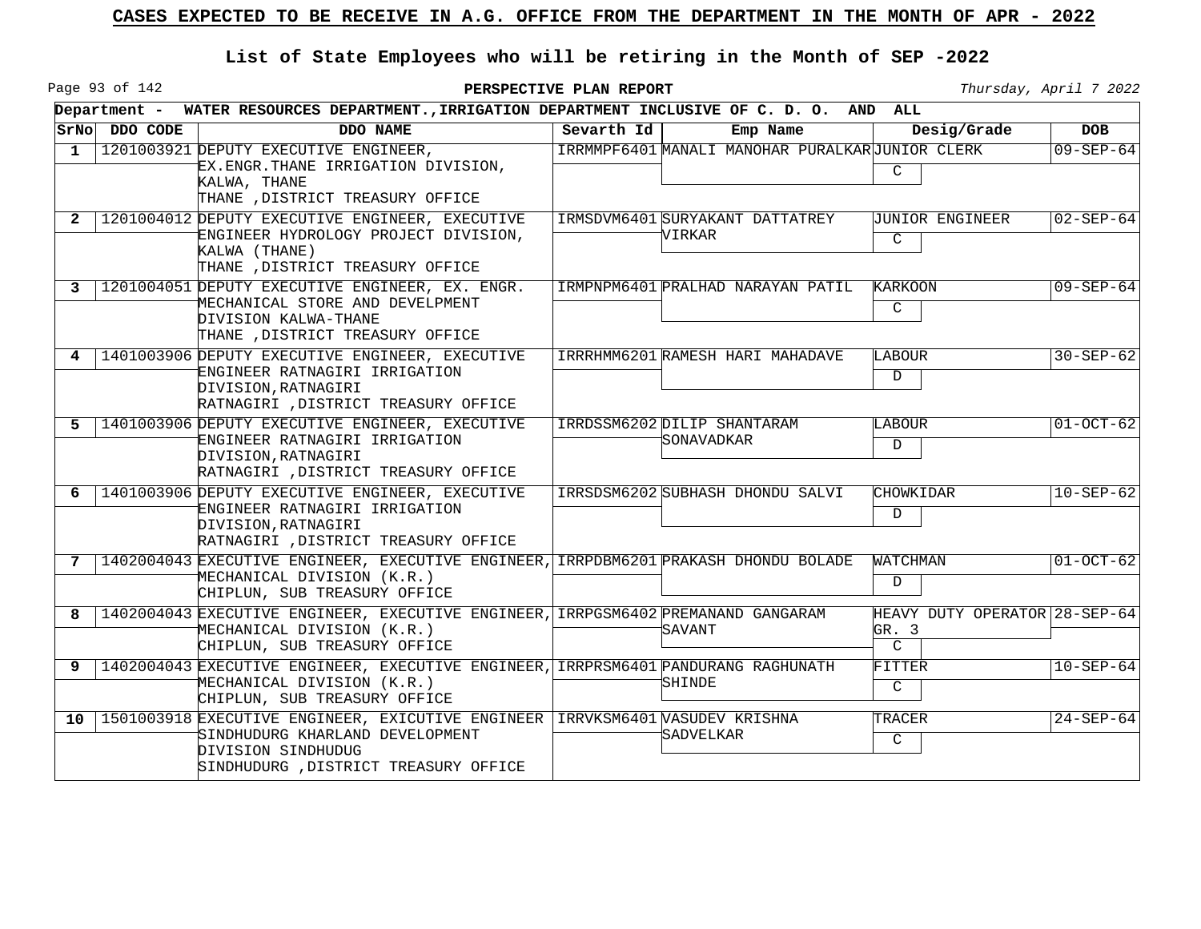## CASES EXPECTED TO BE RECEIVE IN A.G. OFFICE FROM THE DEPARTMENT IN THE MONTH OF APR - 2022

### List of State Employees who will be retiring in the Month of SEP -2022

**PERSPECTIVE PLAN REPORT**

*Thursday, April 7 2022*

**Department - WATER RESOURCES DEPARTMENT.,IRRIGATION DEPARTMENT INCLUSIVE OF C. D. O. AND ALL**

| SrNo | DDO CODE | DDO NAME | Sevarth Id | Emp Name | Desig/Grade | DOB |
|---|---|---|---|---|---|---|
| 1 | 1201003921 | DEPUTY EXECUTIVE ENGINEER, EX.ENGR.THANE IRRIGATION DIVISION, KALWA, THANE THANE ,DISTRICT TREASURY OFFICE | IRRMMPF6401 | MANALI MANOHAR PURALKAR | JUNIOR CLERK C | 09-SEP-64 |
| 2 | 1201004012 | DEPUTY EXECUTIVE ENGINEER, EXECUTIVE ENGINEER HYDROLOGY PROJECT DIVISION, KALWA (THANE) THANE ,DISTRICT TREASURY OFFICE | IRMSDVM6401 | SURYAKANT DATTATREY VIRKAR | JUNIOR ENGINEER C | 02-SEP-64 |
| 3 | 1201004051 | DEPUTY EXECUTIVE ENGINEER, EX. ENGR. MECHANICAL STORE AND DEVELPMENT DIVISION KALWA-THANE THANE ,DISTRICT TREASURY OFFICE | IRMPNPM6401 | PRALHAD NARAYAN PATIL | KARKOON C | 09-SEP-64 |
| 4 | 1401003906 | DEPUTY EXECUTIVE ENGINEER, EXECUTIVE ENGINEER RATNAGIRI IRRIGATION DIVISION,RATNAGIRI RATNAGIRI ,DISTRICT TREASURY OFFICE | IRRRHMM6201 | RAMESH HARI MAHADAVE | LABOUR D | 30-SEP-62 |
| 5 | 1401003906 | DEPUTY EXECUTIVE ENGINEER, EXECUTIVE ENGINEER RATNAGIRI IRRIGATION DIVISION,RATNAGIRI RATNAGIRI ,DISTRICT TREASURY OFFICE | IRRDSSM6202 | DILIP SHANTARAM SONAVADKAR | LABOUR D | 01-OCT-62 |
| 6 | 1401003906 | DEPUTY EXECUTIVE ENGINEER, EXECUTIVE ENGINEER RATNAGIRI IRRIGATION DIVISION,RATNAGIRI RATNAGIRI ,DISTRICT TREASURY OFFICE | IRRSDSM6202 | SUBHASH DHONDU SALVI | CHOWKIDAR D | 10-SEP-62 |
| 7 | 1402004043 | EXECUTIVE ENGINEER, EXECUTIVE ENGINEER, MECHANICAL DIVISION (K.R.) CHIPLUN, SUB TREASURY OFFICE | IRRPDBM6201 | PRAKASH DHONDU BOLADE | WATCHMAN D | 01-OCT-62 |
| 8 | 1402004043 | EXECUTIVE ENGINEER, EXECUTIVE ENGINEER, MECHANICAL DIVISION (K.R.) CHIPLUN, SUB TREASURY OFFICE | IRRPGSM6402 | PREMANAND GANGARAM SAVANT | HEAVY DUTY OPERATOR GR. 3 C | 28-SEP-64 |
| 9 | 1402004043 | EXECUTIVE ENGINEER, EXECUTIVE ENGINEER, MECHANICAL DIVISION (K.R.) CHIPLUN, SUB TREASURY OFFICE | IRRPRSM6401 | PANDURANG RAGHUNATH SHINDE | FITTER C | 10-SEP-64 |
| 10 | 1501003918 | EXECUTIVE ENGINEER, EXICUTIVE ENGINEER SINDHUDURG KHARLAND DEVELOPMENT DIVISION SINDHUDUG SINDHUDURG ,DISTRICT TREASURY OFFICE | IRRVKSM6401 | VASUDEV KRISHNA SADVELKAR | TRACER C | 24-SEP-64 |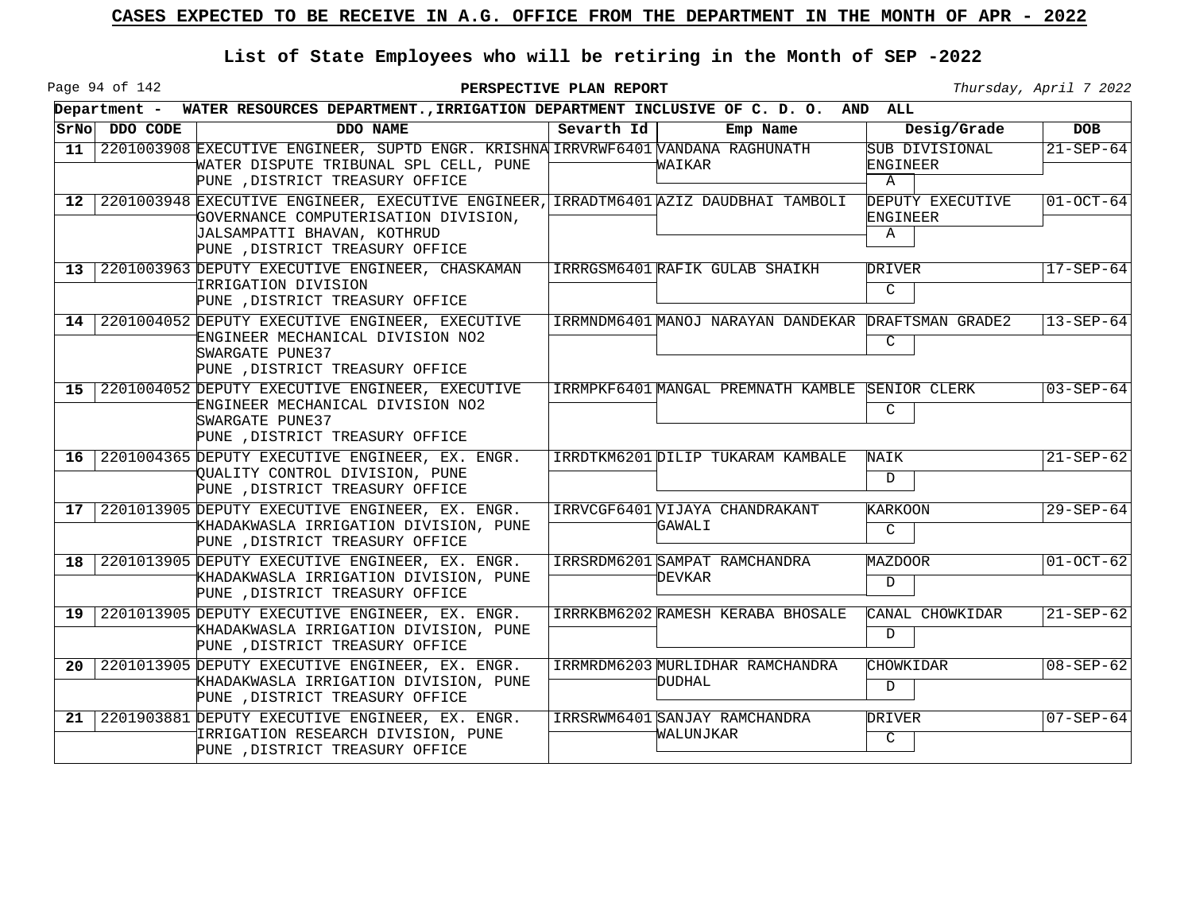# CASES EXPECTED TO BE RECEIVE IN A.G. OFFICE FROM THE DEPARTMENT IN THE MONTH OF APR - 2022

## List of State Employees who will be retiring in the Month of SEP -2022

**PERSPECTIVE PLAN REPORT**

*Thursday, April 7 2022*

**Department - WATER RESOURCES DEPARTMENT.,IRRIGATION DEPARTMENT INCLUSIVE OF C. D. O. AND ALL**

| SrNo | DDO CODE | DDO NAME | Sevarth Id | Emp Name | Desig/Grade | DOB |
|---|---|---|---|---|---|---|
| 11 | 2201003908 | EXECUTIVE ENGINEER, SUPTD ENGR. KRISHNA WATER DISPUTE TRIBUNAL SPL CELL, PUNE<br>PUNE ,DISTRICT TREASURY OFFICE | IRRVRWF6401 | VANDANA RAGHUNATH WAIKAR | SUB DIVISIONAL ENGINEER<br>A | 21-SEP-64 |
| 12 | 2201003948 | EXECUTIVE ENGINEER, EXECUTIVE ENGINEER, GOVERNANCE COMPUTERISATION DIVISION, JALSAMPATTI BHAVAN, KOTHRUD<br>PUNE ,DISTRICT TREASURY OFFICE | IRRADTM6401 | AZIZ DAUDBHAI TAMBOLI | DEPUTY EXECUTIVE ENGINEER<br>A | 01-OCT-64 |
| 13 | 2201003963 | DEPUTY EXECUTIVE ENGINEER, CHASKAMAN IRRIGATION DIVISION<br>PUNE ,DISTRICT TREASURY OFFICE | IRRRGSM6401 | RAFIK GULAB SHAIKH | DRIVER<br>C | 17-SEP-64 |
| 14 | 2201004052 | DEPUTY EXECUTIVE ENGINEER, EXECUTIVE ENGINEER MECHANICAL DIVISION NO2 SWARGATE PUNE37<br>PUNE ,DISTRICT TREASURY OFFICE | IRRMNDM6401 | MANOJ NARAYAN DANDEKAR | DRAFTSMAN GRADE2<br>C | 13-SEP-64 |
| 15 | 2201004052 | DEPUTY EXECUTIVE ENGINEER, EXECUTIVE ENGINEER MECHANICAL DIVISION NO2 SWARGATE PUNE37<br>PUNE ,DISTRICT TREASURY OFFICE | IRRMPKF6401 | MANGAL PREMNATH KAMBLE | SENIOR CLERK<br>C | 03-SEP-64 |
| 16 | 2201004365 | DEPUTY EXECUTIVE ENGINEER, EX. ENGR. QUALITY CONTROL DIVISION, PUNE<br>PUNE ,DISTRICT TREASURY OFFICE | IRRDTKM6201 | DILIP TUKARAM KAMBALE | NAIK<br>D | 21-SEP-62 |
| 17 | 2201013905 | DEPUTY EXECUTIVE ENGINEER, EX. ENGR. KHADAKWASLA IRRIGATION DIVISION, PUNE<br>PUNE ,DISTRICT TREASURY OFFICE | IRRVCGF6401 | VIJAYA CHANDRAKANT GAWALI | KARKOON<br>C | 29-SEP-64 |
| 18 | 2201013905 | DEPUTY EXECUTIVE ENGINEER, EX. ENGR. KHADAKWASLA IRRIGATION DIVISION, PUNE<br>PUNE ,DISTRICT TREASURY OFFICE | IRRSRDM6201 | SAMPAT RAMCHANDRA DEVKAR | MAZDOOR<br>D | 01-OCT-62 |
| 19 | 2201013905 | DEPUTY EXECUTIVE ENGINEER, EX. ENGR. KHADAKWASLA IRRIGATION DIVISION, PUNE<br>PUNE ,DISTRICT TREASURY OFFICE | IRRRKBM6202 | RAMESH KERABA BHOSALE | CANAL CHOWKIDAR<br>D | 21-SEP-62 |
| 20 | 2201013905 | DEPUTY EXECUTIVE ENGINEER, EX. ENGR. KHADAKWASLA IRRIGATION DIVISION, PUNE<br>PUNE ,DISTRICT TREASURY OFFICE | IRRMRDM6203 | MURLIDHAR RAMCHANDRA DUDHAL | CHOWKIDAR<br>D | 08-SEP-62 |
| 21 | 2201903881 | DEPUTY EXECUTIVE ENGINEER, EX. ENGR. IRRIGATION RESEARCH DIVISION, PUNE<br>PUNE ,DISTRICT TREASURY OFFICE | IRRSRWM6401 | SANJAY RAMCHANDRA WALUNJKAR | DRIVER<br>C | 07-SEP-64 |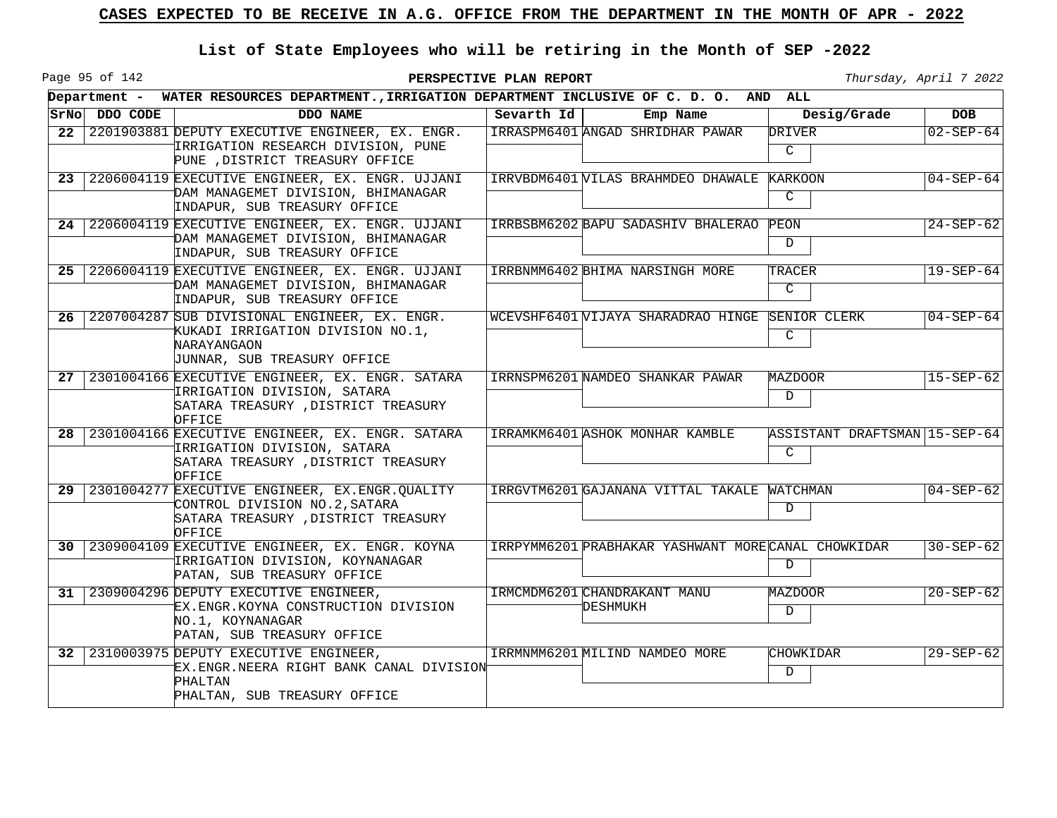# CASES EXPECTED TO BE RECEIVE IN A.G. OFFICE FROM THE DEPARTMENT IN THE MONTH OF APR - 2022

## List of State Employees who will be retiring in the Month of SEP -2022

**PERSPECTIVE PLAN REPORT**

*Thursday, April 7 2022*

**Department - WATER RESOURCES DEPARTMENT.,IRRIGATION DEPARTMENT INCLUSIVE OF C. D. O. AND ALL**

| SrNo | DDO CODE | DDO NAME | Sevarth Id | Emp Name | Desig/Grade | DOB |
|---|---|---|---|---|---|---|
| 22 | 2201903881 | DEPUTY EXECUTIVE ENGINEER, EX. ENGR. IRRIGATION RESEARCH DIVISION, PUNE PUNE ,DISTRICT TREASURY OFFICE | IRRASPM6401 | ANGAD SHRIDHAR PAWAR | DRIVER C | 02-SEP-64 |
| 23 | 2206004119 | EXECUTIVE ENGINEER, EX. ENGR. UJJANI DAM MANAGEMET DIVISION, BHIMANAGAR INDAPUR, SUB TREASURY OFFICE | IRRVBDM6401 | VILAS BRAHMDEO DHAWALE | KARKOON C | 04-SEP-64 |
| 24 | 2206004119 | EXECUTIVE ENGINEER, EX. ENGR. UJJANI DAM MANAGEMET DIVISION, BHIMANAGAR INDAPUR, SUB TREASURY OFFICE | IRRBSBM6202 | BAPU SADASHIV BHALERAO | PEON D | 24-SEP-62 |
| 25 | 2206004119 | EXECUTIVE ENGINEER, EX. ENGR. UJJANI DAM MANAGEMET DIVISION, BHIMANAGAR INDAPUR, SUB TREASURY OFFICE | IRRBNMM6402 | BHIMA NARSINGH MORE | TRACER C | 19-SEP-64 |
| 26 | 2207004287 | SUB DIVISIONAL ENGINEER, EX. ENGR. KUKADI IRRIGATION DIVISION NO.1, NARAYANGAON JUNNAR, SUB TREASURY OFFICE | WCEVSHF6401 | VIJAYA SHARADRAO HINGE | SENIOR CLERK C | 04-SEP-64 |
| 27 | 2301004166 | EXECUTIVE ENGINEER, EX. ENGR. SATARA IRRIGATION DIVISION, SATARA SATARA TREASURY ,DISTRICT TREASURY OFFICE | IRRNSPM6201 | NAMDEO SHANKAR PAWAR | MAZDOOR D | 15-SEP-62 |
| 28 | 2301004166 | EXECUTIVE ENGINEER, EX. ENGR. SATARA IRRIGATION DIVISION, SATARA SATARA TREASURY ,DISTRICT TREASURY OFFICE | IRRAMKM6401 | ASHOK MONHAR KAMBLE | ASSISTANT DRAFTSMAN C | 15-SEP-64 |
| 29 | 2301004277 | EXECUTIVE ENGINEER, EX.ENGR.QUALITY CONTROL DIVISION NO.2,SATARA SATARA TREASURY ,DISTRICT TREASURY OFFICE | IRRGVTM6201 | GAJANANA VITTAL TAKALE | WATCHMAN D | 04-SEP-62 |
| 30 | 2309004109 | EXECUTIVE ENGINEER, EX. ENGR. KOYNA IRRIGATION DIVISION, KOYNANAGAR PATAN, SUB TREASURY OFFICE | IRRPYMM6201 | PRABHAKAR YASHWANT MORE | CANAL CHOWKIDAR D | 30-SEP-62 |
| 31 | 2309004296 | DEPUTY EXECUTIVE ENGINEER, EX.ENGR.KOYNA CONSTRUCTION DIVISION NO.1, KOYNANAGAR PATAN, SUB TREASURY OFFICE | IRMCMDM6201 | CHANDRAKANT MANU DESHMUKH | MAZDOOR D | 20-SEP-62 |
| 32 | 2310003975 | DEPUTY EXECUTIVE ENGINEER, EX.ENGR.NEERA RIGHT BANK CANAL DIVISION PHALTAN PHALTAN, SUB TREASURY OFFICE | IRRMNMM6201 | MILIND NAMDEO MORE | CHOWKIDAR D | 29-SEP-62 |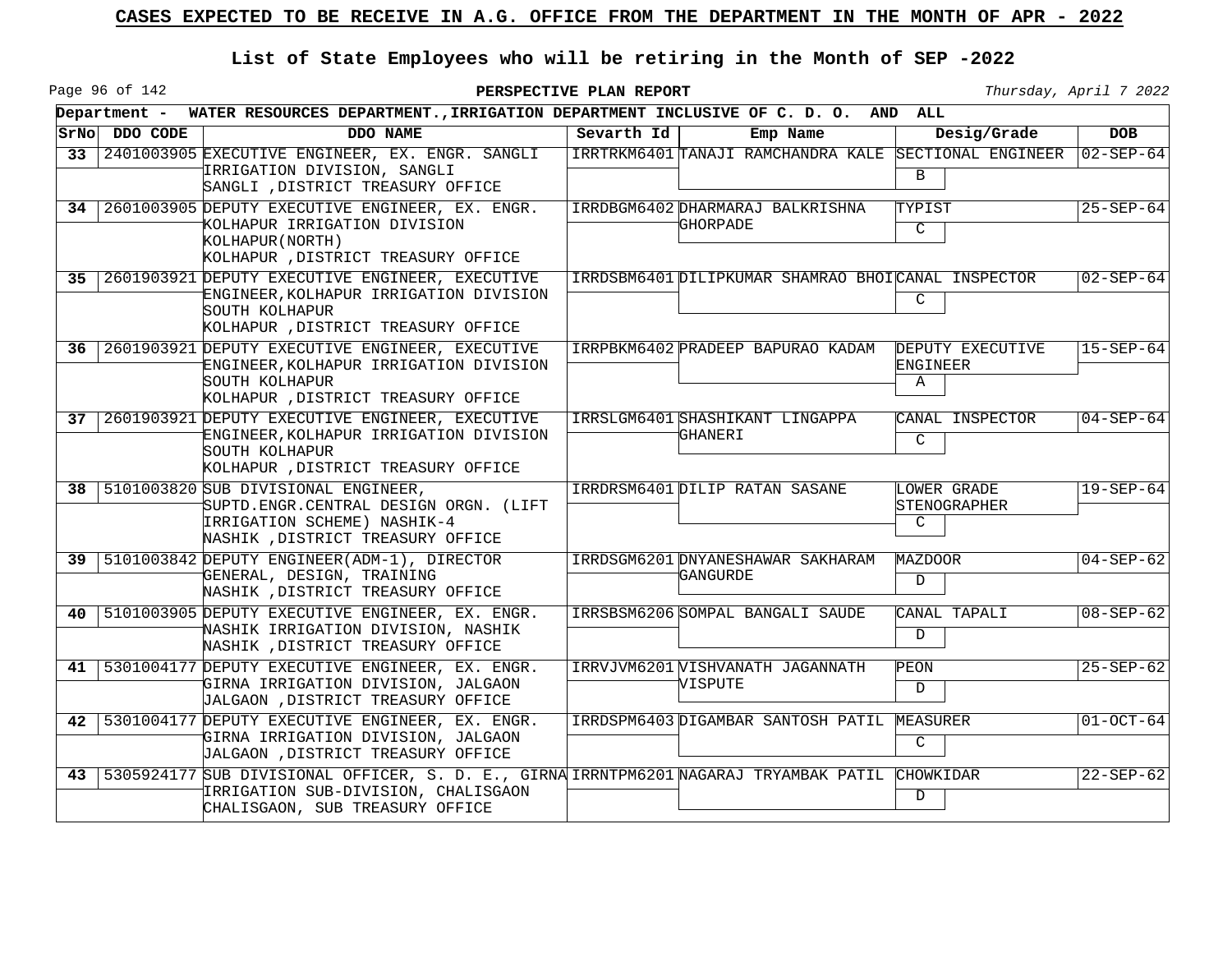# CASES EXPECTED TO BE RECEIVE IN A.G. OFFICE FROM THE DEPARTMENT IN THE MONTH OF APR - 2022

## List of State Employees who will be retiring in the Month of SEP -2022

**PERSPECTIVE PLAN REPORT**

*Thursday, April 7 2022*

**Department - WATER RESOURCES DEPARTMENT.,IRRIGATION DEPARTMENT INCLUSIVE OF C. D. O. AND ALL**

| SrNo | DDO CODE | DDO NAME | Sevarth Id | Emp Name | Desig/Grade | DOB |
|---|---|---|---|---|---|---|
| 33 | 2401003905 | EXECUTIVE ENGINEER, EX. ENGR. SANGLI IRRIGATION DIVISION, SANGLI SANGLI ,DISTRICT TREASURY OFFICE | IRRTRKM6401 | TANAJI RAMCHANDRA KALE | SECTIONAL ENGINEER B | 02-SEP-64 |
| 34 | 2601003905 | DEPUTY EXECUTIVE ENGINEER, EX. ENGR. KOLHAPUR IRRIGATION DIVISION KOLHAPUR(NORTH) KOLHAPUR ,DISTRICT TREASURY OFFICE | IRRDBGM6402 | DHARMARAJ BALKRISHNA GHORPADE | TYPIST C | 25-SEP-64 |
| 35 | 2601903921 | DEPUTY EXECUTIVE ENGINEER, EXECUTIVE ENGINEER,KOLHAPUR IRRIGATION DIVISION SOUTH KOLHAPUR KOLHAPUR ,DISTRICT TREASURY OFFICE | IRRDSBM6401 | DILIPKUMAR SHAMRAO BHOI | CANAL INSPECTOR C | 02-SEP-64 |
| 36 | 2601903921 | DEPUTY EXECUTIVE ENGINEER, EXECUTIVE ENGINEER,KOLHAPUR IRRIGATION DIVISION SOUTH KOLHAPUR KOLHAPUR ,DISTRICT TREASURY OFFICE | IRRPBKM6402 | PRADEEP BAPURAO KADAM | DEPUTY EXECUTIVE ENGINEER A | 15-SEP-64 |
| 37 | 2601903921 | DEPUTY EXECUTIVE ENGINEER, EXECUTIVE ENGINEER,KOLHAPUR IRRIGATION DIVISION SOUTH KOLHAPUR KOLHAPUR ,DISTRICT TREASURY OFFICE | IRRSLGM6401 | SHASHIKANT LINGAPPA GHANERI | CANAL INSPECTOR C | 04-SEP-64 |
| 38 | 5101003820 | SUB DIVISIONAL ENGINEER, SUPTD.ENGR.CENTRAL DESIGN ORGN. (LIFT IRRIGATION SCHEME) NASHIK-4 NASHIK ,DISTRICT TREASURY OFFICE | IRRDRSM6401 | DILIP RATAN SASANE | LOWER GRADE STENOGRAPHER C | 19-SEP-64 |
| 39 | 5101003842 | DEPUTY ENGINEER(ADM-1), DIRECTOR GENERAL, DESIGN, TRAINING NASHIK ,DISTRICT TREASURY OFFICE | IRRDSGM6201 | DNYANESHAWAR SAKHARAM GANGURDE | MAZDOOR D | 04-SEP-62 |
| 40 | 5101003905 | DEPUTY EXECUTIVE ENGINEER, EX. ENGR. NASHIK IRRIGATION DIVISION, NASHIK NASHIK ,DISTRICT TREASURY OFFICE | IRRSBSM6206 | SOMPAL BANGALI SAUDE | CANAL TAPALI D | 08-SEP-62 |
| 41 | 5301004177 | DEPUTY EXECUTIVE ENGINEER, EX. ENGR. GIRNA IRRIGATION DIVISION, JALGAON JALGAON ,DISTRICT TREASURY OFFICE | IRRVJVM6201 | VISHVANATH JAGANNATH VISPUTE | PEON D | 25-SEP-62 |
| 42 | 5301004177 | DEPUTY EXECUTIVE ENGINEER, EX. ENGR. GIRNA IRRIGATION DIVISION, JALGAON JALGAON ,DISTRICT TREASURY OFFICE | IRRDSPM6403 | DIGAMBAR SANTOSH PATIL | MEASURER C | 01-OCT-64 |
| 43 | 5305924177 | SUB DIVISIONAL OFFICER, S. D. E., GIRNA IRRIGATION SUB-DIVISION, CHALISGAON CHALISGAON, SUB TREASURY OFFICE | IRRNTPM6201 | NAGARAJ TRYAMBAK PATIL | CHOWKIDAR D | 22-SEP-62 |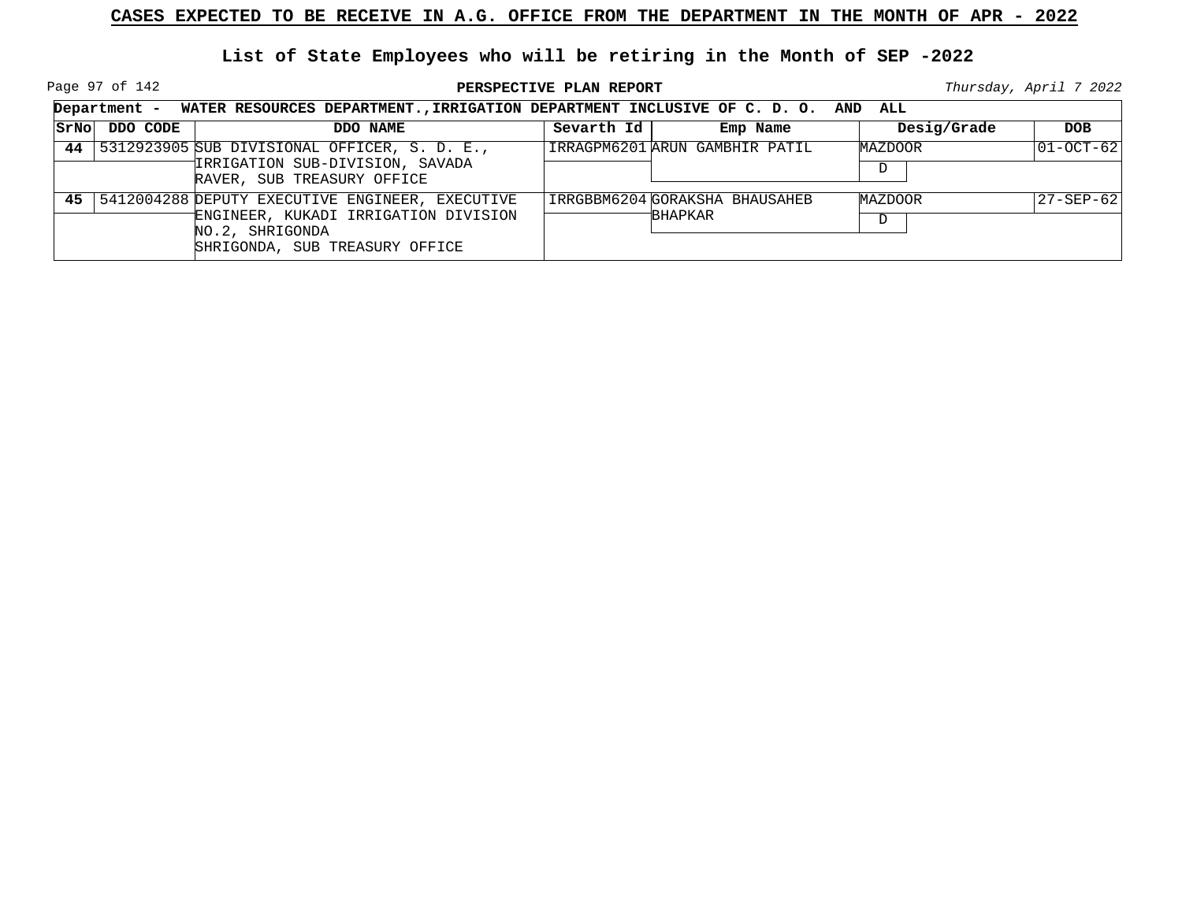**CASES EXPECTED TO BE RECEIVE IN A.G. OFFICE FROM THE DEPARTMENT IN THE MONTH OF APR - 2022**

**List of State Employees who will be retiring in the Month of SEP -2022**

**PERSPECTIVE PLAN REPORT**

*Thursday, April 7 2022*

**Department - WATER RESOURCES DEPARTMENT.,IRRIGATION DEPARTMENT INCLUSIVE OF C. D. O. AND ALL**

| SrNo | DDO CODE | DDO NAME | Sevarth Id | Emp Name | Desig/Grade | DOB |
|---|---|---|---|---|---|---|
| 44 | 5312923905 | SUB DIVISIONAL OFFICER, S. D. E., IRRIGATION SUB-DIVISION, SAVADA RAVER, SUB TREASURY OFFICE | IRRAGPM6201 | ARUN GAMBHIR PATIL | MAZDOOR D | 01-OCT-62 |
| 45 | 5412004288 | DEPUTY EXECUTIVE ENGINEER, EXECUTIVE ENGINEER, KUKADI IRRIGATION DIVISION NO.2, SHRIGONDA SHRIGONDA, SUB TREASURY OFFICE | IRRGBBM6204 | GORAKSHA BHAUSAHEB BHAPKAR | MAZDOOR D | 27-SEP-62 |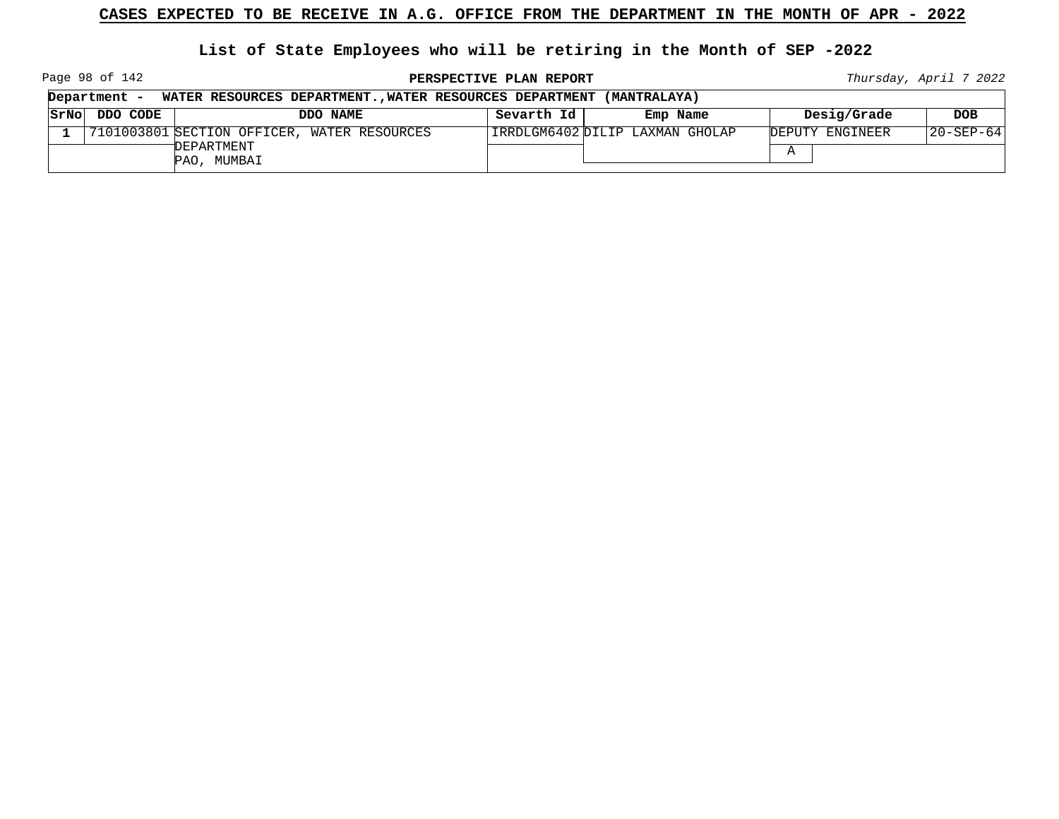# CASES EXPECTED TO BE RECEIVE IN A.G. OFFICE FROM THE DEPARTMENT IN THE MONTH OF APR - 2022

## List of State Employees who will be retiring in the Month of SEP -2022

**PERSPECTIVE PLAN REPORT**

*Thursday, April 7 2022*

**Department - WATER RESOURCES DEPARTMENT.,WATER RESOURCES DEPARTMENT (MANTRALAYA)**

| SrNo | DDO CODE | DDO NAME | Sevarth Id | Emp Name | Desig/Grade | DOB |
|---|---|---|---|---|---|---|
| 1 | 7101003801 | SECTION OFFICER, WATER RESOURCES DEPARTMENT PAO, MUMBAI | IRRDLGM6402 | DILIP LAXMAN GHOLAP | DEPUTY ENGINEER A | 20-SEP-64 |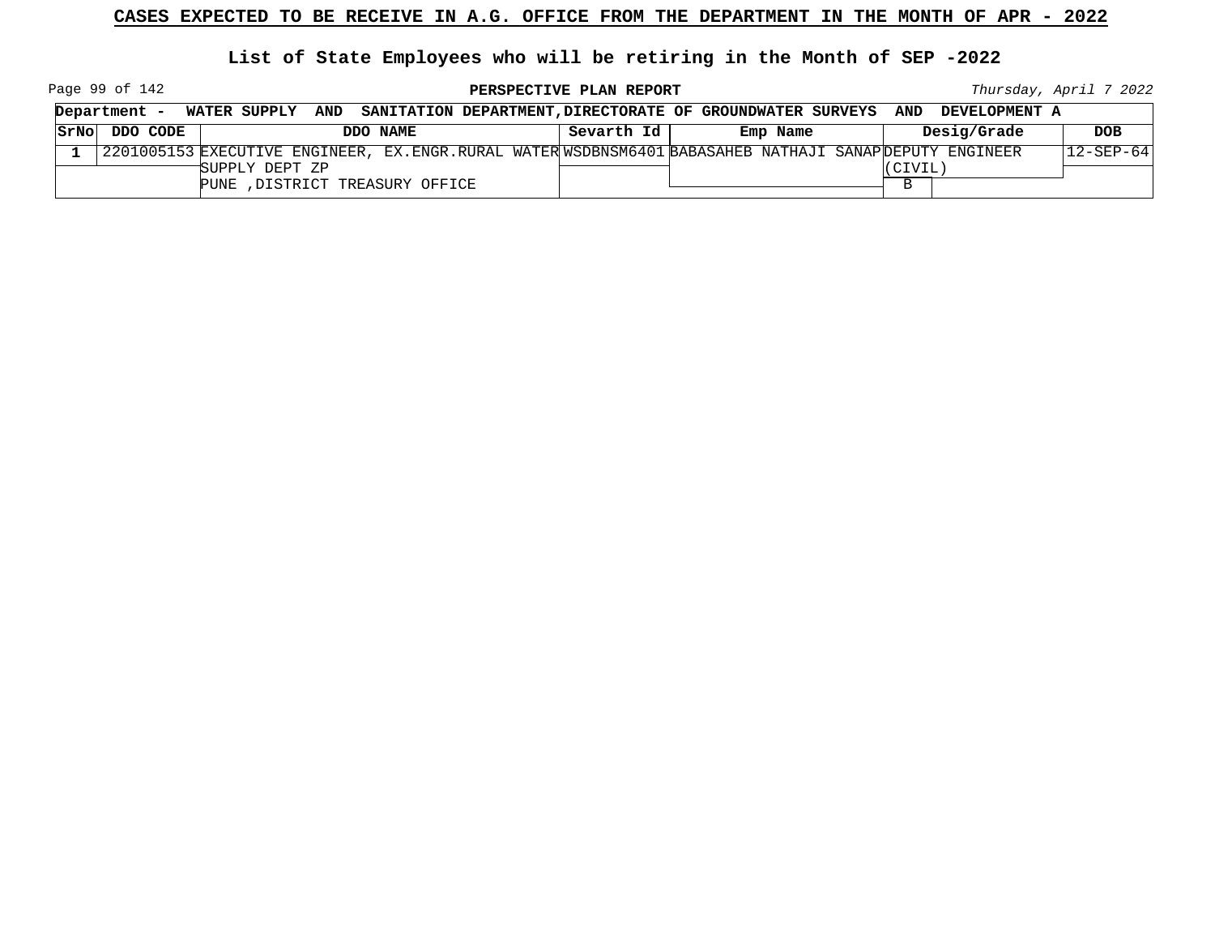# CASES EXPECTED TO BE RECEIVE IN A.G. OFFICE FROM THE DEPARTMENT IN THE MONTH OF APR - 2022

## List of State Employees who will be retiring in the Month of SEP -2022

**PERSPECTIVE PLAN REPORT**

*Thursday, April 7 2022*

**Department - WATER SUPPLY AND SANITATION DEPARTMENT,DIRECTORATE OF GROUNDWATER SURVEYS AND DEVELOPMENT A**

| SrNo | DDO CODE | DDO NAME | Sevarth Id | Emp Name | Desig/Grade | DOB |
|---|---|---|---|---|---|---|
| 1 | 2201005153 | EXECUTIVE ENGINEER, EX.ENGR.RURAL WATER SUPPLY DEPT ZP PUNE ,DISTRICT TREASURY OFFICE | WSDBNSM6401 | BABASAHEB NATHAJI SANAP | DEPUTY ENGINEER (CIVIL) B | 12-SEP-64 |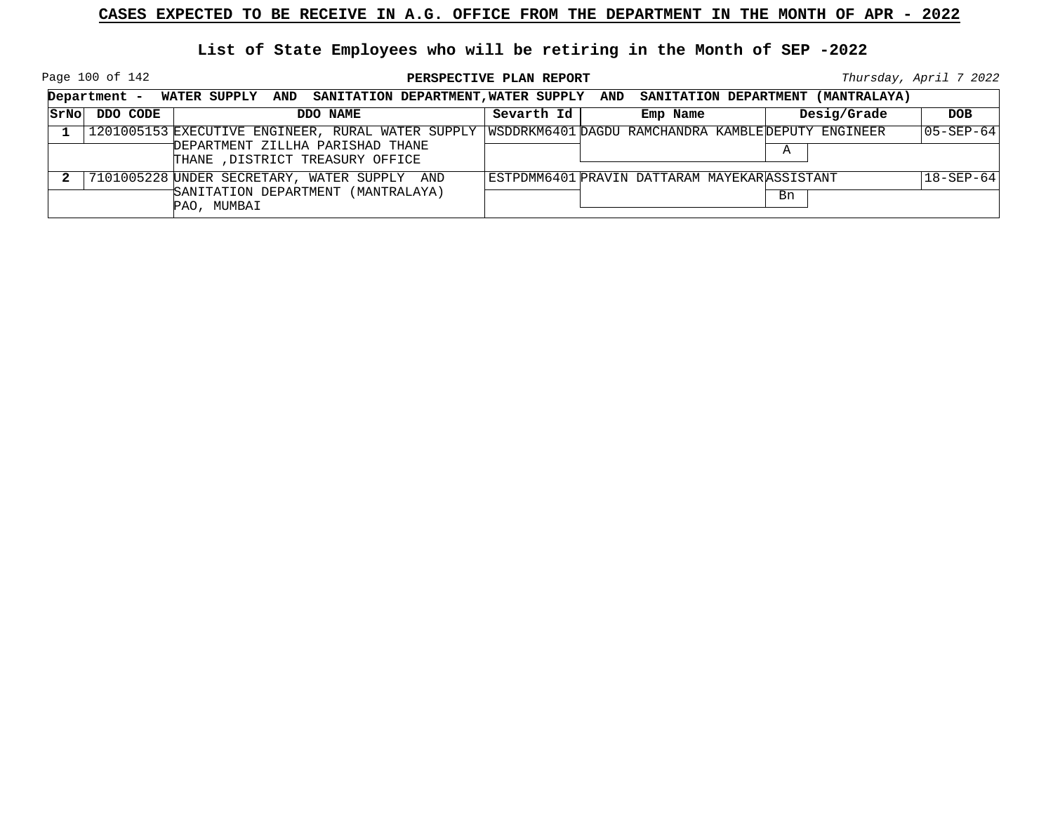## CASES EXPECTED TO BE RECEIVE IN A.G. OFFICE FROM THE DEPARTMENT IN THE MONTH OF APR - 2022

### List of State Employees who will be retiring in the Month of SEP -2022

**PERSPECTIVE PLAN REPORT**

*Thursday, April 7 2022*

**Department - WATER SUPPLY AND SANITATION DEPARTMENT,WATER SUPPLY AND SANITATION DEPARTMENT (MANTRALAYA)**

| SrNo | DDO CODE | DDO NAME | Sevarth Id | Emp Name | Desig/Grade | DOB |
|---|---|---|---|---|---|---|
| 1 | 1201005153 | EXECUTIVE ENGINEER, RURAL WATER SUPPLY DEPARTMENT ZILLHA PARISHAD THANE THANE ,DISTRICT TREASURY OFFICE | WSDDRKM6401 | DAGDU RAMCHANDRA KAMBLE | DEPUTY ENGINEER / A | 05-SEP-64 |
| 2 | 7101005228 | UNDER SECRETARY, WATER SUPPLY AND SANITATION DEPARTMENT (MANTRALAYA) PAO, MUMBAI | ESTPDMM6401 | PRAVIN DATTARAM MAYEKAR | ASSISTANT / Bn | 18-SEP-64 |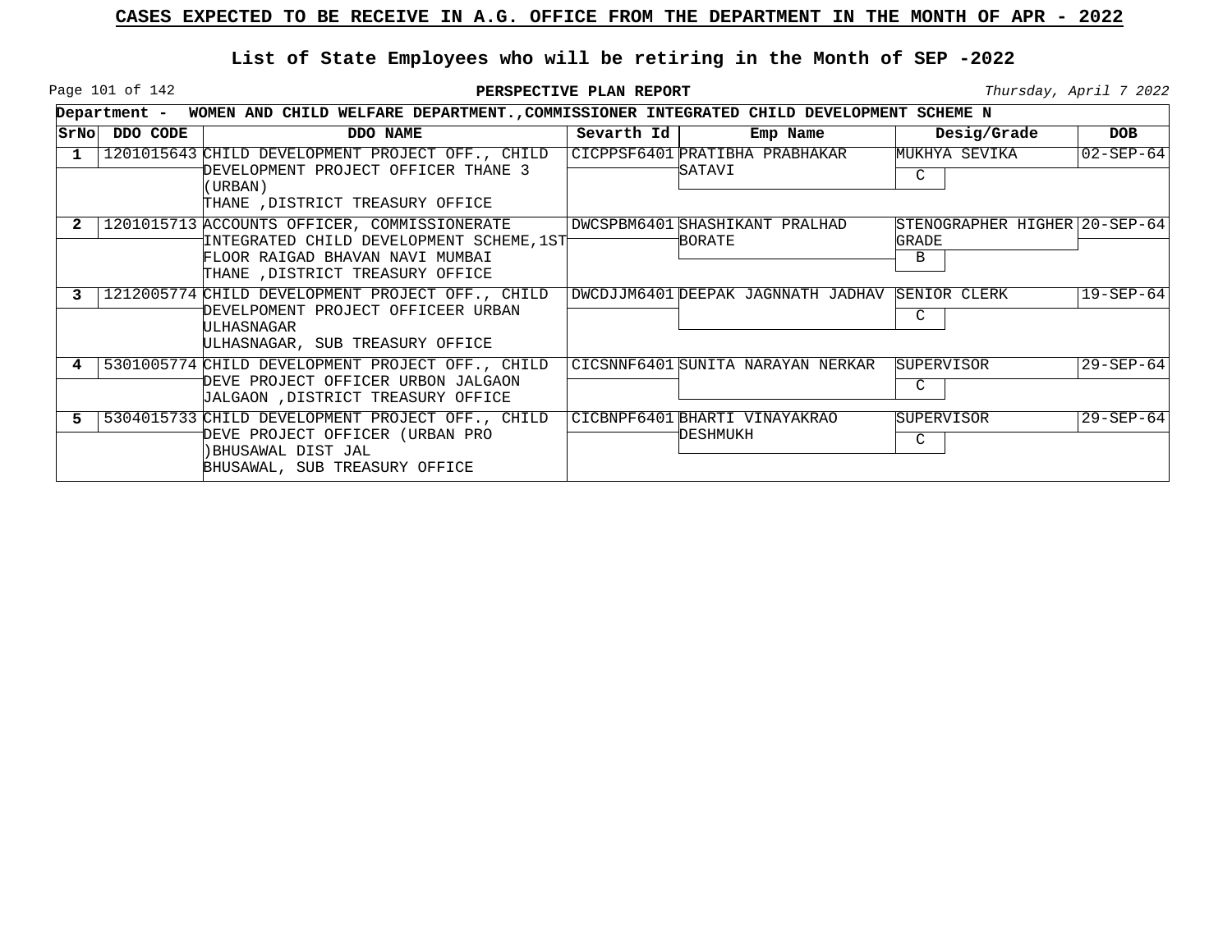# CASES EXPECTED TO BE RECEIVE IN A.G. OFFICE FROM THE DEPARTMENT IN THE MONTH OF APR - 2022

## List of State Employees who will be retiring in the Month of SEP -2022

**PERSPECTIVE PLAN REPORT**

*Thursday, April 7 2022*

**Department - WOMEN AND CHILD WELFARE DEPARTMENT.,COMMISSIONER INTEGRATED CHILD DEVELOPMENT SCHEME N**

| SrNo | DDO CODE | DDO NAME | Sevarth Id | Emp Name | Desig/Grade | DOB |
|---|---|---|---|---|---|---|
| 1 | 1201015643 | CHILD DEVELOPMENT PROJECT OFF., CHILD DEVELOPMENT PROJECT OFFICER THANE 3 (URBAN) THANE ,DISTRICT TREASURY OFFICE | CICPPSF6401 | PRATIBHA PRABHAKAR SATAVI | MUKHYA SEVIKA C | 02-SEP-64 |
| 2 | 1201015713 | ACCOUNTS OFFICER, COMMISSIONERATE INTEGRATED CHILD DEVELOPMENT SCHEME,1ST FLOOR RAIGAD BHAVAN NAVI MUMBAI THANE ,DISTRICT TREASURY OFFICE | DWCSPBM6401 | SHASHIKANT PRALHAD BORATE | STENOGRAPHER HIGHER GRADE B | 20-SEP-64 |
| 3 | 1212005774 | CHILD DEVELOPMENT PROJECT OFF., CHILD DEVELPOMENT PROJECT OFFICEER URBAN ULHASNAGAR ULHASNAGAR, SUB TREASURY OFFICE | DWCDJJM6401 | DEEPAK JAGNNATH JADHAV | SENIOR CLERK C | 19-SEP-64 |
| 4 | 5301005774 | CHILD DEVELOPMENT PROJECT OFF., CHILD DEVE PROJECT OFFICER URBON JALGAON JALGAON ,DISTRICT TREASURY OFFICE | CICSNNF6401 | SUNITA NARAYAN NERKAR | SUPERVISOR C | 29-SEP-64 |
| 5 | 5304015733 | CHILD DEVELOPMENT PROJECT OFF., CHILD DEVE PROJECT OFFICER (URBAN PRO )BHUSAWAL DIST JAL BHUSAWAL, SUB TREASURY OFFICE | CICBNPF6401 | BHARTI VINAYAKRAO DESHMUKH | SUPERVISOR C | 29-SEP-64 |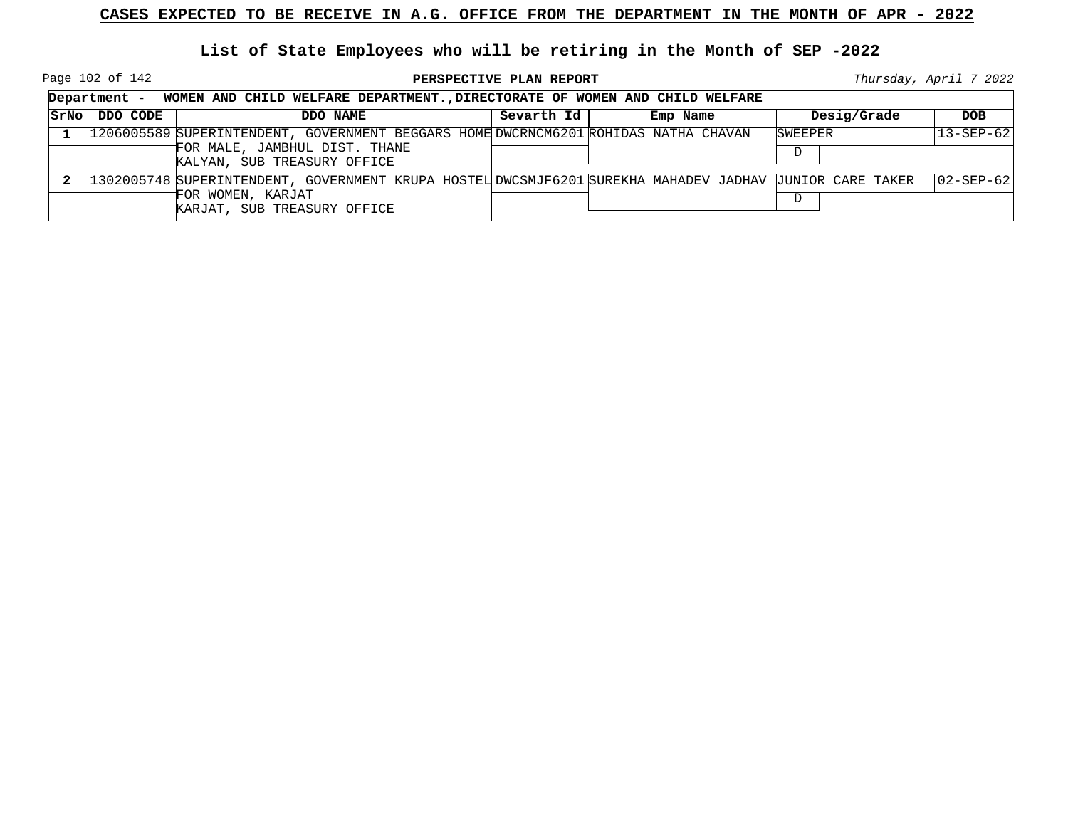## CASES EXPECTED TO BE RECEIVE IN A.G. OFFICE FROM THE DEPARTMENT IN THE MONTH OF APR - 2022

### List of State Employees who will be retiring in the Month of SEP -2022

**PERSPECTIVE PLAN REPORT**

*Thursday, April 7 2022*

**Department - WOMEN AND CHILD WELFARE DEPARTMENT.,DIRECTORATE OF WOMEN AND CHILD WELFARE**

| SrNo | DDO CODE | DDO NAME | Sevarth Id | Emp Name | Desig/Grade | DOB |
|---|---|---|---|---|---|---|
| 1 | 1206005589 | SUPERINTENDENT, GOVERNMENT BEGGARS HOME FOR MALE, JAMBHUL DIST. THANE KALYAN, SUB TREASURY OFFICE | DWCRNCM6201 | ROHIDAS NATHA CHAVAN | SWEEPER D | 13-SEP-62 |
| 2 | 1302005748 | SUPERINTENDENT, GOVERNMENT KRUPA HOSTEL FOR WOMEN, KARJAT KARJAT, SUB TREASURY OFFICE | DWCSMJF6201 | SUREKHA MAHADEV JADHAV | JUNIOR CARE TAKER D | 02-SEP-62 |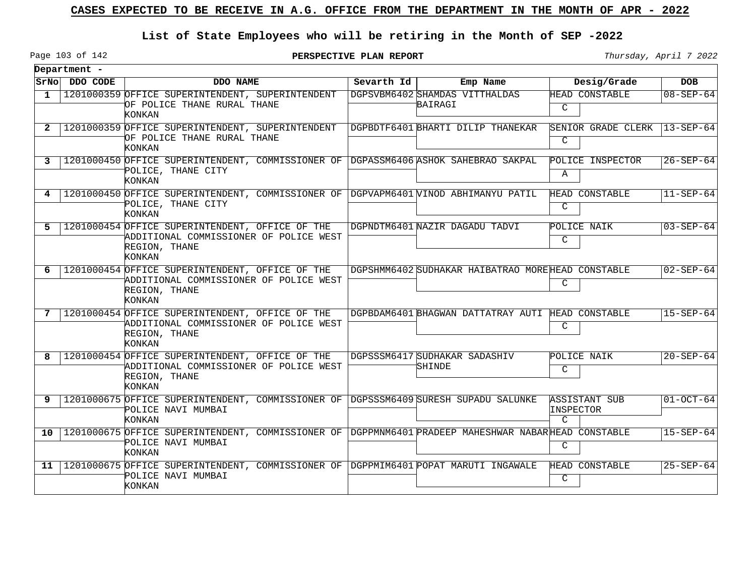# CASES EXPECTED TO BE RECEIVE IN A.G. OFFICE FROM THE DEPARTMENT IN THE MONTH OF APR - 2022

## List of State Employees who will be retiring in the Month of SEP -2022

**PERSPECTIVE PLAN REPORT**

*Thursday, April 7 2022*

**Department -**

| SrNo | DDO CODE | DDO NAME | Sevarth Id | Emp Name | Desig/Grade | DOB |
|---|---|---|---|---|---|---|
| 1 | 1201000359 | OFFICE SUPERINTENDENT, SUPERINTENDENT OF POLICE THANE RURAL THANE KONKAN | DGPSVBM6402 | SHAMDAS VITTHALDAS BAIRAGI | HEAD CONSTABLE C | 08-SEP-64 |
| 2 | 1201000359 | OFFICE SUPERINTENDENT, SUPERINTENDENT OF POLICE THANE RURAL THANE KONKAN | DGPBDTF6401 | BHARTI DILIP THANEKAR | SENIOR GRADE CLERK C | 13-SEP-64 |
| 3 | 1201000450 | OFFICE SUPERINTENDENT, COMMISSIONER OF POLICE, THANE CITY KONKAN | DGPASSM6406 | ASHOK SAHEBRAO SAKPAL | POLICE INSPECTOR A | 26-SEP-64 |
| 4 | 1201000450 | OFFICE SUPERINTENDENT, COMMISSIONER OF POLICE, THANE CITY KONKAN | DGPVAPM6401 | VINOD ABHIMANYU PATIL | HEAD CONSTABLE C | 11-SEP-64 |
| 5 | 1201000454 | OFFICE SUPERINTENDENT, OFFICE OF THE ADDITIONAL COMMISSIONER OF POLICE WEST REGION, THANE KONKAN | DGPNDTM6401 | NAZIR DAGADU TADVI | POLICE NAIK C | 03-SEP-64 |
| 6 | 1201000454 | OFFICE SUPERINTENDENT, OFFICE OF THE ADDITIONAL COMMISSIONER OF POLICE WEST REGION, THANE KONKAN | DGPSHMM6402 | SUDHAKAR HAIBATRAO MORE | HEAD CONSTABLE C | 02-SEP-64 |
| 7 | 1201000454 | OFFICE SUPERINTENDENT, OFFICE OF THE ADDITIONAL COMMISSIONER OF POLICE WEST REGION, THANE KONKAN | DGPBDAM6401 | BHAGWAN DATTATRAY AUTI | HEAD CONSTABLE C | 15-SEP-64 |
| 8 | 1201000454 | OFFICE SUPERINTENDENT, OFFICE OF THE ADDITIONAL COMMISSIONER OF POLICE WEST REGION, THANE KONKAN | DGPSSSM6417 | SUDHAKAR SADASHIV SHINDE | POLICE NAIK C | 20-SEP-64 |
| 9 | 1201000675 | OFFICE SUPERINTENDENT, COMMISSIONER OF POLICE NAVI MUMBAI KONKAN | DGPSSSM6409 | SURESH SUPADU SALUNKE | ASSISTANT SUB INSPECTOR C | 01-OCT-64 |
| 10 | 1201000675 | OFFICE SUPERINTENDENT, COMMISSIONER OF POLICE NAVI MUMBAI KONKAN | DGPPMNM6401 | PRADEEP MAHESHWAR NABAR | HEAD CONSTABLE C | 15-SEP-64 |
| 11 | 1201000675 | OFFICE SUPERINTENDENT, COMMISSIONER OF POLICE NAVI MUMBAI KONKAN | DGPPMIM6401 | POPAT MARUTI INGAWALE | HEAD CONSTABLE C | 25-SEP-64 |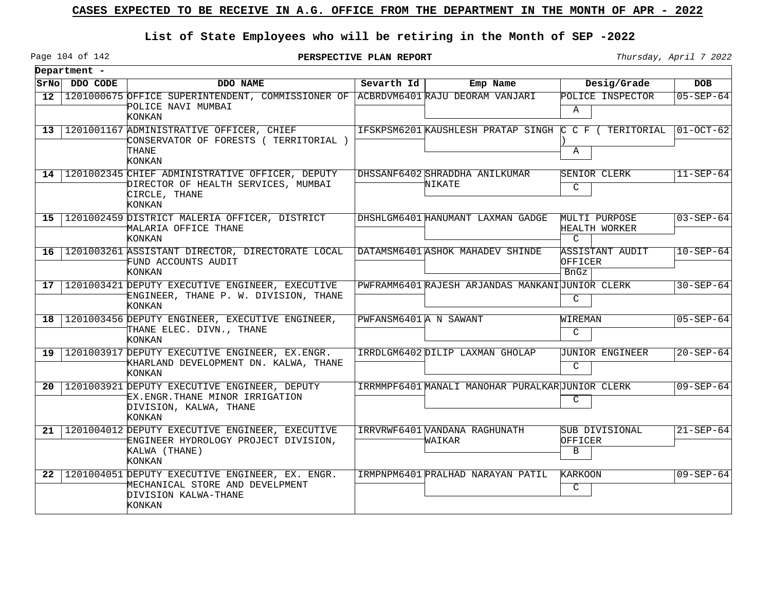# CASES EXPECTED TO BE RECEIVE IN A.G. OFFICE FROM THE DEPARTMENT IN THE MONTH OF APR - 2022

## List of State Employees who will be retiring in the Month of SEP -2022

**PERSPECTIVE PLAN REPORT**

*Thursday, April 7 2022*

**Department -**

| SrNo | DDO CODE | DDO NAME | Severth Id | Emp Name | Desig/Grade | DOB |
|---|---|---|---|---|---|---|
| 12 | 1201000675 | OFFICE SUPERINTENDENT, COMMISSIONER OF POLICE NAVI MUMBAI KONKAN | ACBRDVM6401 | RAJU DEORAM VANJARI | POLICE INSPECTOR A | 05-SEP-64 |
| 13 | 1201001167 | ADMINISTRATIVE OFFICER, CHIEF CONSERVATOR OF FORESTS ( TERRITORIAL ) THANE KONKAN | IFSKPSM6201 | KAUSHLESH PRATAP SINGH | C C F ( TERITORIAL ) A | 01-OCT-62 |
| 14 | 1201002345 | CHIEF ADMINISTRATIVE OFFICER, DEPUTY DIRECTOR OF HEALTH SERVICES, MUMBAI CIRCLE, THANE KONKAN | DHSSANF6402 | SHRADDHA ANILKUMAR NIKATE | SENIOR CLERK C | 11-SEP-64 |
| 15 | 1201002459 | DISTRICT MALERIA OFFICER, DISTRICT MALARIA OFFICE THANE KONKAN | DHSHLGM6401 | HANUMANT LAXMAN GADGE | MULTI PURPOSE HEALTH WORKER C | 03-SEP-64 |
| 16 | 1201003261 | ASSISTANT DIRECTOR, DIRECTORATE LOCAL FUND ACCOUNTS AUDIT KONKAN | DATAMSM6401 | ASHOK MAHADEV SHINDE | ASSISTANT AUDIT OFFICER BnGz | 10-SEP-64 |
| 17 | 1201003421 | DEPUTY EXECUTIVE ENGINEER, EXECUTIVE ENGINEER, THANE P. W. DIVISION, THANE KONKAN | PWFRAMM6401 | RAJESH ARJANDAS MANKANI | JUNIOR CLERK C | 30-SEP-64 |
| 18 | 1201003456 | DEPUTY ENGINEER, EXECUTIVE ENGINEER, THANE ELEC. DIVN., THANE KONKAN | PWFANSM6401 | A N SAWANT | WIREMAN C | 05-SEP-64 |
| 19 | 1201003917 | DEPUTY EXECUTIVE ENGINEER, EX.ENGR. KHARLAND DEVELOPMENT DN. KALWA, THANE KONKAN | IRRDLGM6402 | DILIP LAXMAN GHOLAP | JUNIOR ENGINEER C | 20-SEP-64 |
| 20 | 1201003921 | DEPUTY EXECUTIVE ENGINEER, DEPUTY EX.ENGR.THANE MINOR IRRIGATION DIVISION, KALWA, THANE KONKAN | IRRMMPF6401 | MANALI MANOHAR PURALKAR | JUNIOR CLERK C | 09-SEP-64 |
| 21 | 1201004012 | DEPUTY EXECUTIVE ENGINEER, EXECUTIVE ENGINEER HYDROLOGY PROJECT DIVISION, KALWA (THANE) KONKAN | IRRVRWF6401 | VANDANA RAGHUNATH WAIKAR | SUB DIVISIONAL OFFICER B | 21-SEP-64 |
| 22 | 1201004051 | DEPUTY EXECUTIVE ENGINEER, EX. ENGR. MECHANICAL STORE AND DEVELPMENT DIVISION KALWA-THANE KONKAN | IRMPNPM6401 | PRALHAD NARAYAN PATIL | KARKOON C | 09-SEP-64 |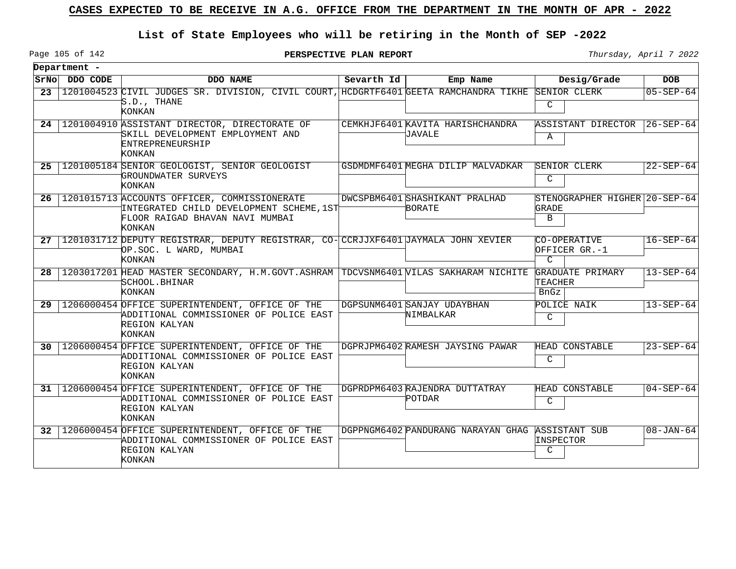**CASES EXPECTED TO BE RECEIVE IN A.G. OFFICE FROM THE DEPARTMENT IN THE MONTH OF APR - 2022**

**List of State Employees who will be retiring in the Month of SEP -2022**

**PERSPECTIVE PLAN REPORT**

*Thursday, April 7 2022*

**Department -**

| SrNo | DDO CODE | DDO NAME | Sevarth Id | Emp Name | Desig/Grade | DOB |
|---|---|---|---|---|---|---|
| 23 | 1201004523 | CIVIL JUDGES SR. DIVISION, CIVIL COURT, S.D., THANE KONKAN | HCDGRTF6401 | GEETA RAMCHANDRA TIKHE | SENIOR CLERK C | 05-SEP-64 |
| 24 | 1201004910 | ASSISTANT DIRECTOR, DIRECTORATE OF SKILL DEVELOPMENT EMPLOYMENT AND ENTREPRENEURSHIP KONKAN | CEMKHJF6401 | KAVITA HARISHCHANDRA JAVALE | ASSISTANT DIRECTOR A | 26-SEP-64 |
| 25 | 1201005184 | SENIOR GEOLOGIST, SENIOR GEOLOGIST GROUNDWATER SURVEYS KONKAN | GSDMDMF6401 | MEGHA DILIP MALVADKAR | SENIOR CLERK C | 22-SEP-64 |
| 26 | 1201015713 | ACCOUNTS OFFICER, COMMISSIONERATE INTEGRATED CHILD DEVELOPMENT SCHEME,1ST FLOOR RAIGAD BHAVAN NAVI MUMBAI KONKAN | DWCSPBM6401 | SHASHIKANT PRALHAD BORATE | STENOGRAPHER HIGHER GRADE B | 20-SEP-64 |
| 27 | 1201031712 | DEPUTY REGISTRAR, DEPUTY REGISTRAR, CO-OP.SOC. L WARD, MUMBAI KONKAN | CCRJJXF6401 | JAYMALA JOHN XEVIER | CO-OPERATIVE OFFICER GR.-1 C | 16-SEP-64 |
| 28 | 1203017201 | HEAD MASTER SECONDARY, H.M.GOVT.ASHRAM SCHOOL.BHINAR KONKAN | TDCVSNM6401 | VILAS SAKHARAM NICHITE | GRADUATE PRIMARY TEACHER BnGz | 13-SEP-64 |
| 29 | 1206000454 | OFFICE SUPERINTENDENT, OFFICE OF THE ADDITIONAL COMMISSIONER OF POLICE EAST REGION KALYAN KONKAN | DGPSUNM6401 | SANJAY UDAYBHAN NIMBALKAR | POLICE NAIK C | 13-SEP-64 |
| 30 | 1206000454 | OFFICE SUPERINTENDENT, OFFICE OF THE ADDITIONAL COMMISSIONER OF POLICE EAST REGION KALYAN KONKAN | DGPRJPM6402 | RAMESH JAYSING PAWAR | HEAD CONSTABLE C | 23-SEP-64 |
| 31 | 1206000454 | OFFICE SUPERINTENDENT, OFFICE OF THE ADDITIONAL COMMISSIONER OF POLICE EAST REGION KALYAN KONKAN | DGPRDPM6403 | RAJENDRA DUTTATRAY POTDAR | HEAD CONSTABLE C | 04-SEP-64 |
| 32 | 1206000454 | OFFICE SUPERINTENDENT, OFFICE OF THE ADDITIONAL COMMISSIONER OF POLICE EAST REGION KALYAN KONKAN | DGPPNGM6402 | PANDURANG NARAYAN GHAG | ASSISTANT SUB INSPECTOR C | 08-JAN-64 |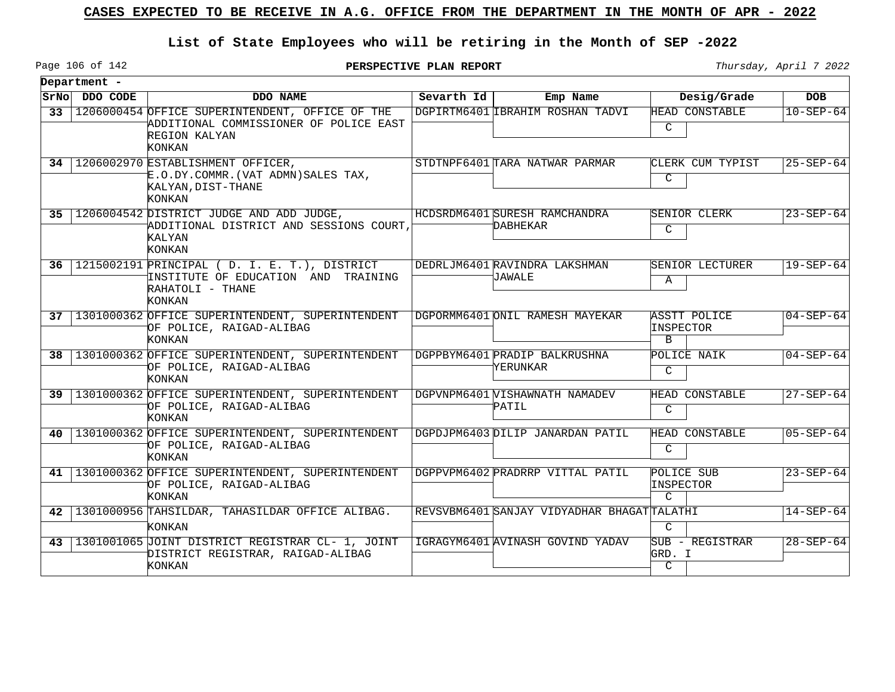# CASES EXPECTED TO BE RECEIVE IN A.G. OFFICE FROM THE DEPARTMENT IN THE MONTH OF APR - 2022

## List of State Employees who will be retiring in the Month of SEP -2022

**PERSPECTIVE PLAN REPORT**

Thursday, April 7 2022

**Department -**

| SrNo | DDO CODE | DDO NAME | Sevarth Id | Emp Name | Desig/Grade | DOB |
|---|---|---|---|---|---|---|
| 33 | 1206000454 | OFFICE SUPERINTENDENT, OFFICE OF THE ADDITIONAL COMMISSIONER OF POLICE EAST REGION KALYAN KONKAN | DGPIRTM6401 | IBRAHIM ROSHAN TADVI | HEAD CONSTABLE C | 10-SEP-64 |
| 34 | 1206002970 | ESTABLISHMENT OFFICER, E.O.DY.COMMR.(VAT ADMN)SALES TAX, KALYAN,DIST-THANE KONKAN | STDTNPF6401 | TARA NATWAR PARMAR | CLERK CUM TYPIST C | 25-SEP-64 |
| 35 | 1206004542 | DISTRICT JUDGE AND ADD JUDGE, ADDITIONAL DISTRICT AND SESSIONS COURT, KALYAN KONKAN | HCDSRDM6401 | SURESH RAMCHANDRA DABHEKAR | SENIOR CLERK C | 23-SEP-64 |
| 36 | 1215002191 | PRINCIPAL ( D. I. E. T.), DISTRICT INSTITUTE OF EDUCATION AND TRAINING RAHATOLI - THANE KONKAN | DEDRLJM6401 | RAVINDRA LAKSHMAN JAWALE | SENIOR LECTURER A | 19-SEP-64 |
| 37 | 1301000362 | OFFICE SUPERINTENDENT, SUPERINTENDENT OF POLICE, RAIGAD-ALIBAG KONKAN | DGPORMM6401 | ONIL RAMESH MAYEKAR | ASSTT POLICE INSPECTOR B | 04-SEP-64 |
| 38 | 1301000362 | OFFICE SUPERINTENDENT, SUPERINTENDENT OF POLICE, RAIGAD-ALIBAG KONKAN | DGPPBYM6401 | PRADIP BALKRUSHNA YERUNKAR | POLICE NAIK C | 04-SEP-64 |
| 39 | 1301000362 | OFFICE SUPERINTENDENT, SUPERINTENDENT OF POLICE, RAIGAD-ALIBAG KONKAN | DGPVNPM6401 | VISHAWNATH NAMADEV PATIL | HEAD CONSTABLE C | 27-SEP-64 |
| 40 | 1301000362 | OFFICE SUPERINTENDENT, SUPERINTENDENT OF POLICE, RAIGAD-ALIBAG KONKAN | DGPDJPM6403 | DILIP JANARDAN PATIL | HEAD CONSTABLE C | 05-SEP-64 |
| 41 | 1301000362 | OFFICE SUPERINTENDENT, SUPERINTENDENT OF POLICE, RAIGAD-ALIBAG KONKAN | DGPPVPM6402 | PRADRRP VITTAL PATIL | POLICE SUB INSPECTOR C | 23-SEP-64 |
| 42 | 1301000956 | TAHSILDAR, TAHASILDAR OFFICE ALIBAG. KONKAN | REVSVBM6401 | SANJAY VIDYADHAR BHAGAT | TALATHI C | 14-SEP-64 |
| 43 | 1301001065 | JOINT DISTRICT REGISTRAR CL- 1, JOINT DISTRICT REGISTRAR, RAIGAD-ALIBAG KONKAN | IGRAGYM6401 | AVINASH GOVIND YADAV | SUB - REGISTRAR GRD. I C | 28-SEP-64 |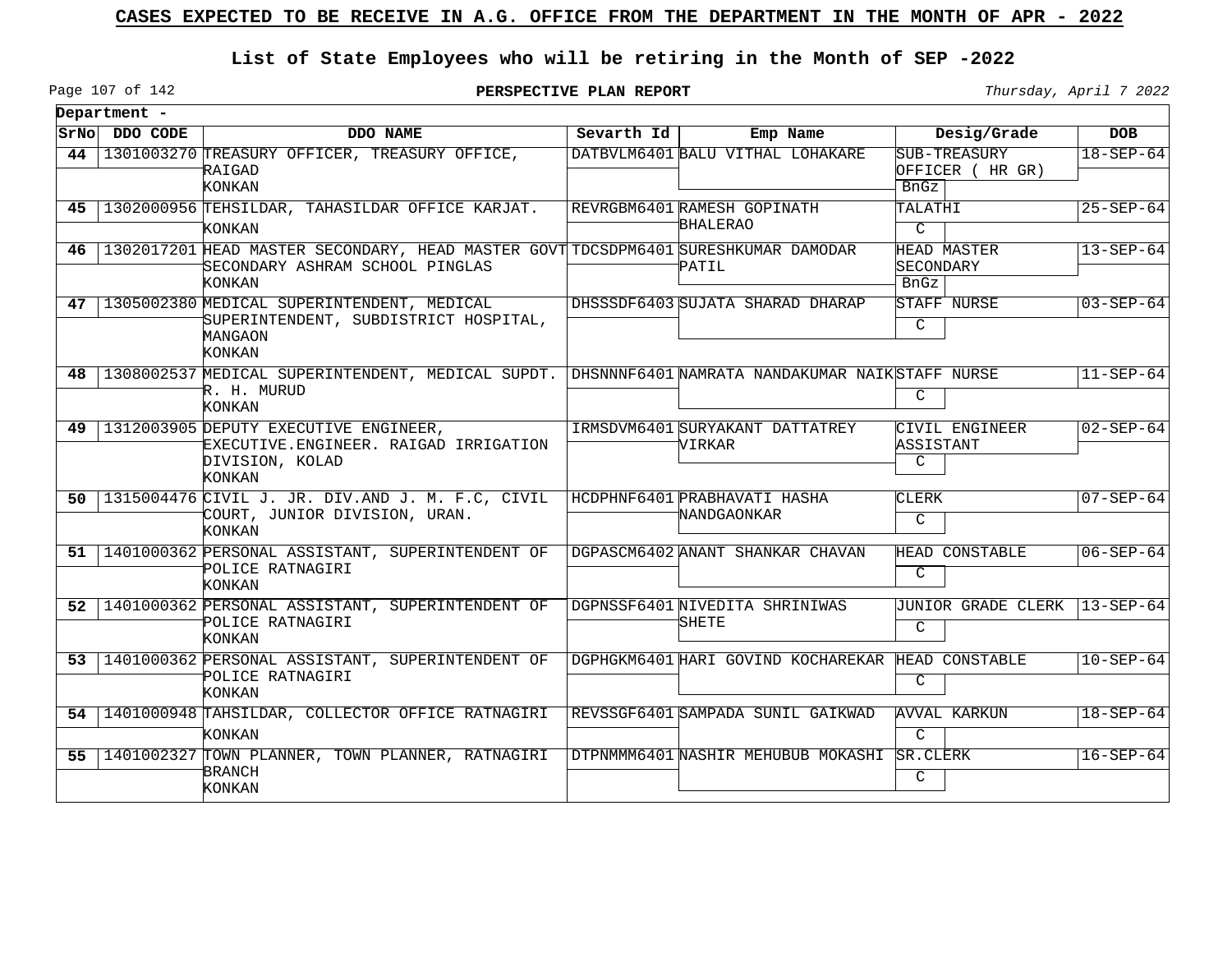## CASES EXPECTED TO BE RECEIVE IN A.G. OFFICE FROM THE DEPARTMENT IN THE MONTH OF APR - 2022

### List of State Employees who will be retiring in the Month of SEP -2022

**PERSPECTIVE PLAN REPORT**

*Thursday, April 7 2022*

**Department -**

| SrNo | DDO CODE | DDO NAME | Sevarth Id | Emp Name | Desig/Grade | | DOB |
|---|---|---|---|---|---|---|---|
| 44 | 1301003270 | TREASURY OFFICER, TREASURY OFFICE, RAIGAD KONKAN | DATBVLM6401 | BALU VITHAL LOHAKARE | SUB-TREASURY OFFICER ( HR GR) | BnGz | 18-SEP-64 |
| 45 | 1302000956 | TEHSILDAR, TAHASILDAR OFFICE KARJAT. KONKAN | REVRGBM6401 | RAMESH GOPINATH BHALERAO | TALATHI | C | 25-SEP-64 |
| 46 | 1302017201 | HEAD MASTER SECONDARY, HEAD MASTER GOVT SECONDARY ASHRAM SCHOOL PINGLAS KONKAN | TDCSDPM6401 | SURESHKUMAR DAMODAR PATIL | HEAD MASTER SECONDARY | BnGz | 13-SEP-64 |
| 47 | 1305002380 | MEDICAL SUPERINTENDENT, MEDICAL SUPERINTENDENT, SUBDISTRICT HOSPITAL, MANGAON KONKAN | DHSSSDF6403 | SUJATA SHARAD DHARAP | STAFF NURSE | C | 03-SEP-64 |
| 48 | 1308002537 | MEDICAL SUPERINTENDENT, MEDICAL SUPDT. R. H. MURUD KONKAN | DHSNNNF6401 | NAMRATA NANDAKUMAR NAIK | STAFF NURSE | C | 11-SEP-64 |
| 49 | 1312003905 | DEPUTY EXECUTIVE ENGINEER, EXECUTIVE.ENGINEER. RAIGAD IRRIGATION DIVISION, KOLAD KONKAN | IRMSDVM6401 | SURYAKANT DATTATREY VIRKAR | CIVIL ENGINEER ASSISTANT | C | 02-SEP-64 |
| 50 | 1315004476 | CIVIL J. JR. DIV.AND J. M. F.C, CIVIL COURT, JUNIOR DIVISION, URAN. KONKAN | HCDPHNF6401 | PRABHAVATI HASHA NANDGAONKAR | CLERK | C | 07-SEP-64 |
| 51 | 1401000362 | PERSONAL ASSISTANT, SUPERINTENDENT OF POLICE RATNAGIRI KONKAN | DGPASCM6402 | ANANT SHANKAR CHAVAN | HEAD CONSTABLE | C | 06-SEP-64 |
| 52 | 1401000362 | PERSONAL ASSISTANT, SUPERINTENDENT OF POLICE RATNAGIRI KONKAN | DGPNSSF6401 | NIVEDITA SHRINIWAS SHETE | JUNIOR GRADE CLERK | C | 13-SEP-64 |
| 53 | 1401000362 | PERSONAL ASSISTANT, SUPERINTENDENT OF POLICE RATNAGIRI KONKAN | DGPHGKM6401 | HARI GOVIND KOCHAREKAR | HEAD CONSTABLE | C | 10-SEP-64 |
| 54 | 1401000948 | TAHSILDAR, COLLECTOR OFFICE RATNAGIRI KONKAN | REVSSGF6401 | SAMPADA SUNIL GAIKWAD | AVVAL KARKUN | C | 18-SEP-64 |
| 55 | 1401002327 | TOWN PLANNER, TOWN PLANNER, RATNAGIRI BRANCH KONKAN | DTPNMMM6401 | NASHIR MEHUBUB MOKASHI | SR.CLERK | C | 16-SEP-64 |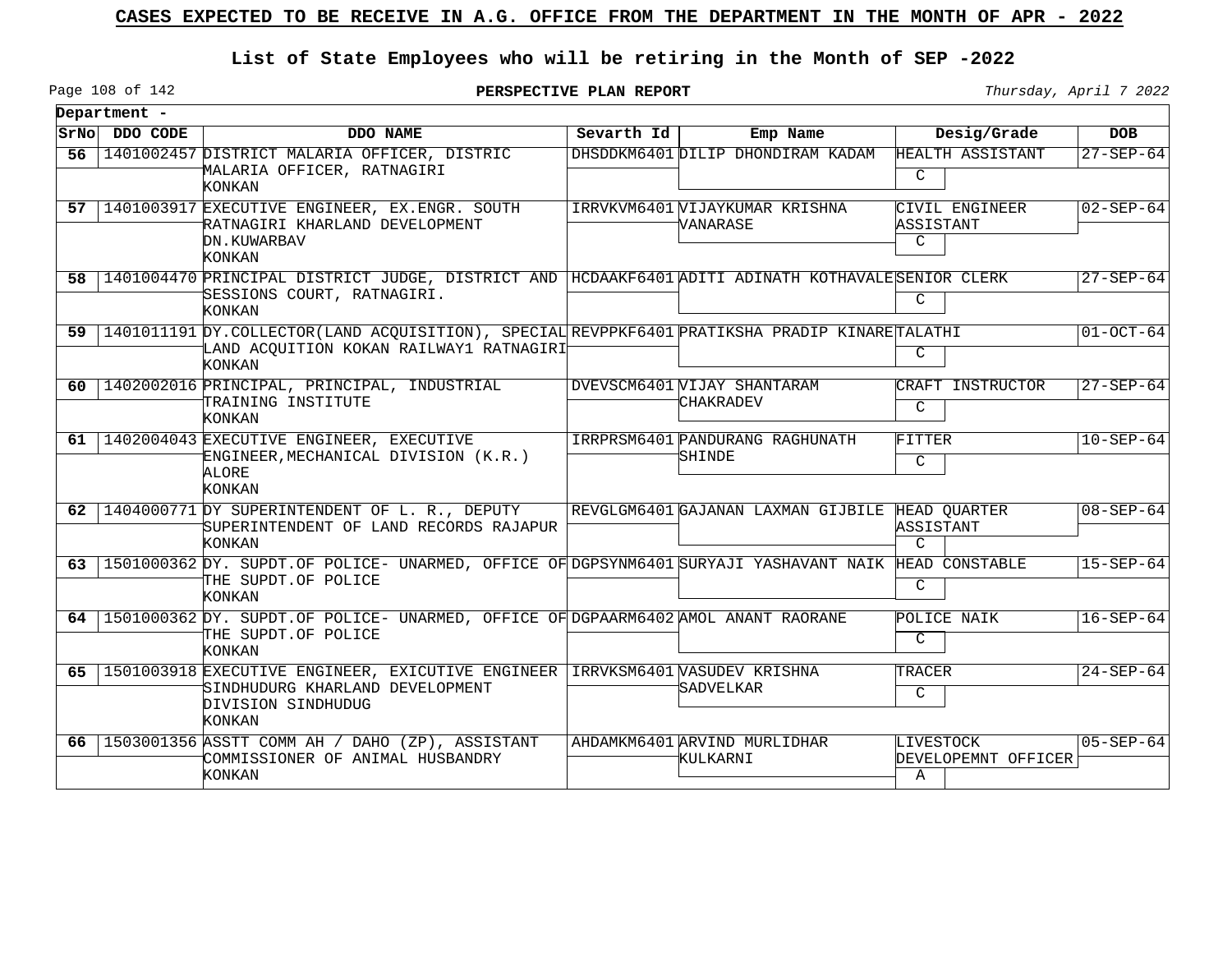# CASES EXPECTED TO BE RECEIVE IN A.G. OFFICE FROM THE DEPARTMENT IN THE MONTH OF APR - 2022

## List of State Employees who will be retiring in the Month of SEP -2022

**PERSPECTIVE PLAN REPORT**

*Thursday, April 7 2022*

**Department -**

| SrNo | DDO CODE | DDO NAME | Sevarth Id | Emp Name | Desig/Grade | DOB |
|---|---|---|---|---|---|---|
| 56 | 1401002457 | DISTRICT MALARIA OFFICER, DISTRIC MALARIA OFFICER, RATNAGIRI KONKAN | DHSDDKM6401 | DILIP DHONDIRAM KADAM | HEALTH ASSISTANT C | 27-SEP-64 |
| 57 | 1401003917 | EXECUTIVE ENGINEER, EX.ENGR. SOUTH RATNAGIRI KHARLAND DEVELOPMENT DN.KUWARBAV KONKAN | IRRVKVM6401 | VIJAYKUMAR KRISHNA VANARASE | CIVIL ENGINEER ASSISTANT C | 02-SEP-64 |
| 58 | 1401004470 | PRINCIPAL DISTRICT JUDGE, DISTRICT AND SESSIONS COURT, RATNAGIRI. KONKAN | HCDAAKF6401 | ADITI ADINATH KOTHAVALE | SENIOR CLERK C | 27-SEP-64 |
| 59 | 1401011191 | DY.COLLECTOR(LAND ACQUISITION), SPECIAL LAND ACQUITION KOKAN RAILWAY1 RATNAGIRI KONKAN | REVPPKF6401 | PRATIKSHA PRADIP KINARE | TALATHI C | 01-OCT-64 |
| 60 | 1402002016 | PRINCIPAL, PRINCIPAL, INDUSTRIAL TRAINING INSTITUTE KONKAN | DVEVSCM6401 | VIJAY SHANTARAM CHAKRADEV | CRAFT INSTRUCTOR C | 27-SEP-64 |
| 61 | 1402004043 | EXECUTIVE ENGINEER, EXECUTIVE ENGINEER,MECHANICAL DIVISION (K.R.) ALORE KONKAN | IRRPRSM6401 | PANDURANG RAGHUNATH SHINDE | FITTER C | 10-SEP-64 |
| 62 | 1404000771 | DY SUPERINTENDENT OF L. R., DEPUTY SUPERINTENDENT OF LAND RECORDS RAJAPUR KONKAN | REVGLGM6401 | GAJANAN LAXMAN GIJBILE | HEAD QUARTER ASSISTANT C | 08-SEP-64 |
| 63 | 1501000362 | DY. SUPDT.OF POLICE- UNARMED, OFFICE OF THE SUPDT.OF POLICE KONKAN | DGPSYNM6401 | SURYAJI YASHAVANT NAIK | HEAD CONSTABLE C | 15-SEP-64 |
| 64 | 1501000362 | DY. SUPDT.OF POLICE- UNARMED, OFFICE OF THE SUPDT.OF POLICE KONKAN | DGPAARM6402 | AMOL ANANT RAORANE | POLICE NAIK C | 16-SEP-64 |
| 65 | 1501003918 | EXECUTIVE ENGINEER, EXICUTIVE ENGINEER SINDHUDURG KHARLAND DEVELOPMENT DIVISION SINDHUDUG KONKAN | IRRVKSM6401 | VASUDEV KRISHNA SADVELKAR | TRACER C | 24-SEP-64 |
| 66 | 1503001356 | ASSTT COMM AH / DAHO (ZP), ASSISTANT COMMISSIONER OF ANIMAL HUSBANDRY KONKAN | AHDAMKM6401 | ARVIND MURLIDHAR KULKARNI | LIVESTOCK DEVELOPEMNT OFFICER A | 05-SEP-64 |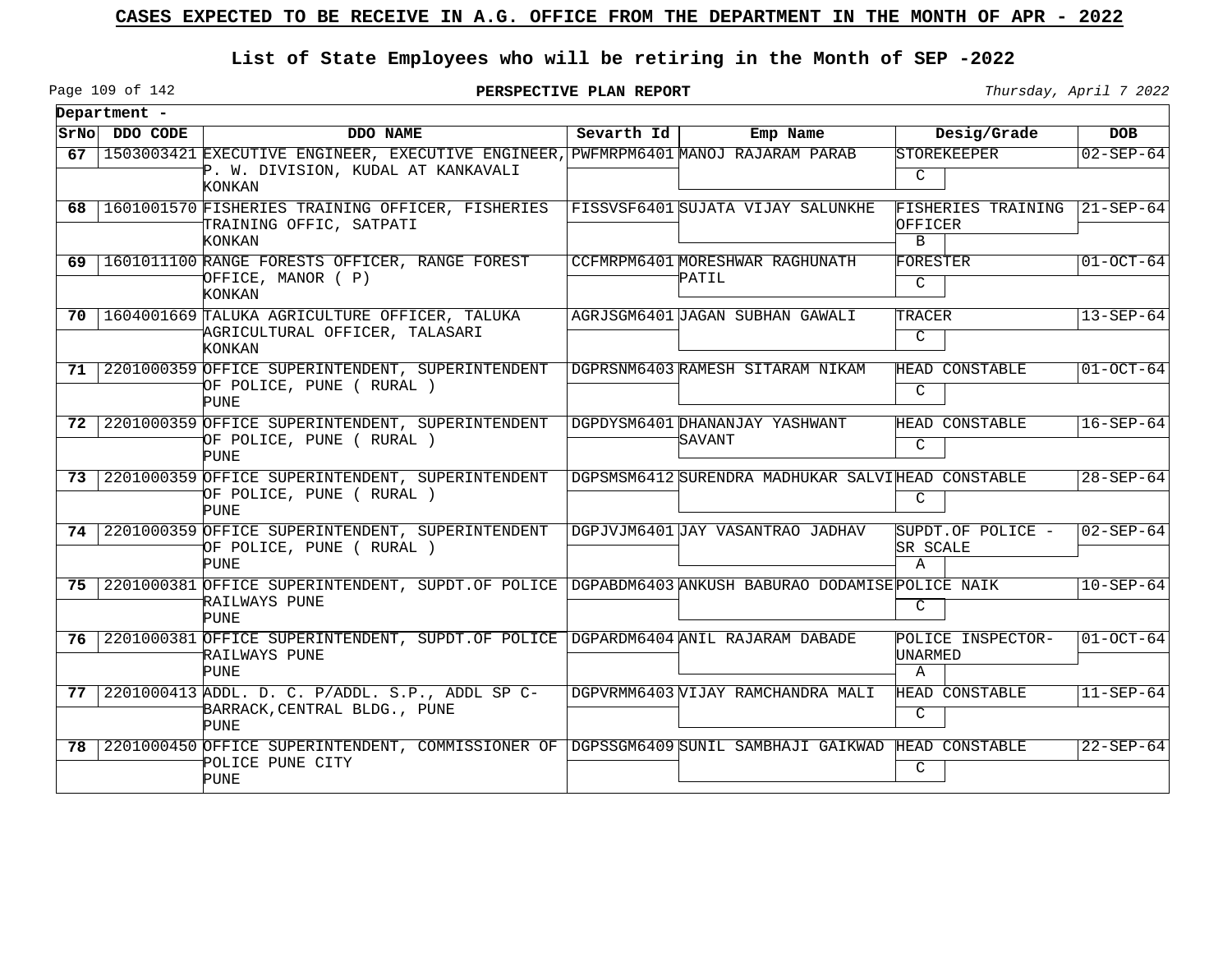# CASES EXPECTED TO BE RECEIVE IN A.G. OFFICE FROM THE DEPARTMENT IN THE MONTH OF APR - 2022

## List of State Employees who will be retiring in the Month of SEP -2022

**PERSPECTIVE PLAN REPORT**

*Thursday, April 7 2022*

**Department -**

| SrNo | DDO CODE | DDO NAME | Sevarth Id | Emp Name | Desig/Grade | DOB |
|---|---|---|---|---|---|---|
| 67 | 1503003421 | EXECUTIVE ENGINEER, EXECUTIVE ENGINEER, P. W. DIVISION, KUDAL AT KANKAVALI KONKAN | PWFMRPM6401 | MANOJ RAJARAM PARAB | STOREKEEPER C | 02-SEP-64 |
| 68 | 1601001570 | FISHERIES TRAINING OFFICER, FISHERIES TRAINING OFFIC, SATPATI KONKAN | FISSVSF6401 | SUJATA VIJAY SALUNKHE | FISHERIES TRAINING OFFICER B | 21-SEP-64 |
| 69 | 1601011100 | RANGE FORESTS OFFICER, RANGE FOREST OFFICE, MANOR ( P ) KONKAN | CCFMRPM6401 | MORESHWAR RAGHUNATH PATIL | FORESTER C | 01-OCT-64 |
| 70 | 1604001669 | TALUKA AGRICULTURE OFFICER, TALUKA AGRICULTURAL OFFICER, TALASARI KONKAN | AGRJSGM6401 | JAGAN SUBHAN GAWALI | TRACER C | 13-SEP-64 |
| 71 | 2201000359 | OFFICE SUPERINTENDENT, SUPERINTENDENT OF POLICE, PUNE ( RURAL ) PUNE | DGPRSNM6403 | RAMESH SITARAM NIKAM | HEAD CONSTABLE C | 01-OCT-64 |
| 72 | 2201000359 | OFFICE SUPERINTENDENT, SUPERINTENDENT OF POLICE, PUNE ( RURAL ) PUNE | DGPDYSM6401 | DHANANJAY YASHWANT SAVANT | HEAD CONSTABLE C | 16-SEP-64 |
| 73 | 2201000359 | OFFICE SUPERINTENDENT, SUPERINTENDENT OF POLICE, PUNE ( RURAL ) PUNE | DGPSMSM6412 | SURENDRA MADHUKAR SALVI | HEAD CONSTABLE C | 28-SEP-64 |
| 74 | 2201000359 | OFFICE SUPERINTENDENT, SUPERINTENDENT OF POLICE, PUNE ( RURAL ) PUNE | DGPJVJM6401 | JAY VASANTRAO JADHAV | SUPDT.OF POLICE - SR SCALE A | 02-SEP-64 |
| 75 | 2201000381 | OFFICE SUPERINTENDENT, SUPDT.OF POLICE RAILWAYS PUNE PUNE | DGPABDM6403 | ANKUSH BABURAO DODAMISE | POLICE NAIK C | 10-SEP-64 |
| 76 | 2201000381 | OFFICE SUPERINTENDENT, SUPDT.OF POLICE RAILWAYS PUNE PUNE | DGPARDM6404 | ANIL RAJARAM DABADE | POLICE INSPECTOR-UNARMED A | 01-OCT-64 |
| 77 | 2201000413 | ADDL. D. C. P/ADDL. S.P., ADDL SP C-BARRACK,CENTRAL BLDG., PUNE PUNE | DGPVRMM6403 | VIJAY RAMCHANDRA MALI | HEAD CONSTABLE C | 11-SEP-64 |
| 78 | 2201000450 | OFFICE SUPERINTENDENT, COMMISSIONER OF POLICE PUNE CITY PUNE | DGPSSGM6409 | SUNIL SAMBHAJI GAIKWAD | HEAD CONSTABLE C | 22-SEP-64 |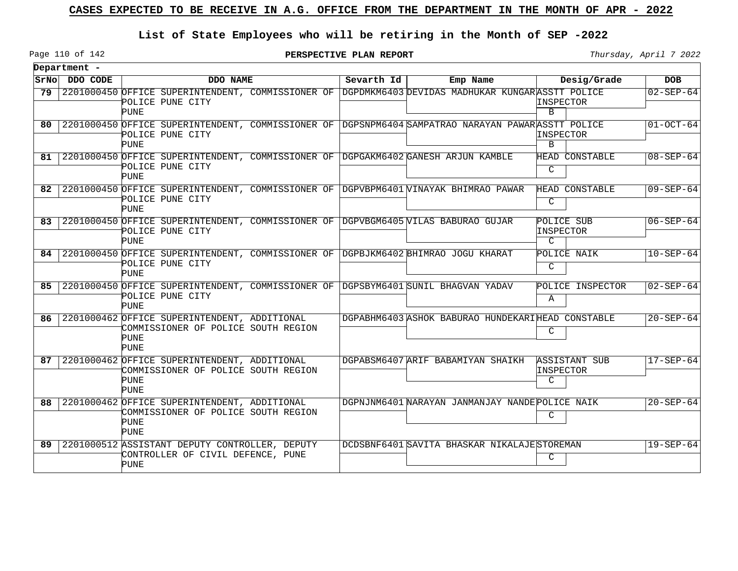## CASES EXPECTED TO BE RECEIVE IN A.G. OFFICE FROM THE DEPARTMENT IN THE MONTH OF APR - 2022

### List of State Employees who will be retiring in the Month of SEP -2022

**PERSPECTIVE PLAN REPORT**

*Thursday, April 7 2022*

**Department -**

| SrNo | DDO CODE | DDO NAME | Sevarth Id | Emp Name | Desig/Grade | DOB |
|---|---|---|---|---|---|---|
| 79 | 2201000450 | OFFICE SUPERINTENDENT, COMMISSIONER OF POLICE PUNE CITY PUNE | DGPDMKM6403 | DEVIDAS MADHUKAR KUNGAR | ASSTT POLICE INSPECTOR B | 02-SEP-64 |
| 80 | 2201000450 | OFFICE SUPERINTENDENT, COMMISSIONER OF POLICE PUNE CITY PUNE | DGPSNPM6404 | SAMPATRAO NARAYAN PAWAR | ASSTT POLICE INSPECTOR B | 01-OCT-64 |
| 81 | 2201000450 | OFFICE SUPERINTENDENT, COMMISSIONER OF POLICE PUNE CITY PUNE | DGPGAKM6402 | GANESH ARJUN KAMBLE | HEAD CONSTABLE C | 08-SEP-64 |
| 82 | 2201000450 | OFFICE SUPERINTENDENT, COMMISSIONER OF POLICE PUNE CITY PUNE | DGPVBPM6401 | VINAYAK BHIMRAO PAWAR | HEAD CONSTABLE C | 09-SEP-64 |
| 83 | 2201000450 | OFFICE SUPERINTENDENT, COMMISSIONER OF POLICE PUNE CITY PUNE | DGPVBGM6405 | VILAS BABURAO GUJAR | POLICE SUB INSPECTOR C | 06-SEP-64 |
| 84 | 2201000450 | OFFICE SUPERINTENDENT, COMMISSIONER OF POLICE PUNE CITY PUNE | DGPBJKM6402 | BHIMRAO JOGU KHARAT | POLICE NAIK C | 10-SEP-64 |
| 85 | 2201000450 | OFFICE SUPERINTENDENT, COMMISSIONER OF POLICE PUNE CITY PUNE | DGPSBYM6401 | SUNIL BHAGVAN YADAV | POLICE INSPECTOR A | 02-SEP-64 |
| 86 | 2201000462 | OFFICE SUPERINTENDENT, ADDITIONAL COMMISSIONER OF POLICE SOUTH REGION PUNE PUNE | DGPABHM6403 | ASHOK BABURAO HUNDEKARI | HEAD CONSTABLE C | 20-SEP-64 |
| 87 | 2201000462 | OFFICE SUPERINTENDENT, ADDITIONAL COMMISSIONER OF POLICE SOUTH REGION PUNE PUNE | DGPABSM6407 | ARIF BABAMIYAN SHAIKH | ASSISTANT SUB INSPECTOR C | 17-SEP-64 |
| 88 | 2201000462 | OFFICE SUPERINTENDENT, ADDITIONAL COMMISSIONER OF POLICE SOUTH REGION PUNE PUNE | DGPNJNM6401 | NARAYAN JANMANJAY NANDE | POLICE NAIK C | 20-SEP-64 |
| 89 | 2201000512 | ASSISTANT DEPUTY CONTROLLER, DEPUTY CONTROLLER OF CIVIL DEFENCE, PUNE PUNE | DCDSBNF6401 | SAVITA BHASKAR NIKALAJE | STOREMAN C | 19-SEP-64 |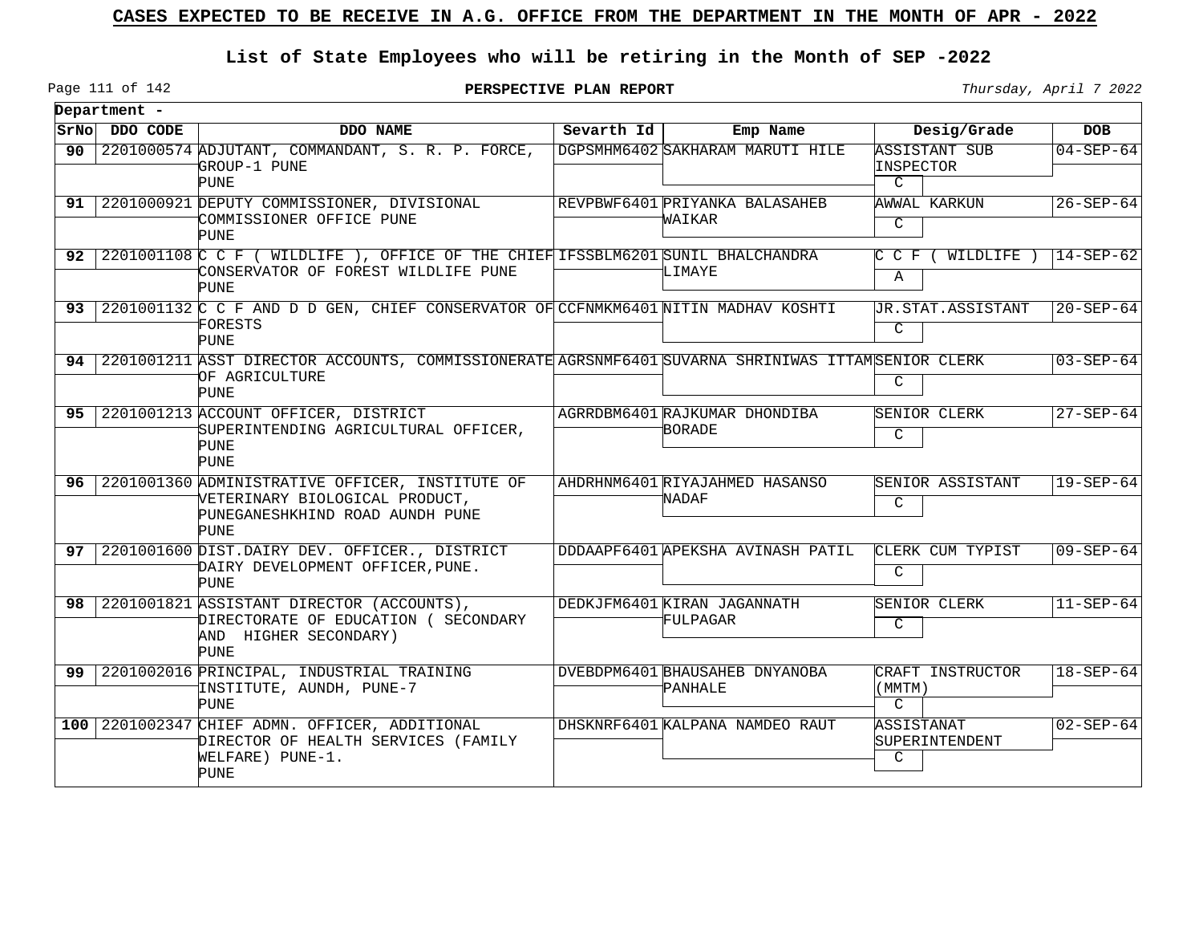## CASES EXPECTED TO BE RECEIVE IN A.G. OFFICE FROM THE DEPARTMENT IN THE MONTH OF APR - 2022

### List of State Employees who will be retiring in the Month of SEP -2022

**PERSPECTIVE PLAN REPORT**

*Thursday, April 7 2022*

**Department -**

| SrNo | DDO CODE | DDO NAME | Sevarth Id | Emp Name | Desig/Grade | DOB |
|---|---|---|---|---|---|---|
| 90 | 2201000574 | ADJUTANT, COMMANDANT, S. R. P. FORCE, GROUP-1 PUNE PUNE | DGPSMHM6402 | SAKHARAM MARUTI HILE | ASSISTANT SUB INSPECTOR C | 04-SEP-64 |
| 91 | 2201000921 | DEPUTY COMMISSIONER, DIVISIONAL COMMISSIONER OFFICE PUNE PUNE | REVPBWF6401 | PRIYANKA BALASAHEB WAIKAR | AWWAL KARKUN C | 26-SEP-64 |
| 92 | 2201001108 | C C F ( WILDLIFE ), OFFICE OF THE CHIEF CONSERVATOR OF FOREST WILDLIFE PUNE PUNE | IFSSBLM6201 | SUNIL BHALCHANDRA LIMAYE | C C F ( WILDLIFE ) A | 14-SEP-62 |
| 93 | 2201001132 | C C F AND D D GEN, CHIEF CONSERVATOR OF FORESTS PUNE | CCFNMKM6401 | NITIN MADHAV KOSHTI | JR.STAT.ASSISTANT C | 20-SEP-64 |
| 94 | 2201001211 | ASST DIRECTOR ACCOUNTS, COMMISSIONERATE OF AGRICULTURE PUNE | AGRSNMF6401 | SUVARNA SHRINIWAS ITTAM | SENIOR CLERK C | 03-SEP-64 |
| 95 | 2201001213 | ACCOUNT OFFICER, DISTRICT SUPERINTENDING AGRICULTURAL OFFICER, PUNE PUNE | AGRRDBM6401 | RAJKUMAR DHONDIBA BORADE | SENIOR CLERK C | 27-SEP-64 |
| 96 | 2201001360 | ADMINISTRATIVE OFFICER, INSTITUTE OF VETERINARY BIOLOGICAL PRODUCT, PUNEGANESHKHIND ROAD AUNDH PUNE PUNE | AHDRHNM6401 | RIYAJAHMED HASANSO NADAF | SENIOR ASSISTANT C | 19-SEP-64 |
| 97 | 2201001600 | DIST.DAIRY DEV. OFFICER., DISTRICT DAIRY DEVELOPMENT OFFICER,PUNE. PUNE | DDDAAPF6401 | APEKSHA AVINASH PATIL | CLERK CUM TYPIST C | 09-SEP-64 |
| 98 | 2201001821 | ASSISTANT DIRECTOR (ACCOUNTS), DIRECTORATE OF EDUCATION ( SECONDARY AND HIGHER SECONDARY) PUNE | DEDKJFM6401 | KIRAN JAGANNATH FULPAGAR | SENIOR CLERK C | 11-SEP-64 |
| 99 | 2201002016 | PRINCIPAL, INDUSTRIAL TRAINING INSTITUTE, AUNDH, PUNE-7 PUNE | DVEBDPM6401 | BHAUSAHEB DNYANOBA PANHALE | CRAFT INSTRUCTOR (MMTM) C | 18-SEP-64 |
| 100 | 2201002347 | CHIEF ADMN. OFFICER, ADDITIONAL DIRECTOR OF HEALTH SERVICES (FAMILY WELFARE) PUNE-1. PUNE | DHSKNRF6401 | KALPANA NAMDEO RAUT | ASSISTANAT SUPERINTENDENT C | 02-SEP-64 |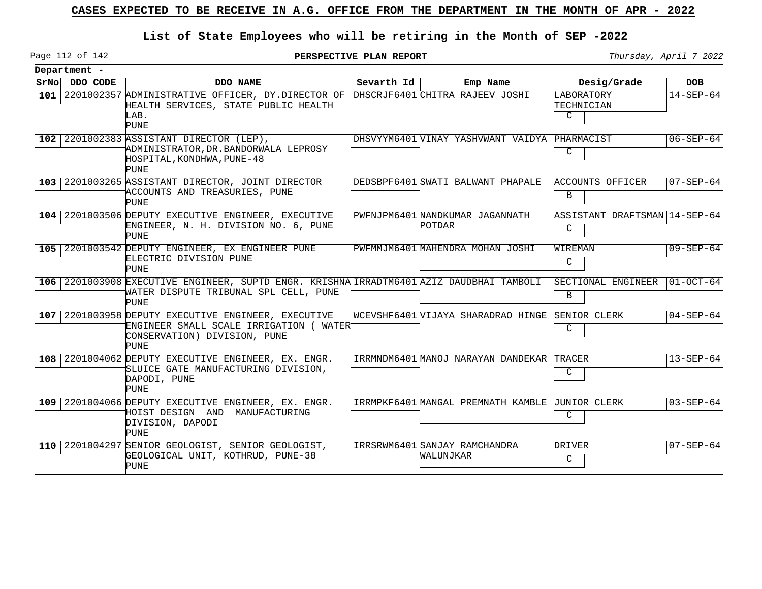# CASES EXPECTED TO BE RECEIVE IN A.G. OFFICE FROM THE DEPARTMENT IN THE MONTH OF APR - 2022

## List of State Employees who will be retiring in the Month of SEP -2022

**PERSPECTIVE PLAN REPORT**

*Thursday, April 7 2022*

**Department -**

| SrNo | DDO CODE | DDO NAME | Sevarth Id | Emp Name | Desig/Grade | DOB |
|---|---|---|---|---|---|---|
| 101 | 2201002357 | ADMINISTRATIVE OFFICER, DY.DIRECTOR OF HEALTH SERVICES, STATE PUBLIC HEALTH LAB. PUNE | DHSCRJF6401 | CHITRA RAJEEV JOSHI | LABORATORY TECHNICIAN C | 14-SEP-64 |
| 102 | 2201002383 | ASSISTANT DIRECTOR (LEP), ADMINISTRATOR,DR.BANDORWALA LEPROSY HOSPITAL,KONDHWA,PUNE-48 PUNE | DHSVYYM6401 | VINAY YASHVWANT VAIDYA | PHARMACIST C | 06-SEP-64 |
| 103 | 2201003265 | ASSISTANT DIRECTOR, JOINT DIRECTOR ACCOUNTS AND TREASURIES, PUNE PUNE | DEDSBPF6401 | SWATI BALWANT PHAPALE | ACCOUNTS OFFICER B | 07-SEP-64 |
| 104 | 2201003506 | DEPUTY EXECUTIVE ENGINEER, EXECUTIVE ENGINEER, N. H. DIVISION NO. 6, PUNE PUNE | PWFNJPM6401 | NANDKUMAR JAGANNATH POTDAR | ASSISTANT DRAFTSMAN C | 14-SEP-64 |
| 105 | 2201003542 | DEPUTY ENGINEER, EX ENGINEER PUNE ELECTRIC DIVISION PUNE PUNE | PWFMMJM6401 | MAHENDRA MOHAN JOSHI | WIREMAN C | 09-SEP-64 |
| 106 | 2201003908 | EXECUTIVE ENGINEER, SUPTD ENGR. KRISHNA WATER DISPUTE TRIBUNAL SPL CELL, PUNE PUNE | IRRADTM6401 | AZIZ DAUDBHAI TAMBOLI | SECTIONAL ENGINEER B | 01-OCT-64 |
| 107 | 2201003958 | DEPUTY EXECUTIVE ENGINEER, EXECUTIVE ENGINEER SMALL SCALE IRRIGATION ( WATER CONSERVATION) DIVISION, PUNE PUNE | WCEVSHF6401 | VIJAYA SHARADRAO HINGE | SENIOR CLERK C | 04-SEP-64 |
| 108 | 2201004062 | DEPUTY EXECUTIVE ENGINEER, EX. ENGR. SLUICE GATE MANUFACTURING DIVISION, DAPODI, PUNE PUNE | IRRMNDM6401 | MANOJ NARAYAN DANDEKAR | TRACER C | 13-SEP-64 |
| 109 | 2201004066 | DEPUTY EXECUTIVE ENGINEER, EX. ENGR. HOIST DESIGN AND MANUFACTURING DIVISION, DAPODI PUNE | IRRMPKF6401 | MANGAL PREMNATH KAMBLE | JUNIOR CLERK C | 03-SEP-64 |
| 110 | 2201004297 | SENIOR GEOLOGIST, SENIOR GEOLOGIST, GEOLOGICAL UNIT, KOTHRUD, PUNE-38 PUNE | IRRSRWM6401 | SANJAY RAMCHANDRA WALUNJKAR | DRIVER C | 07-SEP-64 |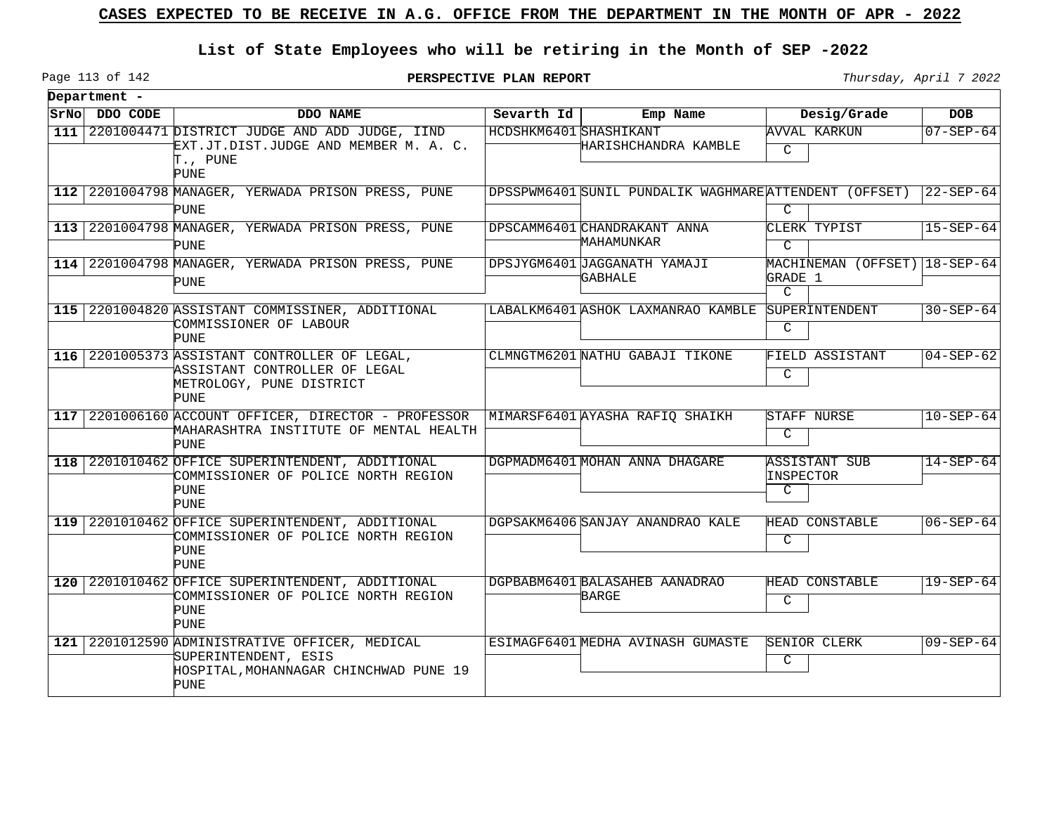# CASES EXPECTED TO BE RECEIVE IN A.G. OFFICE FROM THE DEPARTMENT IN THE MONTH OF APR - 2022

## List of State Employees who will be retiring in the Month of SEP -2022

**PERSPECTIVE PLAN REPORT**

*Thursday, April 7 2022*

**Department -**

| SrNo | DDO CODE | DDO NAME | Sevarth Id | Emp Name | Desig/Grade | DOB |
|---|---|---|---|---|---|---|
| 111 | 2201004471 | DISTRICT JUDGE AND ADD JUDGE, IIND EXT.JT.DIST.JUDGE AND MEMBER M. A. C. T., PUNE PUNE | HCDSHKM6401 | SHASHIKANT HARISHCHANDRA KAMBLE | AVVAL KARKUN C | 07-SEP-64 |
| 112 | 2201004798 | MANAGER, YERWADA PRISON PRESS, PUNE PUNE | DPSSPWM6401 | SUNIL PUNDALIK WAGHMARE | ATTENDENT (OFFSET) C | 22-SEP-64 |
| 113 | 2201004798 | MANAGER, YERWADA PRISON PRESS, PUNE PUNE | DPSCAMM6401 | CHANDRAKANT ANNA MAHAMUNKAR | CLERK TYPIST C | 15-SEP-64 |
| 114 | 2201004798 | MANAGER, YERWADA PRISON PRESS, PUNE PUNE | DPSJYGM6401 | JAGGANATH YAMAJI GABHALE | MACHINEMAN (OFFSET) GRADE 1 C | 18-SEP-64 |
| 115 | 2201004820 | ASSISTANT COMMISSINER, ADDITIONAL COMMISSIONER OF LABOUR PUNE | LABALKM6401 | ASHOK LAXMANRAO KAMBLE | SUPERINTENDENT C | 30-SEP-64 |
| 116 | 2201005373 | ASSISTANT CONTROLLER OF LEGAL, ASSISTANT CONTROLLER OF LEGAL METROLOGY, PUNE DISTRICT PUNE | CLMNGTM6201 | NATHU GABAJI TIKONE | FIELD ASSISTANT C | 04-SEP-62 |
| 117 | 2201006160 | ACCOUNT OFFICER, DIRECTOR - PROFESSOR MAHARASHTRA INSTITUTE OF MENTAL HEALTH PUNE | MIMARSF6401 | AYASHA RAFIQ SHAIKH | STAFF NURSE C | 10-SEP-64 |
| 118 | 2201010462 | OFFICE SUPERINTENDENT, ADDITIONAL COMMISSIONER OF POLICE NORTH REGION PUNE PUNE | DGPMADM6401 | MOHAN ANNA DHAGARE | ASSISTANT SUB INSPECTOR C | 14-SEP-64 |
| 119 | 2201010462 | OFFICE SUPERINTENDENT, ADDITIONAL COMMISSIONER OF POLICE NORTH REGION PUNE PUNE | DGPSAKM6406 | SANJAY ANANDRAO KALE | HEAD CONSTABLE C | 06-SEP-64 |
| 120 | 2201010462 | OFFICE SUPERINTENDENT, ADDITIONAL COMMISSIONER OF POLICE NORTH REGION PUNE PUNE | DGPBABM6401 | BALASAHEB AANADRAO BARGE | HEAD CONSTABLE C | 19-SEP-64 |
| 121 | 2201012590 | ADMINISTRATIVE OFFICER, MEDICAL SUPERINTENDENT, ESIS HOSPITAL,MOHANNAGAR CHINCHWAD PUNE 19 PUNE | ESIMAGF6401 | MEDHA AVINASH GUMASTE | SENIOR CLERK C | 09-SEP-64 |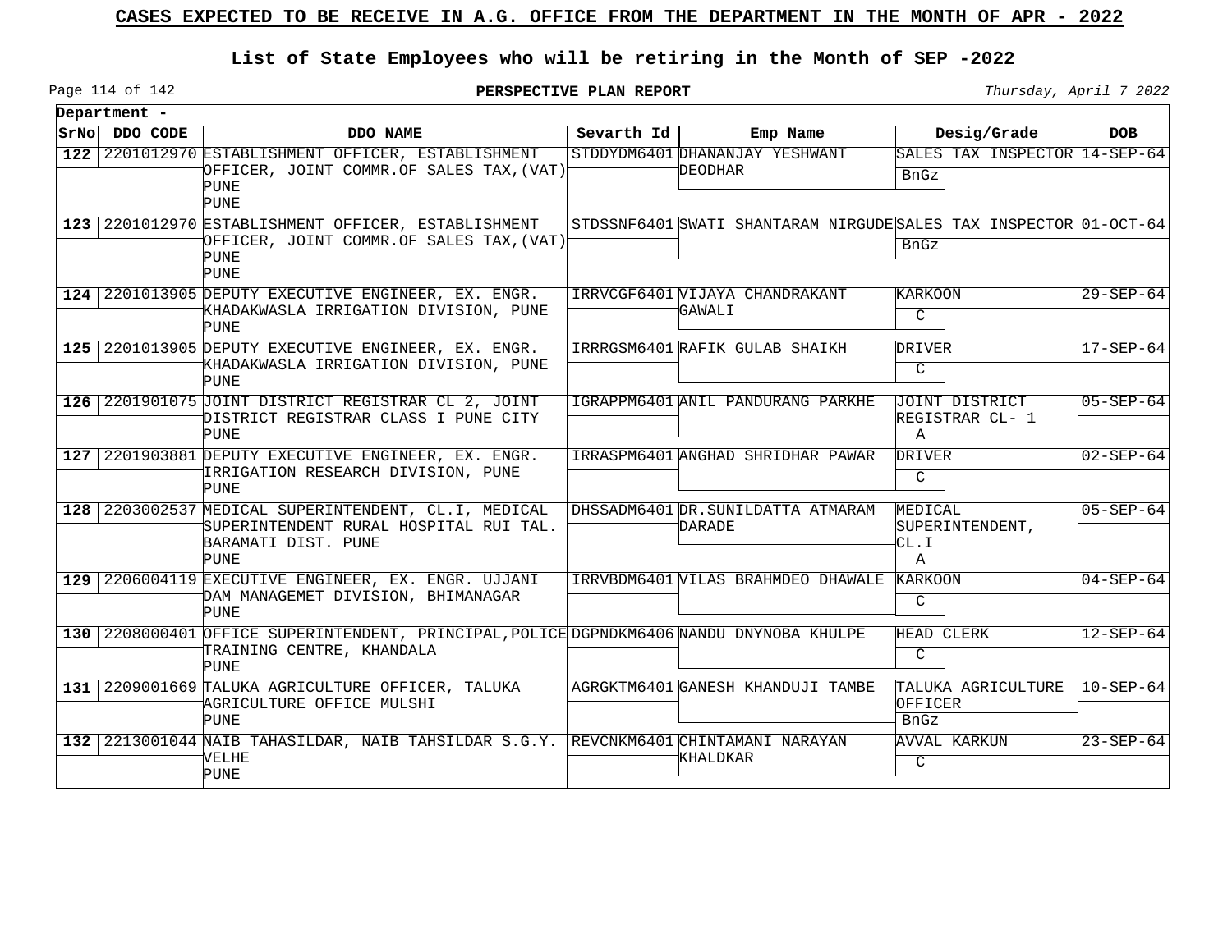# CASES EXPECTED TO BE RECEIVE IN A.G. OFFICE FROM THE DEPARTMENT IN THE MONTH OF APR - 2022

## List of State Employees who will be retiring in the Month of SEP -2022

**PERSPECTIVE PLAN REPORT**

*Thursday, April 7 2022*

**Department -**

| SrNo | DDO CODE | DDO NAME | Severth Id | Emp Name | Desig/Grade | DOB |
|---|---|---|---|---|---|---|
| **122** | 2201012970 | ESTABLISHMENT OFFICER, ESTABLISHMENT OFFICER, JOINT COMMR.OF SALES TAX,(VAT) PUNE PUNE | STDDYDM6401 | DHANANJAY YESHWANT DEODHAR | SALES TAX INSPECTOR BnGz | 14-SEP-64 |
| **123** | 2201012970 | ESTABLISHMENT OFFICER, ESTABLISHMENT OFFICER, JOINT COMMR.OF SALES TAX,(VAT) PUNE PUNE | STDSSNF6401 | SWATI SHANTARAM NIRGUDE | SALES TAX INSPECTOR BnGz | 01-OCT-64 |
| **124** | 2201013905 | DEPUTY EXECUTIVE ENGINEER, EX. ENGR. KHADAKWASLA IRRIGATION DIVISION, PUNE PUNE | IRRVCGF6401 | VIJAYA CHANDRAKANT GAWALI | KARKOON C | 29-SEP-64 |
| **125** | 2201013905 | DEPUTY EXECUTIVE ENGINEER, EX. ENGR. KHADAKWASLA IRRIGATION DIVISION, PUNE PUNE | IRRRGSM6401 | RAFIK GULAB SHAIKH | DRIVER C | 17-SEP-64 |
| **126** | 2201901075 | JOINT DISTRICT REGISTRAR CL 2, JOINT DISTRICT REGISTRAR CLASS I PUNE CITY PUNE | IGRAPPM6401 | ANIL PANDURANG PARKHE | JOINT DISTRICT REGISTRAR CL- 1 A | 05-SEP-64 |
| **127** | 2201903881 | DEPUTY EXECUTIVE ENGINEER, EX. ENGR. IRRIGATION RESEARCH DIVISION, PUNE PUNE | IRRASPM6401 | ANGHAD SHRIDHAR PAWAR | DRIVER C | 02-SEP-64 |
| **128** | 2203002537 | MEDICAL SUPERINTENDENT, CL.I, MEDICAL SUPERINTENDENT RURAL HOSPITAL RUI TAL. BARAMATI DIST. PUNE PUNE | DHSSADM6401 | DR.SUNILDATTA ATMARAM DARADE | MEDICAL SUPERINTENDENT, CL.I A | 05-SEP-64 |
| **129** | 2206004119 | EXECUTIVE ENGINEER, EX. ENGR. UJJANI DAM MANAGEMET DIVISION, BHIMANAGAR PUNE | IRRVBDM6401 | VILAS BRAHMDEO DHAWALE | KARKOON C | 04-SEP-64 |
| **130** | 2208000401 | OFFICE SUPERINTENDENT, PRINCIPAL,POLICE TRAINING CENTRE, KHANDALA PUNE | DGPNDKM6406 | NANDU DNYNOBA KHULPE | HEAD CLERK C | 12-SEP-64 |
| **131** | 2209001669 | TALUKA AGRICULTURE OFFICER, TALUKA AGRICULTURE OFFICE MULSHI PUNE | AGRGKTM6401 | GANESH KHANDUJI TAMBE | TALUKA AGRICULTURE OFFICER BnGz | 10-SEP-64 |
| **132** | 2213001044 | NAIB TAHASILDAR, NAIB TAHSILDAR S.G.Y. VELHE PUNE | REVCNKM6401 | CHINTAMANI NARAYAN KHALDKAR | AVVAL KARKUN C | 23-SEP-64 |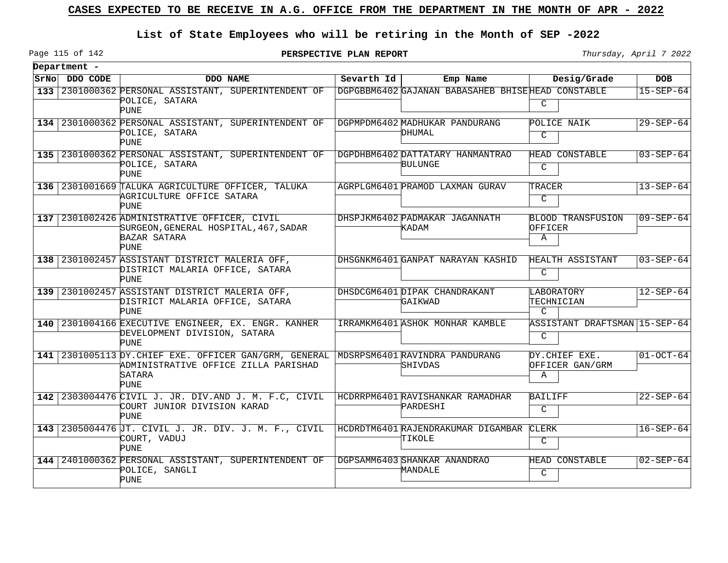# CASES EXPECTED TO BE RECEIVE IN A.G. OFFICE FROM THE DEPARTMENT IN THE MONTH OF APR - 2022

## List of State Employees who will be retiring in the Month of SEP -2022

**PERSPECTIVE PLAN REPORT**

*Thursday, April 7 2022*

**Department -**

| SrNo | DDO CODE | DDO NAME | Sevarth Id | Emp Name | Desig/Grade | DOB |
|---|---|---|---|---|---|---|
| **133** | 2301000362 | PERSONAL ASSISTANT, SUPERINTENDENT OF POLICE, SATARA PUNE | DGPGBBM6402 | GAJANAN BABASAHEB BHISE | HEAD CONSTABLE C | 15-SEP-64 |
| **134** | 2301000362 | PERSONAL ASSISTANT, SUPERINTENDENT OF POLICE, SATARA PUNE | DGPMPDM6402 | MADHUKAR PANDURANG DHUMAL | POLICE NAIK C | 29-SEP-64 |
| **135** | 2301000362 | PERSONAL ASSISTANT, SUPERINTENDENT OF POLICE, SATARA PUNE | DGPDHBM6402 | DATTATARY HANMANTRAO BULUNGE | HEAD CONSTABLE C | 03-SEP-64 |
| **136** | 2301001669 | TALUKA AGRICULTURE OFFICER, TALUKA AGRICULTURE OFFICE SATARA PUNE | AGRPLGM6401 | PRAMOD LAXMAN GURAV | TRACER C | 13-SEP-64 |
| **137** | 2301002426 | ADMINISTRATIVE OFFICER, CIVIL SURGEON,GENERAL HOSPITAL,467,SADAR BAZAR SATARA PUNE | DHSPJKM6402 | PADMAKAR JAGANNATH KADAM | BLOOD TRANSFUSION OFFICER A | 09-SEP-64 |
| **138** | 2301002457 | ASSISTANT DISTRICT MALERIA OFF, DISTRICT MALARIA OFFICE, SATARA PUNE | DHSGNKM6401 | GANPAT NARAYAN KASHID | HEALTH ASSISTANT C | 03-SEP-64 |
| **139** | 2301002457 | ASSISTANT DISTRICT MALERIA OFF, DISTRICT MALARIA OFFICE, SATARA PUNE | DHSDCGM6401 | DIPAK CHANDRAKANT GAIKWAD | LABORATORY TECHNICIAN C | 12-SEP-64 |
| **140** | 2301004166 | EXECUTIVE ENGINEER, EX. ENGR. KANHER DEVELOPMENT DIVISION, SATARA PUNE | IRRAMKM6401 | ASHOK MONHAR KAMBLE | ASSISTANT DRAFTSMAN C | 15-SEP-64 |
| **141** | 2301005113 | DY.CHIEF EXE. OFFICER GAN/GRM, GENERAL ADMINISTRATIVE OFFICE ZILLA PARISHAD SATARA PUNE | MDSRPSM6401 | RAVINDRA PANDURANG SHIVDAS | DY.CHIEF EXE. OFFICER GAN/GRM A | 01-OCT-64 |
| **142** | 2303004476 | CIVIL J. JR. DIV.AND J. M. F.C, CIVIL COURT JUNIOR DIVISION KARAD PUNE | HCDRRPM6401 | RAVISHANKAR RAMADHAR PARDESHI | BAILIFF C | 22-SEP-64 |
| **143** | 2305004476 | JT. CIVIL J. JR. DIV. J. M. F., CIVIL COURT, VADUJ PUNE | HCDRDTM6401 | RAJENDRAKUMAR DIGAMBAR TIKOLE | CLERK C | 16-SEP-64 |
| **144** | 2401000362 | PERSONAL ASSISTANT, SUPERINTENDENT OF POLICE, SANGLI PUNE | DGPSAMM6403 | SHANKAR ANANDRAO MANDALE | HEAD CONSTABLE C | 02-SEP-64 |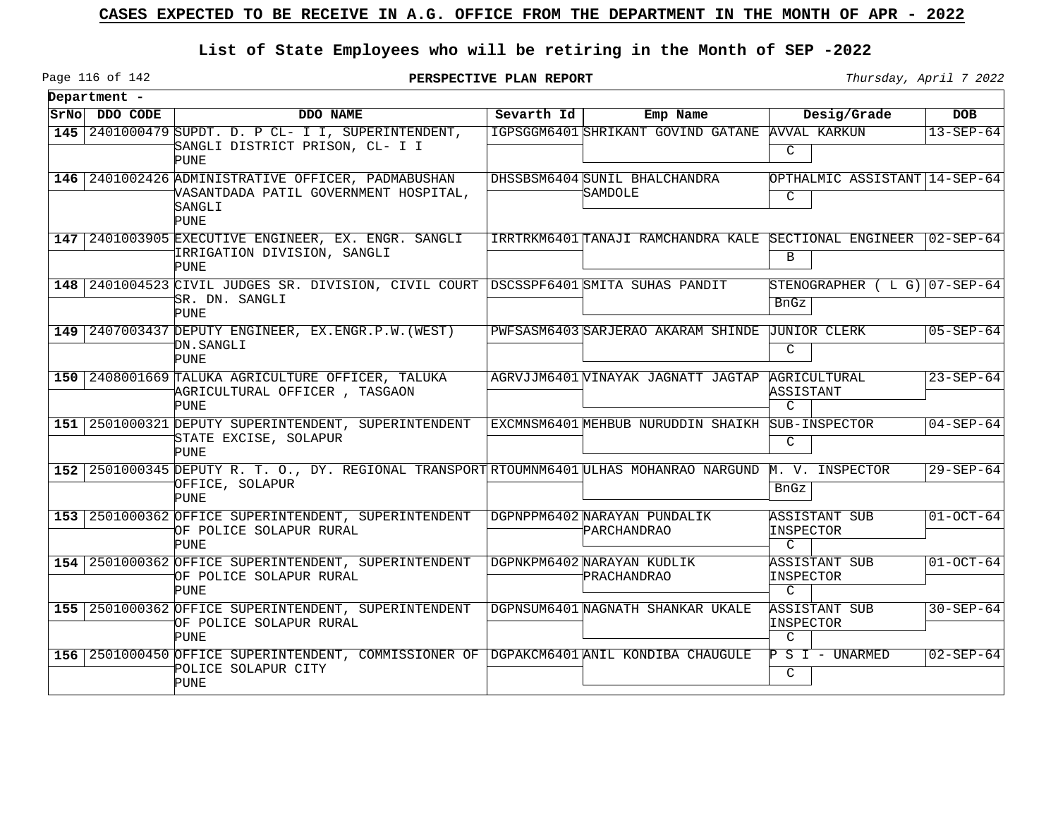# CASES EXPECTED TO BE RECEIVE IN A.G. OFFICE FROM THE DEPARTMENT IN THE MONTH OF APR - 2022

## List of State Employees who will be retiring in the Month of SEP -2022

**PERSPECTIVE PLAN REPORT**

*Thursday, April 7 2022*

**Department -**

| SrNo | DDO CODE | DDO NAME | Sevarth Id | Emp Name | Desig/Grade | DOB |
|---|---|---|---|---|---|---|
| 145 | 2401000479 | SUPDT. D. P CL- I I, SUPERINTENDENT, SANGLI DISTRICT PRISON, CL- I I PUNE | IGPSGGM6401 | SHRIKANT GOVIND GATANE | AVVAL KARKUN C | 13-SEP-64 |
| 146 | 2401002426 | ADMINISTRATIVE OFFICER, PADMABUSHAN VASANTDADA PATIL GOVERNMENT HOSPITAL, SANGLI PUNE | DHSSBSM6404 | SUNIL BHALCHANDRA SAMDOLE | OPTHALMIC ASSISTANT C | 14-SEP-64 |
| 147 | 2401003905 | EXECUTIVE ENGINEER, EX. ENGR. SANGLI IRRIGATION DIVISION, SANGLI PUNE | IRRTRKM6401 | TANAJI RAMCHANDRA KALE | SECTIONAL ENGINEER B | 02-SEP-64 |
| 148 | 2401004523 | CIVIL JUDGES SR. DIVISION, CIVIL COURT SR. DN. SANGLI PUNE | DSCSSPF6401 | SMITA SUHAS PANDIT | STENOGRAPHER ( L G) BnGz | 07-SEP-64 |
| 149 | 2407003437 | DEPUTY ENGINEER, EX.ENGR.P.W.(WEST) DN.SANGLI PUNE | PWFSASM6403 | SARJERAO AKARAM SHINDE | JUNIOR CLERK C | 05-SEP-64 |
| 150 | 2408001669 | TALUKA AGRICULTURE OFFICER, TALUKA AGRICULTURAL OFFICER , TASGAON PUNE | AGRVJJM6401 | VINAYAK JAGNATT JAGTAP | AGRICULTURAL ASSISTANT C | 23-SEP-64 |
| 151 | 2501000321 | DEPUTY SUPERINTENDENT, SUPERINTENDENT STATE EXCISE, SOLAPUR PUNE | EXCMNSM6401 | MEHBUB NURUDDIN SHAIKH | SUB-INSPECTOR C | 04-SEP-64 |
| 152 | 2501000345 | DEPUTY R. T. O., DY. REGIONAL TRANSPORT OFFICE, SOLAPUR PUNE | RTOUMNM6401 | ULHAS MOHANRAO NARGUND | M. V. INSPECTOR BnGz | 29-SEP-64 |
| 153 | 2501000362 | OFFICE SUPERINTENDENT, SUPERINTENDENT OF POLICE SOLAPUR RURAL PUNE | DGPNPPM6402 | NARAYAN PUNDALIK PARCHANDRAO | ASSISTANT SUB INSPECTOR C | 01-OCT-64 |
| 154 | 2501000362 | OFFICE SUPERINTENDENT, SUPERINTENDENT OF POLICE SOLAPUR RURAL PUNE | DGPNKPM6402 | NARAYAN KUDLIK PRACHANDRAO | ASSISTANT SUB INSPECTOR C | 01-OCT-64 |
| 155 | 2501000362 | OFFICE SUPERINTENDENT, SUPERINTENDENT OF POLICE SOLAPUR RURAL PUNE | DGPNSUM6401 | NAGNATH SHANKAR UKALE | ASSISTANT SUB INSPECTOR C | 30-SEP-64 |
| 156 | 2501000450 | OFFICE SUPERINTENDENT, COMMISSIONER OF POLICE SOLAPUR CITY PUNE | DGPAKCM6401 | ANIL KONDIBA CHAUGULE | P S I - UNARMED C | 02-SEP-64 |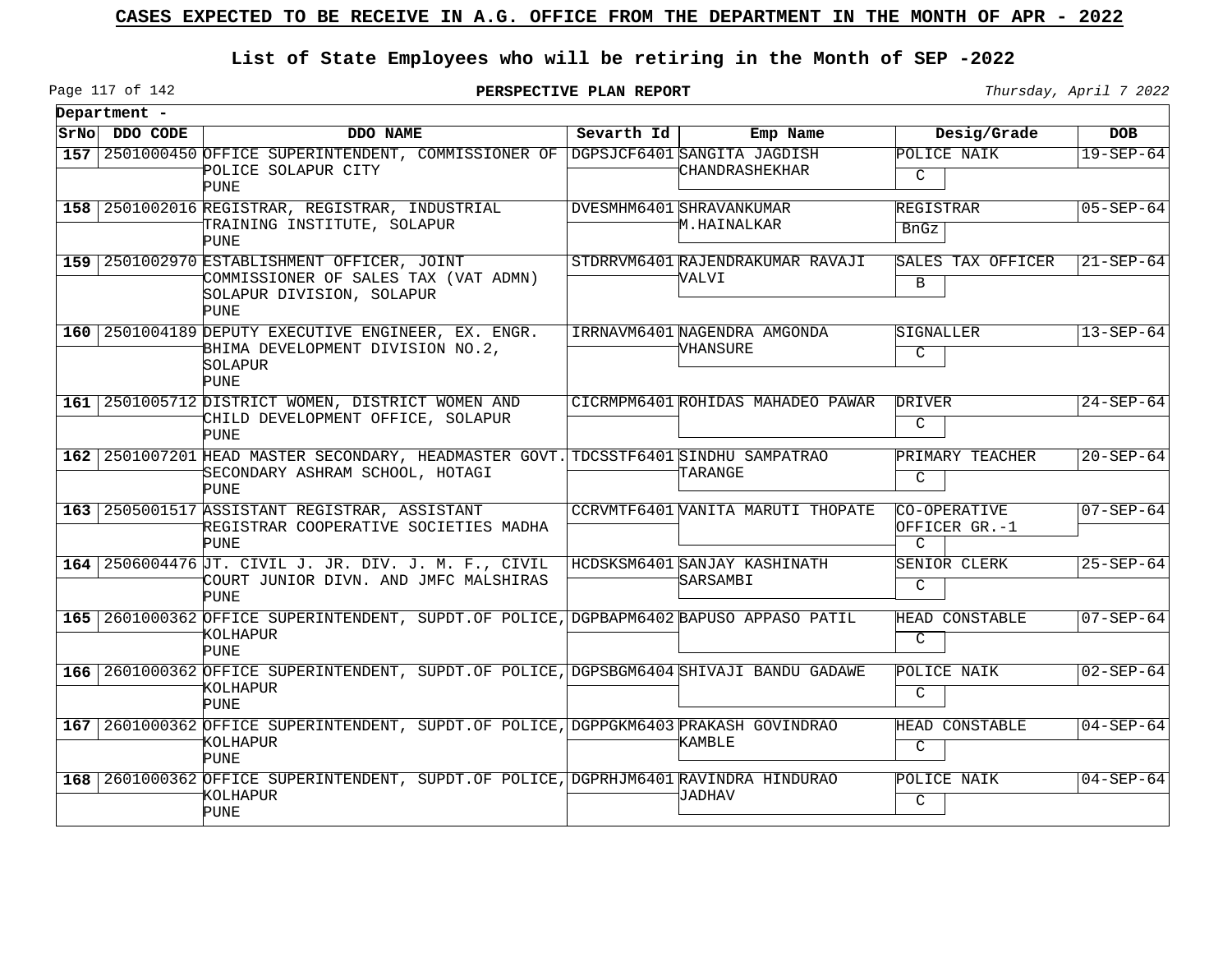## CASES EXPECTED TO BE RECEIVE IN A.G. OFFICE FROM THE DEPARTMENT IN THE MONTH OF APR - 2022

### List of State Employees who will be retiring in the Month of SEP -2022

**PERSPECTIVE PLAN REPORT**

*Thursday, April 7 2022*

**Department -**

| SrNo | DDO CODE | DDO NAME | Severth Id | Emp Name | Desig/Grade | DOB |
|---|---|---|---|---|---|---|
| 157 | 2501000450 | OFFICE SUPERINTENDENT, COMMISSIONER OF POLICE SOLAPUR CITY PUNE | DGPSJCF6401 | SANGITA JAGDISH CHANDRASHEKHAR | POLICE NAIK C | 19-SEP-64 |
| 158 | 2501002016 | REGISTRAR, REGISTRAR, INDUSTRIAL TRAINING INSTITUTE, SOLAPUR PUNE | DVESMHM6401 | SHRAVANKUMAR M.HAINALKAR | REGISTRAR BnGz | 05-SEP-64 |
| 159 | 2501002970 | ESTABLISHMENT OFFICER, JOINT COMMISSIONER OF SALES TAX (VAT ADMN) SOLAPUR DIVISION, SOLAPUR PUNE | STDRRVM6401 | RAJENDRAKUMAR RAVAJI VALVI | SALES TAX OFFICER B | 21-SEP-64 |
| 160 | 2501004189 | DEPUTY EXECUTIVE ENGINEER, EX. ENGR. BHIMA DEVELOPMENT DIVISION NO.2, SOLAPUR PUNE | IRRNAVM6401 | NAGENDRA AMGONDA VHANSURE | SIGNALLER C | 13-SEP-64 |
| 161 | 2501005712 | DISTRICT WOMEN, DISTRICT WOMEN AND CHILD DEVELOPMENT OFFICE, SOLAPUR PUNE | CICRMPM6401 | ROHIDAS MAHADEO PAWAR | DRIVER C | 24-SEP-64 |
| 162 | 2501007201 | HEAD MASTER SECONDARY, HEADMASTER GOVT. SECONDARY ASHRAM SCHOOL, HOTAGI PUNE | TDCSSTF6401 | SINDHU SAMPATRAO TARANGE | PRIMARY TEACHER C | 20-SEP-64 |
| 163 | 2505001517 | ASSISTANT REGISTRAR, ASSISTANT REGISTRAR COOPERATIVE SOCIETIES MADHA PUNE | CCRVMTF6401 | VANITA MARUTI THOPATE | CO-OPERATIVE OFFICER GR.-1 C | 07-SEP-64 |
| 164 | 2506004476 | JT. CIVIL J. JR. DIV. J. M. F., CIVIL COURT JUNIOR DIVN. AND JMFC MALSHIRAS PUNE | HCDSKSM6401 | SANJAY KASHINATH SARSAMBI | SENIOR CLERK C | 25-SEP-64 |
| 165 | 2601000362 | OFFICE SUPERINTENDENT, SUPDT.OF POLICE, KOLHAPUR PUNE | DGPBAPM6402 | BAPUSO APPASO PATIL | HEAD CONSTABLE C | 07-SEP-64 |
| 166 | 2601000362 | OFFICE SUPERINTENDENT, SUPDT.OF POLICE, KOLHAPUR PUNE | DGPSBGM6404 | SHIVAJI BANDU GADAWE | POLICE NAIK C | 02-SEP-64 |
| 167 | 2601000362 | OFFICE SUPERINTENDENT, SUPDT.OF POLICE, KOLHAPUR PUNE | DGPPGKM6403 | PRAKASH GOVINDRAO KAMBLE | HEAD CONSTABLE C | 04-SEP-64 |
| 168 | 2601000362 | OFFICE SUPERINTENDENT, SUPDT.OF POLICE, KOLHAPUR PUNE | DGPRHJM6401 | RAVINDRA HINDURAO JADHAV | POLICE NAIK C | 04-SEP-64 |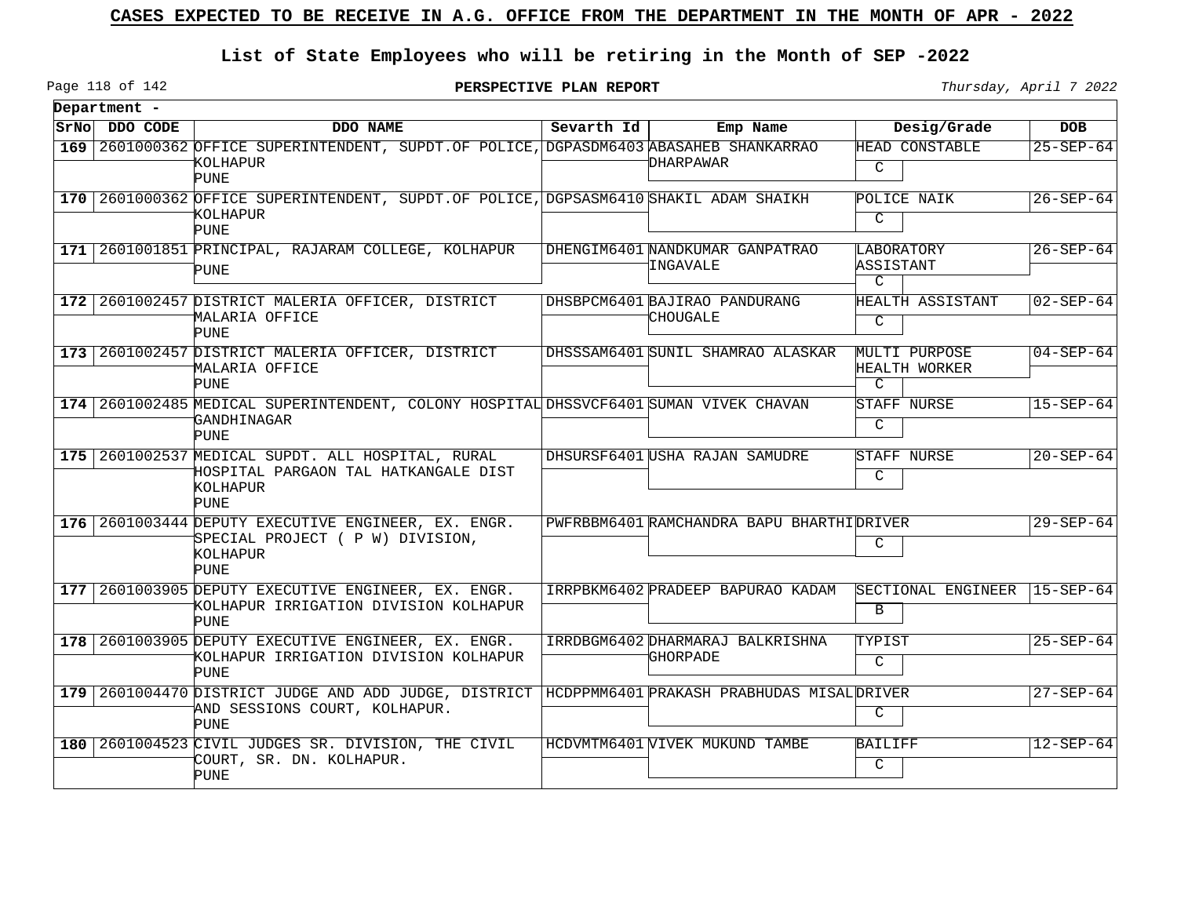# CASES EXPECTED TO BE RECEIVE IN A.G. OFFICE FROM THE DEPARTMENT IN THE MONTH OF APR - 2022

## List of State Employees who will be retiring in the Month of SEP -2022

**PERSPECTIVE PLAN REPORT**

*Thursday, April 7 2022*

**Department -**

| SrNo | DDO CODE | DDO NAME | Sevarth Id | Emp Name | Desig/Grade | DOB |
|---|---|---|---|---|---|---|
| 169 | 2601000362 | OFFICE SUPERINTENDENT, SUPDT.OF POLICE, KOLHAPUR PUNE | DGPASDM6403 | ABASAHEB SHANKARRAO DHARPAWAR | HEAD CONSTABLE C | 25-SEP-64 |
| 170 | 2601000362 | OFFICE SUPERINTENDENT, SUPDT.OF POLICE, KOLHAPUR PUNE | DGPSASM6410 | SHAKIL ADAM SHAIKH | POLICE NAIK C | 26-SEP-64 |
| 171 | 2601001851 | PRINCIPAL, RAJARAM COLLEGE, KOLHAPUR PUNE | DHENGIM6401 | NANDKUMAR GANPATRAO INGAVALE | LABORATORY ASSISTANT C | 26-SEP-64 |
| 172 | 2601002457 | DISTRICT MALERIA OFFICER, DISTRICT MALARIA OFFICE PUNE | DHSBPCM6401 | BAJIRAO PANDURANG CHOUGALE | HEALTH ASSISTANT C | 02-SEP-64 |
| 173 | 2601002457 | DISTRICT MALERIA OFFICER, DISTRICT MALARIA OFFICE PUNE | DHSSSAM6401 | SUNIL SHAMRAO ALASKAR | MULTI PURPOSE HEALTH WORKER C | 04-SEP-64 |
| 174 | 2601002485 | MEDICAL SUPERINTENDENT, COLONY HOSPITAL GANDHINAGAR PUNE | DHSSVCF6401 | SUMAN VIVEK CHAVAN | STAFF NURSE C | 15-SEP-64 |
| 175 | 2601002537 | MEDICAL SUPDT. ALL HOSPITAL, RURAL HOSPITAL PARGAON TAL HATKANGALE DIST KOLHAPUR PUNE | DHSURSF6401 | USHA RAJAN SAMUDRE | STAFF NURSE C | 20-SEP-64 |
| 176 | 2601003444 | DEPUTY EXECUTIVE ENGINEER, EX. ENGR. SPECIAL PROJECT ( P W) DIVISION, KOLHAPUR PUNE | PWFRBBM6401 | RAMCHANDRA BAPU BHARTHI | DRIVER C | 29-SEP-64 |
| 177 | 2601003905 | DEPUTY EXECUTIVE ENGINEER, EX. ENGR. KOLHAPUR IRRIGATION DIVISION KOLHAPUR PUNE | IRRPBKM6402 | PRADEEP BAPURAO KADAM | SECTIONAL ENGINEER B | 15-SEP-64 |
| 178 | 2601003905 | DEPUTY EXECUTIVE ENGINEER, EX. ENGR. KOLHAPUR IRRIGATION DIVISION KOLHAPUR PUNE | IRRDBGM6402 | DHARMARAJ BALKRISHNA GHORPADE | TYPIST C | 25-SEP-64 |
| 179 | 2601004470 | DISTRICT JUDGE AND ADD JUDGE, DISTRICT AND SESSIONS COURT, KOLHAPUR. PUNE | HCDPPMM6401 | PRAKASH PRABHUDAS MISAL | DRIVER C | 27-SEP-64 |
| 180 | 2601004523 | CIVIL JUDGES SR. DIVISION, THE CIVIL COURT, SR. DN. KOLHAPUR. PUNE | HCDVMTM6401 | VIVEK MUKUND TAMBE | BAILIFF C | 12-SEP-64 |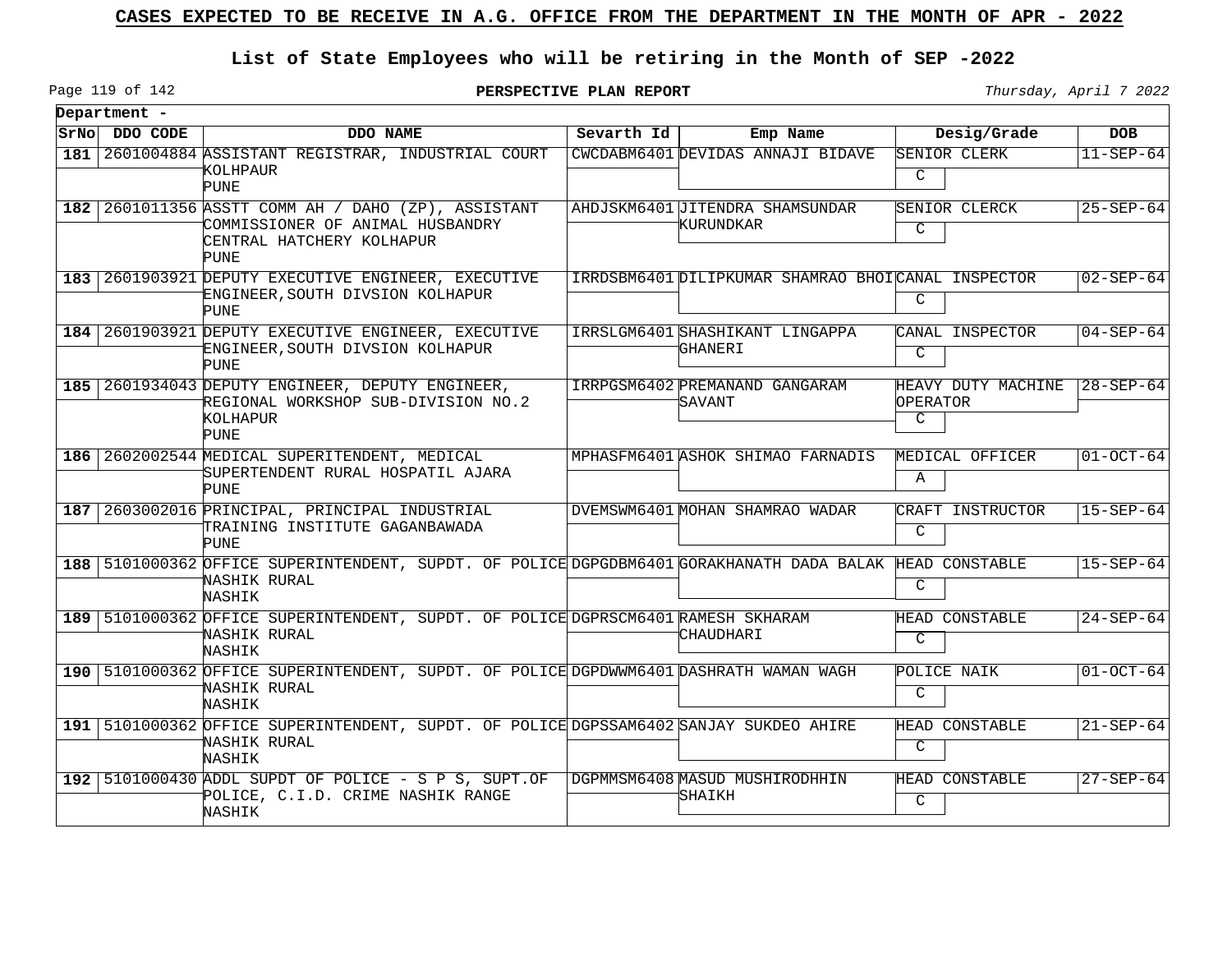# CASES EXPECTED TO BE RECEIVE IN A.G. OFFICE FROM THE DEPARTMENT IN THE MONTH OF APR - 2022

## List of State Employees who will be retiring in the Month of SEP -2022

**PERSPECTIVE PLAN REPORT**

*Thursday, April 7 2022*

**Department -**

| SrNo | DDO CODE | DDO NAME | Sevarth Id | Emp Name | Desig/Grade | DOB |
|---|---|---|---|---|---|---|
| **181** | 2601004884 | ASSISTANT REGISTRAR, INDUSTRIAL COURT KOLHPAUR PUNE | CWCDABM6401 | DEVIDAS ANNAJI BIDAVE | SENIOR CLERK C | 11-SEP-64 |
| **182** | 2601011356 | ASSTT COMM AH / DAHO (ZP), ASSISTANT COMMISSIONER OF ANIMAL HUSBANDRY CENTRAL HATCHERY KOLHAPUR PUNE | AHDJSKM6401 | JITENDRA SHAMSUNDAR KURUNDKAR | SENIOR CLERCK C | 25-SEP-64 |
| **183** | 2601903921 | DEPUTY EXECUTIVE ENGINEER, EXECUTIVE ENGINEER,SOUTH DIVSION KOLHAPUR PUNE | IRRDSBM6401 | DILIPKUMAR SHAMRAO BHOI | CANAL INSPECTOR C | 02-SEP-64 |
| **184** | 2601903921 | DEPUTY EXECUTIVE ENGINEER, EXECUTIVE ENGINEER,SOUTH DIVSION KOLHAPUR PUNE | IRRSLGM6401 | SHASHIKANT LINGAPPA GHANERI | CANAL INSPECTOR C | 04-SEP-64 |
| **185** | 2601934043 | DEPUTY ENGINEER, DEPUTY ENGINEER, REGIONAL WORKSHOP SUB-DIVISION NO.2 KOLHAPUR PUNE | IRRPGSM6402 | PREMANAND GANGARAM SAVANT | HEAVY DUTY MACHINE OPERATOR C | 28-SEP-64 |
| **186** | 2602002544 | MEDICAL SUPERITENDENT, MEDICAL SUPERTENDENT RURAL HOSPATIL AJARA PUNE | MPHASFM6401 | ASHOK SHIMAO FARNADIS | MEDICAL OFFICER A | 01-OCT-64 |
| **187** | 2603002016 | PRINCIPAL, PRINCIPAL INDUSTRIAL TRAINING INSTITUTE GAGANBAWADA PUNE | DVEMSWM6401 | MOHAN SHAMRAO WADAR | CRAFT INSTRUCTOR C | 15-SEP-64 |
| **188** | 5101000362 | OFFICE SUPERINTENDENT, SUPDT. OF POLICE NASHIK RURAL NASHIK | DGPGDBM6401 | GORAKHANATH DADA BALAK | HEAD CONSTABLE C | 15-SEP-64 |
| **189** | 5101000362 | OFFICE SUPERINTENDENT, SUPDT. OF POLICE NASHIK RURAL NASHIK | DGPRSCM6401 | RAMESH SKHARAM CHAUDHARI | HEAD CONSTABLE C | 24-SEP-64 |
| **190** | 5101000362 | OFFICE SUPERINTENDENT, SUPDT. OF POLICE NASHIK RURAL NASHIK | DGPDWWM6401 | DASHRATH WAMAN WAGH | POLICE NAIK C | 01-OCT-64 |
| **191** | 5101000362 | OFFICE SUPERINTENDENT, SUPDT. OF POLICE NASHIK RURAL NASHIK | DGPSSAM6402 | SANJAY SUKDEO AHIRE | HEAD CONSTABLE C | 21-SEP-64 |
| **192** | 5101000430 | ADDL SUPDT OF POLICE - S P S, SUPT.OF POLICE, C.I.D. CRIME NASHIK RANGE NASHIK | DGPMMSM6408 | MASUD MUSHIRODHHIN SHAIKH | HEAD CONSTABLE C | 27-SEP-64 |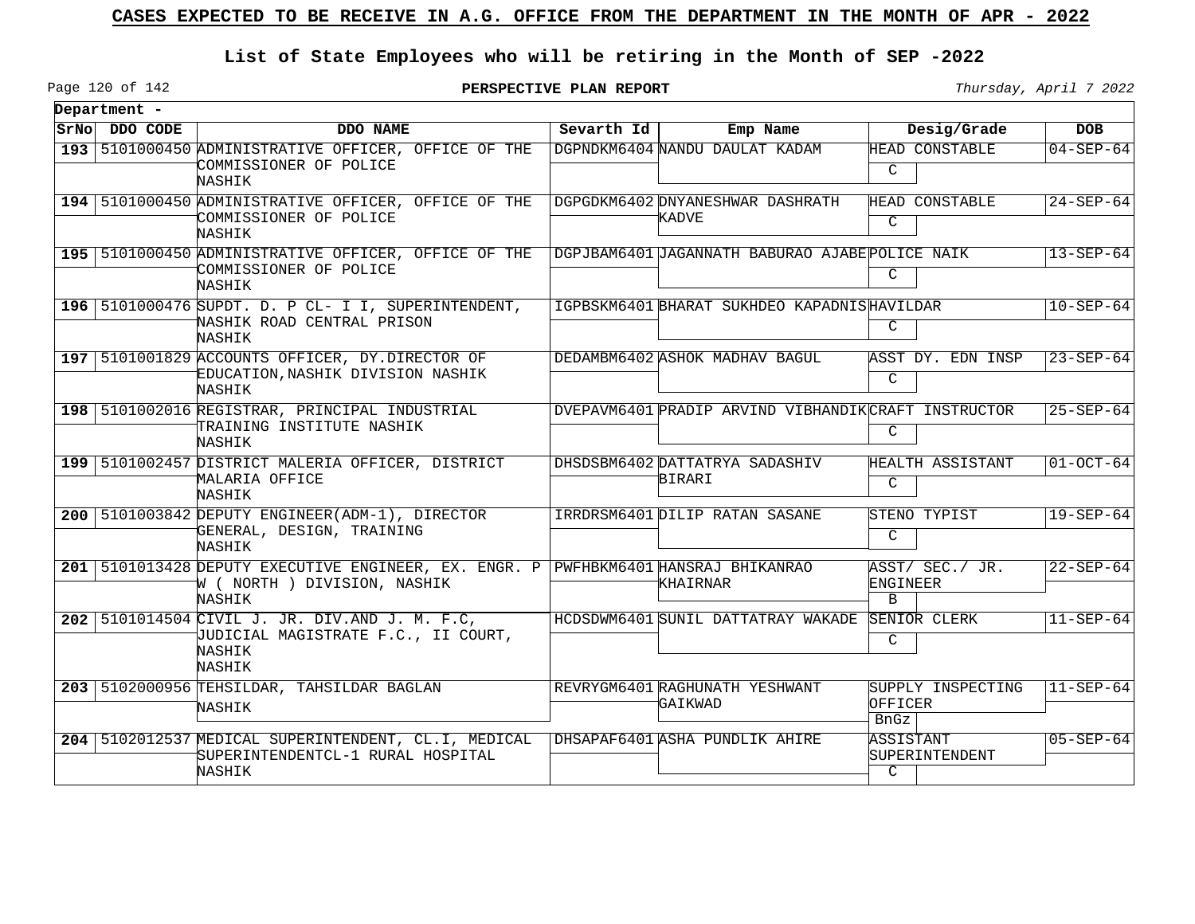# CASES EXPECTED TO BE RECEIVE IN A.G. OFFICE FROM THE DEPARTMENT IN THE MONTH OF APR - 2022

## List of State Employees who will be retiring in the Month of SEP -2022

**PERSPECTIVE PLAN REPORT**

*Thursday, April 7 2022*

**Department -**

| SrNo | DDO CODE | DDO NAME | Sevarth Id | Emp Name | Desig/Grade | DOB |
|---|---|---|---|---|---|---|
| **193** | 5101000450 | ADMINISTRATIVE OFFICER, OFFICE OF THE COMMISSIONER OF POLICE NASHIK | DGPNDKM6404 | NANDU DAULAT KADAM | HEAD CONSTABLE C | 04-SEP-64 |
| **194** | 5101000450 | ADMINISTRATIVE OFFICER, OFFICE OF THE COMMISSIONER OF POLICE NASHIK | DGPGDKM6402 | DNYANESHWAR DASHRATH KADVE | HEAD CONSTABLE C | 24-SEP-64 |
| **195** | 5101000450 | ADMINISTRATIVE OFFICER, OFFICE OF THE COMMISSIONER OF POLICE NASHIK | DGPJBAM6401 | JAGANNATH BABURAO AJABE | POLICE NAIK C | 13-SEP-64 |
| **196** | 5101000476 | SUPDT. D. P CL- I I, SUPERINTENDENT, NASHIK ROAD CENTRAL PRISON NASHIK | IGPBSKM6401 | BHARAT SUKHDEO KAPADNIS | HAVILDAR C | 10-SEP-64 |
| **197** | 5101001829 | ACCOUNTS OFFICER, DY.DIRECTOR OF EDUCATION,NASHIK DIVISION NASHIK NASHIK | DEDAMBM6402 | ASHOK MADHAV BAGUL | ASST DY. EDN INSP C | 23-SEP-64 |
| **198** | 5101002016 | REGISTRAR, PRINCIPAL INDUSTRIAL TRAINING INSTITUTE NASHIK NASHIK | DVEPAVM6401 | PRADIP ARVIND VIBHANDIK | CRAFT INSTRUCTOR C | 25-SEP-64 |
| **199** | 5101002457 | DISTRICT MALERIA OFFICER, DISTRICT MALARIA OFFICE NASHIK | DHSDSBM6402 | DATTATRYA SADASHIV BIRARI | HEALTH ASSISTANT C | 01-OCT-64 |
| **200** | 5101003842 | DEPUTY ENGINEER(ADM-1), DIRECTOR GENERAL, DESIGN, TRAINING NASHIK | IRRDRSM6401 | DILIP RATAN SASANE | STENO TYPIST C | 19-SEP-64 |
| **201** | 5101013428 | DEPUTY EXECUTIVE ENGINEER, EX. ENGR. P W ( NORTH ) DIVISION, NASHIK NASHIK | PWFHBKM6401 | HANSRAJ BHIKANRAO KHAIRNAR | ASST/ SEC./ JR. ENGINEER B | 22-SEP-64 |
| **202** | 5101014504 | CIVIL J. JR. DIV.AND J. M. F.C, JUDICIAL MAGISTRATE F.C., II COURT, NASHIK NASHIK | HCDSDWM6401 | SUNIL DATTATRAY WAKADE | SENIOR CLERK C | 11-SEP-64 |
| **203** | 5102000956 | TEHSILDAR, TAHSILDAR BAGLAN NASHIK | REVRYGM6401 | RAGHUNATH YESHWANT GAIKWAD | SUPPLY INSPECTING OFFICER BnGz | 11-SEP-64 |
| **204** | 5102012537 | MEDICAL SUPERINTENDENT, CL.I, MEDICAL SUPERINTENDENTCL-1 RURAL HOSPITAL NASHIK | DHSAPAF6401 | ASHA PUNDLIK AHIRE | ASSISTANT SUPERINTENDENT C | 05-SEP-64 |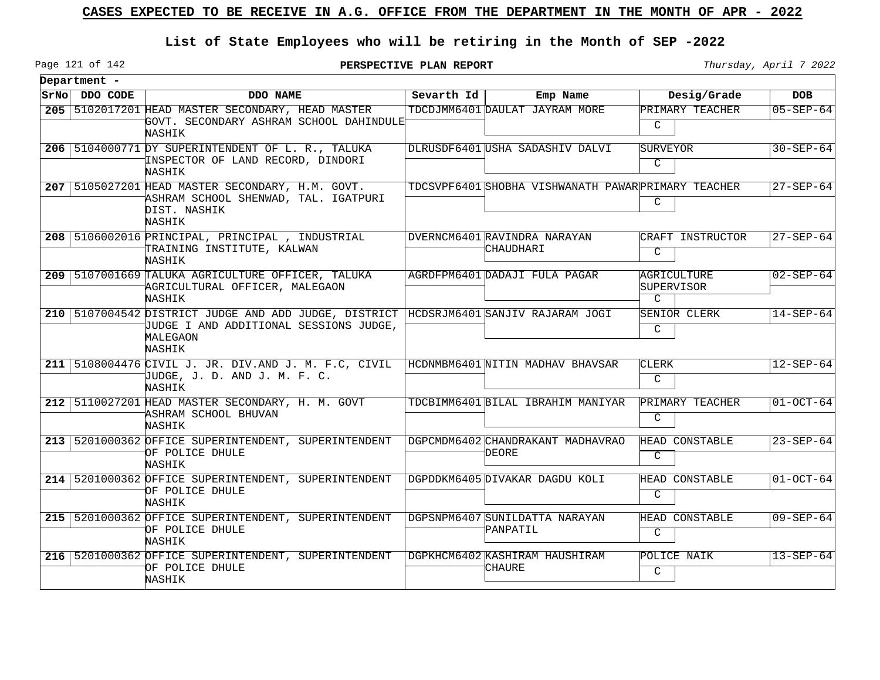# CASES EXPECTED TO BE RECEIVE IN A.G. OFFICE FROM THE DEPARTMENT IN THE MONTH OF APR - 2022

## List of State Employees who will be retiring in the Month of SEP -2022

**PERSPECTIVE PLAN REPORT**

*Thursday, April 7 2022*

**Department -**

| SrNo | DDO CODE | DDO NAME | Sevarth Id | Emp Name | Desig/Grade | DOB |
|---|---|---|---|---|---|---|
| 205 | 5102017201 | HEAD MASTER SECONDARY, HEAD MASTER GOVT. SECONDARY ASHRAM SCHOOL DAHINDULE NASHIK | TDCDJMM6401 | DAULAT JAYRAM MORE | PRIMARY TEACHER C | 05-SEP-64 |
| 206 | 5104000771 | DY SUPERINTENDENT OF L. R., TALUKA INSPECTOR OF LAND RECORD, DINDORI NASHIK | DLRUSDF6401 | USHA SADASHIV DALVI | SURVEYOR C | 30-SEP-64 |
| 207 | 5105027201 | HEAD MASTER SECONDARY, H.M. GOVT. ASHRAM SCHOOL SHENWAD, TAL. IGATPURI DIST. NASHIK NASHIK | TDCSVPF6401 | SHOBHA VISHWANATH PAWAR | PRIMARY TEACHER C | 27-SEP-64 |
| 208 | 5106002016 | PRINCIPAL, PRINCIPAL , INDUSTRIAL TRAINING INSTITUTE, KALWAN NASHIK | DVERNCM6401 | RAVINDRA NARAYAN CHAUDHARI | CRAFT INSTRUCTOR C | 27-SEP-64 |
| 209 | 5107001669 | TALUKA AGRICULTURE OFFICER, TALUKA AGRICULTURAL OFFICER, MALEGAON NASHIK | AGRDFPM6401 | DADAJI FULA PAGAR | AGRICULTURE SUPERVISOR C | 02-SEP-64 |
| 210 | 5107004542 | DISTRICT JUDGE AND ADD JUDGE, DISTRICT JUDGE I AND ADDITIONAL SESSIONS JUDGE, MALEGAON NASHIK | HCDSRJM6401 | SANJIV RAJARAM JOGI | SENIOR CLERK C | 14-SEP-64 |
| 211 | 5108004476 | CIVIL J. JR. DIV.AND J. M. F.C, CIVIL JUDGE, J. D. AND J. M. F. C. NASHIK | HCDNMBM6401 | NITIN MADHAV BHAVSAR | CLERK C | 12-SEP-64 |
| 212 | 5110027201 | HEAD MASTER SECONDARY, H. M. GOVT ASHRAM SCHOOL BHUVAN NASHIK | TDCBIMM6401 | BILAL IBRAHIM MANIYAR | PRIMARY TEACHER C | 01-OCT-64 |
| 213 | 5201000362 | OFFICE SUPERINTENDENT, SUPERINTENDENT OF POLICE DHULE NASHIK | DGPCMDM6402 | CHANDRAKANT MADHAVRAO DEORE | HEAD CONSTABLE C | 23-SEP-64 |
| 214 | 5201000362 | OFFICE SUPERINTENDENT, SUPERINTENDENT OF POLICE DHULE NASHIK | DGPDDKM6405 | DIVAKAR DAGDU KOLI | HEAD CONSTABLE C | 01-OCT-64 |
| 215 | 5201000362 | OFFICE SUPERINTENDENT, SUPERINTENDENT OF POLICE DHULE NASHIK | DGPSNPM6407 | SUNILDATTA NARAYAN PANPATIL | HEAD CONSTABLE C | 09-SEP-64 |
| 216 | 5201000362 | OFFICE SUPERINTENDENT, SUPERINTENDENT OF POLICE DHULE NASHIK | DGPKHCM6402 | KASHIRAM HAUSHIRAM CHAURE | POLICE NAIK C | 13-SEP-64 |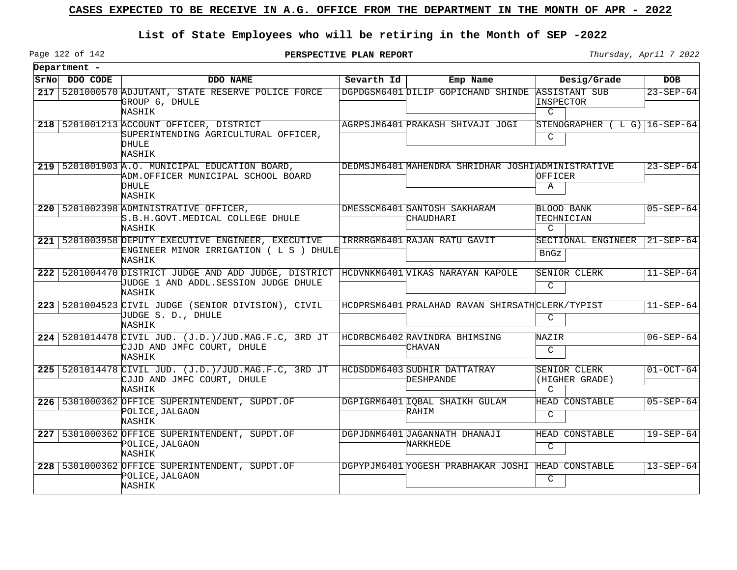## CASES EXPECTED TO BE RECEIVE IN A.G. OFFICE FROM THE DEPARTMENT IN THE MONTH OF APR - 2022

## List of State Employees who will be retiring in the Month of SEP -2022

**PERSPECTIVE PLAN REPORT**

*Thursday, April 7 2022*

**Department -**

| SrNo | DDO CODE | DDO NAME | Sevarth Id | Emp Name | Desig/Grade | DOB |
|---|---|---|---|---|---|---|
| 217 | 5201000570 | ADJUTANT, STATE RESERVE POLICE FORCE GROUP 6, DHULE NASHIK | DGPDGSM6401 | DILIP GOPICHAND SHINDE | ASSISTANT SUB INSPECTOR C | 23-SEP-64 |
| 218 | 5201001213 | ACCOUNT OFFICER, DISTRICT SUPERINTENDING AGRICULTURAL OFFICER, DHULE NASHIK | AGRPSJM6401 | PRAKASH SHIVAJI JOGI | STENOGRAPHER ( L G) C | 16-SEP-64 |
| 219 | 5201001903 | A.O. MUNICIPAL EDUCATION BOARD, ADM.OFFICER MUNICIPAL SCHOOL BOARD DHULE NASHIK | DEDMSJM6401 | MAHENDRA SHRIDHAR JOSHI | ADMINISTRATIVE OFFICER A | 23-SEP-64 |
| 220 | 5201002398 | ADMINISTRATIVE OFFICER, S.B.H.GOVT.MEDICAL COLLEGE DHULE NASHIK | DMESSCM6401 | SANTOSH SAKHARAM CHAUDHARI | BLOOD BANK TECHNICIAN C | 05-SEP-64 |
| 221 | 5201003958 | DEPUTY EXECUTIVE ENGINEER, EXECUTIVE ENGINEER MINOR IRRIGATION ( L S ) DHULE NASHIK | IRRRRGM6401 | RAJAN RATU GAVIT | SECTIONAL ENGINEER BnGz | 21-SEP-64 |
| 222 | 5201004470 | DISTRICT JUDGE AND ADD JUDGE, DISTRICT JUDGE 1 AND ADDL.SESSION JUDGE DHULE NASHIK | HCDVNKM6401 | VIKAS NARAYAN KAPOLE | SENIOR CLERK C | 11-SEP-64 |
| 223 | 5201004523 | CIVIL JUDGE (SENIOR DIVISION), CIVIL JUDGE S. D., DHULE NASHIK | HCDPRSM6401 | PRALAHAD RAVAN SHIRSATH | CLERK/TYPIST C | 11-SEP-64 |
| 224 | 5201014478 | CIVIL JUD. (J.D.)/JUD.MAG.F.C, 3RD JT CJJD AND JMFC COURT, DHULE NASHIK | HCDRBCM6402 | RAVINDRA BHIMSING CHAVAN | NAZIR C | 06-SEP-64 |
| 225 | 5201014478 | CIVIL JUD. (J.D.)/JUD.MAG.F.C, 3RD JT CJJD AND JMFC COURT, DHULE NASHIK | HCDSDDM6403 | SUDHIR DATTATRAY DESHPANDE | SENIOR CLERK (HIGHER GRADE) C | 01-OCT-64 |
| 226 | 5301000362 | OFFICE SUPERINTENDENT, SUPDT.OF POLICE,JALGAON NASHIK | DGPIGRM6401 | IQBAL SHAIKH GULAM RAHIM | HEAD CONSTABLE C | 05-SEP-64 |
| 227 | 5301000362 | OFFICE SUPERINTENDENT, SUPDT.OF POLICE,JALGAON NASHIK | DGPJDNM6401 | JAGANNATH DHANAJI NARKHEDE | HEAD CONSTABLE C | 19-SEP-64 |
| 228 | 5301000362 | OFFICE SUPERINTENDENT, SUPDT.OF POLICE,JALGAON NASHIK | DGPYPJM6401 | YOGESH PRABHAKAR JOSHI | HEAD CONSTABLE C | 13-SEP-64 |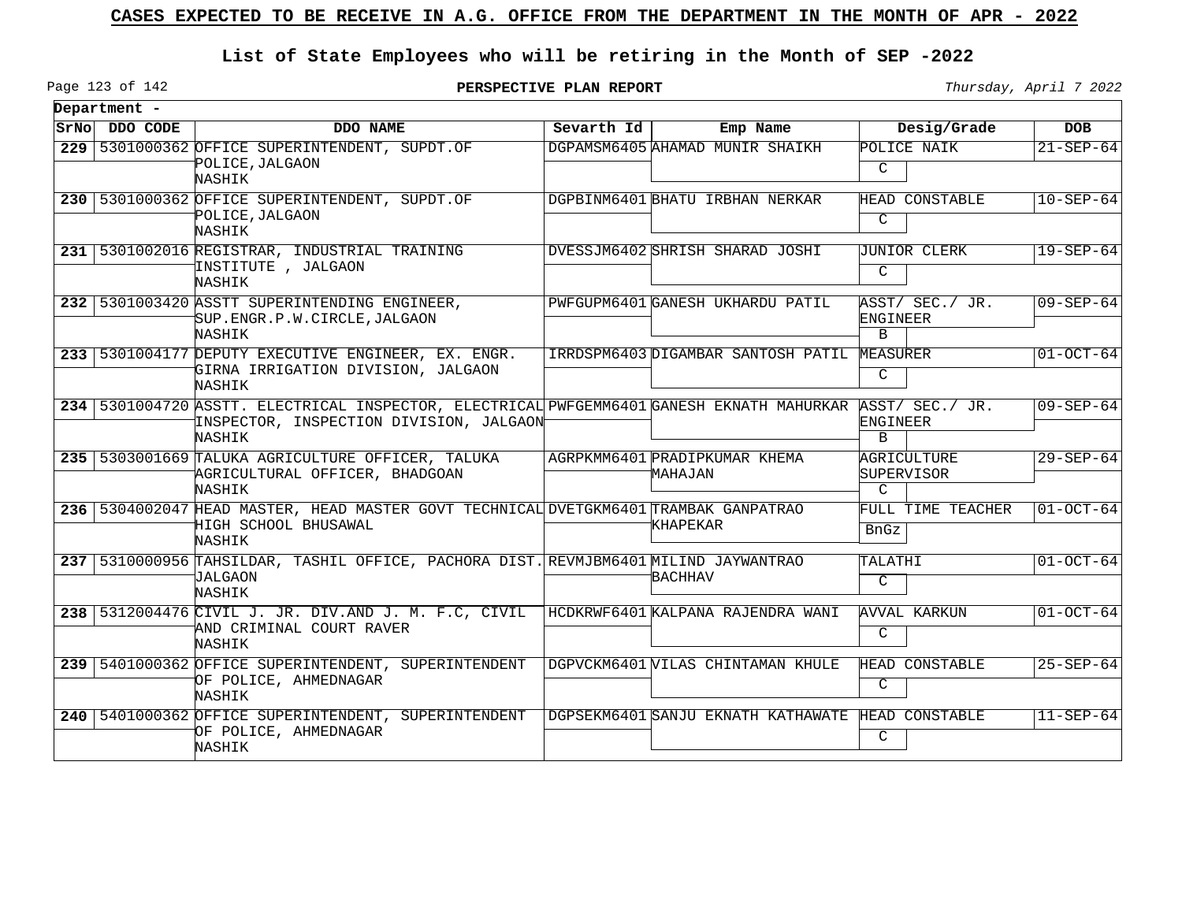# CASES EXPECTED TO BE RECEIVE IN A.G. OFFICE FROM THE DEPARTMENT IN THE MONTH OF APR - 2022

## List of State Employees who will be retiring in the Month of SEP -2022

**PERSPECTIVE PLAN REPORT**

*Thursday, April 7 2022*

**Department -**

| SrNo | DDO CODE | DDO NAME | Sevarth Id | Emp Name | Desig/Grade | DOB |
|---|---|---|---|---|---|---|
| **229** | 5301000362 | OFFICE SUPERINTENDENT, SUPDT.OF POLICE,JALGAON NASHIK | DGPAMSM6405 | AHAMAD MUNIR SHAIKH | POLICE NAIK C | 21-SEP-64 |
| **230** | 5301000362 | OFFICE SUPERINTENDENT, SUPDT.OF POLICE,JALGAON NASHIK | DGPBINM6401 | BHATU IRBHAN NERKAR | HEAD CONSTABLE C | 10-SEP-64 |
| **231** | 5301002016 | REGISTRAR, INDUSTRIAL TRAINING INSTITUTE , JALGAON NASHIK | DVESSJM6402 | SHRISH SHARAD JOSHI | JUNIOR CLERK C | 19-SEP-64 |
| **232** | 5301003420 | ASSTT SUPERINTENDING ENGINEER, SUP.ENGR.P.W.CIRCLE,JALGAON NASHIK | PWFGUPM6401 | GANESH UKHARDU PATIL | ASST/ SEC./ JR. ENGINEER B | 09-SEP-64 |
| **233** | 5301004177 | DEPUTY EXECUTIVE ENGINEER, EX. ENGR. GIRNA IRRIGATION DIVISION, JALGAON NASHIK | IRRDSPM6403 | DIGAMBAR SANTOSH PATIL | MEASURER C | 01-OCT-64 |
| **234** | 5301004720 | ASSTT. ELECTRICAL INSPECTOR, ELECTRICAL INSPECTOR, INSPECTION DIVISION, JALGAON NASHIK | PWFGEMM6401 | GANESH EKNATH MAHURKAR | ASST/ SEC./ JR. ENGINEER B | 09-SEP-64 |
| **235** | 5303001669 | TALUKA AGRICULTURE OFFICER, TALUKA AGRICULTURAL OFFICER, BHADGOAN NASHIK | AGRPKMM6401 | PRADIPKUMAR KHEMA MAHAJAN | AGRICULTURE SUPERVISOR C | 29-SEP-64 |
| **236** | 5304002047 | HEAD MASTER, HEAD MASTER GOVT TECHNICAL HIGH SCHOOL BHUSAWAL NASHIK | DVETGKM6401 | TRAMBAK GANPATRAO KHAPEKAR | FULL TIME TEACHER BnGz | 01-OCT-64 |
| **237** | 5310000956 | TAHSILDAR, TASHIL OFFICE, PACHORA DIST. JALGAON NASHIK | REVMJBM6401 | MILIND JAYWANTRAO BACHHAV | TALATHI C | 01-OCT-64 |
| **238** | 5312004476 | CIVIL J. JR. DIV.AND J. M. F.C, CIVIL AND CRIMINAL COURT RAVER NASHIK | HCDKRWF6401 | KALPANA RAJENDRA WANI | AVVAL KARKUN C | 01-OCT-64 |
| **239** | 5401000362 | OFFICE SUPERINTENDENT, SUPERINTENDENT OF POLICE, AHMEDNAGAR NASHIK | DGPVCKM6401 | VILAS CHINTAMAN KHULE | HEAD CONSTABLE C | 25-SEP-64 |
| **240** | 5401000362 | OFFICE SUPERINTENDENT, SUPERINTENDENT OF POLICE, AHMEDNAGAR NASHIK | DGPSEKM6401 | SANJU EKNATH KATHAWATE | HEAD CONSTABLE C | 11-SEP-64 |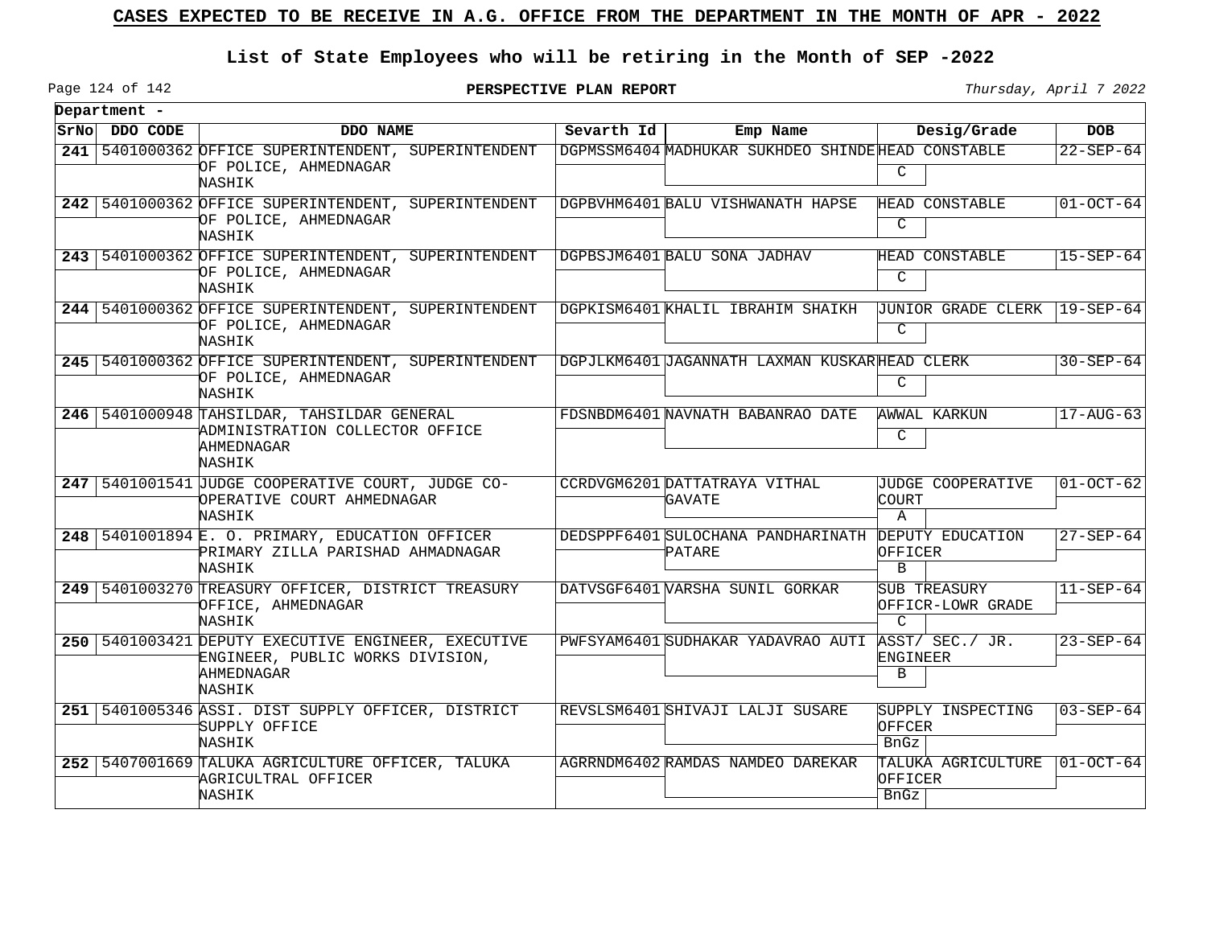## CASES EXPECTED TO BE RECEIVE IN A.G. OFFICE FROM THE DEPARTMENT IN THE MONTH OF APR - 2022

### List of State Employees who will be retiring in the Month of SEP -2022

**PERSPECTIVE PLAN REPORT**

*Thursday, April 7 2022*

**Department -**

| SrNo | DDO CODE | DDO NAME | Sevarth Id | Emp Name | Desig/Grade | DOB |
|---|---|---|---|---|---|---|
| 241 | 5401000362 | OFFICE SUPERINTENDENT, SUPERINTENDENT OF POLICE, AHMEDNAGAR NASHIK | DGPMSSM6404 | MADHUKAR SUKHDEO SHINDE | HEAD CONSTABLE C | 22-SEP-64 |
| 242 | 5401000362 | OFFICE SUPERINTENDENT, SUPERINTENDENT OF POLICE, AHMEDNAGAR NASHIK | DGPBVHM6401 | BALU VISHWANATH HAPSE | HEAD CONSTABLE C | 01-OCT-64 |
| 243 | 5401000362 | OFFICE SUPERINTENDENT, SUPERINTENDENT OF POLICE, AHMEDNAGAR NASHIK | DGPBSJM6401 | BALU SONA JADHAV | HEAD CONSTABLE C | 15-SEP-64 |
| 244 | 5401000362 | OFFICE SUPERINTENDENT, SUPERINTENDENT OF POLICE, AHMEDNAGAR NASHIK | DGPKISM6401 | KHALIL IBRAHIM SHAIKH | JUNIOR GRADE CLERK C | 19-SEP-64 |
| 245 | 5401000362 | OFFICE SUPERINTENDENT, SUPERINTENDENT OF POLICE, AHMEDNAGAR NASHIK | DGPJLKM6401 | JAGANNATH LAXMAN KUSKAR | HEAD CLERK C | 30-SEP-64 |
| 246 | 5401000948 | TAHSILDAR, TAHSILDAR GENERAL ADMINISTRATION COLLECTOR OFFICE AHMEDNAGAR NASHIK | FDSNBDM6401 | NAVNATH BABANRAO DATE | AWWAL KARKUN C | 17-AUG-63 |
| 247 | 5401001541 | JUDGE COOPERATIVE COURT, JUDGE CO-OPERATIVE COURT AHMEDNAGAR NASHIK | CCRDVGM6201 | DATTATRAYA VITHAL GAVATE | JUDGE COOPERATIVE COURT A | 01-OCT-62 |
| 248 | 5401001894 | E. O. PRIMARY, EDUCATION OFFICER PRIMARY ZILLA PARISHAD AHMADNAGAR NASHIK | DEDSPPF6401 | SULOCHANA PANDHARINATH PATARE | DEPUTY EDUCATION OFFICER B | 27-SEP-64 |
| 249 | 5401003270 | TREASURY OFFICER, DISTRICT TREASURY OFFICE, AHMEDNAGAR NASHIK | DATVSGF6401 | VARSHA SUNIL GORKAR | SUB TREASURY OFFICR-LOWR GRADE C | 11-SEP-64 |
| 250 | 5401003421 | DEPUTY EXECUTIVE ENGINEER, EXECUTIVE ENGINEER, PUBLIC WORKS DIVISION, AHMEDNAGAR NASHIK | PWFSYAM6401 | SUDHAKAR YADAVRAO AUTI | ASST/ SEC./ JR. ENGINEER B | 23-SEP-64 |
| 251 | 5401005346 | ASSI. DIST SUPPLY OFFICER, DISTRICT SUPPLY OFFICE NASHIK | REVSLSM6401 | SHIVAJI LALJI SUSARE | SUPPLY INSPECTING OFFCER BnGz | 03-SEP-64 |
| 252 | 5407001669 | TALUKA AGRICULTURE OFFICER, TALUKA AGRICULTRAL OFFICER NASHIK | AGRRNDM6402 | RAMDAS NAMDEO DAREKAR | TALUKA AGRICULTURE OFFICER BnGz | 01-OCT-64 |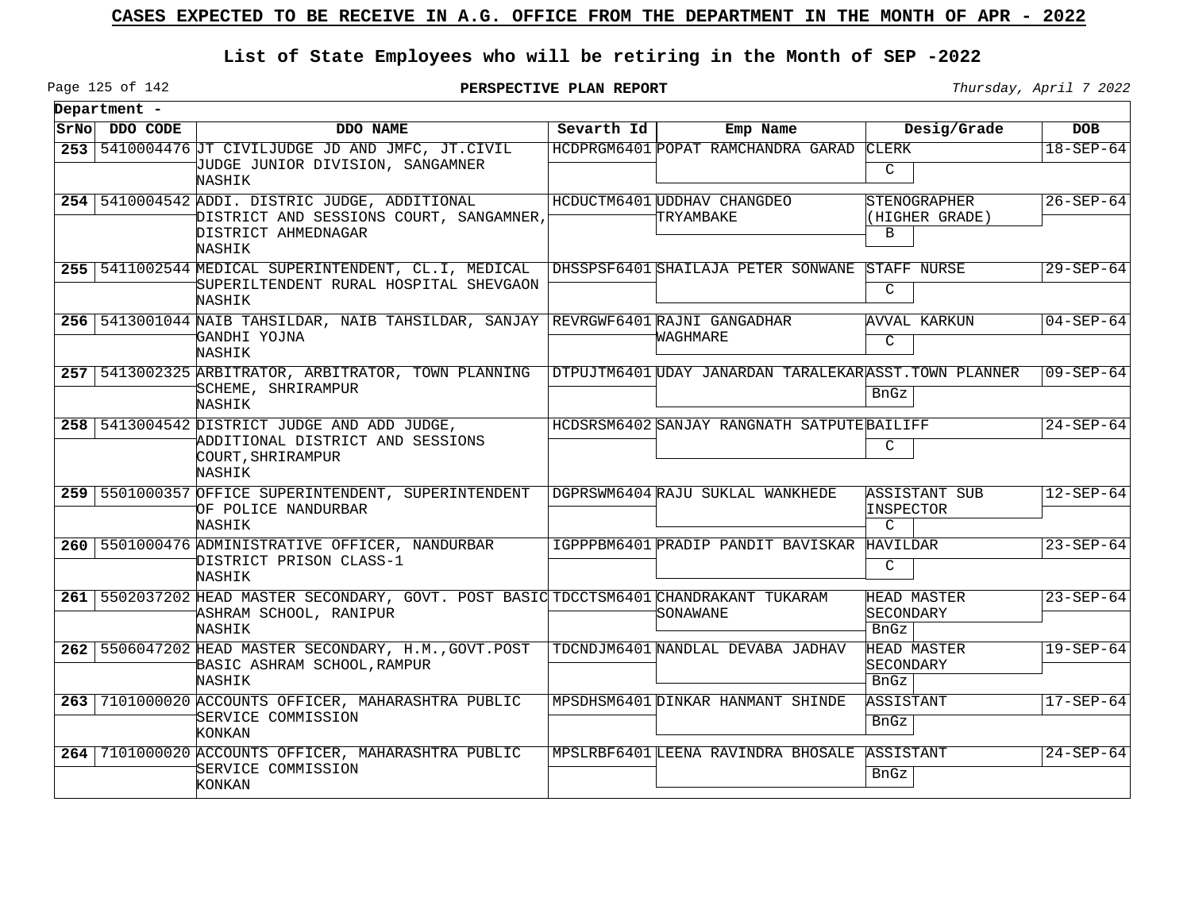# CASES EXPECTED TO BE RECEIVE IN A.G. OFFICE FROM THE DEPARTMENT IN THE MONTH OF APR - 2022

## List of State Employees who will be retiring in the Month of SEP -2022

**PERSPECTIVE PLAN REPORT**

*Thursday, April 7 2022*

**Department -**

| SrNo | DDO CODE | DDO NAME | Sevarth Id | Emp Name | Desig/Grade | DOB |
|---|---|---|---|---|---|---|
| 253 | 5410004476 | JT CIVILJUDGE JD AND JMFC, JT.CIVIL JUDGE JUNIOR DIVISION, SANGAMNER NASHIK | HCDPRGM6401 | POPAT RAMCHANDRA GARAD | CLERK C | 18-SEP-64 |
| 254 | 5410004542 | ADDI. DISTRIC JUDGE, ADDITIONAL DISTRICT AND SESSIONS COURT, SANGAMNER, DISTRICT AHMEDNAGAR NASHIK | HCDUCTM6401 | UDDHAV CHANGDEO TRYAMBAKE | STENOGRAPHER (HIGHER GRADE) B | 26-SEP-64 |
| 255 | 5411002544 | MEDICAL SUPERINTENDENT, CL.I, MEDICAL SUPERILTENDENT RURAL HOSPITAL SHEVGAON NASHIK | DHSSPSF6401 | SHAILAJA PETER SONWANE | STAFF NURSE C | 29-SEP-64 |
| 256 | 5413001044 | NAIB TAHSILDAR, NAIB TAHSILDAR, SANJAY GANDHI YOJNA NASHIK | REVRGWF6401 | RAJNI GANGADHAR WAGHMARE | AVVAL KARKUN C | 04-SEP-64 |
| 257 | 5413002325 | ARBITRATOR, ARBITRATOR, TOWN PLANNING SCHEME, SHRIRAMPUR NASHIK | DTPUJTM6401 | UDAY JANARDAN TARALEKAR | ASST.TOWN PLANNER BnGz | 09-SEP-64 |
| 258 | 5413004542 | DISTRICT JUDGE AND ADD JUDGE, ADDITIONAL DISTRICT AND SESSIONS COURT,SHRIRAMPUR NASHIK | HCDSRSM6402 | SANJAY RANGNATH SATPUTE | BAILIFF C | 24-SEP-64 |
| 259 | 5501000357 | OFFICE SUPERINTENDENT, SUPERINTENDENT OF POLICE NANDURBAR NASHIK | DGPRSWM6404 | RAJU SUKLAL WANKHEDE | ASSISTANT SUB INSPECTOR C | 12-SEP-64 |
| 260 | 5501000476 | ADMINISTRATIVE OFFICER, NANDURBAR DISTRICT PRISON CLASS-1 NASHIK | IGPPPBM6401 | PRADIP PANDIT BAVISKAR | HAVILDAR C | 23-SEP-64 |
| 261 | 5502037202 | HEAD MASTER SECONDARY, GOVT. POST BASIC ASHRAM SCHOOL, RANIPUR NASHIK | TDCCTSM6401 | CHANDRAKANT TUKARAM SONAWANE | HEAD MASTER SECONDARY BnGz | 23-SEP-64 |
| 262 | 5506047202 | HEAD MASTER SECONDARY, H.M.,GOVT.POST BASIC ASHRAM SCHOOL,RAMPUR NASHIK | TDCNDJM6401 | NANDLAL DEVABA JADHAV | HEAD MASTER SECONDARY BnGz | 19-SEP-64 |
| 263 | 7101000020 | ACCOUNTS OFFICER, MAHARASHTRA PUBLIC SERVICE COMMISSION KONKAN | MPSDHSM6401 | DINKAR HANMANT SHINDE | ASSISTANT BnGz | 17-SEP-64 |
| 264 | 7101000020 | ACCOUNTS OFFICER, MAHARASHTRA PUBLIC SERVICE COMMISSION KONKAN | MPSLRBF6401 | LEENA RAVINDRA BHOSALE | ASSISTANT BnGz | 24-SEP-64 |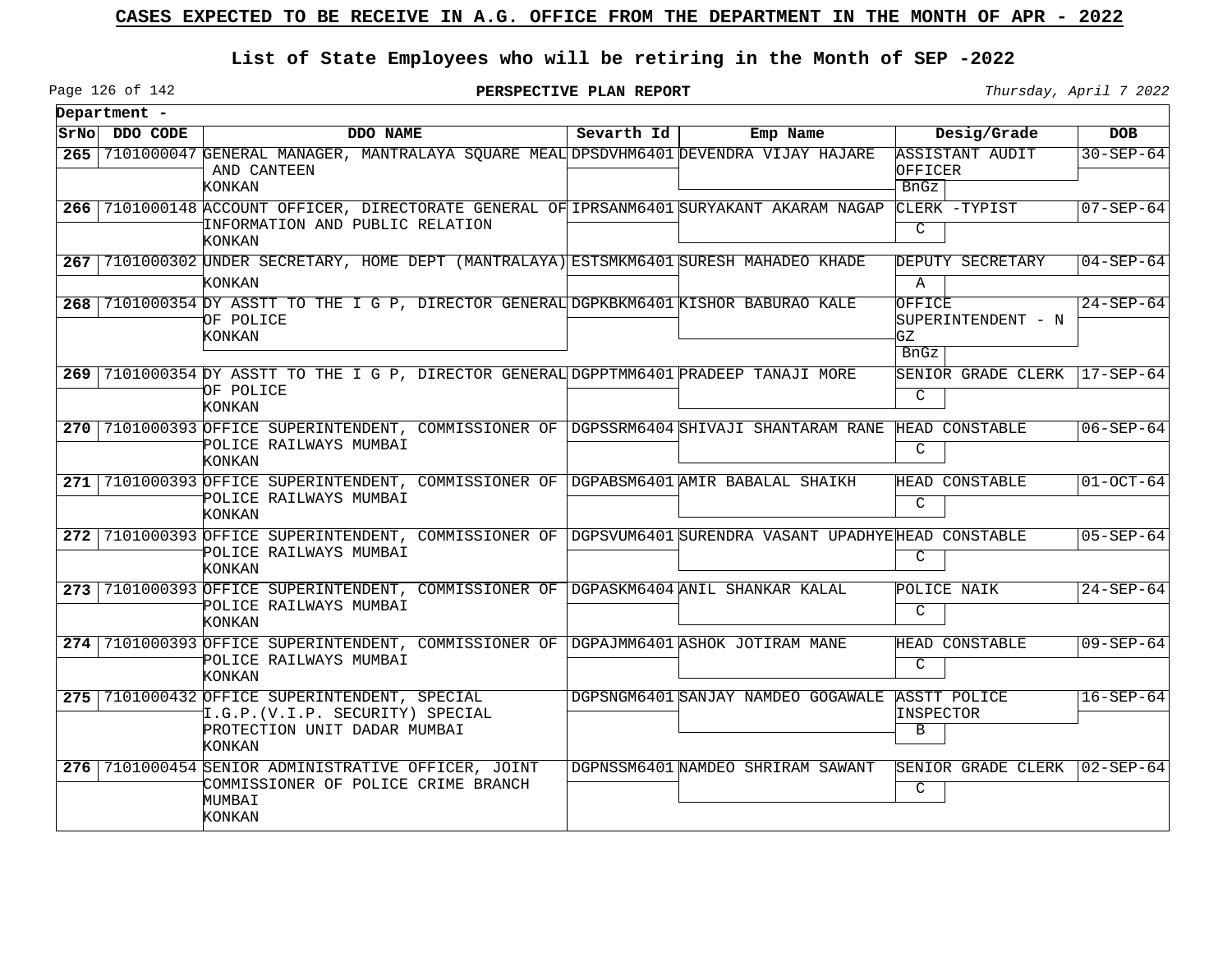# CASES EXPECTED TO BE RECEIVE IN A.G. OFFICE FROM THE DEPARTMENT IN THE MONTH OF APR - 2022

## List of State Employees who will be retiring in the Month of SEP -2022

**PERSPECTIVE PLAN REPORT**

*Thursday, April 7 2022*

**Department -**

| SrNo | DDO CODE | DDO NAME | Sevarth Id | Emp Name | Desig/Grade | DOB |
|---|---|---|---|---|---|---|
| 265 | 7101000047 | GENERAL MANAGER, MANTRALAYA SQUARE MEAL AND CANTEEN KONKAN | DPSDVHM6401 | DEVENDRA VIJAY HAJARE | ASSISTANT AUDIT OFFICER BnGz | 30-SEP-64 |
| 266 | 7101000148 | ACCOUNT OFFICER, DIRECTORATE GENERAL OF INFORMATION AND PUBLIC RELATION KONKAN | IPRSANM6401 | SURYAKANT AKARAM NAGAP | CLERK -TYPIST C | 07-SEP-64 |
| 267 | 7101000302 | UNDER SECRETARY, HOME DEPT (MANTRALAYA) KONKAN | ESTSMKM6401 | SURESH MAHADEO KHADE | DEPUTY SECRETARY A | 04-SEP-64 |
| 268 | 7101000354 | DY ASSTT TO THE I G P, DIRECTOR GENERAL OF POLICE KONKAN | DGPKBKM6401 | KISHOR BABURAO KALE | OFFICE SUPERINTENDENT - N GZ BnGz | 24-SEP-64 |
| 269 | 7101000354 | DY ASSTT TO THE I G P, DIRECTOR GENERAL OF POLICE KONKAN | DGPPTMM6401 | PRADEEP TANAJI MORE | SENIOR GRADE CLERK C | 17-SEP-64 |
| 270 | 7101000393 | OFFICE SUPERINTENDENT, COMMISSIONER OF POLICE RAILWAYS MUMBAI KONKAN | DGPSSRM6404 | SHIVAJI SHANTARAM RANE | HEAD CONSTABLE C | 06-SEP-64 |
| 271 | 7101000393 | OFFICE SUPERINTENDENT, COMMISSIONER OF POLICE RAILWAYS MUMBAI KONKAN | DGPABSM6401 | AMIR BABALAL SHAIKH | HEAD CONSTABLE C | 01-OCT-64 |
| 272 | 7101000393 | OFFICE SUPERINTENDENT, COMMISSIONER OF POLICE RAILWAYS MUMBAI KONKAN | DGPSVUM6401 | SURENDRA VASANT UPADHYE | HEAD CONSTABLE C | 05-SEP-64 |
| 273 | 7101000393 | OFFICE SUPERINTENDENT, COMMISSIONER OF POLICE RAILWAYS MUMBAI KONKAN | DGPASKM6404 | ANIL SHANKAR KALAL | POLICE NAIK C | 24-SEP-64 |
| 274 | 7101000393 | OFFICE SUPERINTENDENT, COMMISSIONER OF POLICE RAILWAYS MUMBAI KONKAN | DGPAJMM6401 | ASHOK JOTIRAM MANE | HEAD CONSTABLE C | 09-SEP-64 |
| 275 | 7101000432 | OFFICE SUPERINTENDENT, SPECIAL I.G.P.(V.I.P. SECURITY) SPECIAL PROTECTION UNIT DADAR MUMBAI KONKAN | DGPSNGM6401 | SANJAY NAMDEO GOGAWALE | ASSTT POLICE INSPECTOR B | 16-SEP-64 |
| 276 | 7101000454 | SENIOR ADMINISTRATIVE OFFICER, JOINT COMMISSIONER OF POLICE CRIME BRANCH MUMBAI KONKAN | DGPNSSM6401 | NAMDEO SHRIRAM SAWANT | SENIOR GRADE CLERK C | 02-SEP-64 |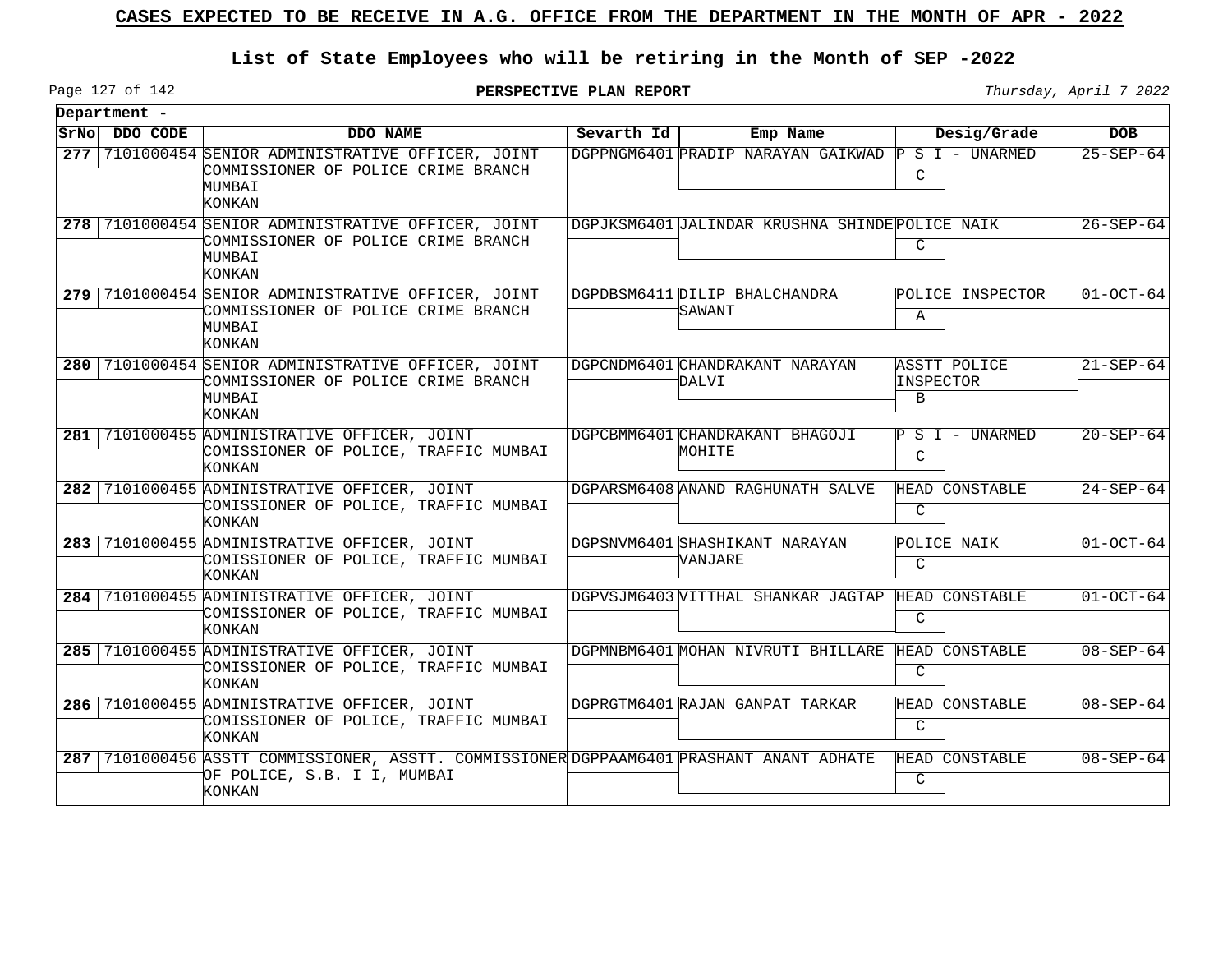# CASES EXPECTED TO BE RECEIVE IN A.G. OFFICE FROM THE DEPARTMENT IN THE MONTH OF APR - 2022

## List of State Employees who will be retiring in the Month of SEP -2022

**PERSPECTIVE PLAN REPORT**

*Thursday, April 7 2022*

**Department -**

| SrNo | DDO CODE | DDO NAME | Sevarth Id | Emp Name | Desig/Grade | DOB |
|---|---|---|---|---|---|---|
| 277 | 7101000454 | SENIOR ADMINISTRATIVE OFFICER, JOINT COMMISSIONER OF POLICE CRIME BRANCH MUMBAI KONKAN | DGPPNGM6401 | PRADIP NARAYAN GAIKWAD | P S I - UNARMED C | 25-SEP-64 |
| 278 | 7101000454 | SENIOR ADMINISTRATIVE OFFICER, JOINT COMMISSIONER OF POLICE CRIME BRANCH MUMBAI KONKAN | DGPJKSM6401 | JALINDAR KRUSHNA SHINDE | POLICE NAIK C | 26-SEP-64 |
| 279 | 7101000454 | SENIOR ADMINISTRATIVE OFFICER, JOINT COMMISSIONER OF POLICE CRIME BRANCH MUMBAI KONKAN | DGPDBSM6411 | DILIP BHALCHANDRA SAWANT | POLICE INSPECTOR A | 01-OCT-64 |
| 280 | 7101000454 | SENIOR ADMINISTRATIVE OFFICER, JOINT COMMISSIONER OF POLICE CRIME BRANCH MUMBAI KONKAN | DGPCNDM6401 | CHANDRAKANT NARAYAN DALVI | ASSTT POLICE INSPECTOR B | 21-SEP-64 |
| 281 | 7101000455 | ADMINISTRATIVE OFFICER, JOINT COMISSIONER OF POLICE, TRAFFIC MUMBAI KONKAN | DGPCBMM6401 | CHANDRAKANT BHAGOJI MOHITE | P S I - UNARMED C | 20-SEP-64 |
| 282 | 7101000455 | ADMINISTRATIVE OFFICER, JOINT COMISSIONER OF POLICE, TRAFFIC MUMBAI KONKAN | DGPARSM6408 | ANAND RAGHUNATH SALVE | HEAD CONSTABLE C | 24-SEP-64 |
| 283 | 7101000455 | ADMINISTRATIVE OFFICER, JOINT COMISSIONER OF POLICE, TRAFFIC MUMBAI KONKAN | DGPSNVM6401 | SHASHIKANT NARAYAN VANJARE | POLICE NAIK C | 01-OCT-64 |
| 284 | 7101000455 | ADMINISTRATIVE OFFICER, JOINT COMISSIONER OF POLICE, TRAFFIC MUMBAI KONKAN | DGPVSJM6403 | VITTHAL SHANKAR JAGTAP | HEAD CONSTABLE C | 01-OCT-64 |
| 285 | 7101000455 | ADMINISTRATIVE OFFICER, JOINT COMISSIONER OF POLICE, TRAFFIC MUMBAI KONKAN | DGPMNBM6401 | MOHAN NIVRUTI BHILLARE | HEAD CONSTABLE C | 08-SEP-64 |
| 286 | 7101000455 | ADMINISTRATIVE OFFICER, JOINT COMISSIONER OF POLICE, TRAFFIC MUMBAI KONKAN | DGPRGTM6401 | RAJAN GANPAT TARKAR | HEAD CONSTABLE C | 08-SEP-64 |
| 287 | 7101000456 | ASSTT COMMISSIONER, ASSTT. COMMISSIONER OF POLICE, S.B. I I, MUMBAI KONKAN | DGPPAAM6401 | PRASHANT ANANT ADHATE | HEAD CONSTABLE C | 08-SEP-64 |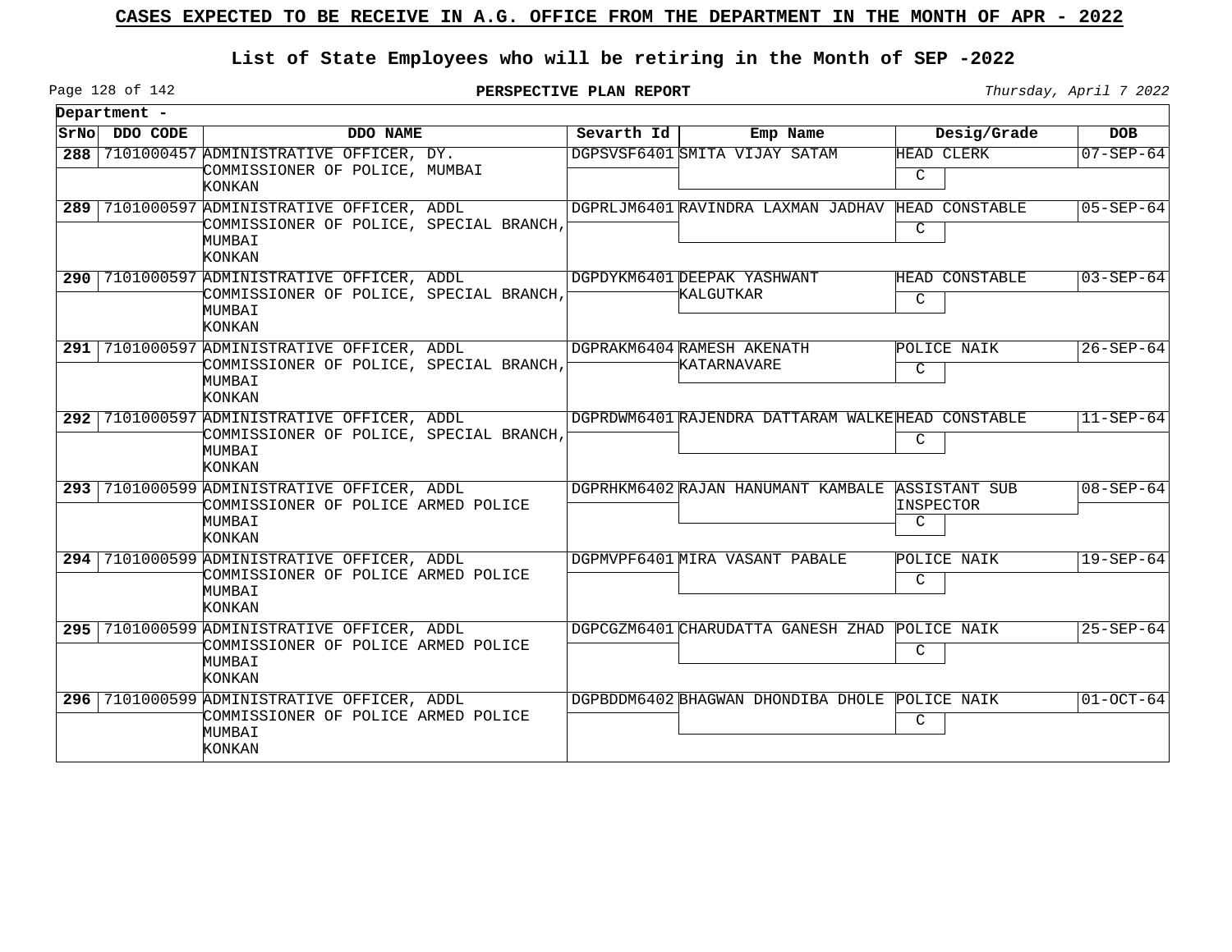## CASES EXPECTED TO BE RECEIVE IN A.G. OFFICE FROM THE DEPARTMENT IN THE MONTH OF APR - 2022

### List of State Employees who will be retiring in the Month of SEP -2022

**PERSPECTIVE PLAN REPORT**

*Thursday, April 7 2022*

**Department -**

| SrNo | DDO CODE | DDO NAME | Sevarth Id | Emp Name | Desig/Grade | DOB |
|---|---|---|---|---|---|---|
| 288 | 7101000457 | ADMINISTRATIVE OFFICER, DY. COMMISSIONER OF POLICE, MUMBAI KONKAN | DGPSVSF6401 | SMITA VIJAY SATAM | HEAD CLERK C | 07-SEP-64 |
| 289 | 7101000597 | ADMINISTRATIVE OFFICER, ADDL COMMISSIONER OF POLICE, SPECIAL BRANCH, MUMBAI KONKAN | DGPRLJM6401 | RAVINDRA LAXMAN JADHAV | HEAD CONSTABLE C | 05-SEP-64 |
| 290 | 7101000597 | ADMINISTRATIVE OFFICER, ADDL COMMISSIONER OF POLICE, SPECIAL BRANCH, MUMBAI KONKAN | DGPDYKM6401 | DEEPAK YASHWANT KALGUTKAR | HEAD CONSTABLE C | 03-SEP-64 |
| 291 | 7101000597 | ADMINISTRATIVE OFFICER, ADDL COMMISSIONER OF POLICE, SPECIAL BRANCH, MUMBAI KONKAN | DGPRAKM6404 | RAMESH AKENATH KATARNAVARE | POLICE NAIK C | 26-SEP-64 |
| 292 | 7101000597 | ADMINISTRATIVE OFFICER, ADDL COMMISSIONER OF POLICE, SPECIAL BRANCH, MUMBAI KONKAN | DGPRDWM6401 | RAJENDRA DATTARAM WALKE | HEAD CONSTABLE C | 11-SEP-64 |
| 293 | 7101000599 | ADMINISTRATIVE OFFICER, ADDL COMMISSIONER OF POLICE ARMED POLICE MUMBAI KONKAN | DGPRHKM6402 | RAJAN HANUMANT KAMBALE | ASSISTANT SUB INSPECTOR C | 08-SEP-64 |
| 294 | 7101000599 | ADMINISTRATIVE OFFICER, ADDL COMMISSIONER OF POLICE ARMED POLICE MUMBAI KONKAN | DGPMVPF6401 | MIRA VASANT PABALE | POLICE NAIK C | 19-SEP-64 |
| 295 | 7101000599 | ADMINISTRATIVE OFFICER, ADDL COMMISSIONER OF POLICE ARMED POLICE MUMBAI KONKAN | DGPCGZM6401 | CHARUDATTA GANESH ZHAD | POLICE NAIK C | 25-SEP-64 |
| 296 | 7101000599 | ADMINISTRATIVE OFFICER, ADDL COMMISSIONER OF POLICE ARMED POLICE MUMBAI KONKAN | DGPBDDM6402 | BHAGWAN DHONDIBA DHOLE | POLICE NAIK C | 01-OCT-64 |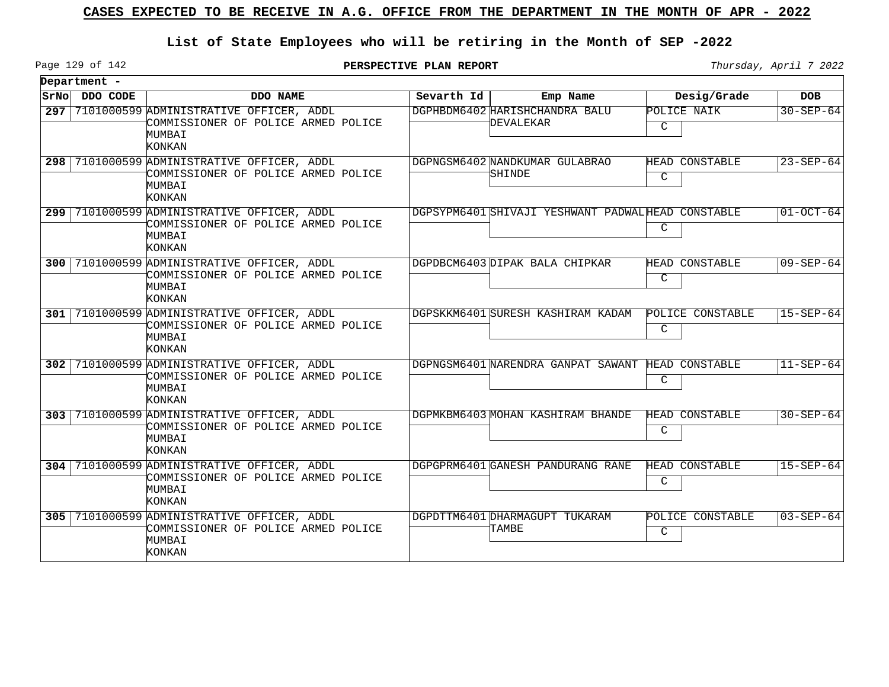# CASES EXPECTED TO BE RECEIVE IN A.G. OFFICE FROM THE DEPARTMENT IN THE MONTH OF APR - 2022

## List of State Employees who will be retiring in the Month of SEP -2022

**PERSPECTIVE PLAN REPORT**

*Thursday, April 7 2022*

**Department -**

| SrNo | DDO CODE | DDO NAME | Sevarth Id | Emp Name | Desig/Grade | DOB |
|---|---|---|---|---|---|---|
| **297** | 7101000599 | ADMINISTRATIVE OFFICER, ADDL COMMISSIONER OF POLICE ARMED POLICE MUMBAI KONKAN | DGPHBDM6402 | HARISHCHANDRA BALU DEVALEKAR | POLICE NAIK C | 30-SEP-64 |
| **298** | 7101000599 | ADMINISTRATIVE OFFICER, ADDL COMMISSIONER OF POLICE ARMED POLICE MUMBAI KONKAN | DGPNGSM6402 | NANDKUMAR GULABRAO SHINDE | HEAD CONSTABLE C | 23-SEP-64 |
| **299** | 7101000599 | ADMINISTRATIVE OFFICER, ADDL COMMISSIONER OF POLICE ARMED POLICE MUMBAI KONKAN | DGPSYPM6401 | SHIVAJI YESHWANT PADWAL | HEAD CONSTABLE C | 01-OCT-64 |
| **300** | 7101000599 | ADMINISTRATIVE OFFICER, ADDL COMMISSIONER OF POLICE ARMED POLICE MUMBAI KONKAN | DGPDBCM6403 | DIPAK BALA CHIPKAR | HEAD CONSTABLE C | 09-SEP-64 |
| **301** | 7101000599 | ADMINISTRATIVE OFFICER, ADDL COMMISSIONER OF POLICE ARMED POLICE MUMBAI KONKAN | DGPSKKM6401 | SURESH KASHIRAM KADAM | POLICE CONSTABLE C | 15-SEP-64 |
| **302** | 7101000599 | ADMINISTRATIVE OFFICER, ADDL COMMISSIONER OF POLICE ARMED POLICE MUMBAI KONKAN | DGPNGSM6401 | NARENDRA GANPAT SAWANT | HEAD CONSTABLE C | 11-SEP-64 |
| **303** | 7101000599 | ADMINISTRATIVE OFFICER, ADDL COMMISSIONER OF POLICE ARMED POLICE MUMBAI KONKAN | DGPMKBM6403 | MOHAN KASHIRAM BHANDE | HEAD CONSTABLE C | 30-SEP-64 |
| **304** | 7101000599 | ADMINISTRATIVE OFFICER, ADDL COMMISSIONER OF POLICE ARMED POLICE MUMBAI KONKAN | DGPGPRM6401 | GANESH PANDURANG RANE | HEAD CONSTABLE C | 15-SEP-64 |
| **305** | 7101000599 | ADMINISTRATIVE OFFICER, ADDL COMMISSIONER OF POLICE ARMED POLICE MUMBAI KONKAN | DGPDTTM6401 | DHARMAGUPT TUKARAM TAMBE | POLICE CONSTABLE C | 03-SEP-64 |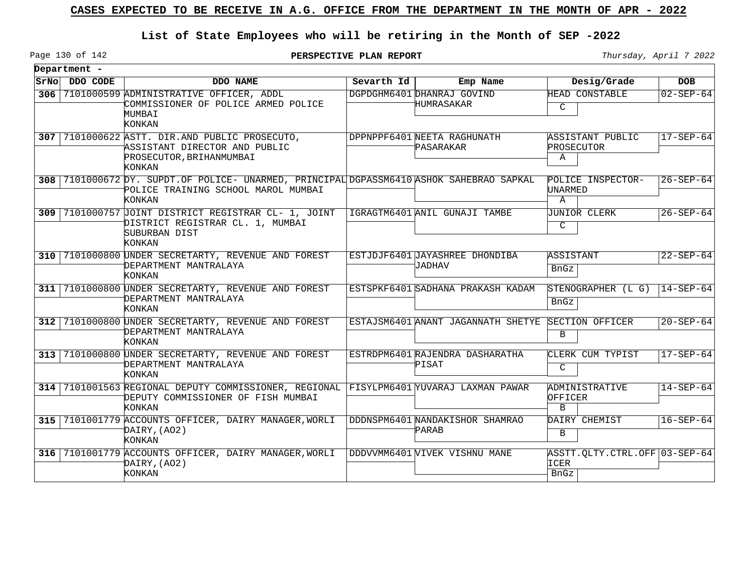# CASES EXPECTED TO BE RECEIVE IN A.G. OFFICE FROM THE DEPARTMENT IN THE MONTH OF APR - 2022

## List of State Employees who will be retiring in the Month of SEP -2022

**PERSPECTIVE PLAN REPORT**

*Thursday, April 7 2022*

**Department -**

| SrNo | DDO CODE | DDO NAME | Sevarth Id | Emp Name | Desig/Grade | DOB |
|---|---|---|---|---|---|---|
| 306 | 7101000599 | ADMINISTRATIVE OFFICER, ADDL COMMISSIONER OF POLICE ARMED POLICE MUMBAI KONKAN | DGPDGHM6401 | DHANRAJ GOVIND HUMRASAKAR | HEAD CONSTABLE C | 02-SEP-64 |
| 307 | 7101000622 | ASTT. DIR.AND PUBLIC PROSECUTO, ASSISTANT DIRECTOR AND PUBLIC PROSECUTOR,BRIHANMUMBAI KONKAN | DPPNPPF6401 | NEETA RAGHUNATH PASARAKAR | ASSISTANT PUBLIC PROSECUTOR A | 17-SEP-64 |
| 308 | 7101000672 | DY. SUPDT.OF POLICE- UNARMED, PRINCIPAL POLICE TRAINING SCHOOL MAROL MUMBAI KONKAN | DGPASSM6410 | ASHOK SAHEBRAO SAPKAL | POLICE INSPECTOR-UNARMED A | 26-SEP-64 |
| 309 | 7101000757 | JOINT DISTRICT REGISTRAR CL- 1, JOINT DISTRICT REGISTRAR CL. 1, MUMBAI SUBURBAN DIST KONKAN | IGRAGTM6401 | ANIL GUNAJI TAMBE | JUNIOR CLERK C | 26-SEP-64 |
| 310 | 7101000800 | UNDER SECRETARTY, REVENUE AND FOREST DEPARTMENT MANTRALAYA KONKAN | ESTJDJF6401 | JAYASHREE DHONDIBA JADHAV | ASSISTANT BnGz | 22-SEP-64 |
| 311 | 7101000800 | UNDER SECRETARTY, REVENUE AND FOREST DEPARTMENT MANTRALAYA KONKAN | ESTSPKF6401 | SADHANA PRAKASH KADAM | STENOGRAPHER (L G) BnGz | 14-SEP-64 |
| 312 | 7101000800 | UNDER SECRETARTY, REVENUE AND FOREST DEPARTMENT MANTRALAYA KONKAN | ESTAJSM6401 | ANANT JAGANNATH SHETYE | SECTION OFFICER B | 20-SEP-64 |
| 313 | 7101000800 | UNDER SECRETARTY, REVENUE AND FOREST DEPARTMENT MANTRALAYA KONKAN | ESTRDPM6401 | RAJENDRA DASHARATHA PISAT | CLERK CUM TYPIST C | 17-SEP-64 |
| 314 | 7101001563 | REGIONAL DEPUTY COMMISSIONER, REGIONAL DEPUTY COMMISSIONER OF FISH MUMBAI KONKAN | FISYLPM6401 | YUVARAJ LAXMAN PAWAR | ADMINISTRATIVE OFFICER B | 14-SEP-64 |
| 315 | 7101001779 | ACCOUNTS OFFICER, DAIRY MANAGER,WORLI DAIRY,(AO2) KONKAN | DDDNSPM6401 | NANDAKISHOR SHAMRAO PARAB | DAIRY CHEMIST B | 16-SEP-64 |
| 316 | 7101001779 | ACCOUNTS OFFICER, DAIRY MANAGER,WORLI DAIRY,(AO2) KONKAN | DDDVVMM6401 | VIVEK VISHNU MANE | ASSTT.QLTY.CTRL.OFFICER BnGz | 03-SEP-64 |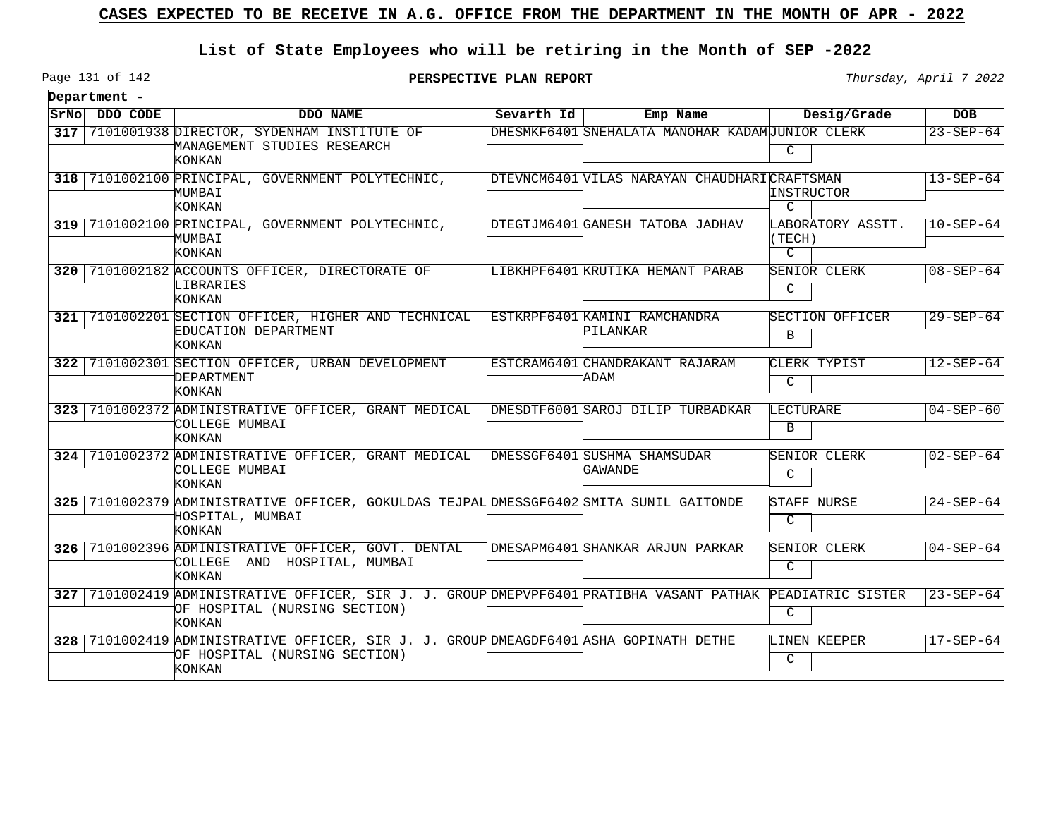# CASES EXPECTED TO BE RECEIVE IN A.G. OFFICE FROM THE DEPARTMENT IN THE MONTH OF APR - 2022

## List of State Employees who will be retiring in the Month of SEP -2022

**PERSPECTIVE PLAN REPORT**

*Thursday, April 7 2022*

**Department -**

| SrNo | DDO CODE | DDO NAME | Sevarth Id | Emp Name | Desig/Grade | DOB |
|---|---|---|---|---|---|---|
| 317 | 7101001938 | DIRECTOR, SYDENHAM INSTITUTE OF MANAGEMENT STUDIES RESEARCH KONKAN | DHESMKF6401 | SNEHALATA MANOHAR KADAM | JUNIOR CLERK C | 23-SEP-64 |
| 318 | 7101002100 | PRINCIPAL, GOVERNMENT POLYTECHNIC, MUMBAI KONKAN | DTEVNCM6401 | VILAS NARAYAN CHAUDHARI | CRAFTSMAN INSTRUCTOR C | 13-SEP-64 |
| 319 | 7101002100 | PRINCIPAL, GOVERNMENT POLYTECHNIC, MUMBAI KONKAN | DTEGTJM6401 | GANESH TATOBA JADHAV | LABORATORY ASSTT. (TECH) C | 10-SEP-64 |
| 320 | 7101002182 | ACCOUNTS OFFICER, DIRECTORATE OF LIBRARIES KONKAN | LIBKHPF6401 | KRUTIKA HEMANT PARAB | SENIOR CLERK C | 08-SEP-64 |
| 321 | 7101002201 | SECTION OFFICER, HIGHER AND TECHNICAL EDUCATION DEPARTMENT KONKAN | ESTKRPF6401 | KAMINI RAMCHANDRA PILANKAR | SECTION OFFICER B | 29-SEP-64 |
| 322 | 7101002301 | SECTION OFFICER, URBAN DEVELOPMENT DEPARTMENT KONKAN | ESTCRAM6401 | CHANDRAKANT RAJARAM ADAM | CLERK TYPIST C | 12-SEP-64 |
| 323 | 7101002372 | ADMINISTRATIVE OFFICER, GRANT MEDICAL COLLEGE MUMBAI KONKAN | DMESDTF6001 | SAROJ DILIP TURBADKAR | LECTURARE B | 04-SEP-60 |
| 324 | 7101002372 | ADMINISTRATIVE OFFICER, GRANT MEDICAL COLLEGE MUMBAI KONKAN | DMESSGF6401 | SUSHMA SHAMSUDAR GAWANDE | SENIOR CLERK C | 02-SEP-64 |
| 325 | 7101002379 | ADMINISTRATIVE OFFICER, GOKULDAS TEJPAL HOSPITAL, MUMBAI KONKAN | DMESSGF6402 | SMITA SUNIL GAITONDE | STAFF NURSE C | 24-SEP-64 |
| 326 | 7101002396 | ADMINISTRATIVE OFFICER, GOVT. DENTAL COLLEGE AND HOSPITAL, MUMBAI KONKAN | DMESAPM6401 | SHANKAR ARJUN PARKAR | SENIOR CLERK C | 04-SEP-64 |
| 327 | 7101002419 | ADMINISTRATIVE OFFICER, SIR J. J. GROUP OF HOSPITAL (NURSING SECTION) KONKAN | DMEPVPF6401 | PRATIBHA VASANT PATHAK | PEADIATRIC SISTER C | 23-SEP-64 |
| 328 | 7101002419 | ADMINISTRATIVE OFFICER, SIR J. J. GROUP OF HOSPITAL (NURSING SECTION) KONKAN | DMEAGDF6401 | ASHA GOPINATH DETHE | LINEN KEEPER C | 17-SEP-64 |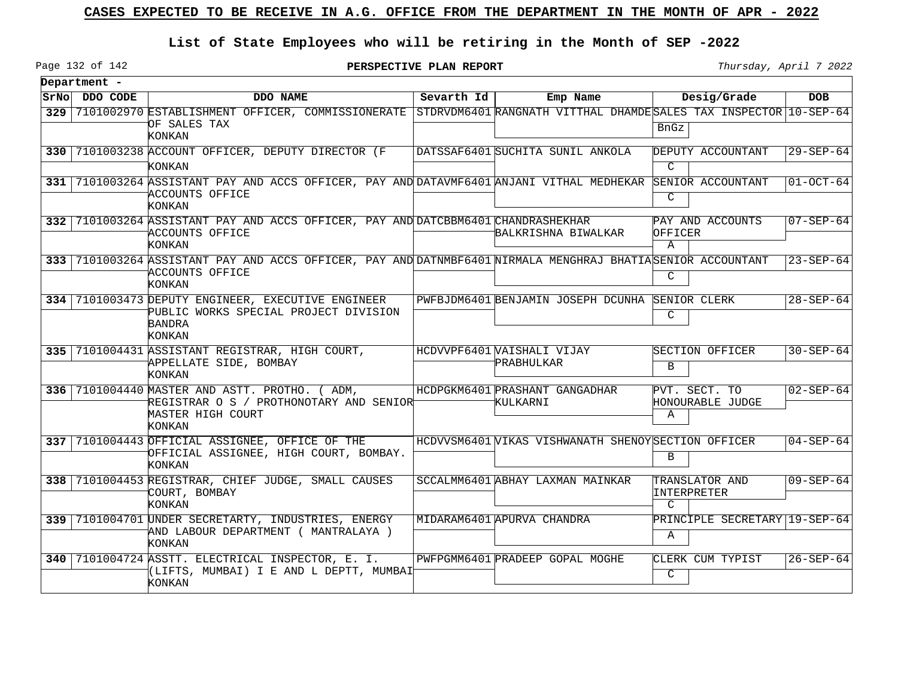# CASES EXPECTED TO BE RECEIVE IN A.G. OFFICE FROM THE DEPARTMENT IN THE MONTH OF APR - 2022

## List of State Employees who will be retiring in the Month of SEP -2022

**PERSPECTIVE PLAN REPORT**

*Thursday, April 7 2022*

**Department -**

| SrNo | DDO CODE | DDO NAME | Sevarth Id | Emp Name | Desig/Grade | DOB |
|---|---|---|---|---|---|---|
| **329** | 7101002970 | ESTABLISHMENT OFFICER, COMMISSIONERATE OF SALES TAX KONKAN | STDRVDM6401 | RANGNATH VITTHAL DHAMDE | SALES TAX INSPECTOR BnGz | 10-SEP-64 |
| **330** | 7101003238 | ACCOUNT OFFICER, DEPUTY DIRECTOR (F KONKAN | DATSSAF6401 | SUCHITA SUNIL ANKOLA | DEPUTY ACCOUNTANT C | 29-SEP-64 |
| **331** | 7101003264 | ASSISTANT PAY AND ACCS OFFICER, PAY AND ACCOUNTS OFFICE KONKAN | DATAVMF6401 | ANJANI VITHAL MEDHEKAR | SENIOR ACCOUNTANT C | 01-OCT-64 |
| **332** | 7101003264 | ASSISTANT PAY AND ACCS OFFICER, PAY AND ACCOUNTS OFFICE KONKAN | DATCBBM6401 | CHANDRASHEKHAR BALKRISHNA BIWALKAR | PAY AND ACCOUNTS OFFICER A | 07-SEP-64 |
| **333** | 7101003264 | ASSISTANT PAY AND ACCS OFFICER, PAY AND ACCOUNTS OFFICE KONKAN | DATNMBF6401 | NIRMALA MENGHRAJ BHATIA | SENIOR ACCOUNTANT C | 23-SEP-64 |
| **334** | 7101003473 | DEPUTY ENGINEER, EXECUTIVE ENGINEER PUBLIC WORKS SPECIAL PROJECT DIVISION BANDRA KONKAN | PWFBJDM6401 | BENJAMIN JOSEPH DCUNHA | SENIOR CLERK C | 28-SEP-64 |
| **335** | 7101004431 | ASSISTANT REGISTRAR, HIGH COURT, APPELLATE SIDE, BOMBAY KONKAN | HCDVVPF6401 | VAISHALI VIJAY PRABHULKAR | SECTION OFFICER B | 30-SEP-64 |
| **336** | 7101004440 | MASTER AND ASTT. PROTHO. ( ADM, REGISTRAR O S / PROTHONOTARY AND SENIOR MASTER HIGH COURT KONKAN | HCDPGKM6401 | PRASHANT GANGADHAR KULKARNI | PVT. SECT. TO HONOURABLE JUDGE A | 02-SEP-64 |
| **337** | 7101004443 | OFFICIAL ASSIGNEE, OFFICE OF THE OFFICIAL ASSIGNEE, HIGH COURT, BOMBAY. KONKAN | HCDVVSM6401 | VIKAS VISHWANATH SHENOY | SECTION OFFICER B | 04-SEP-64 |
| **338** | 7101004453 | REGISTRAR, CHIEF JUDGE, SMALL CAUSES COURT, BOMBAY KONKAN | SCCALMM6401 | ABHAY LAXMAN MAINKAR | TRANSLATOR AND INTERPRETER C | 09-SEP-64 |
| **339** | 7101004701 | UNDER SECRETARTY, INDUSTRIES, ENERGY AND LABOUR DEPARTMENT ( MANTRALAYA ) KONKAN | MIDARAM6401 | APURVA CHANDRA | PRINCIPLE SECRETARY A | 19-SEP-64 |
| **340** | 7101004724 | ASSTT. ELECTRICAL INSPECTOR, E. I. (LIFTS, MUMBAI) I E AND L DEPTT, MUMBAI KONKAN | PWFPGMM6401 | PRADEEP GOPAL MOGHE | CLERK CUM TYPIST C | 26-SEP-64 |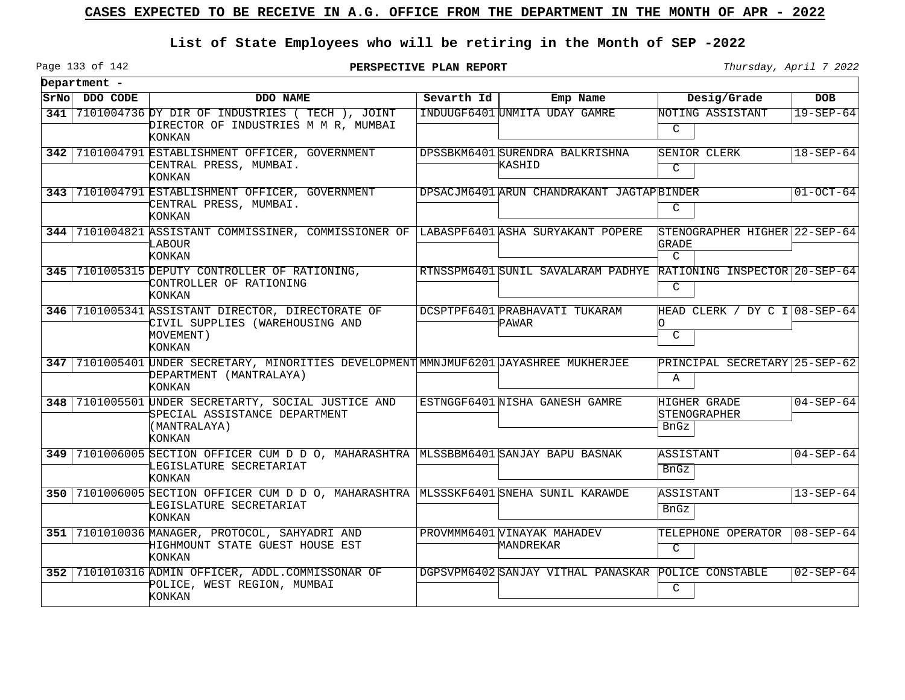# CASES EXPECTED TO BE RECEIVE IN A.G. OFFICE FROM THE DEPARTMENT IN THE MONTH OF APR - 2022

## List of State Employees who will be retiring in the Month of SEP -2022

**PERSPECTIVE PLAN REPORT**

*Thursday, April 7 2022*

**Department -**

| SrNo | DDO CODE | DDO NAME | Sevarth Id | Emp Name | Desig/Grade | DOB |
|---|---|---|---|---|---|---|
| 341 | 7101004736 | DY DIR OF INDUSTRIES ( TECH ), JOINT DIRECTOR OF INDUSTRIES M M R, MUMBAI KONKAN | INDUUGF6401 | UNMITA UDAY GAMRE | NOTING ASSISTANT C | 19-SEP-64 |
| 342 | 7101004791 | ESTABLISHMENT OFFICER, GOVERNMENT CENTRAL PRESS, MUMBAI. KONKAN | DPSSBKM6401 | SURENDRA BALKRISHNA KASHID | SENIOR CLERK C | 18-SEP-64 |
| 343 | 7101004791 | ESTABLISHMENT OFFICER, GOVERNMENT CENTRAL PRESS, MUMBAI. KONKAN | DPSACJM6401 | ARUN CHANDRAKANT JAGTAP | BINDER C | 01-OCT-64 |
| 344 | 7101004821 | ASSISTANT COMMISSINER, COMMISSIONER OF LABOUR KONKAN | LABASPF6401 | ASHA SURYAKANT POPERE | STENOGRAPHER HIGHER GRADE C | 22-SEP-64 |
| 345 | 7101005315 | DEPUTY CONTROLLER OF RATIONING, CONTROLLER OF RATIONING KONKAN | RTNSSPM6401 | SUNIL SAVALARAM PADHYE | RATIONING INSPECTOR C | 20-SEP-64 |
| 346 | 7101005341 | ASSISTANT DIRECTOR, DIRECTORATE OF CIVIL SUPPLIES (WAREHOUSING AND MOVEMENT) KONKAN | DCSPTPF6401 | PRABHAVATI TUKARAM PAWAR | HEAD CLERK / DY C I O C | 08-SEP-64 |
| 347 | 7101005401 | UNDER SECRETARY, MINORITIES DEVELOPMENT DEPARTMENT (MANTRALAYA) KONKAN | MMNJMUF6201 | JAYASHREE MUKHERJEE | PRINCIPAL SECRETARY A | 25-SEP-62 |
| 348 | 7101005501 | UNDER SECRETARTY, SOCIAL JUSTICE AND SPECIAL ASSISTANCE DEPARTMENT (MANTRALAYA) KONKAN | ESTNGGF6401 | NISHA GANESH GAMRE | HIGHER GRADE STENOGRAPHER BnGz | 04-SEP-64 |
| 349 | 7101006005 | SECTION OFFICER CUM D D O, MAHARASHTRA LEGISLATURE SECRETARIAT KONKAN | MLSSBBM6401 | SANJAY BAPU BASNAK | ASSISTANT BnGz | 04-SEP-64 |
| 350 | 7101006005 | SECTION OFFICER CUM D D O, MAHARASHTRA LEGISLATURE SECRETARIAT KONKAN | MLSSSKF6401 | SNEHA SUNIL KARAWDE | ASSISTANT BnGz | 13-SEP-64 |
| 351 | 7101010036 | MANAGER, PROTOCOL, SAHYADRI AND HIGHMOUNT STATE GUEST HOUSE EST KONKAN | PROVMMM6401 | VINAYAK MAHADEV MANDREKAR | TELEPHONE OPERATOR C | 08-SEP-64 |
| 352 | 7101010316 | ADMIN OFFICER, ADDL.COMMISSONAR OF POLICE, WEST REGION, MUMBAI KONKAN | DGPSVPM6402 | SANJAY VITHAL PANASKAR | POLICE CONSTABLE C | 02-SEP-64 |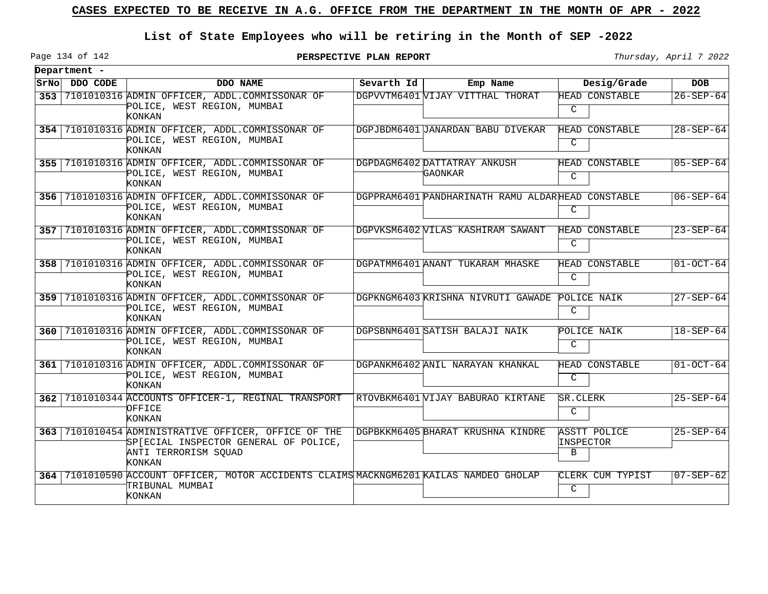# CASES EXPECTED TO BE RECEIVE IN A.G. OFFICE FROM THE DEPARTMENT IN THE MONTH OF APR - 2022

## List of State Employees who will be retiring in the Month of SEP -2022

**PERSPECTIVE PLAN REPORT**

*Thursday, April 7 2022*

**Department -**

| SrNo | DDO CODE | DDO NAME | Sevarth Id | Emp Name | Desig/Grade | DOB |
|---|---|---|---|---|---|---|
| **353** | 7101010316 | ADMIN OFFICER, ADDL.COMMISSONAR OF POLICE, WEST REGION, MUMBAI KONKAN | DGPVVTM6401 | VIJAY VITTHAL THORAT | HEAD CONSTABLE C | 26-SEP-64 |
| **354** | 7101010316 | ADMIN OFFICER, ADDL.COMMISSONAR OF POLICE, WEST REGION, MUMBAI KONKAN | DGPJBDM6401 | JANARDAN BABU DIVEKAR | HEAD CONSTABLE C | 28-SEP-64 |
| **355** | 7101010316 | ADMIN OFFICER, ADDL.COMMISSONAR OF POLICE, WEST REGION, MUMBAI KONKAN | DGPDAGM6402 | DATTATRAY ANKUSH GAONKAR | HEAD CONSTABLE C | 05-SEP-64 |
| **356** | 7101010316 | ADMIN OFFICER, ADDL.COMMISSONAR OF POLICE, WEST REGION, MUMBAI KONKAN | DGPPRAM6401 | PANDHARINATH RAMU ALDAR | HEAD CONSTABLE C | 06-SEP-64 |
| **357** | 7101010316 | ADMIN OFFICER, ADDL.COMMISSONAR OF POLICE, WEST REGION, MUMBAI KONKAN | DGPVKSM6402 | VILAS KASHIRAM SAWANT | HEAD CONSTABLE C | 23-SEP-64 |
| **358** | 7101010316 | ADMIN OFFICER, ADDL.COMMISSONAR OF POLICE, WEST REGION, MUMBAI KONKAN | DGPATMM6401 | ANANT TUKARAM MHASKE | HEAD CONSTABLE C | 01-OCT-64 |
| **359** | 7101010316 | ADMIN OFFICER, ADDL.COMMISSONAR OF POLICE, WEST REGION, MUMBAI KONKAN | DGPKNGM6403 | KRISHNA NIVRUTI GAWADE | POLICE NAIK C | 27-SEP-64 |
| **360** | 7101010316 | ADMIN OFFICER, ADDL.COMMISSONAR OF POLICE, WEST REGION, MUMBAI KONKAN | DGPSBNM6401 | SATISH BALAJI NAIK | POLICE NAIK C | 18-SEP-64 |
| **361** | 7101010316 | ADMIN OFFICER, ADDL.COMMISSONAR OF POLICE, WEST REGION, MUMBAI KONKAN | DGPANKM6402 | ANIL NARAYAN KHANKAL | HEAD CONSTABLE C | 01-OCT-64 |
| **362** | 7101010344 | ACCOUNTS OFFICER-1, REGINAL TRANSPORT OFFICE KONKAN | RTOVBKM6401 | VIJAY BABURAO KIRTANE | SR.CLERK C | 25-SEP-64 |
| **363** | 7101010454 | ADMINISTRATIVE OFFICER, OFFICE OF THE SP[ECIAL INSPECTOR GENERAL OF POLICE, ANTI TERRORISM SQUAD KONKAN | DGPBKKM6405 | BHARAT KRUSHNA KINDRE | ASSTT POLICE INSPECTOR B | 25-SEP-64 |
| **364** | 7101010590 | ACCOUNT OFFICER, MOTOR ACCIDENTS CLAIMS TRIBUNAL MUMBAI KONKAN | MACKNGM6201 | KAILAS NAMDEO GHOLAP | CLERK CUM TYPIST C | 07-SEP-62 |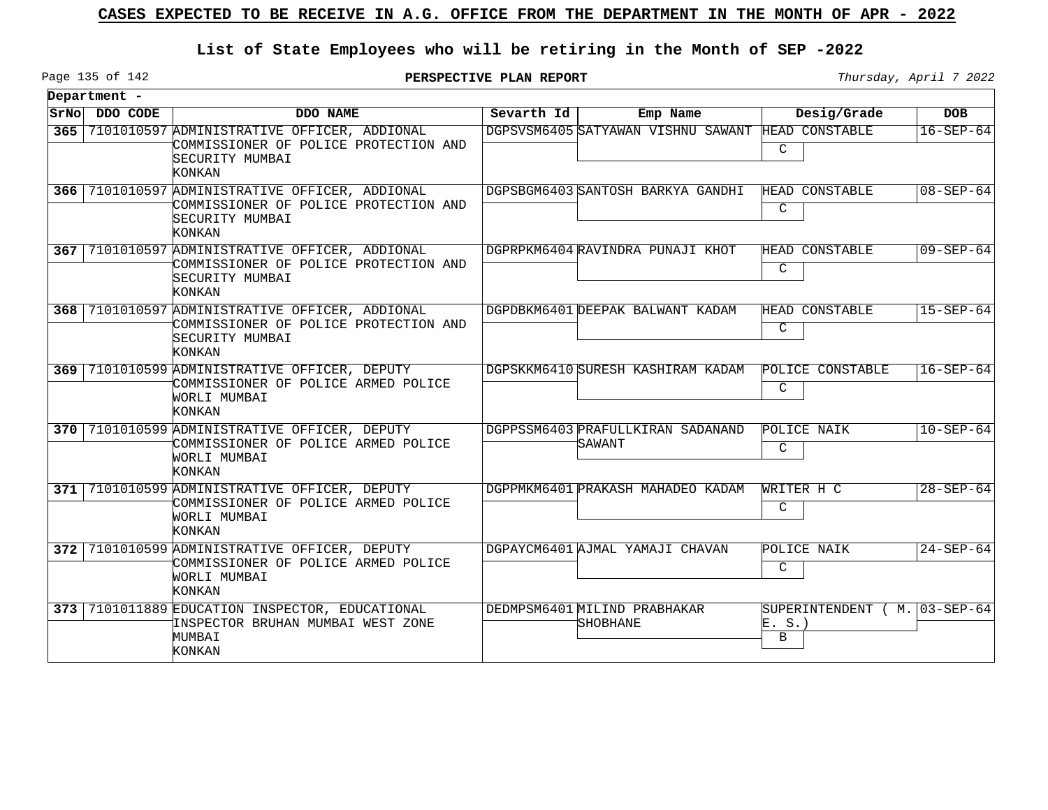# CASES EXPECTED TO BE RECEIVE IN A.G. OFFICE FROM THE DEPARTMENT IN THE MONTH OF APR - 2022

## List of State Employees who will be retiring in the Month of SEP -2022

**PERSPECTIVE PLAN REPORT**

*Thursday, April 7 2022*

**Department -**

| SrNo | DDO CODE | DDO NAME | Sevarth Id | Emp Name | Desig/Grade | DOB |
|---|---|---|---|---|---|---|
| 365 | 7101010597 | ADMINISTRATIVE OFFICER, ADDIONAL COMMISSIONER OF POLICE PROTECTION AND SECURITY MUMBAI KONKAN | DGPSVSM6405 | SATYAWAN VISHNU SAWANT | HEAD CONSTABLE C | 16-SEP-64 |
| 366 | 7101010597 | ADMINISTRATIVE OFFICER, ADDIONAL COMMISSIONER OF POLICE PROTECTION AND SECURITY MUMBAI KONKAN | DGPSBGM6403 | SANTOSH BARKYA GANDHI | HEAD CONSTABLE C | 08-SEP-64 |
| 367 | 7101010597 | ADMINISTRATIVE OFFICER, ADDIONAL COMMISSIONER OF POLICE PROTECTION AND SECURITY MUMBAI KONKAN | DGPRPKM6404 | RAVINDRA PUNAJI KHOT | HEAD CONSTABLE C | 09-SEP-64 |
| 368 | 7101010597 | ADMINISTRATIVE OFFICER, ADDIONAL COMMISSIONER OF POLICE PROTECTION AND SECURITY MUMBAI KONKAN | DGPDBKM6401 | DEEPAK BALWANT KADAM | HEAD CONSTABLE C | 15-SEP-64 |
| 369 | 7101010599 | ADMINISTRATIVE OFFICER, DEPUTY COMMISSIONER OF POLICE ARMED POLICE WORLI MUMBAI KONKAN | DGPSKKM6410 | SURESH KASHIRAM KADAM | POLICE CONSTABLE C | 16-SEP-64 |
| 370 | 7101010599 | ADMINISTRATIVE OFFICER, DEPUTY COMMISSIONER OF POLICE ARMED POLICE WORLI MUMBAI KONKAN | DGPPSSM6403 | PRAFULLKIRAN SADANAND SAWANT | POLICE NAIK C | 10-SEP-64 |
| 371 | 7101010599 | ADMINISTRATIVE OFFICER, DEPUTY COMMISSIONER OF POLICE ARMED POLICE WORLI MUMBAI KONKAN | DGPPMKM6401 | PRAKASH MAHADEO KADAM | WRITER H C C | 28-SEP-64 |
| 372 | 7101010599 | ADMINISTRATIVE OFFICER, DEPUTY COMMISSIONER OF POLICE ARMED POLICE WORLI MUMBAI KONKAN | DGPAYCM6401 | AJMAL YAMAJI CHAVAN | POLICE NAIK C | 24-SEP-64 |
| 373 | 7101011889 | EDUCATION INSPECTOR, EDUCATIONAL INSPECTOR BRUHAN MUMBAI WEST ZONE MUMBAI KONKAN | DEDMPSM6401 | MILIND PRABHAKAR SHOBHANE | SUPERINTENDENT ( M. E. S.) B | 03-SEP-64 |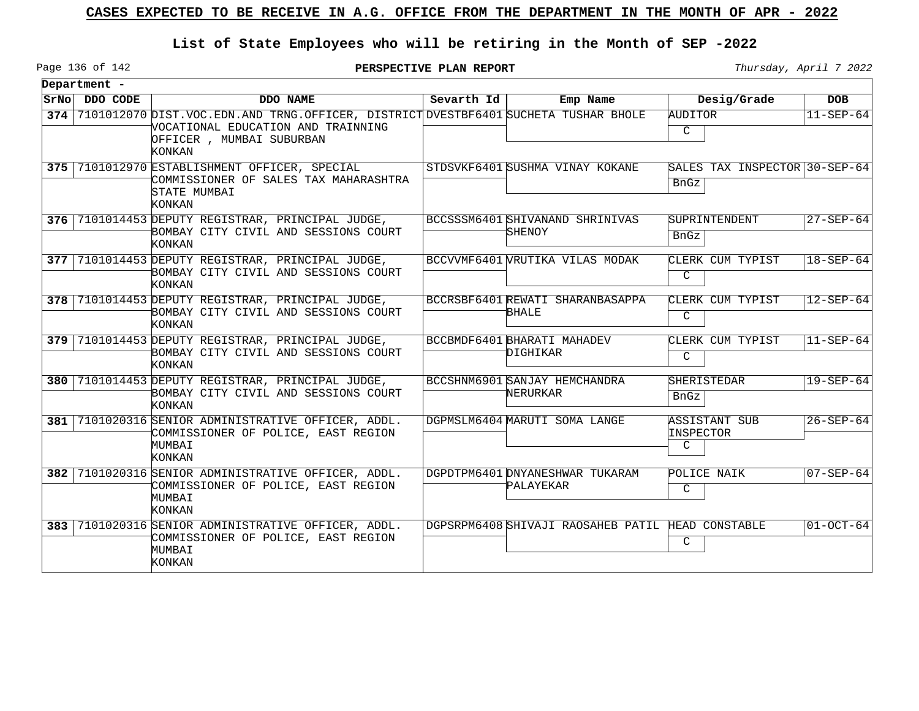## CASES EXPECTED TO BE RECEIVE IN A.G. OFFICE FROM THE DEPARTMENT IN THE MONTH OF APR - 2022

### List of State Employees who will be retiring in the Month of SEP -2022

**PERSPECTIVE PLAN REPORT**

*Thursday, April 7 2022*

**Department -**

| SrNo | DDO CODE | DDO NAME | Sevarth Id | Emp Name | Desig/Grade | DOB |
|---|---|---|---|---|---|---|
| 374 | 7101012070 | DIST.VOC.EDN.AND TRNG.OFFICER, DISTRICT VOCATIONAL EDUCATION AND TRAINNING OFFICER , MUMBAI SUBURBAN KONKAN | DVESTBF6401 | SUCHETA TUSHAR BHOLE | AUDITOR C | 11-SEP-64 |
| 375 | 7101012970 | ESTABLISHMENT OFFICER, SPECIAL COMMISSIONER OF SALES TAX MAHARASHTRA STATE MUMBAI KONKAN | STDSVKF6401 | SUSHMA VINAY KOKANE | SALES TAX INSPECTOR BnGz | 30-SEP-64 |
| 376 | 7101014453 | DEPUTY REGISTRAR, PRINCIPAL JUDGE, BOMBAY CITY CIVIL AND SESSIONS COURT KONKAN | BCCSSSM6401 | SHIVANAND SHRINIVAS SHENOY | SUPRINTENDENT BnGz | 27-SEP-64 |
| 377 | 7101014453 | DEPUTY REGISTRAR, PRINCIPAL JUDGE, BOMBAY CITY CIVIL AND SESSIONS COURT KONKAN | BCCVVMF6401 | VRUTIKA VILAS MODAK | CLERK CUM TYPIST C | 18-SEP-64 |
| 378 | 7101014453 | DEPUTY REGISTRAR, PRINCIPAL JUDGE, BOMBAY CITY CIVIL AND SESSIONS COURT KONKAN | BCCRSBF6401 | REWATI SHARANBASAPPA BHALE | CLERK CUM TYPIST C | 12-SEP-64 |
| 379 | 7101014453 | DEPUTY REGISTRAR, PRINCIPAL JUDGE, BOMBAY CITY CIVIL AND SESSIONS COURT KONKAN | BCCBMDF6401 | BHARATI MAHADEV DIGHIKAR | CLERK CUM TYPIST C | 11-SEP-64 |
| 380 | 7101014453 | DEPUTY REGISTRAR, PRINCIPAL JUDGE, BOMBAY CITY CIVIL AND SESSIONS COURT KONKAN | BCCSHNM6901 | SANJAY HEMCHANDRA NERURKAR | SHERISTEDAR BnGz | 19-SEP-64 |
| 381 | 7101020316 | SENIOR ADMINISTRATIVE OFFICER, ADDL. COMMISSIONER OF POLICE, EAST REGION MUMBAI KONKAN | DGPMSLM6404 | MARUTI SOMA LANGE | ASSISTANT SUB INSPECTOR C | 26-SEP-64 |
| 382 | 7101020316 | SENIOR ADMINISTRATIVE OFFICER, ADDL. COMMISSIONER OF POLICE, EAST REGION MUMBAI KONKAN | DGPDTPM6401 | DNYANESHWAR TUKARAM PALAYEKAR | POLICE NAIK C | 07-SEP-64 |
| 383 | 7101020316 | SENIOR ADMINISTRATIVE OFFICER, ADDL. COMMISSIONER OF POLICE, EAST REGION MUMBAI KONKAN | DGPSRPM6408 | SHIVAJI RAOSAHEB PATIL | HEAD CONSTABLE C | 01-OCT-64 |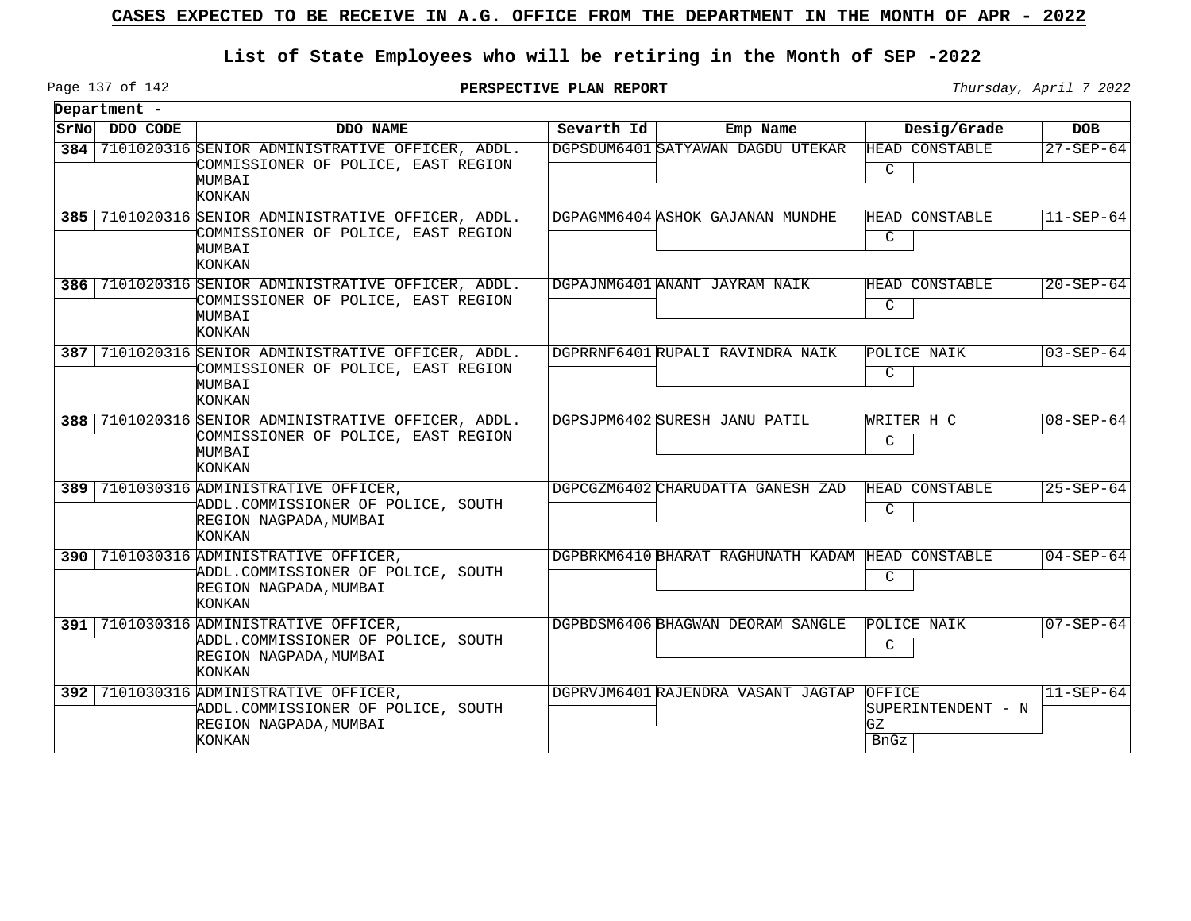# CASES EXPECTED TO BE RECEIVE IN A.G. OFFICE FROM THE DEPARTMENT IN THE MONTH OF APR - 2022

## List of State Employees who will be retiring in the Month of SEP -2022

**PERSPECTIVE PLAN REPORT**

*Thursday, April 7 2022*

**Department -**

| SrNo | DDO CODE | DDO NAME | Sevarth Id | Emp Name | Desig/Grade | DOB |
|---|---|---|---|---|---|---|
| **384** | 7101020316 | SENIOR ADMINISTRATIVE OFFICER, ADDL. COMMISSIONER OF POLICE, EAST REGION MUMBAI KONKAN | DGPSDUM6401 | SATYAWAN DAGDU UTEKAR | HEAD CONSTABLE C | 27-SEP-64 |
| **385** | 7101020316 | SENIOR ADMINISTRATIVE OFFICER, ADDL. COMMISSIONER OF POLICE, EAST REGION MUMBAI KONKAN | DGPAGMM6404 | ASHOK GAJANAN MUNDHE | HEAD CONSTABLE C | 11-SEP-64 |
| **386** | 7101020316 | SENIOR ADMINISTRATIVE OFFICER, ADDL. COMMISSIONER OF POLICE, EAST REGION MUMBAI KONKAN | DGPAJNM6401 | ANANT JAYRAM NAIK | HEAD CONSTABLE C | 20-SEP-64 |
| **387** | 7101020316 | SENIOR ADMINISTRATIVE OFFICER, ADDL. COMMISSIONER OF POLICE, EAST REGION MUMBAI KONKAN | DGPRRNF6401 | RUPALI RAVINDRA NAIK | POLICE NAIK C | 03-SEP-64 |
| **388** | 7101020316 | SENIOR ADMINISTRATIVE OFFICER, ADDL. COMMISSIONER OF POLICE, EAST REGION MUMBAI KONKAN | DGPSJPM6402 | SURESH JANU PATIL | WRITER H C C | 08-SEP-64 |
| **389** | 7101030316 | ADMINISTRATIVE OFFICER, ADDL.COMMISSIONER OF POLICE, SOUTH REGION NAGPADA,MUMBAI KONKAN | DGPCGZM6402 | CHARUDATTA GANESH ZAD | HEAD CONSTABLE C | 25-SEP-64 |
| **390** | 7101030316 | ADMINISTRATIVE OFFICER, ADDL.COMMISSIONER OF POLICE, SOUTH REGION NAGPADA,MUMBAI KONKAN | DGPBRKM6410 | BHARAT RAGHUNATH KADAM | HEAD CONSTABLE C | 04-SEP-64 |
| **391** | 7101030316 | ADMINISTRATIVE OFFICER, ADDL.COMMISSIONER OF POLICE, SOUTH REGION NAGPADA,MUMBAI KONKAN | DGPBDSM6406 | BHAGWAN DEORAM SANGLE | POLICE NAIK C | 07-SEP-64 |
| **392** | 7101030316 | ADMINISTRATIVE OFFICER, ADDL.COMMISSIONER OF POLICE, SOUTH REGION NAGPADA,MUMBAI KONKAN | DGPRVJM6401 | RAJENDRA VASANT JAGTAP | OFFICE SUPERINTENDENT - N GZ BnGz | 11-SEP-64 |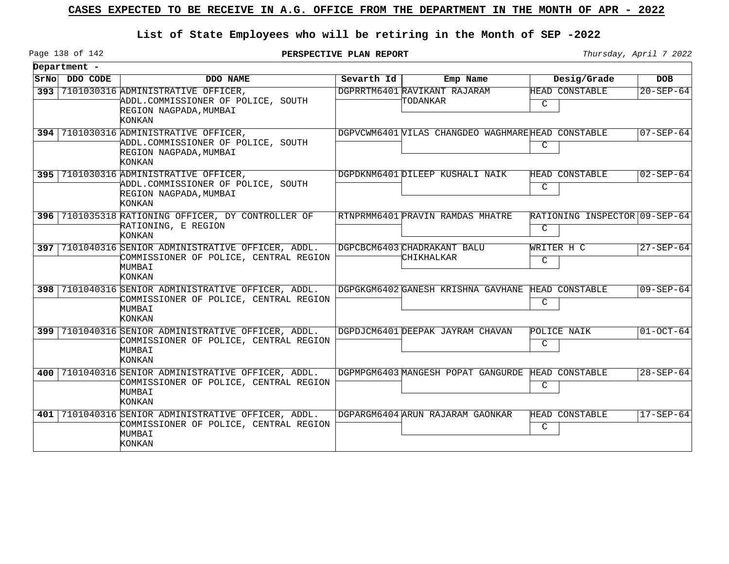# CASES EXPECTED TO BE RECEIVE IN A.G. OFFICE FROM THE DEPARTMENT IN THE MONTH OF APR - 2022

## List of State Employees who will be retiring in the Month of SEP -2022

**PERSPECTIVE PLAN REPORT**

*Thursday, April 7 2022*

**Department -**

| SrNo | DDO CODE | DDO NAME | Sevarth Id | Emp Name | Desig/Grade | DOB |
|---|---|---|---|---|---|---|
| 393 | 7101030316 | ADMINISTRATIVE OFFICER, ADDL.COMMISSIONER OF POLICE, SOUTH REGION NAGPADA,MUMBAI KONKAN | DGPRRTM6401 | RAVIKANT RAJARAM TODANKAR | HEAD CONSTABLE C | 20-SEP-64 |
| 394 | 7101030316 | ADMINISTRATIVE OFFICER, ADDL.COMMISSIONER OF POLICE, SOUTH REGION NAGPADA,MUMBAI KONKAN | DGPVCWM6401 | VILAS CHANGDEO WAGHMARE | HEAD CONSTABLE C | 07-SEP-64 |
| 395 | 7101030316 | ADMINISTRATIVE OFFICER, ADDL.COMMISSIONER OF POLICE, SOUTH REGION NAGPADA,MUMBAI KONKAN | DGPDKNM6401 | DILEEP KUSHALI NAIK | HEAD CONSTABLE C | 02-SEP-64 |
| 396 | 7101035318 | RATIONING OFFICER, DY CONTROLLER OF RATIONING, E REGION KONKAN | RTNPRMM6401 | PRAVIN RAMDAS MHATRE | RATIONING INSPECTOR C | 09-SEP-64 |
| 397 | 7101040316 | SENIOR ADMINISTRATIVE OFFICER, ADDL. COMMISSIONER OF POLICE, CENTRAL REGION MUMBAI KONKAN | DGPCBCM6403 | CHADRAKANT BALU CHIKHALKAR | WRITER H C C | 27-SEP-64 |
| 398 | 7101040316 | SENIOR ADMINISTRATIVE OFFICER, ADDL. COMMISSIONER OF POLICE, CENTRAL REGION MUMBAI KONKAN | DGPGKGM6402 | GANESH KRISHNA GAVHANE | HEAD CONSTABLE C | 09-SEP-64 |
| 399 | 7101040316 | SENIOR ADMINISTRATIVE OFFICER, ADDL. COMMISSIONER OF POLICE, CENTRAL REGION MUMBAI KONKAN | DGPDJCM6401 | DEEPAK JAYRAM CHAVAN | POLICE NAIK C | 01-OCT-64 |
| 400 | 7101040316 | SENIOR ADMINISTRATIVE OFFICER, ADDL. COMMISSIONER OF POLICE, CENTRAL REGION MUMBAI KONKAN | DGPMPGM6403 | MANGESH POPAT GANGURDE | HEAD CONSTABLE C | 28-SEP-64 |
| 401 | 7101040316 | SENIOR ADMINISTRATIVE OFFICER, ADDL. COMMISSIONER OF POLICE, CENTRAL REGION MUMBAI KONKAN | DGPARGM6404 | ARUN RAJARAM GAONKAR | HEAD CONSTABLE C | 17-SEP-64 |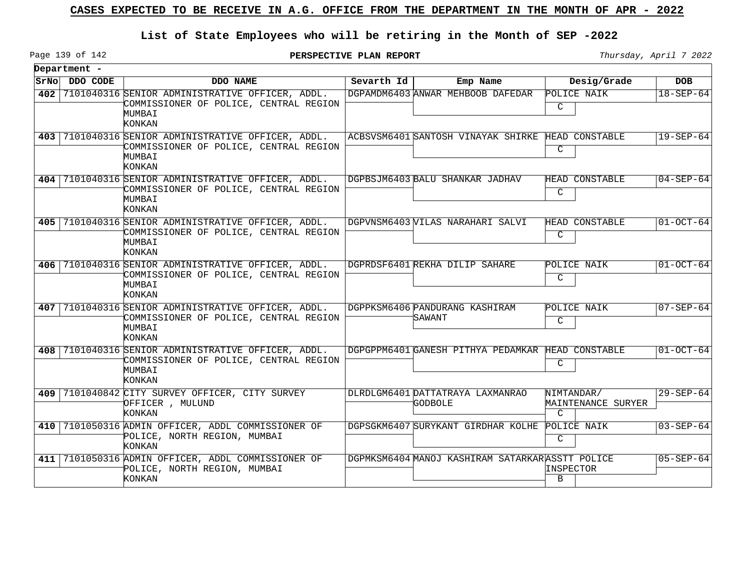## CASES EXPECTED TO BE RECEIVE IN A.G. OFFICE FROM THE DEPARTMENT IN THE MONTH OF APR - 2022

### List of State Employees who will be retiring in the Month of SEP -2022

**PERSPECTIVE PLAN REPORT**

*Thursday, April 7 2022*

**Department -**

| SrNo | DDO CODE | DDO NAME | Sevarth Id | Emp Name | Desig/Grade | DOB |
|---|---|---|---|---|---|---|
| 402 | 7101040316 | SENIOR ADMINISTRATIVE OFFICER, ADDL. COMMISSIONER OF POLICE, CENTRAL REGION MUMBAI KONKAN | DGPAMDM6403 | ANWAR MEHBOOB DAFEDAR | POLICE NAIK C | 18-SEP-64 |
| 403 | 7101040316 | SENIOR ADMINISTRATIVE OFFICER, ADDL. COMMISSIONER OF POLICE, CENTRAL REGION MUMBAI KONKAN | ACBSVSM6401 | SANTOSH VINAYAK SHIRKE | HEAD CONSTABLE C | 19-SEP-64 |
| 404 | 7101040316 | SENIOR ADMINISTRATIVE OFFICER, ADDL. COMMISSIONER OF POLICE, CENTRAL REGION MUMBAI KONKAN | DGPBSJM6403 | BALU SHANKAR JADHAV | HEAD CONSTABLE C | 04-SEP-64 |
| 405 | 7101040316 | SENIOR ADMINISTRATIVE OFFICER, ADDL. COMMISSIONER OF POLICE, CENTRAL REGION MUMBAI KONKAN | DGPVNSM6403 | VILAS NARAHARI SALVI | HEAD CONSTABLE C | 01-OCT-64 |
| 406 | 7101040316 | SENIOR ADMINISTRATIVE OFFICER, ADDL. COMMISSIONER OF POLICE, CENTRAL REGION MUMBAI KONKAN | DGPRDSF6401 | REKHA DILIP SAHARE | POLICE NAIK C | 01-OCT-64 |
| 407 | 7101040316 | SENIOR ADMINISTRATIVE OFFICER, ADDL. COMMISSIONER OF POLICE, CENTRAL REGION MUMBAI KONKAN | DGPPKSM6406 | PANDURANG KASHIRAM SAWANT | POLICE NAIK C | 07-SEP-64 |
| 408 | 7101040316 | SENIOR ADMINISTRATIVE OFFICER, ADDL. COMMISSIONER OF POLICE, CENTRAL REGION MUMBAI KONKAN | DGPGPPM6401 | GANESH PITHYA PEDAMKAR | HEAD CONSTABLE C | 01-OCT-64 |
| 409 | 7101040842 | CITY SURVEY OFFICER, CITY SURVEY OFFICER , MULUND KONKAN | DLRDLGM6401 | DATTATRAYA LAXMANRAO GODBOLE | NIMTANDAR/ MAINTENANCE SURYER C | 29-SEP-64 |
| 410 | 7101050316 | ADMIN OFFICER, ADDL COMMISSIONER OF POLICE, NORTH REGION, MUMBAI KONKAN | DGPSGKM6407 | SURYKANT GIRDHAR KOLHE | POLICE NAIK C | 03-SEP-64 |
| 411 | 7101050316 | ADMIN OFFICER, ADDL COMMISSIONER OF POLICE, NORTH REGION, MUMBAI KONKAN | DGPMKSM6404 | MANOJ KASHIRAM SATARKAR | ASSTT POLICE INSPECTOR B | 05-SEP-64 |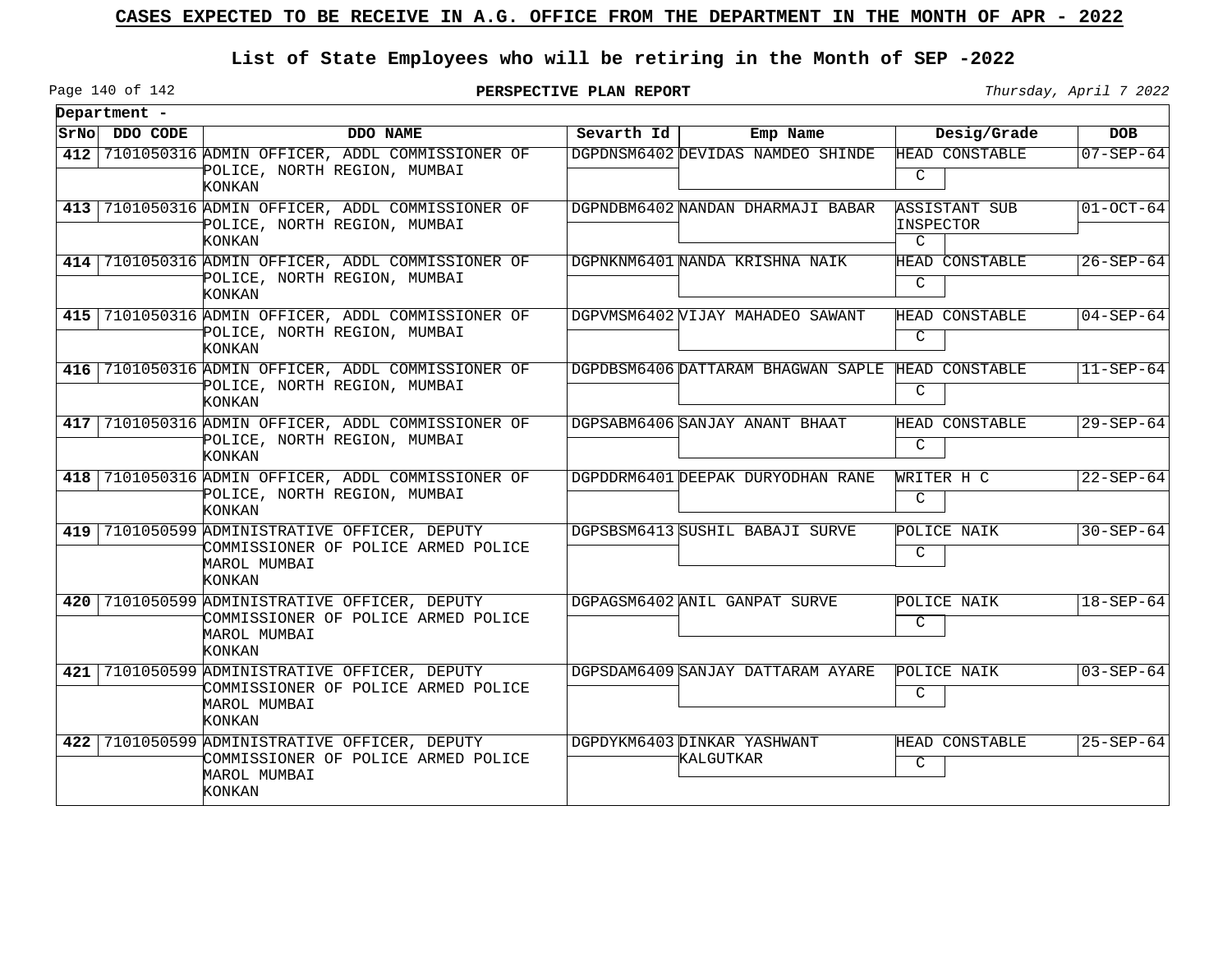# CASES EXPECTED TO BE RECEIVE IN A.G. OFFICE FROM THE DEPARTMENT IN THE MONTH OF APR - 2022

## List of State Employees who will be retiring in the Month of SEP -2022

**PERSPECTIVE PLAN REPORT**

*Thursday, April 7 2022*

**Department -**

| SrNo | DDO CODE | DDO NAME | Sevarth Id | Emp Name | Desig/Grade | DOB |
|---|---|---|---|---|---|---|
| 412 | 7101050316 | ADMIN OFFICER, ADDL COMMISSIONER OF POLICE, NORTH REGION, MUMBAI KONKAN | DGPDNSM6402 | DEVIDAS NAMDEO SHINDE | HEAD CONSTABLE C | 07-SEP-64 |
| 413 | 7101050316 | ADMIN OFFICER, ADDL COMMISSIONER OF POLICE, NORTH REGION, MUMBAI KONKAN | DGPNDBM6402 | NANDAN DHARMAJI BABAR | ASSISTANT SUB INSPECTOR C | 01-OCT-64 |
| 414 | 7101050316 | ADMIN OFFICER, ADDL COMMISSIONER OF POLICE, NORTH REGION, MUMBAI KONKAN | DGPNKNM6401 | NANDA KRISHNA NAIK | HEAD CONSTABLE C | 26-SEP-64 |
| 415 | 7101050316 | ADMIN OFFICER, ADDL COMMISSIONER OF POLICE, NORTH REGION, MUMBAI KONKAN | DGPVMSM6402 | VIJAY MAHADEO SAWANT | HEAD CONSTABLE C | 04-SEP-64 |
| 416 | 7101050316 | ADMIN OFFICER, ADDL COMMISSIONER OF POLICE, NORTH REGION, MUMBAI KONKAN | DGPDBSM6406 | DATTARAM BHAGWAN SAPLE | HEAD CONSTABLE C | 11-SEP-64 |
| 417 | 7101050316 | ADMIN OFFICER, ADDL COMMISSIONER OF POLICE, NORTH REGION, MUMBAI KONKAN | DGPSABM6406 | SANJAY ANANT BHAAT | HEAD CONSTABLE C | 29-SEP-64 |
| 418 | 7101050316 | ADMIN OFFICER, ADDL COMMISSIONER OF POLICE, NORTH REGION, MUMBAI KONKAN | DGPDDRM6401 | DEEPAK DURYODHAN RANE | WRITER H C C | 22-SEP-64 |
| 419 | 7101050599 | ADMINISTRATIVE OFFICER, DEPUTY COMMISSIONER OF POLICE ARMED POLICE MAROL MUMBAI KONKAN | DGPSBSM6413 | SUSHIL BABAJI SURVE | POLICE NAIK C | 30-SEP-64 |
| 420 | 7101050599 | ADMINISTRATIVE OFFICER, DEPUTY COMMISSIONER OF POLICE ARMED POLICE MAROL MUMBAI KONKAN | DGPAGSM6402 | ANIL GANPAT SURVE | POLICE NAIK C | 18-SEP-64 |
| 421 | 7101050599 | ADMINISTRATIVE OFFICER, DEPUTY COMMISSIONER OF POLICE ARMED POLICE MAROL MUMBAI KONKAN | DGPSDAM6409 | SANJAY DATTARAM AYARE | POLICE NAIK C | 03-SEP-64 |
| 422 | 7101050599 | ADMINISTRATIVE OFFICER, DEPUTY COMMISSIONER OF POLICE ARMED POLICE MAROL MUMBAI KONKAN | DGPDYKM6403 | DINKAR YASHWANT KALGUTKAR | HEAD CONSTABLE C | 25-SEP-64 |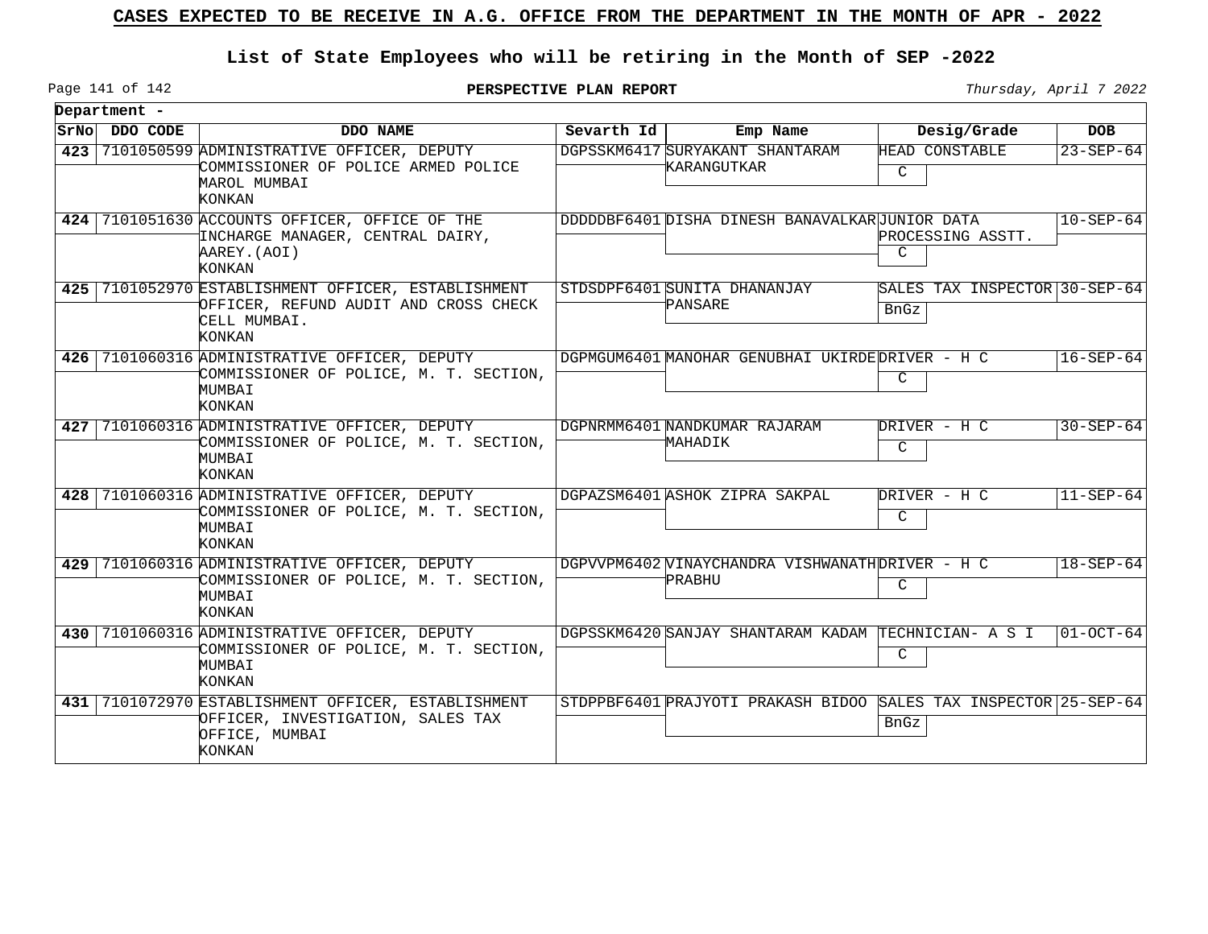# CASES EXPECTED TO BE RECEIVE IN A.G. OFFICE FROM THE DEPARTMENT IN THE MONTH OF APR - 2022

## List of State Employees who will be retiring in the Month of SEP -2022

**PERSPECTIVE PLAN REPORT**

*Thursday, April 7 2022*

**Department -**

| SrNo | DDO CODE | DDO NAME | Severth Id | Emp Name | Desig/Grade | DOB |
|---|---|---|---|---|---|---|
| 423 | 7101050599 | ADMINISTRATIVE OFFICER, DEPUTY COMMISSIONER OF POLICE ARMED POLICE MAROL MUMBAI KONKAN | DGPSSKM6417 | SURYAKANT SHANTARAM KARANGUTKAR | HEAD CONSTABLE C | 23-SEP-64 |
| 424 | 7101051630 | ACCOUNTS OFFICER, OFFICE OF THE INCHARGE MANAGER, CENTRAL DAIRY, AAREY.(AOI) KONKAN | DDDDDBF6401 | DISHA DINESH BANAVALKAR | JUNIOR DATA PROCESSING ASSTT. C | 10-SEP-64 |
| 425 | 7101052970 | ESTABLISHMENT OFFICER, ESTABLISHMENT OFFICER, REFUND AUDIT AND CROSS CHECK CELL MUMBAI. KONKAN | STDSDPF6401 | SUNITA DHANANJAY PANSARE | SALES TAX INSPECTOR BnGz | 30-SEP-64 |
| 426 | 7101060316 | ADMINISTRATIVE OFFICER, DEPUTY COMMISSIONER OF POLICE, M. T. SECTION, MUMBAI KONKAN | DGPMGUM6401 | MANOHAR GENUBHAI UKIRDE | DRIVER - H C C | 16-SEP-64 |
| 427 | 7101060316 | ADMINISTRATIVE OFFICER, DEPUTY COMMISSIONER OF POLICE, M. T. SECTION, MUMBAI KONKAN | DGPNRMM6401 | NANDKUMAR RAJARAM MAHADIK | DRIVER - H C C | 30-SEP-64 |
| 428 | 7101060316 | ADMINISTRATIVE OFFICER, DEPUTY COMMISSIONER OF POLICE, M. T. SECTION, MUMBAI KONKAN | DGPAZSM6401 | ASHOK ZIPRA SAKPAL | DRIVER - H C C | 11-SEP-64 |
| 429 | 7101060316 | ADMINISTRATIVE OFFICER, DEPUTY COMMISSIONER OF POLICE, M. T. SECTION, MUMBAI KONKAN | DGPVVPM6402 | VINAYCHANDRA VISHWANATH PRABHU | DRIVER - H C C | 18-SEP-64 |
| 430 | 7101060316 | ADMINISTRATIVE OFFICER, DEPUTY COMMISSIONER OF POLICE, M. T. SECTION, MUMBAI KONKAN | DGPSSKM6420 | SANJAY SHANTARAM KADAM | TECHNICIAN- A S I C | 01-OCT-64 |
| 431 | 7101072970 | ESTABLISHMENT OFFICER, ESTABLISHMENT OFFICER, INVESTIGATION, SALES TAX OFFICE, MUMBAI KONKAN | STDPPBF6401 | PRAJYOTI PRAKASH BIDOO | SALES TAX INSPECTOR BnGz | 25-SEP-64 |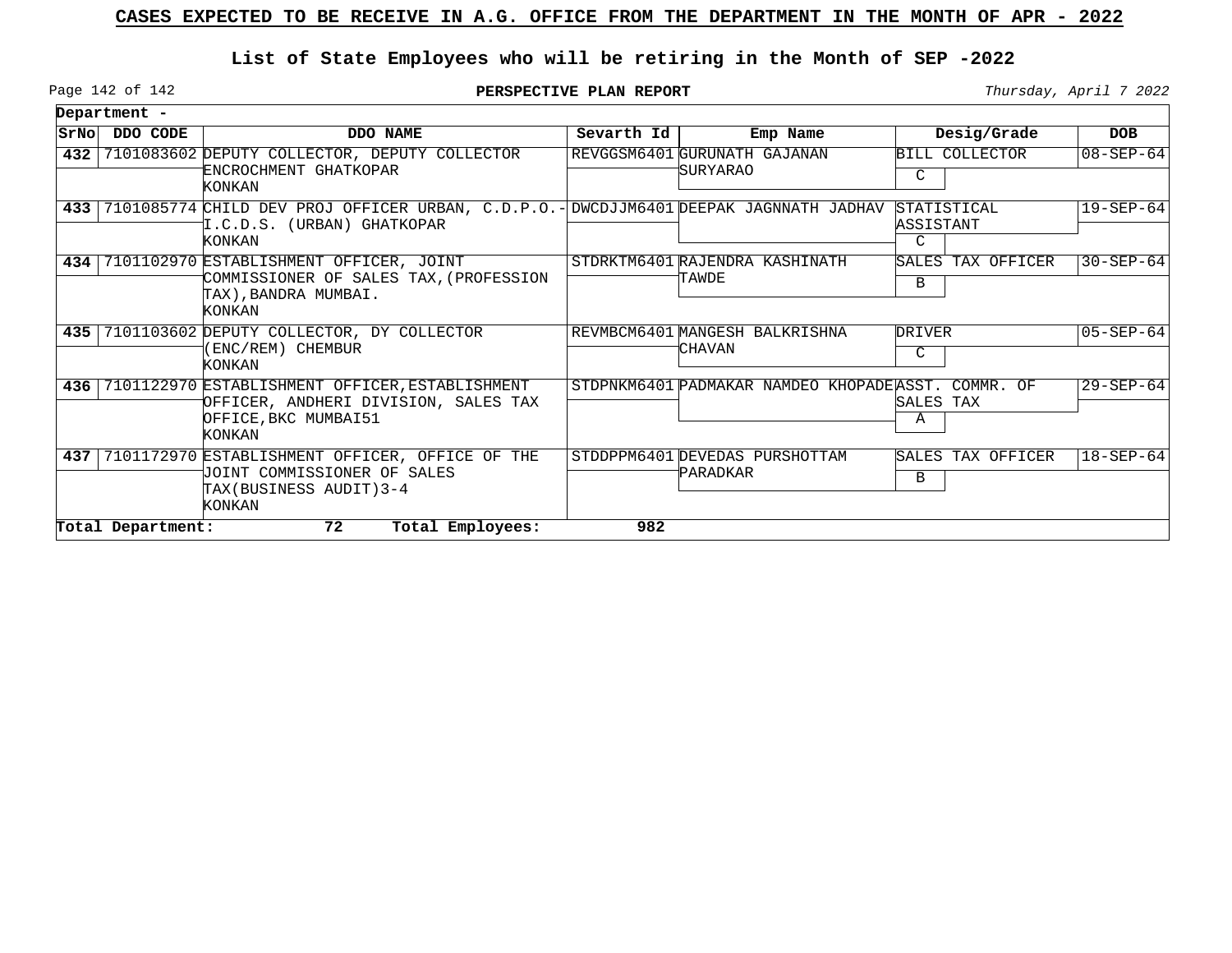## CASES EXPECTED TO BE RECEIVE IN A.G. OFFICE FROM THE DEPARTMENT IN THE MONTH OF APR - 2022

### List of State Employees who will be retiring in the Month of SEP -2022

**PERSPECTIVE PLAN REPORT**

*Thursday, April 7 2022*

**Department -**

| SrNo | DDO CODE | DDO NAME | Sevarth Id | Emp Name | Desig/Grade | DOB |
|---|---|---|---|---|---|---|
| 432 | 7101083602 | DEPUTY COLLECTOR, DEPUTY COLLECTOR ENCROCHMENT GHATKOPAR KONKAN | REVGGSM6401 | GURUNATH GAJANAN SURYARAO | BILL COLLECTOR C | 08-SEP-64 |
| 433 | 7101085774 | CHILD DEV PROJ OFFICER URBAN, C.D.P.O.-I.C.D.S. (URBAN) GHATKOPAR KONKAN | DWCDJJM6401 | DEEPAK JAGNNATH JADHAV | STATISTICAL ASSISTANT C | 19-SEP-64 |
| 434 | 7101102970 | ESTABLISHMENT OFFICER, JOINT COMMISSIONER OF SALES TAX,(PROFESSION TAX),BANDRA MUMBAI. KONKAN | STDRKTM6401 | RAJENDRA KASHINATH TAWDE | SALES TAX OFFICER B | 30-SEP-64 |
| 435 | 7101103602 | DEPUTY COLLECTOR, DY COLLECTOR (ENC/REM) CHEMBUR KONKAN | REVMBCM6401 | MANGESH BALKRISHNA CHAVAN | DRIVER C | 05-SEP-64 |
| 436 | 7101122970 | ESTABLISHMENT OFFICER,ESTABLISHMENT OFFICER, ANDHERI DIVISION, SALES TAX OFFICE,BKC MUMBAI51 KONKAN | STDPNKM6401 | PADMAKAR NAMDEO KHOPADE | ASST. COMMR. OF SALES TAX A | 29-SEP-64 |
| 437 | 7101172970 | ESTABLISHMENT OFFICER, OFFICE OF THE JOINT COMMISSIONER OF SALES TAX(BUSINESS AUDIT)3-4 KONKAN | STDDPPM6401 | DEVEDAS PURSHOTTAM PARADKAR | SALES TAX OFFICER B | 18-SEP-64 |

**Total Department:** 72 **Total Employees:** 982